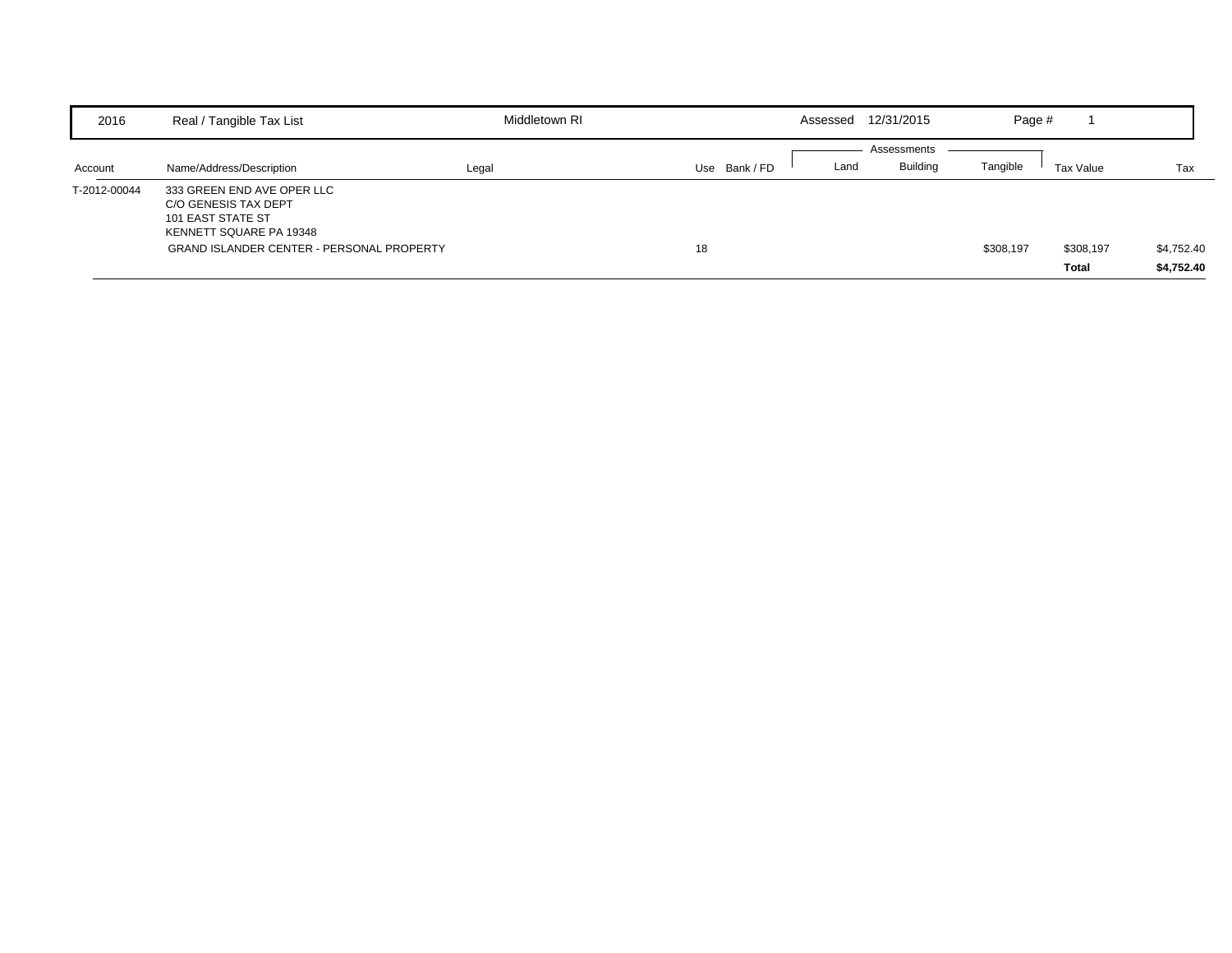| 2016 | Real / Tangible Tax List | Middletown RI | | Assessed 12/31/2015 | | Page # 1 | | |
|---|---|---|---|---|---|---|---|---|

| Account | Name/Address/Description | Legal | Use Bank / FD | Land | Building | Tangible | Tax Value | Tax |
|---|---|---|---|---|---|---|---|---|
| | | | | Assessments | | | | |
| T-2012-00044 | 333 GREEN END AVE OPER LLC<br>C/O GENESIS TAX DEPT<br>101 EAST STATE ST<br>KENNETT SQUARE PA 19348 | | | | | | | |
| | GRAND ISLANDER CENTER - PERSONAL PROPERTY | | 18 | | | $308,197 | $308,197 | $4,752.40 |
| | | | | | | | **Total** | **$4,752.40** |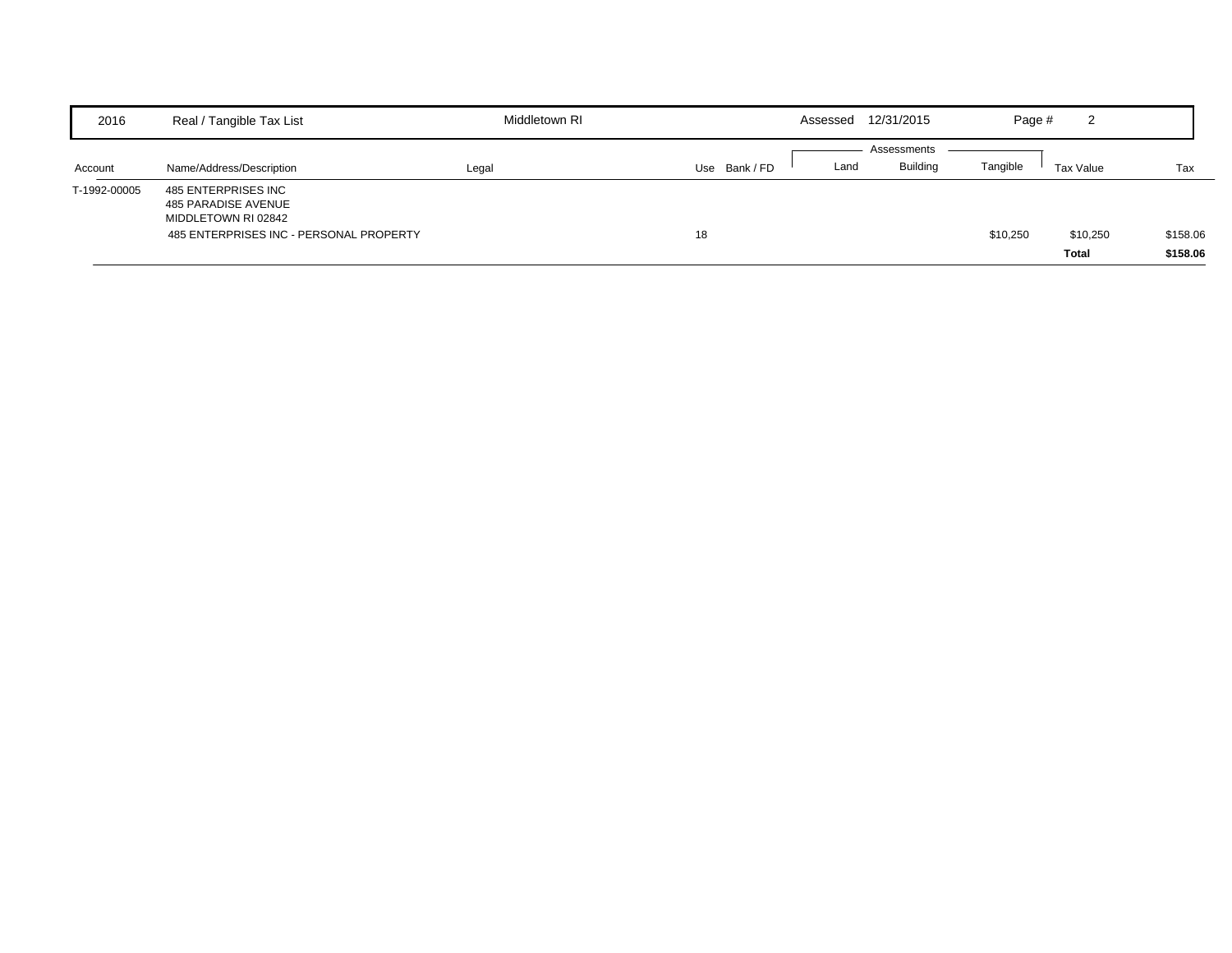| 2016 | Real / Tangible Tax List | Middletown RI | Assessed 12/31/2015 | Page # 2 |
| --- | --- | --- | --- | --- |

| Account | Name/Address/Description | Legal | Use | Bank / FD | Land | Building | Tangible | Tax Value | Tax |
| --- | --- | --- | --- | --- | --- | --- | --- | --- | --- |
| | | | | | Assessments | | | | |
| T-1992-00005 | 485 ENTERPRISES INC<br>485 PARADISE AVENUE<br>MIDDLETOWN RI 02842 | | | | | | | | |
| | 485 ENTERPRISES INC - PERSONAL PROPERTY | | 18 | | | | $10,250 | $10,250 | $158.06 |
| | | | | | | | | **Total** | **$158.06** |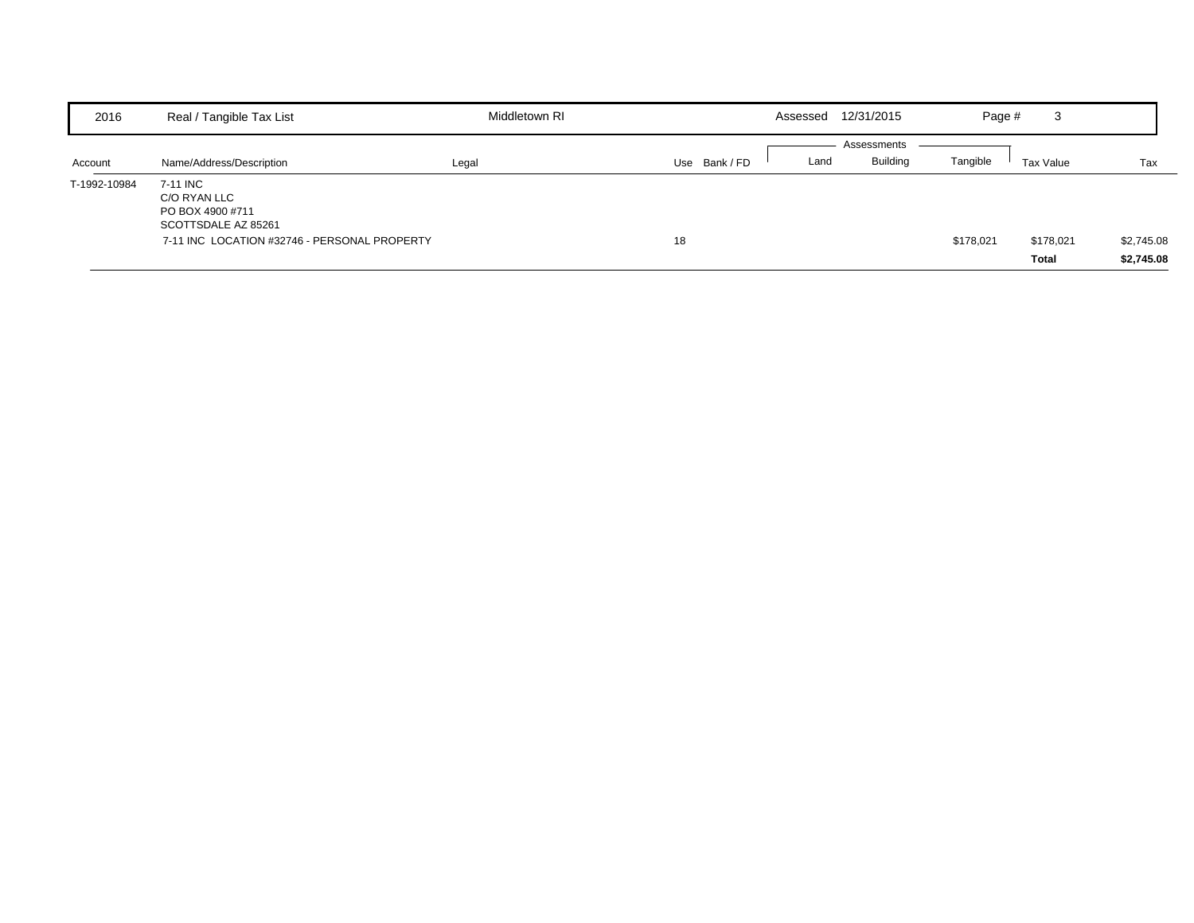| 2016 | Real / Tangible Tax List | Middletown RI | | | Assessed 12/31/2015 | | | Page # 3 | |
|---|---|---|---|---|---|---|---|---|---|
| | | | | | | Assessments | | | |
| Account | Name/Address/Description | Legal | Use | Bank / FD | Land | Building | Tangible | Tax Value | Tax |
| T-1992-10984 | 7-11 INC<br>C/O RYAN LLC<br>PO BOX 4900 #711<br>SCOTTSDALE AZ 85261 | | | | | | | | |
| | 7-11 INC LOCATION #32746 - PERSONAL PROPERTY | | 18 | | | | $178,021 | $178,021 | $2,745.08 |
| | | | | | | | | **Total** | **$2,745.08** |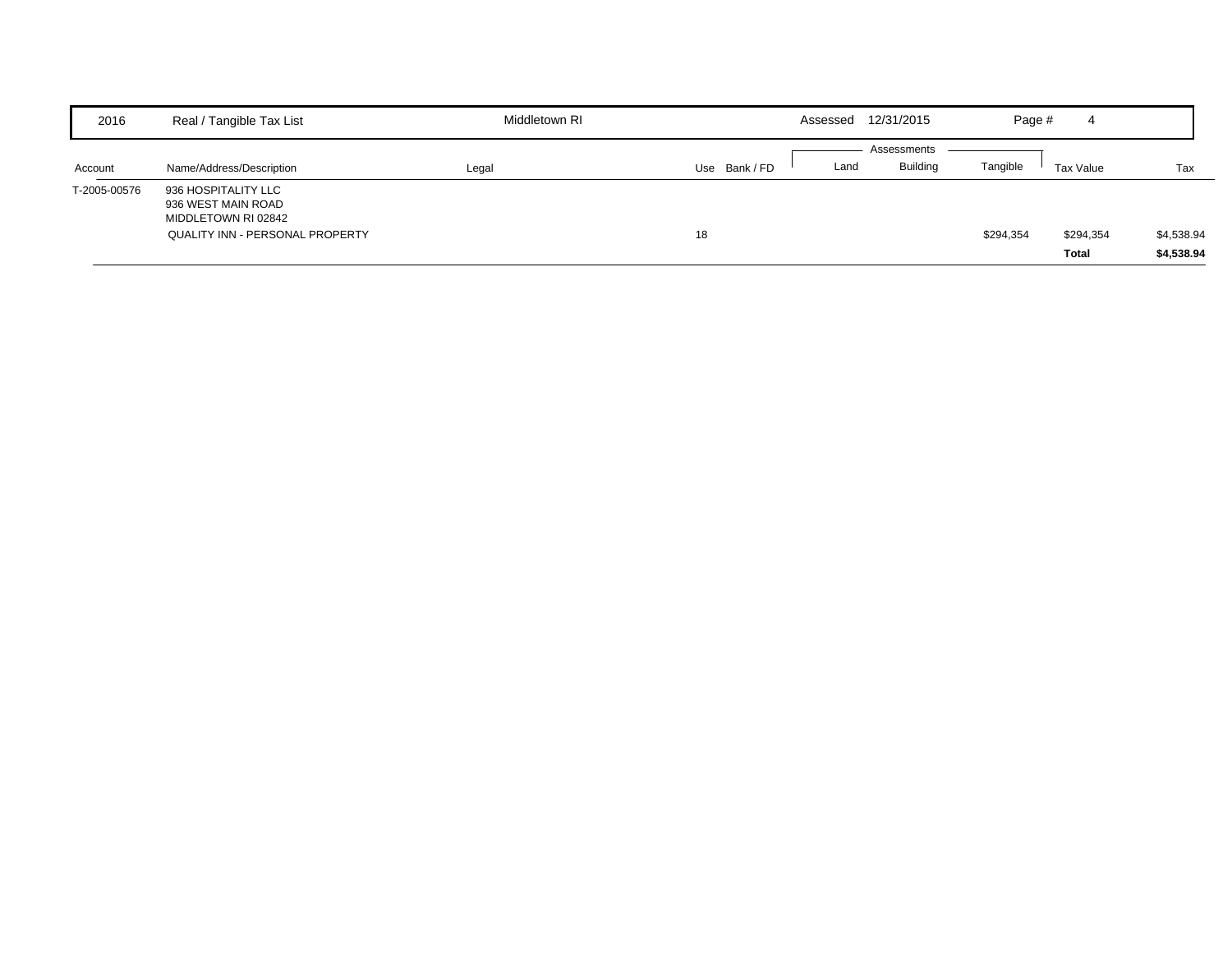| 2016 | Real / Tangible Tax List | Middletown RI | | | Assessed 12/31/2015 | | | Page # 4 | |
|---|---|---|---|---|---|---|---|---|---|
| | | | | | Assessments | | | | |
| Account | Name/Address/Description | Legal | Use | Bank / FD | Land | Building | Tangible | Tax Value | Tax |
| T-2005-00576 | 936 HOSPITALITY LLC<br>936 WEST MAIN ROAD<br>MIDDLETOWN RI 02842 | | | | | | | | |
| | QUALITY INN - PERSONAL PROPERTY | | 18 | | | | $294,354 | $294,354 | $4,538.94 |
| | | | | | | | | **Total** | **$4,538.94** |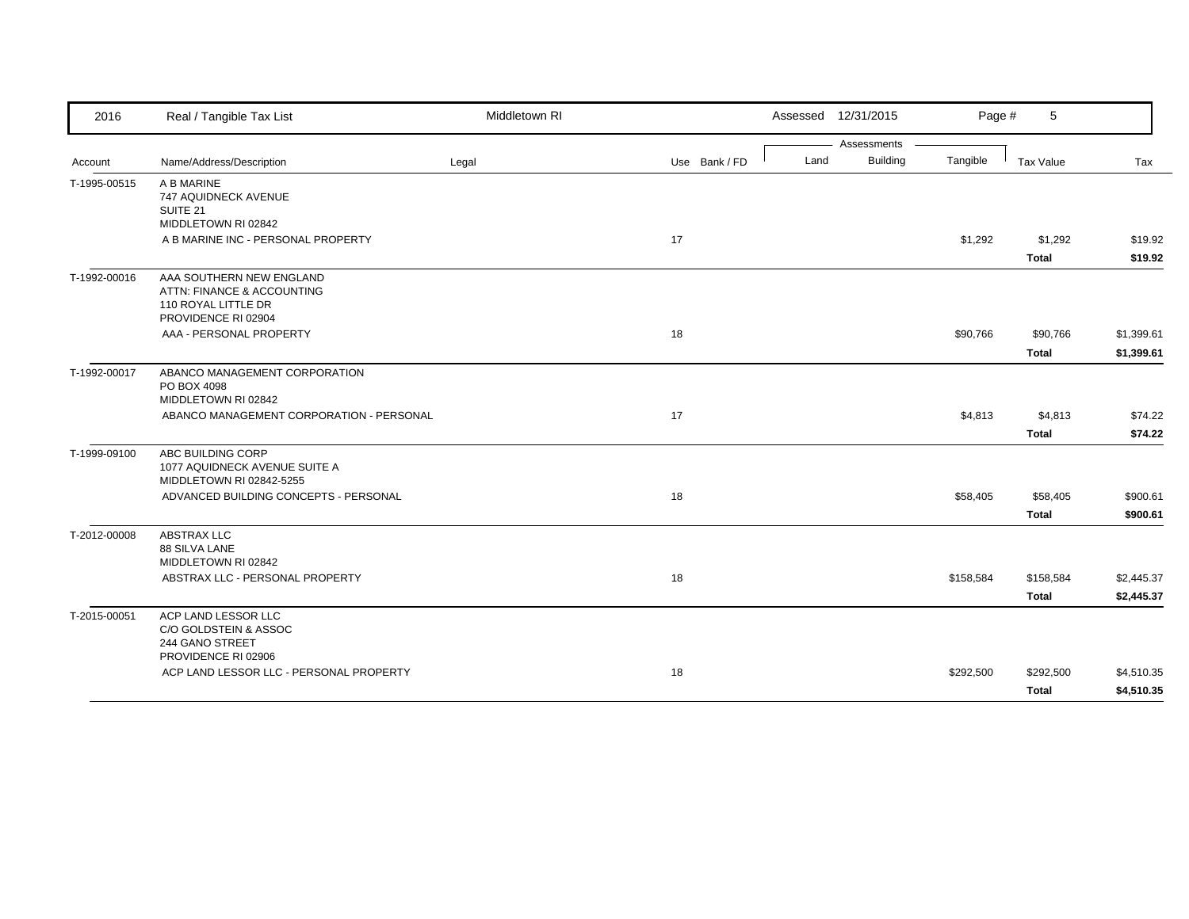| 2016 | Real / Tangible Tax List | Middletown RI | | | Assessed 12/31/2015 | | Page # 5 | | |
|---|---|---|---|---|---|---|---|---|---|
| | | | | | Assessments | | | | |
| Account | Name/Address/Description | Legal | Use | Bank / FD | Land | Building | Tangible | Tax Value | Tax |
| T-1995-00515 | A B MARINE<br>747 AQUIDNECK AVENUE<br>SUITE 21<br>MIDDLETOWN RI 02842 | | | | | | | | |
| | A B MARINE INC - PERSONAL PROPERTY | | 17 | | | | $1,292 | $1,292 | $19.92 |
| | | | | | | | | **Total** | **$19.92** |
| T-1992-00016 | AAA SOUTHERN NEW ENGLAND<br>ATTN: FINANCE & ACCOUNTING<br>110 ROYAL LITTLE DR<br>PROVIDENCE RI 02904 | | | | | | | | |
| | AAA - PERSONAL PROPERTY | | 18 | | | | $90,766 | $90,766 | $1,399.61 |
| | | | | | | | | **Total** | **$1,399.61** |
| T-1992-00017 | ABANCO MANAGEMENT CORPORATION<br>PO BOX 4098<br>MIDDLETOWN RI 02842 | | | | | | | | |
| | ABANCO MANAGEMENT CORPORATION - PERSONAL | | 17 | | | | $4,813 | $4,813 | $74.22 |
| | | | | | | | | **Total** | **$74.22** |
| T-1999-09100 | ABC BUILDING CORP<br>1077 AQUIDNECK AVENUE SUITE A<br>MIDDLETOWN RI 02842-5255 | | | | | | | | |
| | ADVANCED BUILDING CONCEPTS - PERSONAL | | 18 | | | | $58,405 | $58,405 | $900.61 |
| | | | | | | | | **Total** | **$900.61** |
| T-2012-00008 | ABSTRAX LLC<br>88 SILVA LANE<br>MIDDLETOWN RI 02842 | | | | | | | | |
| | ABSTRAX LLC - PERSONAL PROPERTY | | 18 | | | | $158,584 | $158,584 | $2,445.37 |
| | | | | | | | | **Total** | **$2,445.37** |
| T-2015-00051 | ACP LAND LESSOR LLC<br>C/O GOLDSTEIN & ASSOC<br>244 GANO STREET<br>PROVIDENCE RI 02906 | | | | | | | | |
| | ACP LAND LESSOR LLC - PERSONAL PROPERTY | | 18 | | | | $292,500 | $292,500 | $4,510.35 |
| | | | | | | | | **Total** | **$4,510.35** |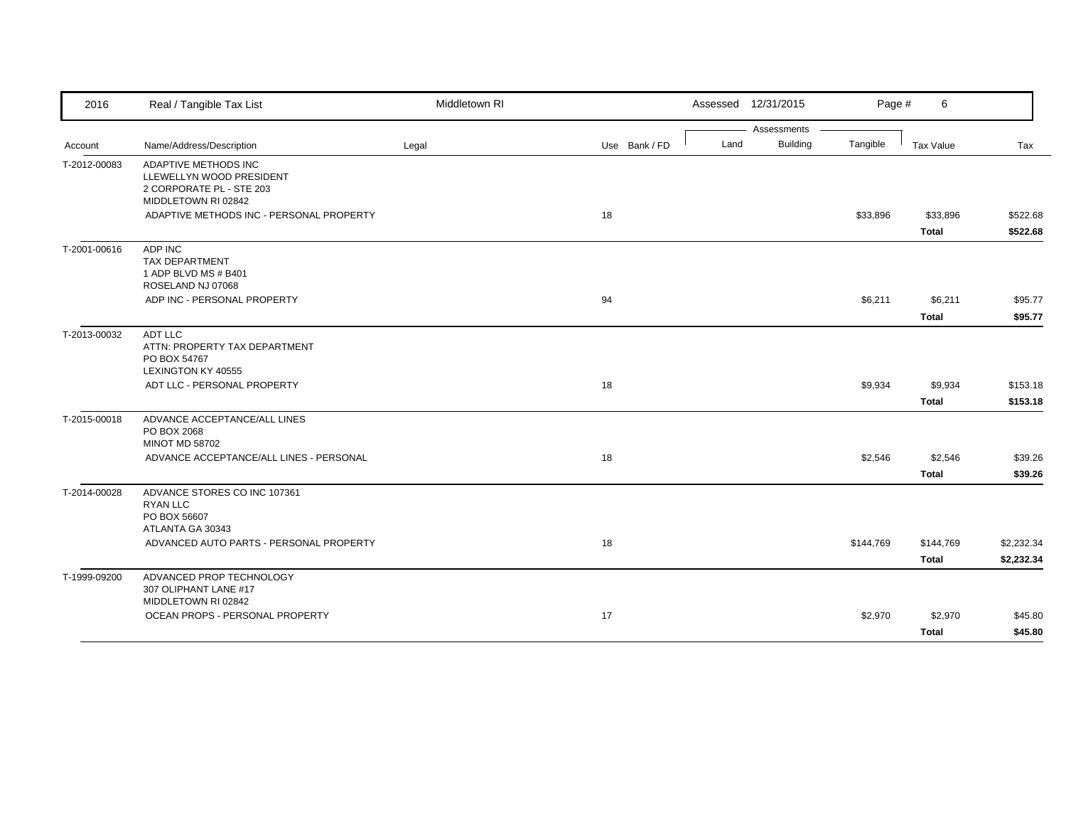| 2016 | Real / Tangible Tax List | Middletown RI | | Assessed 12/31/2015 | | Page # 6 | | |
|---|---|---|---|---|---|---|---|---|
| | | | | Assessments | | | | |
| Account | Name/Address/Description | Legal | Use Bank / FD | Land | Building | Tangible | Tax Value | Tax |
| T-2012-00083 | ADAPTIVE METHODS INC<br>LLEWELLYN WOOD PRESIDENT<br>2 CORPORATE PL - STE 203<br>MIDDLETOWN RI 02842 | | | | | | | |
| | ADAPTIVE METHODS INC - PERSONAL PROPERTY | | 18 | | | $33,896 | $33,896 | $522.68 |
| | | | | | | | **Total** | **$522.68** |
| T-2001-00616 | ADP INC<br>TAX DEPARTMENT<br>1 ADP BLVD MS # B401<br>ROSELAND NJ 07068 | | | | | | | |
| | ADP INC - PERSONAL PROPERTY | | 94 | | | $6,211 | $6,211 | $95.77 |
| | | | | | | | **Total** | **$95.77** |
| T-2013-00032 | ADT LLC<br>ATTN: PROPERTY TAX DEPARTMENT<br>PO BOX 54767<br>LEXINGTON KY 40555 | | | | | | | |
| | ADT LLC - PERSONAL PROPERTY | | 18 | | | $9,934 | $9,934 | $153.18 |
| | | | | | | | **Total** | **$153.18** |
| T-2015-00018 | ADVANCE ACCEPTANCE/ALL LINES<br>PO BOX 2068<br>MINOT MD 58702 | | | | | | | |
| | ADVANCE ACCEPTANCE/ALL LINES - PERSONAL | | 18 | | | $2,546 | $2,546 | $39.26 |
| | | | | | | | **Total** | **$39.26** |
| T-2014-00028 | ADVANCE STORES CO INC 107361<br>RYAN LLC<br>PO BOX 56607<br>ATLANTA GA 30343 | | | | | | | |
| | ADVANCED AUTO PARTS - PERSONAL PROPERTY | | 18 | | | $144,769 | $144,769 | $2,232.34 |
| | | | | | | | **Total** | **$2,232.34** |
| T-1999-09200 | ADVANCED PROP TECHNOLOGY<br>307 OLIPHANT LANE #17<br>MIDDLETOWN RI 02842 | | | | | | | |
| | OCEAN PROPS - PERSONAL PROPERTY | | 17 | | | $2,970 | $2,970 | $45.80 |
| | | | | | | | **Total** | **$45.80** |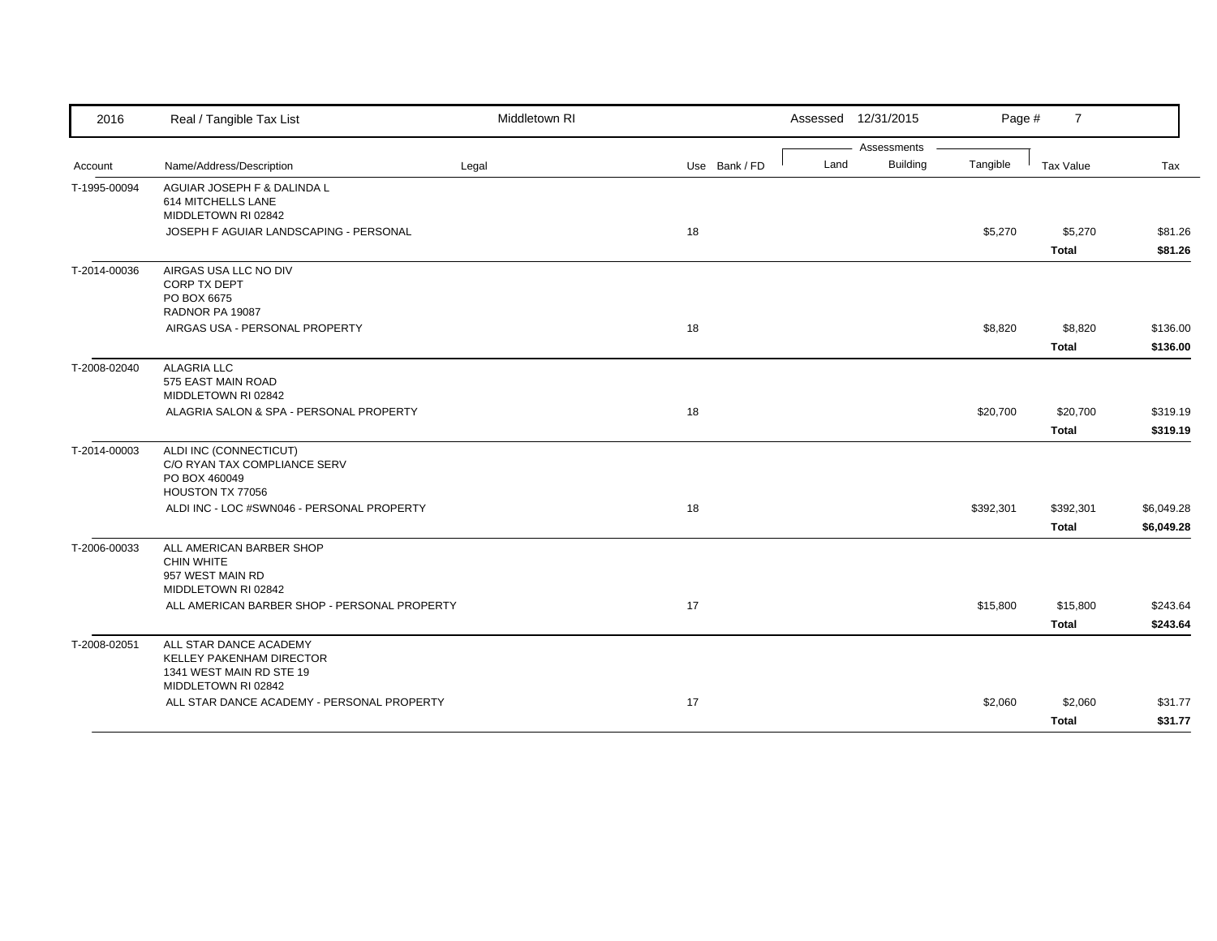| 2016 | Real / Tangible Tax List | Middletown RI | | Assessed 12/31/2015 | | | | |
|---|---|---|---|---|---|---|---|---|

| Account | Name/Address/Description | Legal | Use | Bank / FD | Assessments Land | Assessments Building | Tangible | Tax Value | Tax |
|---|---|---|---|---|---|---|---|---|---|
| T-1995-00094 | AGUIAR JOSEPH F & DALINDA L<br>614 MITCHELLS LANE<br>MIDDLETOWN RI 02842 | | | | | | | | |
| | JOSEPH F AGUIAR LANDSCAPING - PERSONAL | | 18 | | | | $5,270 | $5,270 | $81.26 |
| | | | | | | | | **Total** | **$81.26** |
| T-2014-00036 | AIRGAS USA LLC NO DIV<br>CORP TX DEPT<br>PO BOX 6675<br>RADNOR PA 19087 | | | | | | | | |
| | AIRGAS USA - PERSONAL PROPERTY | | 18 | | | | $8,820 | $8,820 | $136.00 |
| | | | | | | | | **Total** | **$136.00** |
| T-2008-02040 | ALAGRIA LLC<br>575 EAST MAIN ROAD<br>MIDDLETOWN RI 02842 | | | | | | | | |
| | ALAGRIA SALON & SPA - PERSONAL PROPERTY | | 18 | | | | $20,700 | $20,700 | $319.19 |
| | | | | | | | | **Total** | **$319.19** |
| T-2014-00003 | ALDI INC (CONNECTICUT)<br>C/O RYAN TAX COMPLIANCE SERV<br>PO BOX 460049<br>HOUSTON TX 77056 | | | | | | | | |
| | ALDI INC - LOC #SWN046 - PERSONAL PROPERTY | | 18 | | | | $392,301 | $392,301 | $6,049.28 |
| | | | | | | | | **Total** | **$6,049.28** |
| T-2006-00033 | ALL AMERICAN BARBER SHOP<br>CHIN WHITE<br>957 WEST MAIN RD<br>MIDDLETOWN RI 02842 | | | | | | | | |
| | ALL AMERICAN BARBER SHOP - PERSONAL PROPERTY | | 17 | | | | $15,800 | $15,800 | $243.64 |
| | | | | | | | | **Total** | **$243.64** |
| T-2008-02051 | ALL STAR DANCE ACADEMY<br>KELLEY PAKENHAM DIRECTOR<br>1341 WEST MAIN RD STE 19<br>MIDDLETOWN RI 02842 | | | | | | | | |
| | ALL STAR DANCE ACADEMY - PERSONAL PROPERTY | | 17 | | | | $2,060 | $2,060 | $31.77 |
| | | | | | | | | **Total** | **$31.77** |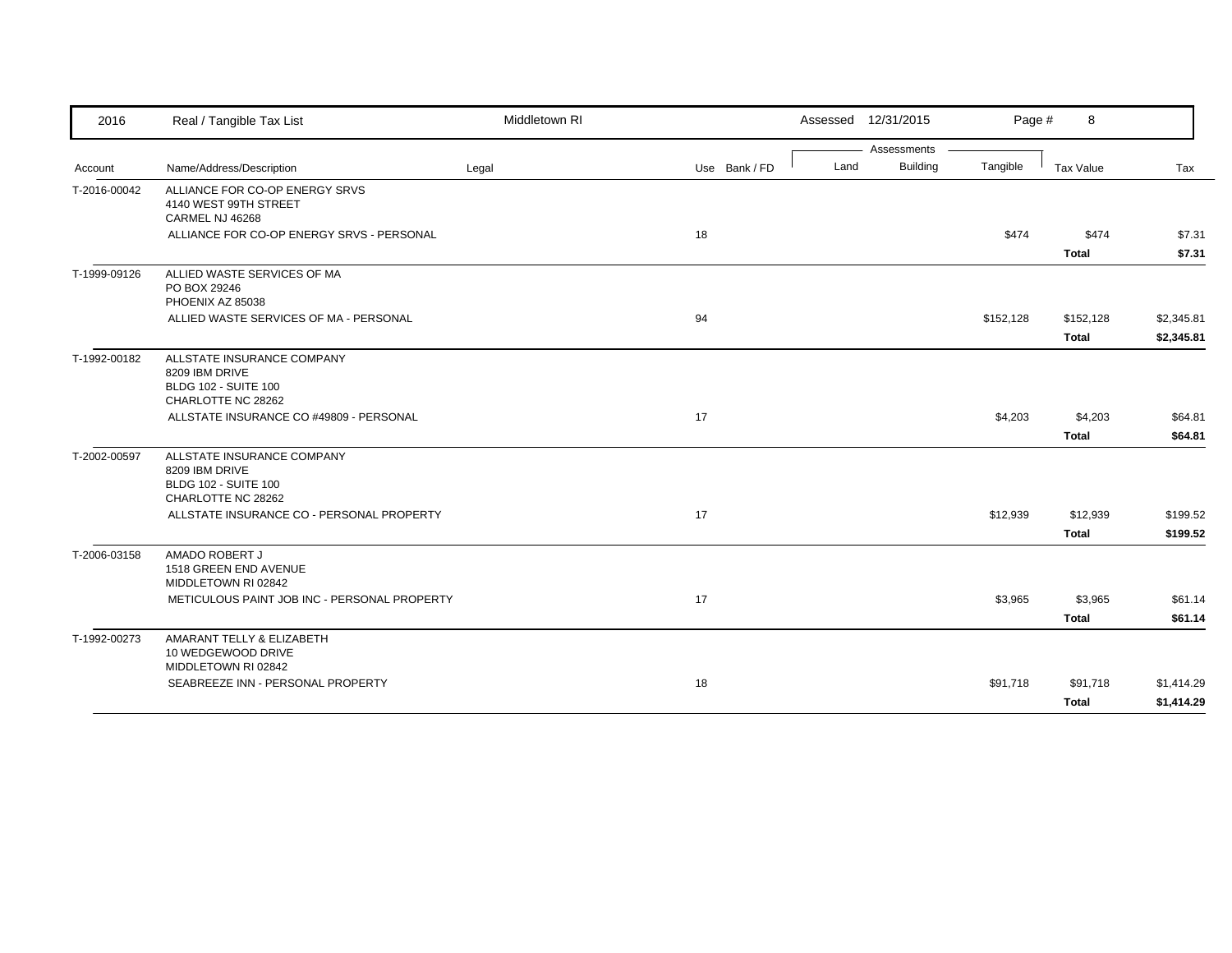| 2016 | Real / Tangible Tax List | Middletown RI | | | Assessed 12/31/2015 | | | | |
|---|---|---|---|---|---|---|---|---|---|
| | | | | | Assessments | | | | |
| Account | Name/Address/Description | Legal | Use | Bank / FD | Land | Building | Tangible | Tax Value | Tax |
| T-2016-00042 | ALLIANCE FOR CO-OP ENERGY SRVS<br>4140 WEST 99TH STREET<br>CARMEL NJ 46268 | | | | | | | | |
| | ALLIANCE FOR CO-OP ENERGY SRVS - PERSONAL | | 18 | | | | $474 | $474 | $7.31 |
| | | | | | | | | **Total** | **$7.31** |
| T-1999-09126 | ALLIED WASTE SERVICES OF MA<br>PO BOX 29246<br>PHOENIX AZ 85038 | | | | | | | | |
| | ALLIED WASTE SERVICES OF MA - PERSONAL | | 94 | | | | $152,128 | $152,128 | $2,345.81 |
| | | | | | | | | **Total** | **$2,345.81** |
| T-1992-00182 | ALLSTATE INSURANCE COMPANY<br>8209 IBM DRIVE<br>BLDG 102 - SUITE 100<br>CHARLOTTE NC 28262 | | | | | | | | |
| | ALLSTATE INSURANCE CO #49809 - PERSONAL | | 17 | | | | $4,203 | $4,203 | $64.81 |
| | | | | | | | | **Total** | **$64.81** |
| T-2002-00597 | ALLSTATE INSURANCE COMPANY<br>8209 IBM DRIVE<br>BLDG 102 - SUITE 100<br>CHARLOTTE NC 28262 | | | | | | | | |
| | ALLSTATE INSURANCE CO - PERSONAL PROPERTY | | 17 | | | | $12,939 | $12,939 | $199.52 |
| | | | | | | | | **Total** | **$199.52** |
| T-2006-03158 | AMADO ROBERT J<br>1518 GREEN END AVENUE<br>MIDDLETOWN RI 02842 | | | | | | | | |
| | METICULOUS PAINT JOB INC - PERSONAL PROPERTY | | 17 | | | | $3,965 | $3,965 | $61.14 |
| | | | | | | | | **Total** | **$61.14** |
| T-1992-00273 | AMARANT TELLY & ELIZABETH<br>10 WEDGEWOOD DRIVE<br>MIDDLETOWN RI 02842 | | | | | | | | |
| | SEABREEZE INN - PERSONAL PROPERTY | | 18 | | | | $91,718 | $91,718 | $1,414.29 |
| | | | | | | | | **Total** | **$1,414.29** |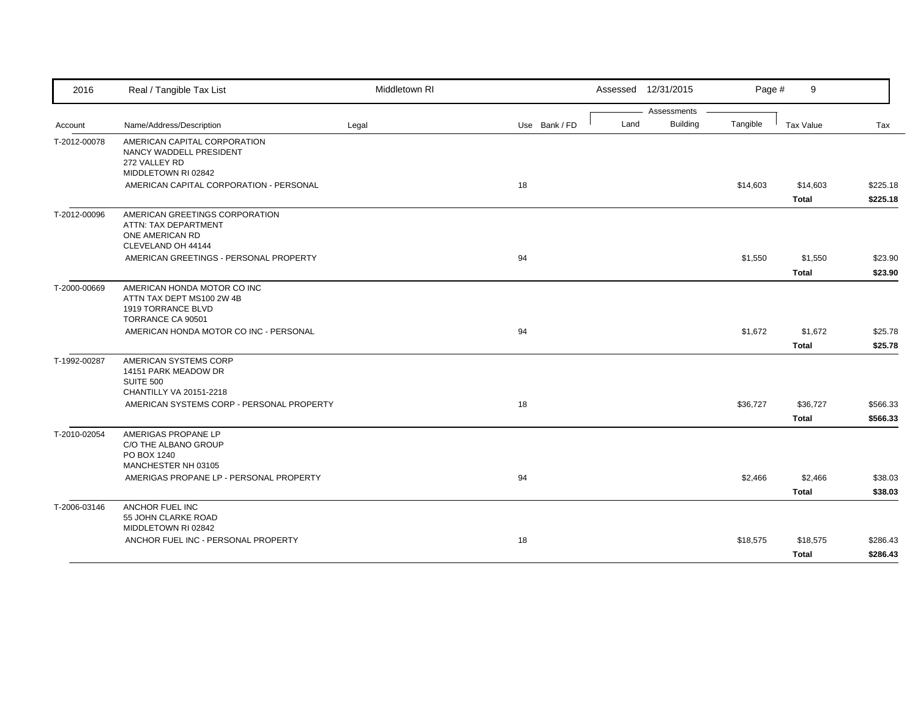| 2016 | Real / Tangible Tax List | Middletown RI | | | Assessed 12/31/2015 | | Page # 9 | | |
|---|---|---|---|---|---|---|---|---|---|
| | | | | | Assessments | | | | |
| Account | Name/Address/Description | Legal | Use | Bank / FD | Land | Building | Tangible | Tax Value | Tax |
| T-2012-00078 | AMERICAN CAPITAL CORPORATION<br>NANCY WADDELL PRESIDENT<br>272 VALLEY RD<br>MIDDLETOWN RI 02842 | | | | | | | | |
| | AMERICAN CAPITAL CORPORATION - PERSONAL | | 18 | | | | $14,603 | $14,603 | $225.18 |
| | | | | | | | | **Total** | **$225.18** |
| T-2012-00096 | AMERICAN GREETINGS CORPORATION<br>ATTN: TAX DEPARTMENT<br>ONE AMERICAN RD<br>CLEVELAND OH 44144 | | | | | | | | |
| | AMERICAN GREETINGS - PERSONAL PROPERTY | | 94 | | | | $1,550 | $1,550 | $23.90 |
| | | | | | | | | **Total** | **$23.90** |
| T-2000-00669 | AMERICAN HONDA MOTOR CO INC<br>ATTN TAX DEPT MS100 2W 4B<br>1919 TORRANCE BLVD<br>TORRANCE CA 90501 | | | | | | | | |
| | AMERICAN HONDA MOTOR CO INC - PERSONAL | | 94 | | | | $1,672 | $1,672 | $25.78 |
| | | | | | | | | **Total** | **$25.78** |
| T-1992-00287 | AMERICAN SYSTEMS CORP<br>14151 PARK MEADOW DR<br>SUITE 500<br>CHANTILLY VA 20151-2218 | | | | | | | | |
| | AMERICAN SYSTEMS CORP - PERSONAL PROPERTY | | 18 | | | | $36,727 | $36,727 | $566.33 |
| | | | | | | | | **Total** | **$566.33** |
| T-2010-02054 | AMERIGAS PROPANE LP<br>C/O THE ALBANO GROUP<br>PO BOX 1240<br>MANCHESTER NH 03105 | | | | | | | | |
| | AMERIGAS PROPANE LP - PERSONAL PROPERTY | | 94 | | | | $2,466 | $2,466 | $38.03 |
| | | | | | | | | **Total** | **$38.03** |
| T-2006-03146 | ANCHOR FUEL INC<br>55 JOHN CLARKE ROAD<br>MIDDLETOWN RI 02842 | | | | | | | | |
| | ANCHOR FUEL INC - PERSONAL PROPERTY | | 18 | | | | $18,575 | $18,575 | $286.43 |
| | | | | | | | | **Total** | **$286.43** |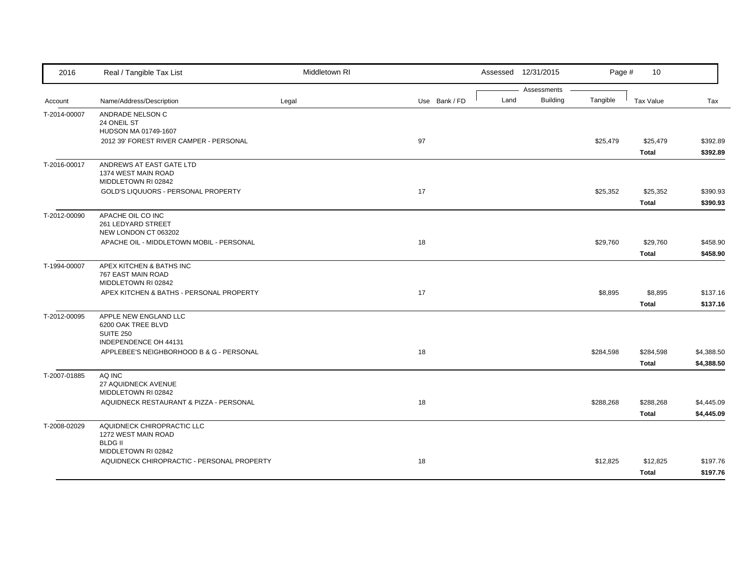| 2016 | Real / Tangible Tax List | Middletown RI | | Assessed 12/31/2015 | | Page # 10 | | |
|---|---|---|---|---|---|---|---|---|
| | | | | Assessments | | | | |
| Account | Name/Address/Description | Legal | Use Bank / FD | Land | Building | Tangible | Tax Value | Tax |
| T-2014-00007 | ANDRADE NELSON C<br>24 ONEIL ST<br>HUDSON MA 01749-1607 | | | | | | | |
| | 2012 39' FOREST RIVER CAMPER - PERSONAL | | 97 | | | $25,479 | $25,479 | $392.89 |
| | | | | | | | **Total** | **$392.89** |
| T-2016-00017 | ANDREWS AT EAST GATE LTD<br>1374 WEST MAIN ROAD<br>MIDDLETOWN RI 02842 | | | | | | | |
| | GOLD'S LIQUUORS - PERSONAL PROPERTY | | 17 | | | $25,352 | $25,352 | $390.93 |
| | | | | | | | **Total** | **$390.93** |
| T-2012-00090 | APACHE OIL CO INC<br>261 LEDYARD STREET<br>NEW LONDON CT 063202 | | | | | | | |
| | APACHE OIL - MIDDLETOWN MOBIL - PERSONAL | | 18 | | | $29,760 | $29,760 | $458.90 |
| | | | | | | | **Total** | **$458.90** |
| T-1994-00007 | APEX KITCHEN & BATHS INC<br>767 EAST MAIN ROAD<br>MIDDLETOWN RI 02842 | | | | | | | |
| | APEX KITCHEN & BATHS - PERSONAL PROPERTY | | 17 | | | $8,895 | $8,895 | $137.16 |
| | | | | | | | **Total** | **$137.16** |
| T-2012-00095 | APPLE NEW ENGLAND LLC<br>6200 OAK TREE BLVD<br>SUITE 250<br>INDEPENDENCE OH 44131 | | | | | | | |
| | APPLEBEE'S NEIGHBORHOOD B & G - PERSONAL | | 18 | | | $284,598 | $284,598 | $4,388.50 |
| | | | | | | | **Total** | **$4,388.50** |
| T-2007-01885 | AQ INC<br>27 AQUIDNECK AVENUE<br>MIDDLETOWN RI 02842 | | | | | | | |
| | AQUIDNECK RESTAURANT & PIZZA - PERSONAL | | 18 | | | $288,268 | $288,268 | $4,445.09 |
| | | | | | | | **Total** | **$4,445.09** |
| T-2008-02029 | AQUIDNECK CHIROPRACTIC LLC<br>1272 WEST MAIN ROAD<br>BLDG II<br>MIDDLETOWN RI 02842 | | | | | | | |
| | AQUIDNECK CHIROPRACTIC - PERSONAL PROPERTY | | 18 | | | $12,825 | $12,825 | $197.76 |
| | | | | | | | **Total** | **$197.76** |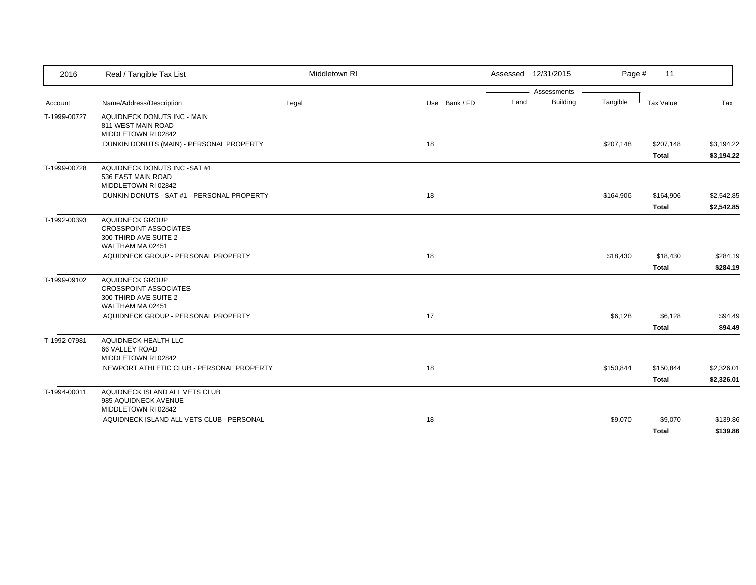| 2016 | Real / Tangible Tax List | Middletown RI | | Assessed | 12/31/2015 | Page # | 11 | |
|---|---|---|---|---|---|---|---|---|
| | | | | Assessments | | | | |
| Account | Name/Address/Description | Legal | Use Bank / FD | Land | Building | Tangible | Tax Value | Tax |
| T-1999-00727 | AQUIDNECK DONUTS INC - MAIN<br>811 WEST MAIN ROAD<br>MIDDLETOWN RI 02842 | | | | | | | |
| | DUNKIN DONUTS (MAIN) - PERSONAL PROPERTY | | 18 | | | $207,148 | $207,148 | $3,194.22 |
| | | | | | | | **Total** | **$3,194.22** |
| T-1999-00728 | AQUIDNECK DONUTS INC -SAT #1<br>536 EAST MAIN ROAD<br>MIDDLETOWN RI 02842 | | | | | | | |
| | DUNKIN DONUTS - SAT #1 - PERSONAL PROPERTY | | 18 | | | $164,906 | $164,906 | $2,542.85 |
| | | | | | | | **Total** | **$2,542.85** |
| T-1992-00393 | AQUIDNECK GROUP<br>CROSSPOINT ASSOCIATES<br>300 THIRD AVE SUITE 2<br>WALTHAM MA 02451 | | | | | | | |
| | AQUIDNECK GROUP - PERSONAL PROPERTY | | 18 | | | $18,430 | $18,430 | $284.19 |
| | | | | | | | **Total** | **$284.19** |
| T-1999-09102 | AQUIDNECK GROUP<br>CROSSPOINT ASSOCIATES<br>300 THIRD AVE SUITE 2<br>WALTHAM MA 02451 | | | | | | | |
| | AQUIDNECK GROUP - PERSONAL PROPERTY | | 17 | | | $6,128 | $6,128 | $94.49 |
| | | | | | | | **Total** | **$94.49** |
| T-1992-07981 | AQUIDNECK HEALTH LLC<br>66 VALLEY ROAD<br>MIDDLETOWN RI 02842 | | | | | | | |
| | NEWPORT ATHLETIC CLUB - PERSONAL PROPERTY | | 18 | | | $150,844 | $150,844 | $2,326.01 |
| | | | | | | | **Total** | **$2,326.01** |
| T-1994-00011 | AQUIDNECK ISLAND ALL VETS CLUB<br>985 AQUIDNECK AVENUE<br>MIDDLETOWN RI 02842 | | | | | | | |
| | AQUIDNECK ISLAND ALL VETS CLUB - PERSONAL | | 18 | | | $9,070 | $9,070 | $139.86 |
| | | | | | | | **Total** | **$139.86** |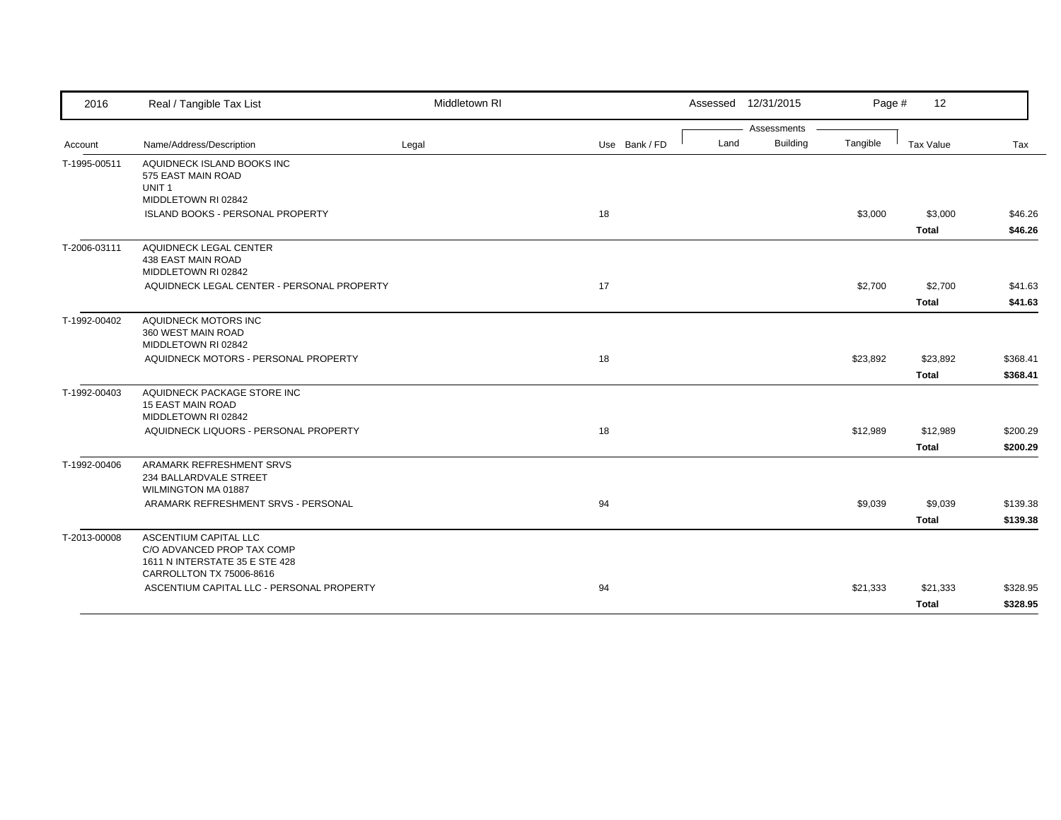| Account | Name/Address/Description | Legal | Use | Bank / FD | Land | Building | Tangible | Tax Value | Tax |
|---|---|---|---|---|---|---|---|---|---|
| T-1995-00511 | AQUIDNECK ISLAND BOOKS INC<br>575 EAST MAIN ROAD<br>UNIT 1<br>MIDDLETOWN RI 02842 | | | | | | | | |
| | ISLAND BOOKS - PERSONAL PROPERTY | | 18 | | | | $3,000 | $3,000 | $46.26 |
| | | | | | | | | **Total** | **$46.26** |
| T-2006-03111 | AQUIDNECK LEGAL CENTER<br>438 EAST MAIN ROAD<br>MIDDLETOWN RI 02842 | | | | | | | | |
| | AQUIDNECK LEGAL CENTER - PERSONAL PROPERTY | | 17 | | | | $2,700 | $2,700 | $41.63 |
| | | | | | | | | **Total** | **$41.63** |
| T-1992-00402 | AQUIDNECK MOTORS INC<br>360 WEST MAIN ROAD<br>MIDDLETOWN RI 02842 | | | | | | | | |
| | AQUIDNECK MOTORS - PERSONAL PROPERTY | | 18 | | | | $23,892 | $23,892 | $368.41 |
| | | | | | | | | **Total** | **$368.41** |
| T-1992-00403 | AQUIDNECK PACKAGE STORE INC<br>15 EAST MAIN ROAD<br>MIDDLETOWN RI 02842 | | | | | | | | |
| | AQUIDNECK LIQUORS - PERSONAL PROPERTY | | 18 | | | | $12,989 | $12,989 | $200.29 |
| | | | | | | | | **Total** | **$200.29** |
| T-1992-00406 | ARAMARK REFRESHMENT SRVS<br>234 BALLARDVALE STREET<br>WILMINGTON MA 01887 | | | | | | | | |
| | ARAMARK REFRESHMENT SRVS - PERSONAL | | 94 | | | | $9,039 | $9,039 | $139.38 |
| | | | | | | | | **Total** | **$139.38** |
| T-2013-00008 | ASCENTIUM CAPITAL LLC<br>C/O ADVANCED PROP TAX COMP<br>1611 N INTERSTATE 35 E STE 428<br>CARROLLTON TX 75006-8616 | | | | | | | | |
| | ASCENTIUM CAPITAL LLC - PERSONAL PROPERTY | | 94 | | | | $21,333 | $21,333 | $328.95 |
| | | | | | | | | **Total** | **$328.95** |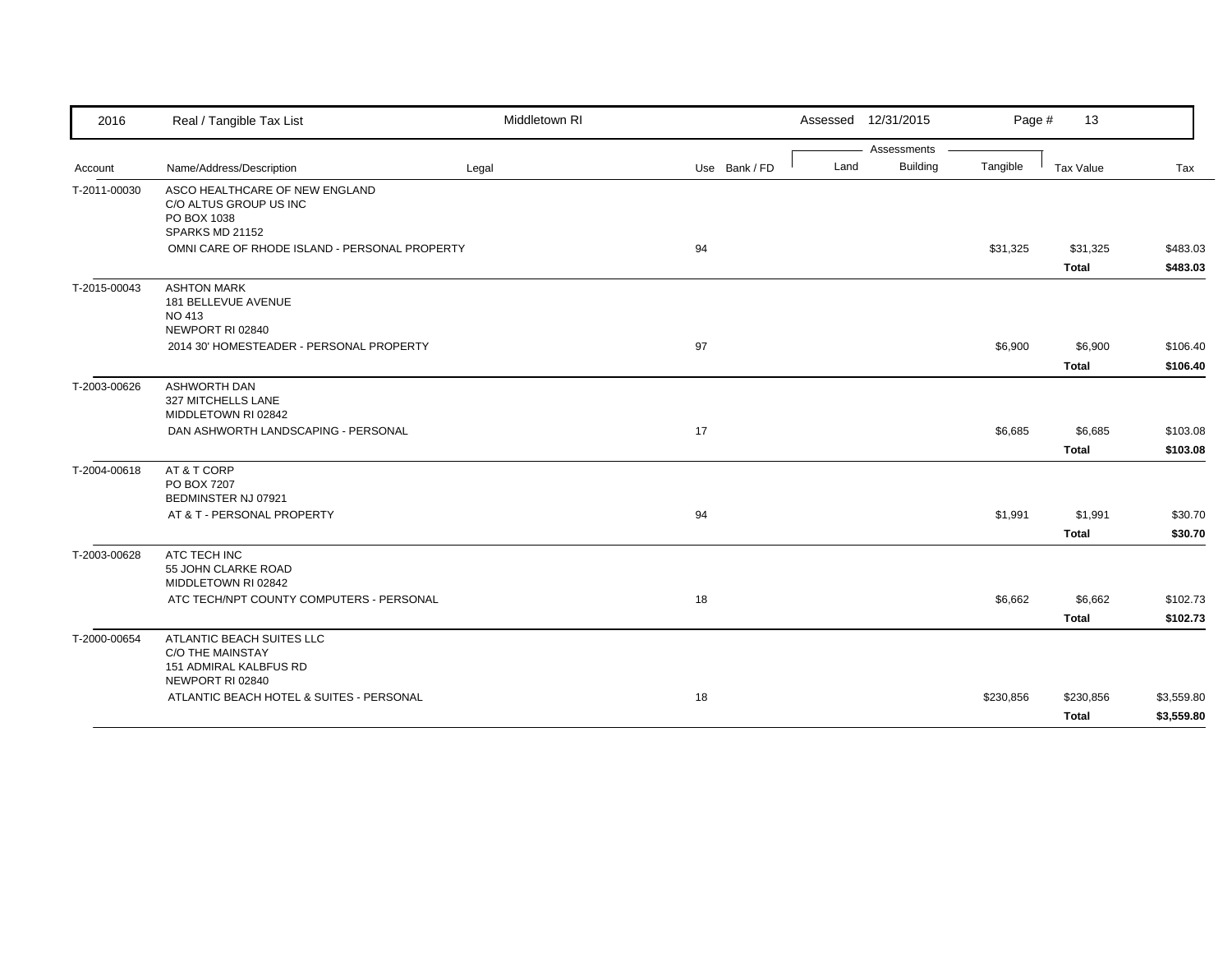| 2016 | Real / Tangible Tax List | Middletown RI | | | Assessed 12/31/2015 | | | | |
|---|---|---|---|---|---|---|---|---|---|
| | | | | | Assessments | | | | |
| Account | Name/Address/Description | Legal | Use | Bank / FD | Land | Building | Tangible | Tax Value | Tax |
| T-2011-00030 | ASCO HEALTHCARE OF NEW ENGLAND<br>C/O ALTUS GROUP US INC<br>PO BOX 1038<br>SPARKS MD 21152 | | | | | | | | |
| | OMNI CARE OF RHODE ISLAND - PERSONAL PROPERTY | | 94 | | | | $31,325 | $31,325 | $483.03 |
| | | | | | | | | **Total** | **$483.03** |
| T-2015-00043 | ASHTON MARK<br>181 BELLEVUE AVENUE<br>NO 413<br>NEWPORT RI 02840 | | | | | | | | |
| | 2014 30' HOMESTEADER - PERSONAL PROPERTY | | 97 | | | | $6,900 | $6,900 | $106.40 |
| | | | | | | | | **Total** | **$106.40** |
| T-2003-00626 | ASHWORTH DAN<br>327 MITCHELLS LANE<br>MIDDLETOWN RI 02842 | | | | | | | | |
| | DAN ASHWORTH LANDSCAPING - PERSONAL | | 17 | | | | $6,685 | $6,685 | $103.08 |
| | | | | | | | | **Total** | **$103.08** |
| T-2004-00618 | AT & T CORP<br>PO BOX 7207<br>BEDMINSTER NJ 07921 | | | | | | | | |
| | AT & T - PERSONAL PROPERTY | | 94 | | | | $1,991 | $1,991 | $30.70 |
| | | | | | | | | **Total** | **$30.70** |
| T-2003-00628 | ATC TECH INC<br>55 JOHN CLARKE ROAD<br>MIDDLETOWN RI 02842 | | | | | | | | |
| | ATC TECH/NPT COUNTY COMPUTERS - PERSONAL | | 18 | | | | $6,662 | $6,662 | $102.73 |
| | | | | | | | | **Total** | **$102.73** |
| T-2000-00654 | ATLANTIC BEACH SUITES LLC<br>C/O THE MAINSTAY<br>151 ADMIRAL KALBFUS RD<br>NEWPORT RI 02840 | | | | | | | | |
| | ATLANTIC BEACH HOTEL & SUITES - PERSONAL | | 18 | | | | $230,856 | $230,856 | $3,559.80 |
| | | | | | | | | **Total** | **$3,559.80** |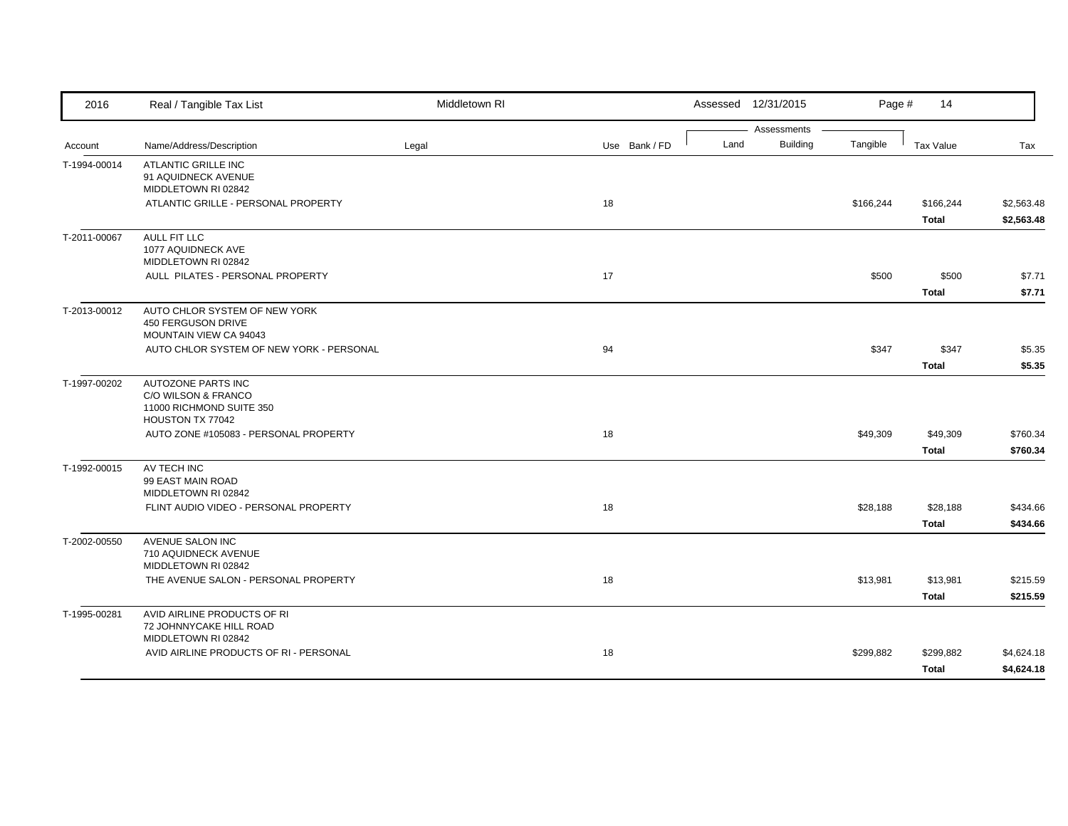| 2016 | Real / Tangible Tax List | Middletown RI | | Assessed 12/31/2015 | | Page # | 14 | |
|---|---|---|---|---|---|---|---|---|
| | | | | Assessments | | | | |
| Account | Name/Address/Description | Legal | Use Bank / FD | Land | Building | Tangible | Tax Value | Tax |
| T-1994-00014 | ATLANTIC GRILLE INC<br>91 AQUIDNECK AVENUE<br>MIDDLETOWN RI 02842 | | | | | | | |
| | ATLANTIC GRILLE - PERSONAL PROPERTY | | 18 | | | $166,244 | $166,244 | $2,563.48 |
| | | | | | | | **Total** | **$2,563.48** |
| T-2011-00067 | AULL FIT LLC<br>1077 AQUIDNECK AVE<br>MIDDLETOWN RI 02842 | | | | | | | |
| | AULL PILATES - PERSONAL PROPERTY | | 17 | | | $500 | $500 | $7.71 |
| | | | | | | | **Total** | **$7.71** |
| T-2013-00012 | AUTO CHLOR SYSTEM OF NEW YORK<br>450 FERGUSON DRIVE<br>MOUNTAIN VIEW CA 94043 | | | | | | | |
| | AUTO CHLOR SYSTEM OF NEW YORK - PERSONAL | | 94 | | | $347 | $347 | $5.35 |
| | | | | | | | **Total** | **$5.35** |
| T-1997-00202 | AUTOZONE PARTS INC<br>C/O WILSON & FRANCO<br>11000 RICHMOND SUITE 350<br>HOUSTON TX 77042 | | | | | | | |
| | AUTO ZONE #105083 - PERSONAL PROPERTY | | 18 | | | $49,309 | $49,309 | $760.34 |
| | | | | | | | **Total** | **$760.34** |
| T-1992-00015 | AV TECH INC<br>99 EAST MAIN ROAD<br>MIDDLETOWN RI 02842 | | | | | | | |
| | FLINT AUDIO VIDEO - PERSONAL PROPERTY | | 18 | | | $28,188 | $28,188 | $434.66 |
| | | | | | | | **Total** | **$434.66** |
| T-2002-00550 | AVENUE SALON INC<br>710 AQUIDNECK AVENUE<br>MIDDLETOWN RI 02842 | | | | | | | |
| | THE AVENUE SALON - PERSONAL PROPERTY | | 18 | | | $13,981 | $13,981 | $215.59 |
| | | | | | | | **Total** | **$215.59** |
| T-1995-00281 | AVID AIRLINE PRODUCTS OF RI<br>72 JOHNNYCAKE HILL ROAD<br>MIDDLETOWN RI 02842 | | | | | | | |
| | AVID AIRLINE PRODUCTS OF RI - PERSONAL | | 18 | | | $299,882 | $299,882 | $4,624.18 |
| | | | | | | | **Total** | **$4,624.18** |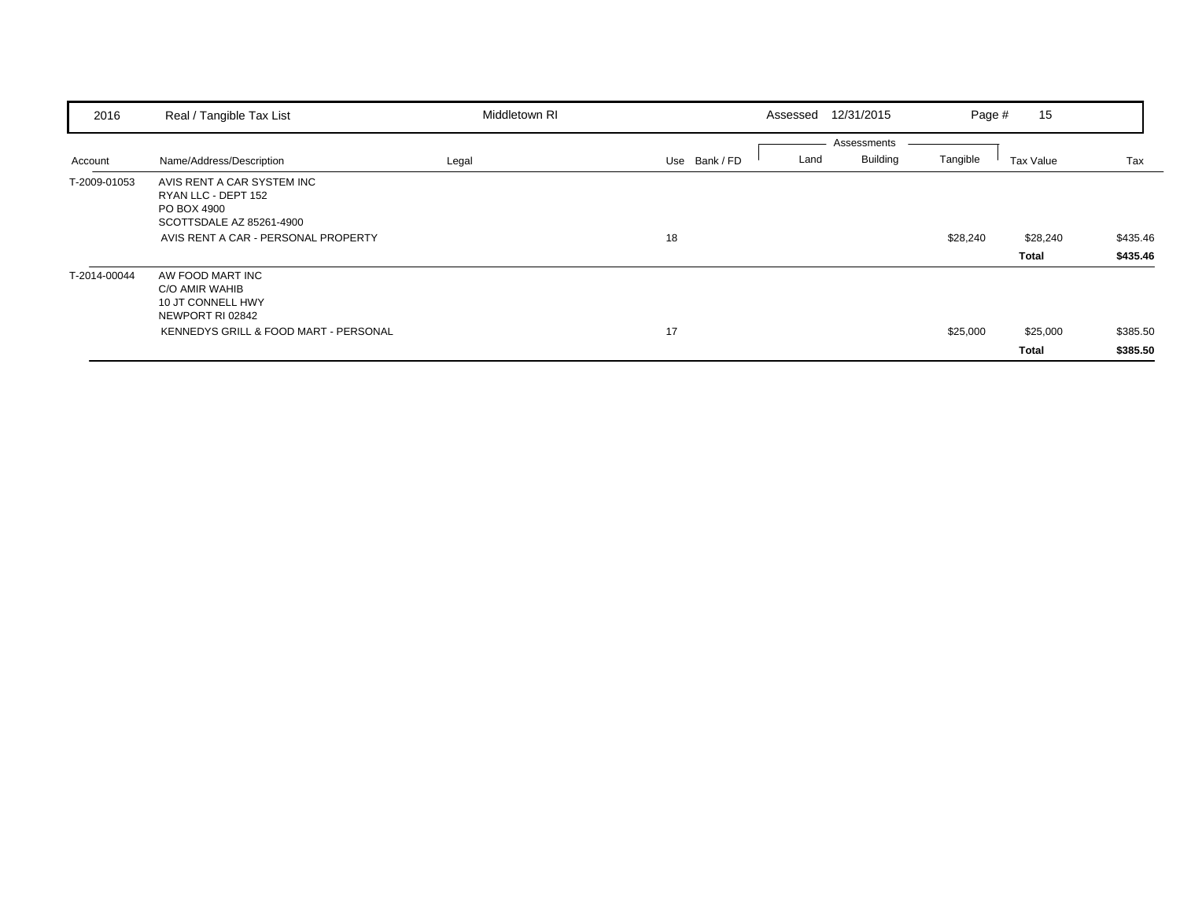| 2016 | Real / Tangible Tax List | Middletown RI | | Assessed 12/31/2015 | | | Page # 15 | |
|---|---|---|---|---|---|---|---|---|
| | | | | | Assessments | | | |
| Account | Name/Address/Description | Legal | Use Bank / FD | Land | Building | Tangible | Tax Value | Tax |
| T-2009-01053 | AVIS RENT A CAR SYSTEM INC<br>RYAN LLC - DEPT 152<br>PO BOX 4900<br>SCOTTSDALE AZ 85261-4900 | | | | | | | |
| | AVIS RENT A CAR - PERSONAL PROPERTY | | 18 | | | $28,240 | $28,240 | $435.46 |
| | | | | | | | **Total** | **$435.46** |
| T-2014-00044 | AW FOOD MART INC<br>C/O AMIR WAHIB<br>10 JT CONNELL HWY<br>NEWPORT RI 02842 | | | | | | | |
| | KENNEDYS GRILL & FOOD MART - PERSONAL | | 17 | | | $25,000 | $25,000 | $385.50 |
| | | | | | | | **Total** | **$385.50** |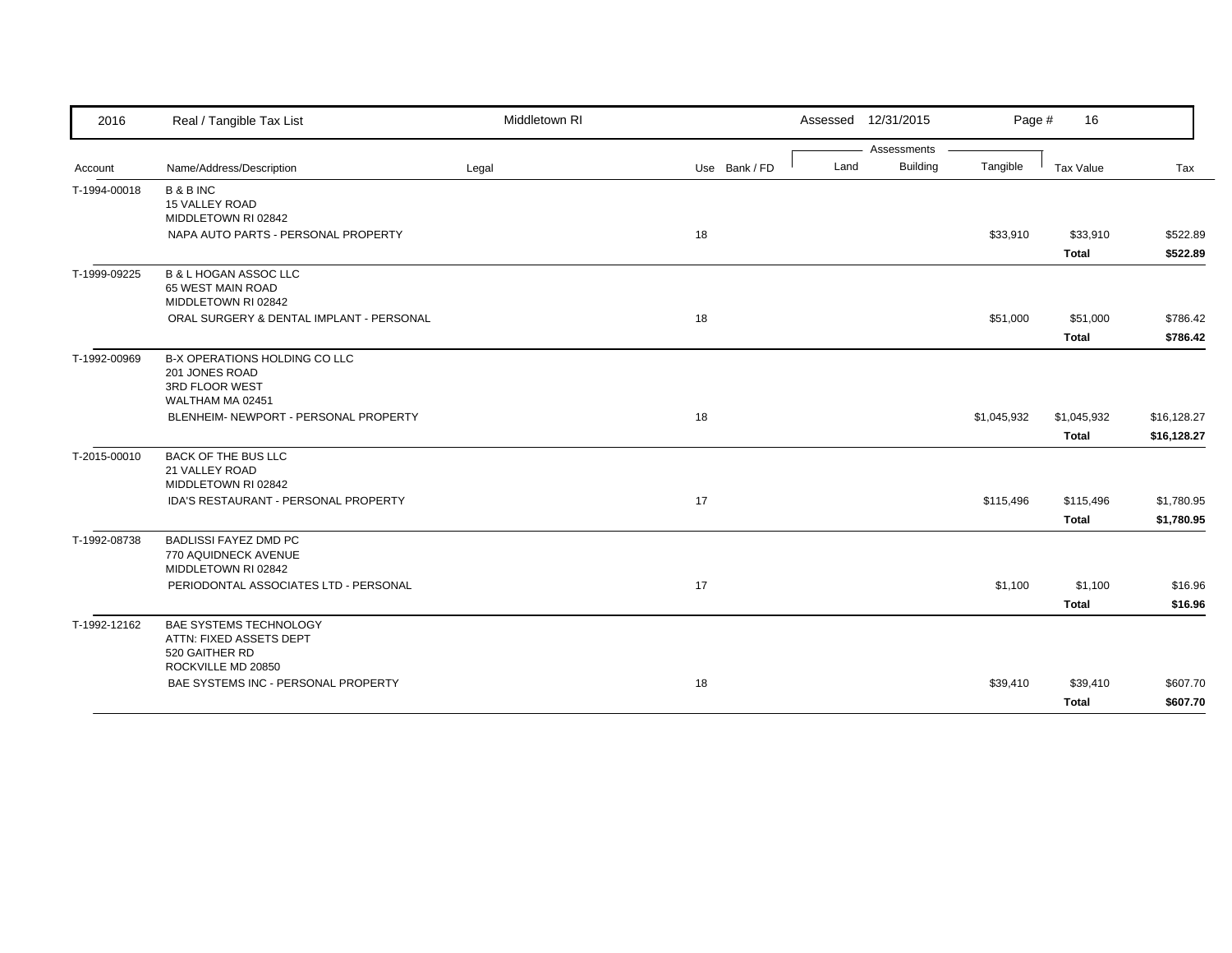| 2016 | Real / Tangible Tax List | Middletown RI | | | Assessed 12/31/2015 | | Page # 16 | | |
|---|---|---|---|---|---|---|---|---|---|
| | | | | | Assessments | | | | |
| Account | Name/Address/Description | Legal | Use | Bank / FD | Land | Building | Tangible | Tax Value | Tax |
| T-1994-00018 | B & B INC<br>15 VALLEY ROAD<br>MIDDLETOWN RI 02842 | | | | | | | | |
| | NAPA AUTO PARTS - PERSONAL PROPERTY | | 18 | | | | $33,910 | $33,910 | $522.89 |
| | | | | | | | | **Total** | **$522.89** |
| T-1999-09225 | B & L HOGAN ASSOC LLC<br>65 WEST MAIN ROAD<br>MIDDLETOWN RI 02842 | | | | | | | | |
| | ORAL SURGERY & DENTAL IMPLANT - PERSONAL | | 18 | | | | $51,000 | $51,000 | $786.42 |
| | | | | | | | | **Total** | **$786.42** |
| T-1992-00969 | B-X OPERATIONS HOLDING CO LLC<br>201 JONES ROAD<br>3RD FLOOR WEST<br>WALTHAM MA 02451 | | | | | | | | |
| | BLENHEIM- NEWPORT - PERSONAL PROPERTY | | 18 | | | | $1,045,932 | $1,045,932 | $16,128.27 |
| | | | | | | | | **Total** | **$16,128.27** |
| T-2015-00010 | BACK OF THE BUS LLC<br>21 VALLEY ROAD<br>MIDDLETOWN RI 02842 | | | | | | | | |
| | IDA'S RESTAURANT - PERSONAL PROPERTY | | 17 | | | | $115,496 | $115,496 | $1,780.95 |
| | | | | | | | | **Total** | **$1,780.95** |
| T-1992-08738 | BADLISSI FAYEZ DMD PC<br>770 AQUIDNECK AVENUE<br>MIDDLETOWN RI 02842 | | | | | | | | |
| | PERIODONTAL ASSOCIATES LTD - PERSONAL | | 17 | | | | $1,100 | $1,100 | $16.96 |
| | | | | | | | | **Total** | **$16.96** |
| T-1992-12162 | BAE SYSTEMS TECHNOLOGY<br>ATTN: FIXED ASSETS DEPT<br>520 GAITHER RD<br>ROCKVILLE MD 20850 | | | | | | | | |
| | BAE SYSTEMS INC - PERSONAL PROPERTY | | 18 | | | | $39,410 | $39,410 | $607.70 |
| | | | | | | | | **Total** | **$607.70** |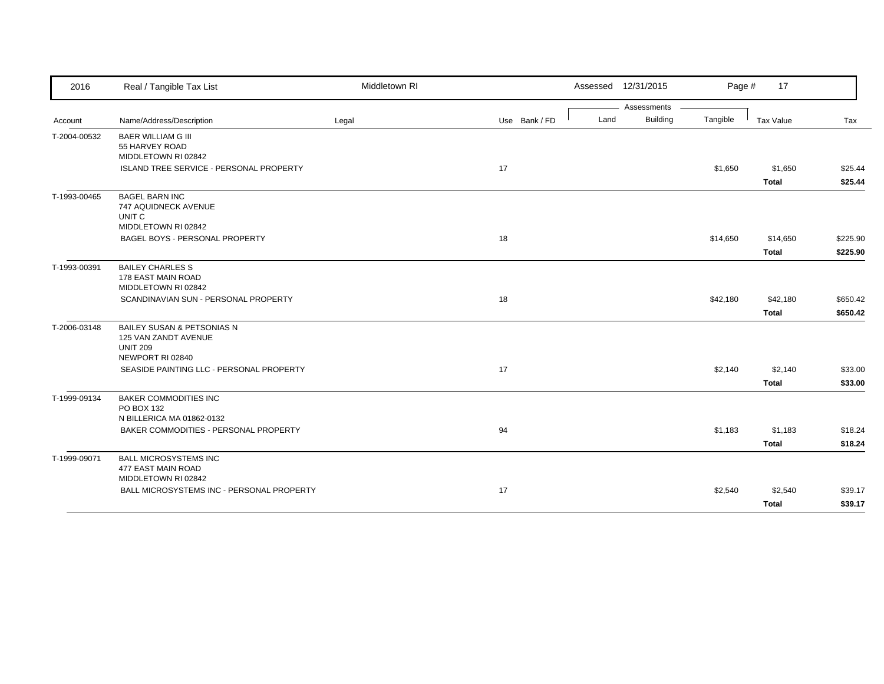| 2016 | Real / Tangible Tax List | Middletown RI | | | Assessed 12/31/2015 | | | | |
|---|---|---|---|---|---|---|---|---|---|
| | | | | | Assessments | | | | |
| Account | Name/Address/Description | Legal | Use | Bank / FD | Land | Building | Tangible | Tax Value | Tax |
| T-2004-00532 | BAER WILLIAM G III<br>55 HARVEY ROAD<br>MIDDLETOWN RI 02842 | | | | | | | | |
| | ISLAND TREE SERVICE - PERSONAL PROPERTY | | 17 | | | | $1,650 | $1,650 | $25.44 |
| | | | | | | | | **Total** | **$25.44** |
| T-1993-00465 | BAGEL BARN INC<br>747 AQUIDNECK AVENUE<br>UNIT C<br>MIDDLETOWN RI 02842 | | | | | | | | |
| | BAGEL BOYS - PERSONAL PROPERTY | | 18 | | | | $14,650 | $14,650 | $225.90 |
| | | | | | | | | **Total** | **$225.90** |
| T-1993-00391 | BAILEY CHARLES S<br>178 EAST MAIN ROAD<br>MIDDLETOWN RI 02842 | | | | | | | | |
| | SCANDINAVIAN SUN - PERSONAL PROPERTY | | 18 | | | | $42,180 | $42,180 | $650.42 |
| | | | | | | | | **Total** | **$650.42** |
| T-2006-03148 | BAILEY SUSAN & PETSONIAS N<br>125 VAN ZANDT AVENUE<br>UNIT 209<br>NEWPORT RI 02840 | | | | | | | | |
| | SEASIDE PAINTING LLC - PERSONAL PROPERTY | | 17 | | | | $2,140 | $2,140 | $33.00 |
| | | | | | | | | **Total** | **$33.00** |
| T-1999-09134 | BAKER COMMODITIES INC<br>PO BOX 132<br>N BILLERICA MA 01862-0132 | | | | | | | | |
| | BAKER COMMODITIES - PERSONAL PROPERTY | | 94 | | | | $1,183 | $1,183 | $18.24 |
| | | | | | | | | **Total** | **$18.24** |
| T-1999-09071 | BALL MICROSYSTEMS INC<br>477 EAST MAIN ROAD<br>MIDDLETOWN RI 02842 | | | | | | | | |
| | BALL MICROSYSTEMS INC - PERSONAL PROPERTY | | 17 | | | | $2,540 | $2,540 | $39.17 |
| | | | | | | | | **Total** | **$39.17** |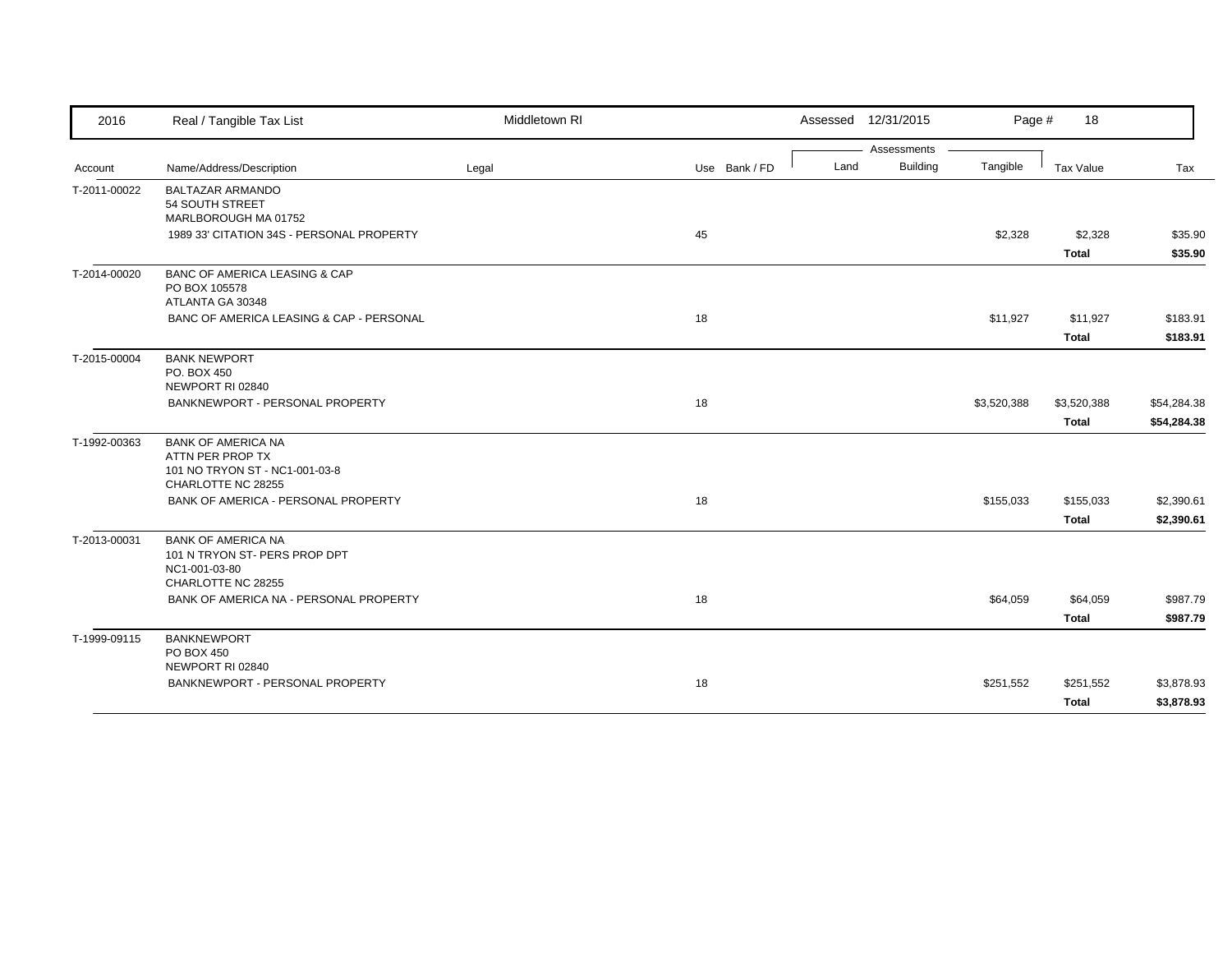| 2016 | Real / Tangible Tax List | Middletown RI | | | Assessed 12/31/2015 | | Page # 18 | | |
|---|---|---|---|---|---|---|---|---|---|
| | | | | | Assessments | | | | |
| Account | Name/Address/Description | Legal | Use | Bank / FD | Land | Building | Tangible | Tax Value | Tax |
| T-2011-00022 | BALTAZAR ARMANDO<br>54 SOUTH STREET<br>MARLBOROUGH MA 01752 | | | | | | | | |
| | 1989 33' CITATION 34S - PERSONAL PROPERTY | | 45 | | | | $2,328 | $2,328 | $35.90 |
| | | | | | | | | **Total** | **$35.90** |
| T-2014-00020 | BANC OF AMERICA LEASING & CAP<br>PO BOX 105578<br>ATLANTA GA 30348 | | | | | | | | |
| | BANC OF AMERICA LEASING & CAP - PERSONAL | | 18 | | | | $11,927 | $11,927 | $183.91 |
| | | | | | | | | **Total** | **$183.91** |
| T-2015-00004 | BANK NEWPORT<br>PO. BOX 450<br>NEWPORT RI 02840 | | | | | | | | |
| | BANKNEWPORT - PERSONAL PROPERTY | | 18 | | | | $3,520,388 | $3,520,388 | $54,284.38 |
| | | | | | | | | **Total** | **$54,284.38** |
| T-1992-00363 | BANK OF AMERICA NA<br>ATTN PER PROP TX<br>101 NO TRYON ST - NC1-001-03-8<br>CHARLOTTE NC 28255 | | | | | | | | |
| | BANK OF AMERICA - PERSONAL PROPERTY | | 18 | | | | $155,033 | $155,033 | $2,390.61 |
| | | | | | | | | **Total** | **$2,390.61** |
| T-2013-00031 | BANK OF AMERICA NA<br>101 N TRYON ST- PERS PROP DPT<br>NC1-001-03-80<br>CHARLOTTE NC 28255 | | | | | | | | |
| | BANK OF AMERICA NA - PERSONAL PROPERTY | | 18 | | | | $64,059 | $64,059 | $987.79 |
| | | | | | | | | **Total** | **$987.79** |
| T-1999-09115 | BANKNEWPORT<br>PO BOX 450<br>NEWPORT RI 02840 | | | | | | | | |
| | BANKNEWPORT - PERSONAL PROPERTY | | 18 | | | | $251,552 | $251,552 | $3,878.93 |
| | | | | | | | | **Total** | **$3,878.93** |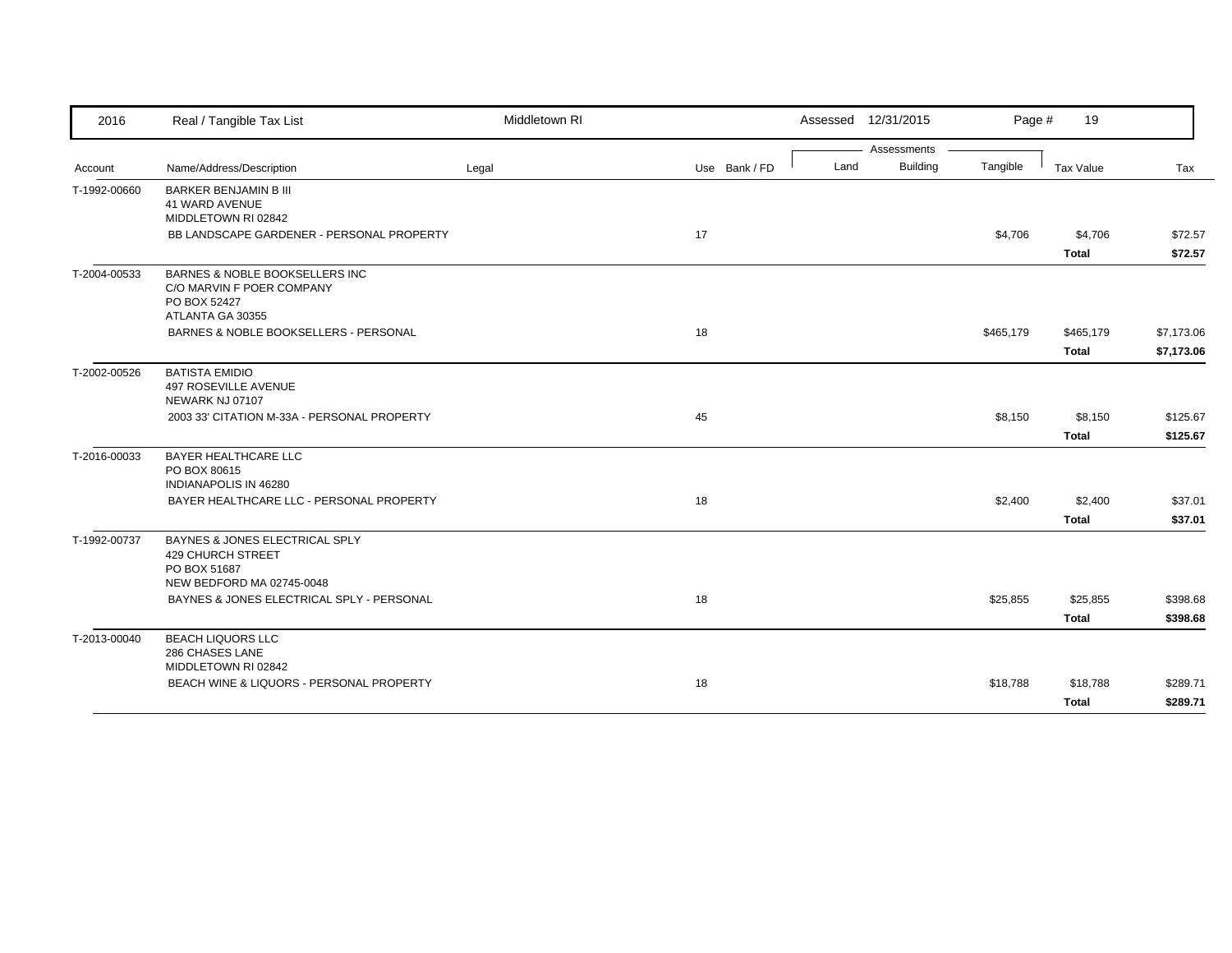| 2016 | Real / Tangible Tax List | Middletown RI | | Assessed 12/31/2015 | | Page # 19 | | |
|---|---|---|---|---|---|---|---|---|
| | | | | Assessments | | | | |
| Account | Name/Address/Description | Legal | Use Bank / FD | Land | Building | Tangible | Tax Value | Tax |
| T-1992-00660 | BARKER BENJAMIN B III<br>41 WARD AVENUE<br>MIDDLETOWN RI 02842 | | | | | | | |
| | BB LANDSCAPE GARDENER - PERSONAL PROPERTY | | 17 | | | $4,706 | $4,706 | $72.57 |
| | | | | | | | **Total** | **$72.57** |
| T-2004-00533 | BARNES & NOBLE BOOKSELLERS INC<br>C/O MARVIN F POER COMPANY<br>PO BOX 52427<br>ATLANTA GA 30355 | | | | | | | |
| | BARNES & NOBLE BOOKSELLERS - PERSONAL | | 18 | | | $465,179 | $465,179 | $7,173.06 |
| | | | | | | | **Total** | **$7,173.06** |
| T-2002-00526 | BATISTA EMIDIO<br>497 ROSEVILLE AVENUE<br>NEWARK NJ 07107 | | | | | | | |
| | 2003 33' CITATION M-33A - PERSONAL PROPERTY | | 45 | | | $8,150 | $8,150 | $125.67 |
| | | | | | | | **Total** | **$125.67** |
| T-2016-00033 | BAYER HEALTHCARE LLC<br>PO BOX 80615<br>INDIANAPOLIS IN 46280 | | | | | | | |
| | BAYER HEALTHCARE LLC - PERSONAL PROPERTY | | 18 | | | $2,400 | $2,400 | $37.01 |
| | | | | | | | **Total** | **$37.01** |
| T-1992-00737 | BAYNES & JONES ELECTRICAL SPLY<br>429 CHURCH STREET<br>PO BOX 51687<br>NEW BEDFORD MA 02745-0048 | | | | | | | |
| | BAYNES & JONES ELECTRICAL SPLY - PERSONAL | | 18 | | | $25,855 | $25,855 | $398.68 |
| | | | | | | | **Total** | **$398.68** |
| T-2013-00040 | BEACH LIQUORS LLC<br>286 CHASES LANE<br>MIDDLETOWN RI 02842 | | | | | | | |
| | BEACH WINE & LIQUORS - PERSONAL PROPERTY | | 18 | | | $18,788 | $18,788 | $289.71 |
| | | | | | | | **Total** | **$289.71** |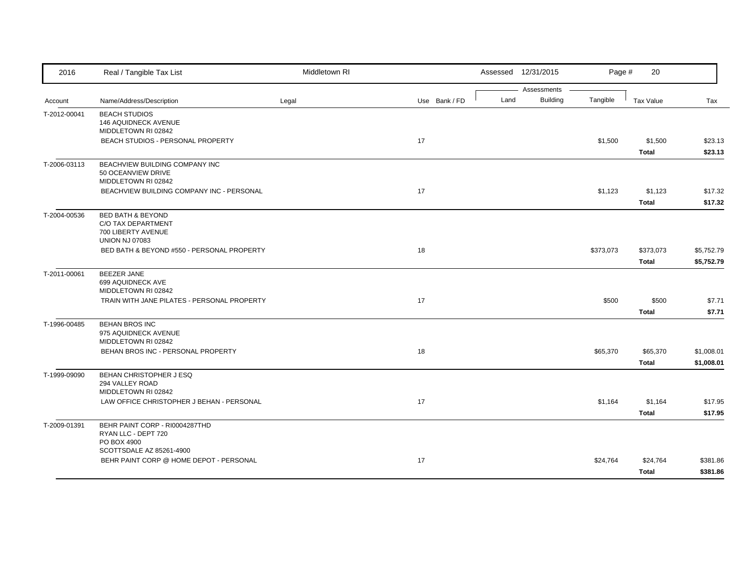| 2016 | Real / Tangible Tax List | Middletown RI | | | Assessed 12/31/2015 | | | | |
|---|---|---|---|---|---|---|---|---|---|
| | | | | | Assessments | | | | |
| Account | Name/Address/Description | Legal | Use | Bank / FD | Land | Building | Tangible | Tax Value | Tax |
| T-2012-00041 | BEACH STUDIOS<br>146 AQUIDNECK AVENUE<br>MIDDLETOWN RI 02842 | | | | | | | | |
| | BEACH STUDIOS - PERSONAL PROPERTY | | 17 | | | | $1,500 | $1,500 | $23.13 |
| | | | | | | | | **Total** | **$23.13** |
| T-2006-03113 | BEACHVIEW BUILDING COMPANY INC<br>50 OCEANVIEW DRIVE<br>MIDDLETOWN RI 02842 | | | | | | | | |
| | BEACHVIEW BUILDING COMPANY INC - PERSONAL | | 17 | | | | $1,123 | $1,123 | $17.32 |
| | | | | | | | | **Total** | **$17.32** |
| T-2004-00536 | BED BATH & BEYOND<br>C/O TAX DEPARTMENT<br>700 LIBERTY AVENUE<br>UNION NJ 07083 | | | | | | | | |
| | BED BATH & BEYOND #550 - PERSONAL PROPERTY | | 18 | | | | $373,073 | $373,073 | $5,752.79 |
| | | | | | | | | **Total** | **$5,752.79** |
| T-2011-00061 | BEEZER JANE<br>699 AQUIDNECK AVE<br>MIDDLETOWN RI 02842 | | | | | | | | |
| | TRAIN WITH JANE PILATES - PERSONAL PROPERTY | | 17 | | | | $500 | $500 | $7.71 |
| | | | | | | | | **Total** | **$7.71** |
| T-1996-00485 | BEHAN BROS INC<br>975 AQUIDNECK AVENUE<br>MIDDLETOWN RI 02842 | | | | | | | | |
| | BEHAN BROS INC - PERSONAL PROPERTY | | 18 | | | | $65,370 | $65,370 | $1,008.01 |
| | | | | | | | | **Total** | **$1,008.01** |
| T-1999-09090 | BEHAN CHRISTOPHER J ESQ<br>294 VALLEY ROAD<br>MIDDLETOWN RI 02842 | | | | | | | | |
| | LAW OFFICE CHRISTOPHER J BEHAN - PERSONAL | | 17 | | | | $1,164 | $1,164 | $17.95 |
| | | | | | | | | **Total** | **$17.95** |
| T-2009-01391 | BEHR PAINT CORP - RI0004287THD<br>RYAN LLC - DEPT 720<br>PO BOX 4900<br>SCOTTSDALE AZ 85261-4900 | | | | | | | | |
| | BEHR PAINT CORP @ HOME DEPOT - PERSONAL | | 17 | | | | $24,764 | $24,764 | $381.86 |
| | | | | | | | | **Total** | **$381.86** |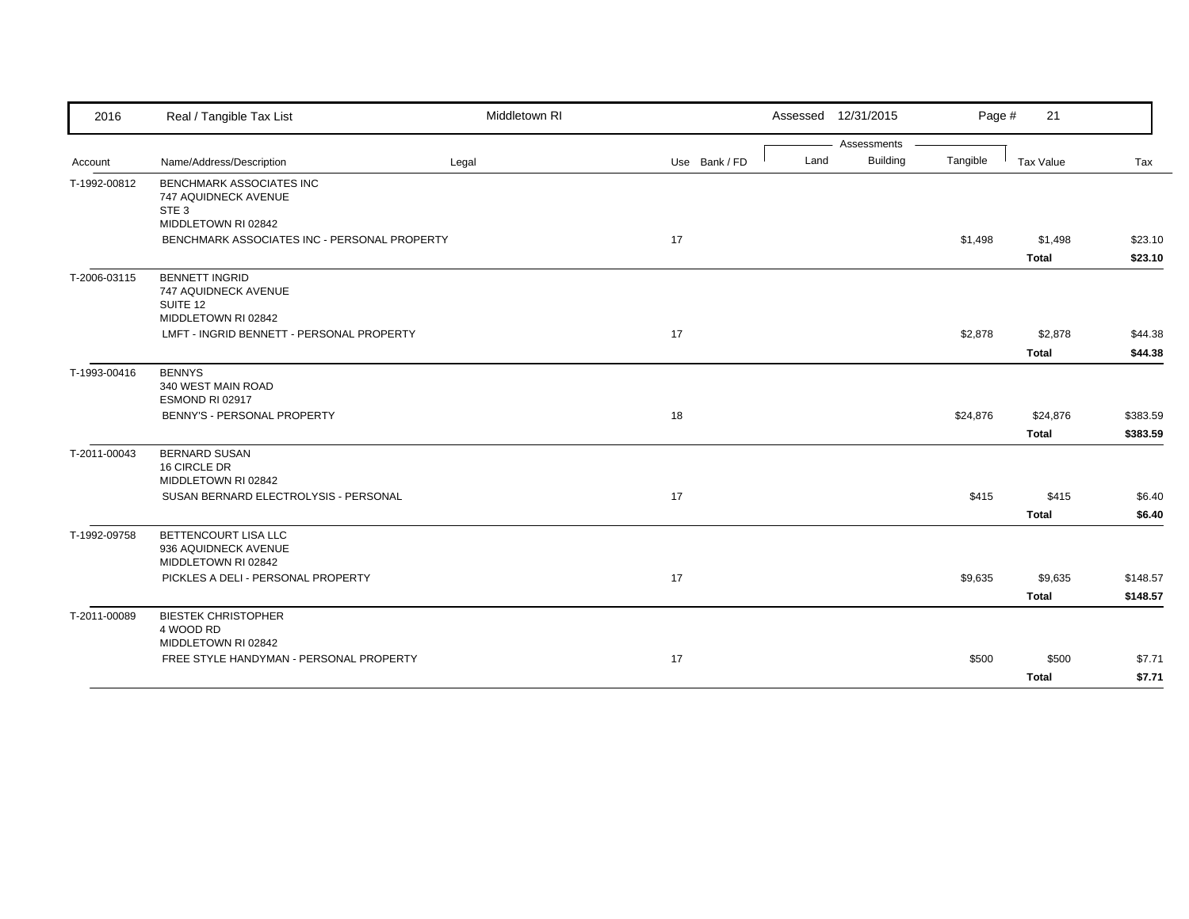| 2016 | Real / Tangible Tax List | Middletown RI | | Assessed 12/31/2015 | | Page # 21 | | |
|---|---|---|---|---|---|---|---|---|
| | | | | Assessments | | | | |
| Account | Name/Address/Description | Legal | Use Bank / FD | Land | Building | Tangible | Tax Value | Tax |
| T-1992-00812 | BENCHMARK ASSOCIATES INC<br>747 AQUIDNECK AVENUE<br>STE 3<br>MIDDLETOWN RI 02842 | | | | | | | |
| | BENCHMARK ASSOCIATES INC - PERSONAL PROPERTY | | 17 | | | $1,498 | $1,498 | $23.10 |
| | | | | | | | **Total** | **$23.10** |
| T-2006-03115 | BENNETT INGRID<br>747 AQUIDNECK AVENUE<br>SUITE 12<br>MIDDLETOWN RI 02842 | | | | | | | |
| | LMFT - INGRID BENNETT - PERSONAL PROPERTY | | 17 | | | $2,878 | $2,878 | $44.38 |
| | | | | | | | **Total** | **$44.38** |
| T-1993-00416 | BENNYS<br>340 WEST MAIN ROAD<br>ESMOND RI 02917 | | | | | | | |
| | BENNY'S - PERSONAL PROPERTY | | 18 | | | $24,876 | $24,876 | $383.59 |
| | | | | | | | **Total** | **$383.59** |
| T-2011-00043 | BERNARD SUSAN<br>16 CIRCLE DR<br>MIDDLETOWN RI 02842 | | | | | | | |
| | SUSAN BERNARD ELECTROLYSIS - PERSONAL | | 17 | | | $415 | $415 | $6.40 |
| | | | | | | | **Total** | **$6.40** |
| T-1992-09758 | BETTENCOURT LISA LLC<br>936 AQUIDNECK AVENUE<br>MIDDLETOWN RI 02842 | | | | | | | |
| | PICKLES A DELI - PERSONAL PROPERTY | | 17 | | | $9,635 | $9,635 | $148.57 |
| | | | | | | | **Total** | **$148.57** |
| T-2011-00089 | BIESTEK CHRISTOPHER<br>4 WOOD RD<br>MIDDLETOWN RI 02842 | | | | | | | |
| | FREE STYLE HANDYMAN - PERSONAL PROPERTY | | 17 | | | $500 | $500 | $7.71 |
| | | | | | | | **Total** | **$7.71** |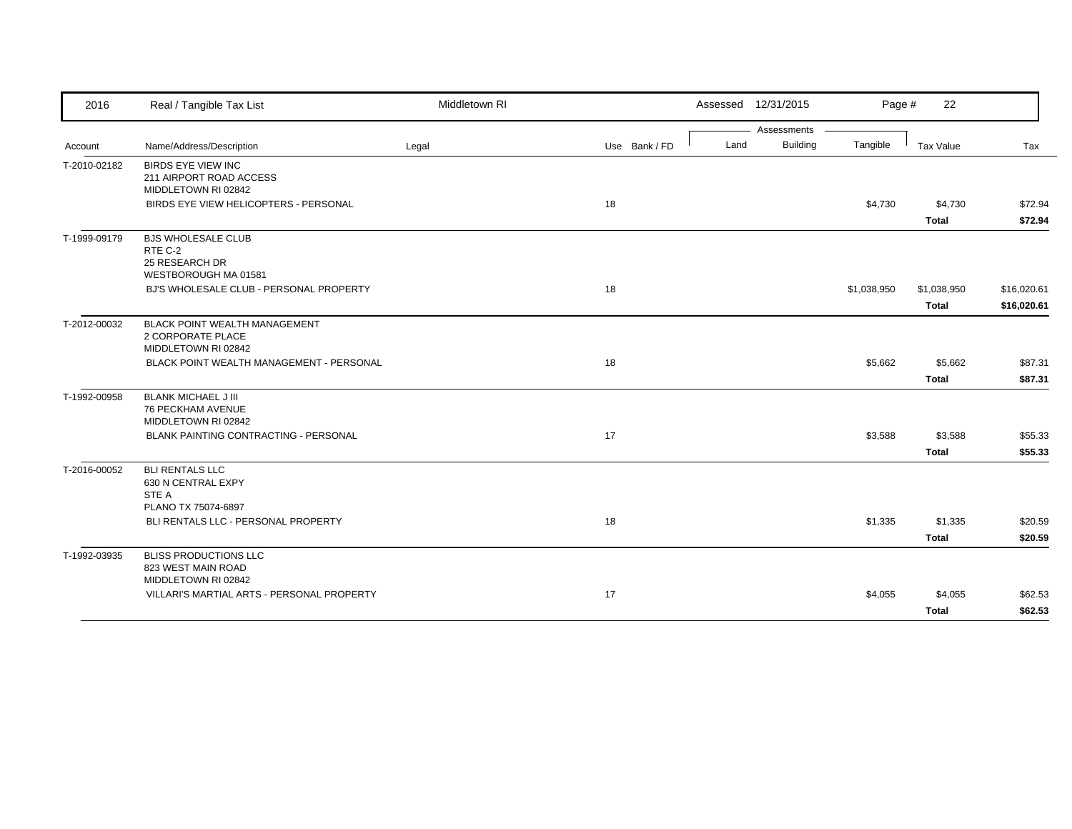| 2016 | Real / Tangible Tax List | Middletown RI | | Assessed 12/31/2015 | | Page # 22 | | |
|---|---|---|---|---|---|---|---|---|
| | | | | Assessments | | | | |
| Account | Name/Address/Description | Legal | Use Bank / FD | Land | Building | Tangible | Tax Value | Tax |
| T-2010-02182 | BIRDS EYE VIEW INC<br>211 AIRPORT ROAD ACCESS<br>MIDDLETOWN RI 02842 | | | | | | | |
| | BIRDS EYE VIEW HELICOPTERS - PERSONAL | | 18 | | | $4,730 | $4,730 | $72.94 |
| | | | | | | | **Total** | **$72.94** |
| T-1999-09179 | BJS WHOLESALE CLUB<br>RTE C-2<br>25 RESEARCH DR<br>WESTBOROUGH MA 01581 | | | | | | | |
| | BJ'S WHOLESALE CLUB - PERSONAL PROPERTY | | 18 | | | $1,038,950 | $1,038,950 | $16,020.61 |
| | | | | | | | **Total** | **$16,020.61** |
| T-2012-00032 | BLACK POINT WEALTH MANAGEMENT<br>2 CORPORATE PLACE<br>MIDDLETOWN RI 02842 | | | | | | | |
| | BLACK POINT WEALTH MANAGEMENT - PERSONAL | | 18 | | | $5,662 | $5,662 | $87.31 |
| | | | | | | | **Total** | **$87.31** |
| T-1992-00958 | BLANK MICHAEL J III<br>76 PECKHAM AVENUE<br>MIDDLETOWN RI 02842 | | | | | | | |
| | BLANK PAINTING CONTRACTING - PERSONAL | | 17 | | | $3,588 | $3,588 | $55.33 |
| | | | | | | | **Total** | **$55.33** |
| T-2016-00052 | BLI RENTALS LLC<br>630 N CENTRAL EXPY<br>STE A<br>PLANO TX 75074-6897 | | | | | | | |
| | BLI RENTALS LLC - PERSONAL PROPERTY | | 18 | | | $1,335 | $1,335 | $20.59 |
| | | | | | | | **Total** | **$20.59** |
| T-1992-03935 | BLISS PRODUCTIONS LLC<br>823 WEST MAIN ROAD<br>MIDDLETOWN RI 02842 | | | | | | | |
| | VILLARI'S MARTIAL ARTS - PERSONAL PROPERTY | | 17 | | | $4,055 | $4,055 | $62.53 |
| | | | | | | | **Total** | **$62.53** |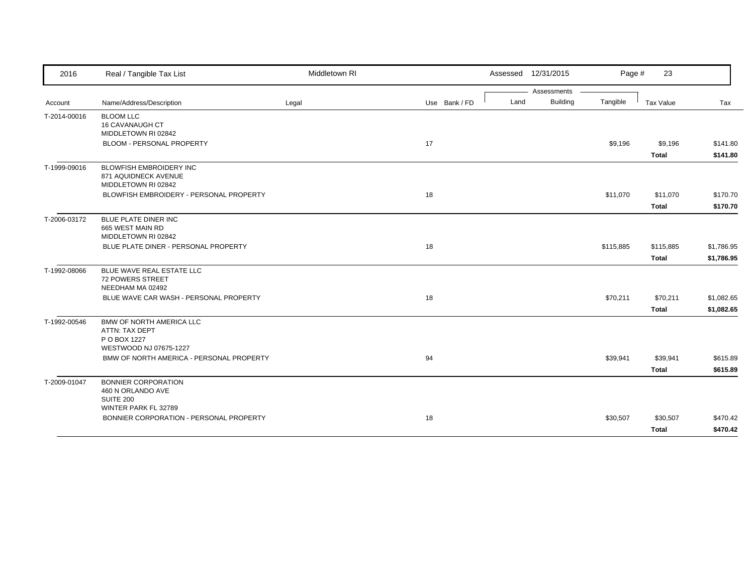| 2016 | Real / Tangible Tax List | Middletown RI | | | Assessed 12/31/2015 | | Page # 23 | | |
|---|---|---|---|---|---|---|---|---|---|
| | | | | | Assessments | | | | |
| Account | Name/Address/Description | Legal | Use | Bank / FD | Land | Building | Tangible | Tax Value | Tax |
| T-2014-00016 | BLOOM LLC<br>16 CAVANAUGH CT<br>MIDDLETOWN RI 02842 | | | | | | | | |
| | BLOOM - PERSONAL PROPERTY | | 17 | | | | $9,196 | $9,196 | $141.80 |
| | | | | | | | | **Total** | **$141.80** |
| T-1999-09016 | BLOWFISH EMBROIDERY INC<br>871 AQUIDNECK AVENUE<br>MIDDLETOWN RI 02842 | | | | | | | | |
| | BLOWFISH EMBROIDERY - PERSONAL PROPERTY | | 18 | | | | $11,070 | $11,070 | $170.70 |
| | | | | | | | | **Total** | **$170.70** |
| T-2006-03172 | BLUE PLATE DINER INC<br>665 WEST MAIN RD<br>MIDDLETOWN RI 02842 | | | | | | | | |
| | BLUE PLATE DINER - PERSONAL PROPERTY | | 18 | | | | $115,885 | $115,885 | $1,786.95 |
| | | | | | | | | **Total** | **$1,786.95** |
| T-1992-08066 | BLUE WAVE REAL ESTATE LLC<br>72 POWERS STREET<br>NEEDHAM MA 02492 | | | | | | | | |
| | BLUE WAVE CAR WASH - PERSONAL PROPERTY | | 18 | | | | $70,211 | $70,211 | $1,082.65 |
| | | | | | | | | **Total** | **$1,082.65** |
| T-1992-00546 | BMW OF NORTH AMERICA LLC<br>ATTN: TAX DEPT<br>P O BOX 1227<br>WESTWOOD NJ 07675-1227 | | | | | | | | |
| | BMW OF NORTH AMERICA - PERSONAL PROPERTY | | 94 | | | | $39,941 | $39,941 | $615.89 |
| | | | | | | | | **Total** | **$615.89** |
| T-2009-01047 | BONNIER CORPORATION<br>460 N ORLANDO AVE<br>SUITE 200<br>WINTER PARK FL 32789 | | | | | | | | |
| | BONNIER CORPORATION - PERSONAL PROPERTY | | 18 | | | | $30,507 | $30,507 | $470.42 |
| | | | | | | | | **Total** | **$470.42** |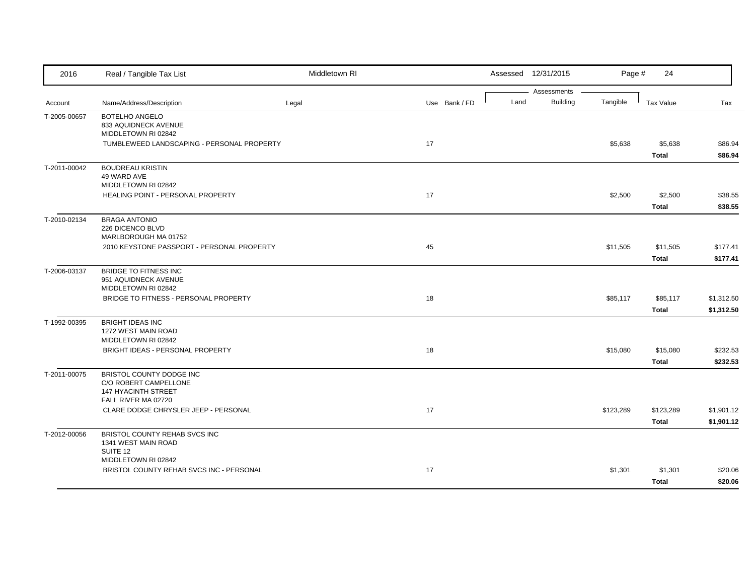| 2016 | Real / Tangible Tax List | Middletown RI | | | Assessed 12/31/2015 | | | | |
|---|---|---|---|---|---|---|---|---|---|
| | | | | | Assessments | | | | |
| Account | Name/Address/Description | Legal | Use | Bank / FD | Land | Building | Tangible | Tax Value | Tax |
| T-2005-00657 | BOTELHO ANGELO<br>833 AQUIDNECK AVENUE<br>MIDDLETOWN RI 02842 | | | | | | | | |
| | TUMBLEWEED LANDSCAPING - PERSONAL PROPERTY | | 17 | | | | $5,638 | $5,638 | $86.94 |
| | | | | | | | | **Total** | **$86.94** |
| T-2011-00042 | BOUDREAU KRISTIN<br>49 WARD AVE<br>MIDDLETOWN RI 02842 | | | | | | | | |
| | HEALING POINT - PERSONAL PROPERTY | | 17 | | | | $2,500 | $2,500 | $38.55 |
| | | | | | | | | **Total** | **$38.55** |
| T-2010-02134 | BRAGA ANTONIO<br>226 DICENCO BLVD<br>MARLBOROUGH MA 01752 | | | | | | | | |
| | 2010 KEYSTONE PASSPORT - PERSONAL PROPERTY | | 45 | | | | $11,505 | $11,505 | $177.41 |
| | | | | | | | | **Total** | **$177.41** |
| T-2006-03137 | BRIDGE TO FITNESS INC<br>951 AQUIDNECK AVENUE<br>MIDDLETOWN RI 02842 | | | | | | | | |
| | BRIDGE TO FITNESS - PERSONAL PROPERTY | | 18 | | | | $85,117 | $85,117 | $1,312.50 |
| | | | | | | | | **Total** | **$1,312.50** |
| T-1992-00395 | BRIGHT IDEAS INC<br>1272 WEST MAIN ROAD<br>MIDDLETOWN RI 02842 | | | | | | | | |
| | BRIGHT IDEAS - PERSONAL PROPERTY | | 18 | | | | $15,080 | $15,080 | $232.53 |
| | | | | | | | | **Total** | **$232.53** |
| T-2011-00075 | BRISTOL COUNTY DODGE INC<br>C/O ROBERT CAMPELLONE<br>147 HYACINTH STREET<br>FALL RIVER MA 02720 | | | | | | | | |
| | CLARE DODGE CHRYSLER JEEP - PERSONAL | | 17 | | | | $123,289 | $123,289 | $1,901.12 |
| | | | | | | | | **Total** | **$1,901.12** |
| T-2012-00056 | BRISTOL COUNTY REHAB SVCS INC<br>1341 WEST MAIN ROAD<br>SUITE 12<br>MIDDLETOWN RI 02842 | | | | | | | | |
| | BRISTOL COUNTY REHAB SVCS INC - PERSONAL | | 17 | | | | $1,301 | $1,301 | $20.06 |
| | | | | | | | | **Total** | **$20.06** |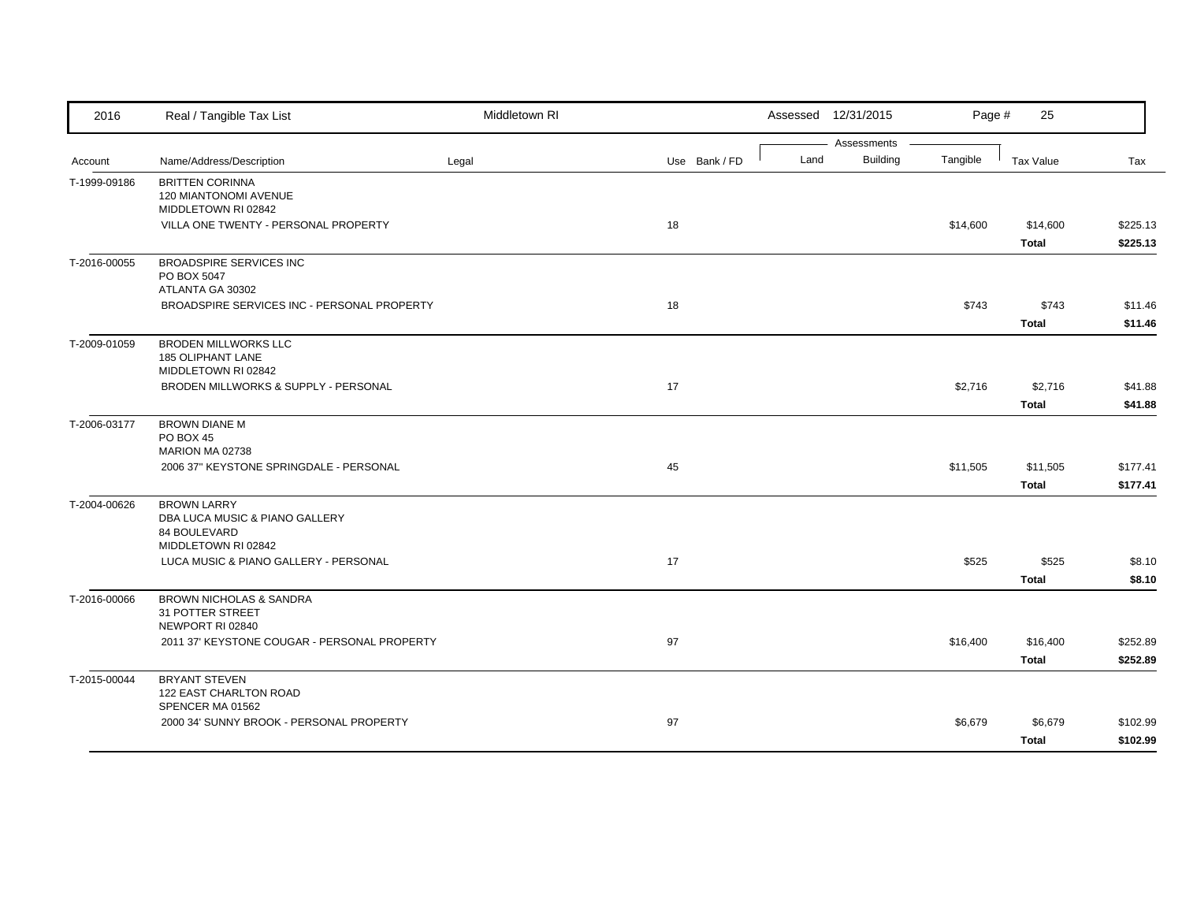| 2016 | Real / Tangible Tax List | Middletown RI | | | Assessed 12/31/2015 | | Page # 25 | | |
|---|---|---|---|---|---|---|---|---|---|
| | | | | | Assessments | | | | |
| Account | Name/Address/Description | Legal | Use | Bank / FD | Land | Building | Tangible | Tax Value | Tax |
| T-1999-09186 | BRITTEN CORINNA<br>120 MIANTONOMI AVENUE<br>MIDDLETOWN RI 02842 | | | | | | | | |
| | VILLA ONE TWENTY - PERSONAL PROPERTY | | 18 | | | | $14,600 | $14,600 | $225.13 |
| | | | | | | | | **Total** | **$225.13** |
| T-2016-00055 | BROADSPIRE SERVICES INC<br>PO BOX 5047<br>ATLANTA GA 30302 | | | | | | | | |
| | BROADSPIRE SERVICES INC - PERSONAL PROPERTY | | 18 | | | | $743 | $743 | $11.46 |
| | | | | | | | | **Total** | **$11.46** |
| T-2009-01059 | BRODEN MILLWORKS LLC<br>185 OLIPHANT LANE<br>MIDDLETOWN RI 02842 | | | | | | | | |
| | BRODEN MILLWORKS & SUPPLY - PERSONAL | | 17 | | | | $2,716 | $2,716 | $41.88 |
| | | | | | | | | **Total** | **$41.88** |
| T-2006-03177 | BROWN DIANE M<br>PO BOX 45<br>MARION MA 02738 | | | | | | | | |
| | 2006 37'' KEYSTONE SPRINGDALE - PERSONAL | | 45 | | | | $11,505 | $11,505 | $177.41 |
| | | | | | | | | **Total** | **$177.41** |
| T-2004-00626 | BROWN LARRY<br>DBA LUCA MUSIC & PIANO GALLERY<br>84 BOULEVARD<br>MIDDLETOWN RI 02842 | | | | | | | | |
| | LUCA MUSIC & PIANO GALLERY - PERSONAL | | 17 | | | | $525 | $525 | $8.10 |
| | | | | | | | | **Total** | **$8.10** |
| T-2016-00066 | BROWN NICHOLAS & SANDRA<br>31 POTTER STREET<br>NEWPORT RI 02840 | | | | | | | | |
| | 2011 37' KEYSTONE COUGAR - PERSONAL PROPERTY | | 97 | | | | $16,400 | $16,400 | $252.89 |
| | | | | | | | | **Total** | **$252.89** |
| T-2015-00044 | BRYANT STEVEN<br>122 EAST CHARLTON ROAD<br>SPENCER MA 01562 | | | | | | | | |
| | 2000 34' SUNNY BROOK - PERSONAL PROPERTY | | 97 | | | | $6,679 | $6,679 | $102.99 |
| | | | | | | | | **Total** | **$102.99** |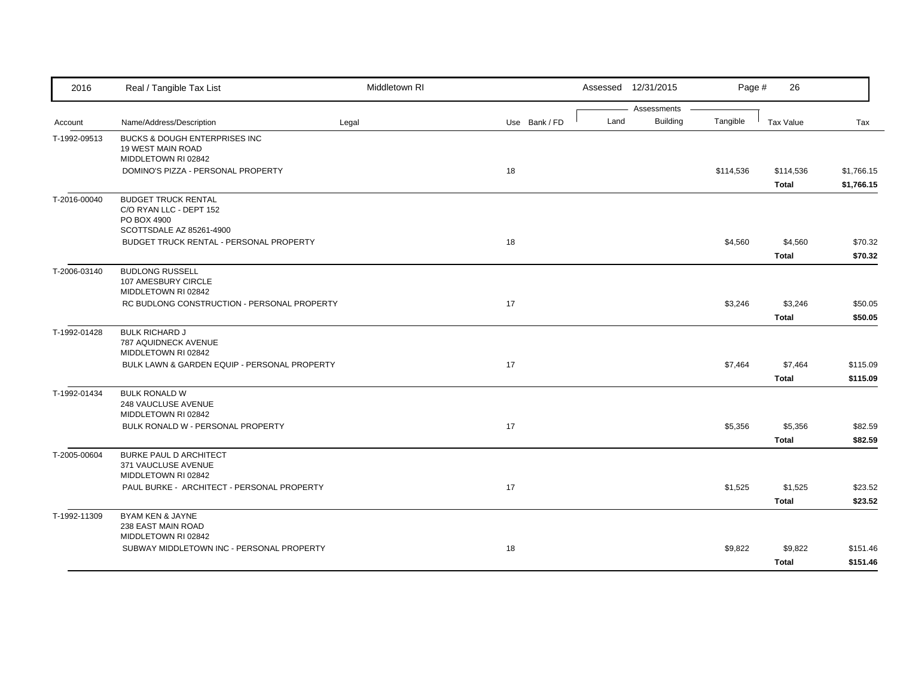| Account | Name/Address/Description | Legal | Use | Bank / FD | Land | Building | Tangible | Tax Value | Tax |
|---|---|---|---|---|---|---|---|---|---|
| T-1992-09513 | BUCKS & DOUGH ENTERPRISES INC<br>19 WEST MAIN ROAD<br>MIDDLETOWN RI 02842 | | | | | | | | |
| | DOMINO'S PIZZA - PERSONAL PROPERTY | | 18 | | | | $114,536 | $114,536 | $1,766.15 |
| | | | | | | | | **Total** | **$1,766.15** |
| T-2016-00040 | BUDGET TRUCK RENTAL<br>C/O RYAN LLC - DEPT 152<br>PO BOX 4900<br>SCOTTSDALE AZ 85261-4900 | | | | | | | | |
| | BUDGET TRUCK RENTAL - PERSONAL PROPERTY | | 18 | | | | $4,560 | $4,560 | $70.32 |
| | | | | | | | | **Total** | **$70.32** |
| T-2006-03140 | BUDLONG RUSSELL<br>107 AMESBURY CIRCLE<br>MIDDLETOWN RI 02842 | | | | | | | | |
| | RC BUDLONG CONSTRUCTION - PERSONAL PROPERTY | | 17 | | | | $3,246 | $3,246 | $50.05 |
| | | | | | | | | **Total** | **$50.05** |
| T-1992-01428 | BULK RICHARD J<br>787 AQUIDNECK AVENUE<br>MIDDLETOWN RI 02842 | | | | | | | | |
| | BULK LAWN & GARDEN EQUIP - PERSONAL PROPERTY | | 17 | | | | $7,464 | $7,464 | $115.09 |
| | | | | | | | | **Total** | **$115.09** |
| T-1992-01434 | BULK RONALD W<br>248 VAUCLUSE AVENUE<br>MIDDLETOWN RI 02842 | | | | | | | | |
| | BULK RONALD W - PERSONAL PROPERTY | | 17 | | | | $5,356 | $5,356 | $82.59 |
| | | | | | | | | **Total** | **$82.59** |
| T-2005-00604 | BURKE PAUL D ARCHITECT<br>371 VAUCLUSE AVENUE<br>MIDDLETOWN RI 02842 | | | | | | | | |
| | PAUL BURKE - ARCHITECT - PERSONAL PROPERTY | | 17 | | | | $1,525 | $1,525 | $23.52 |
| | | | | | | | | **Total** | **$23.52** |
| T-1992-11309 | BYAM KEN & JAYNE<br>238 EAST MAIN ROAD<br>MIDDLETOWN RI 02842 | | | | | | | | |
| | SUBWAY MIDDLETOWN INC - PERSONAL PROPERTY | | 18 | | | | $9,822 | $9,822 | $151.46 |
| | | | | | | | | **Total** | **$151.46** |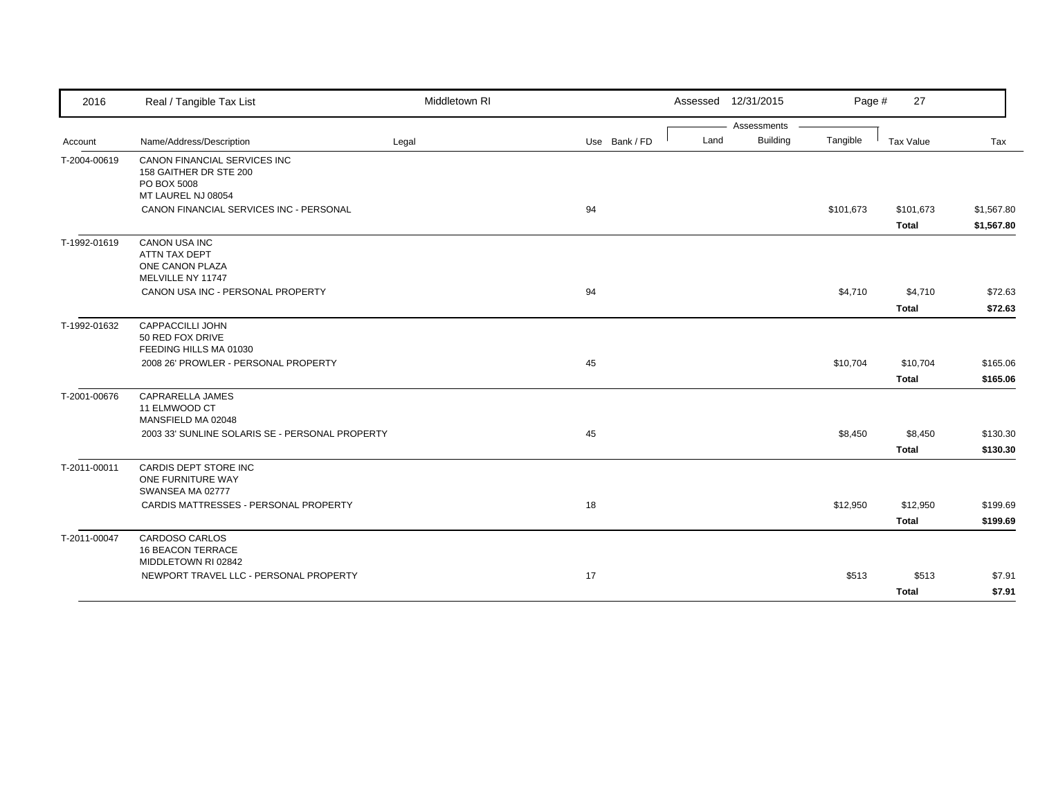| 2016 | Real / Tangible Tax List | Middletown RI | | | Assessed 12/31/2015 | | | Page # 27 | |
|---|---|---|---|---|---|---|---|---|---|
| | | | | | | Assessments | | | |
| Account | Name/Address/Description | Legal | Use | Bank / FD | Land | Building | Tangible | Tax Value | Tax |
| T-2004-00619 | CANON FINANCIAL SERVICES INC<br>158 GAITHER DR STE 200<br>PO BOX 5008<br>MT LAUREL NJ 08054 | | | | | | | | |
| | CANON FINANCIAL SERVICES INC - PERSONAL | | 94 | | | | $101,673 | $101,673 | $1,567.80 |
| | | | | | | | | **Total** | **$1,567.80** |
| T-1992-01619 | CANON USA INC<br>ATTN TAX DEPT<br>ONE CANON PLAZA<br>MELVILLE NY 11747 | | | | | | | | |
| | CANON USA INC - PERSONAL PROPERTY | | 94 | | | | $4,710 | $4,710 | $72.63 |
| | | | | | | | | **Total** | **$72.63** |
| T-1992-01632 | CAPPACCILLI JOHN<br>50 RED FOX DRIVE<br>FEEDING HILLS MA 01030 | | | | | | | | |
| | 2008 26' PROWLER - PERSONAL PROPERTY | | 45 | | | | $10,704 | $10,704 | $165.06 |
| | | | | | | | | **Total** | **$165.06** |
| T-2001-00676 | CAPRARELLA JAMES<br>11 ELMWOOD CT<br>MANSFIELD MA 02048 | | | | | | | | |
| | 2003 33' SUNLINE SOLARIS SE - PERSONAL PROPERTY | | 45 | | | | $8,450 | $8,450 | $130.30 |
| | | | | | | | | **Total** | **$130.30** |
| T-2011-00011 | CARDIS DEPT STORE INC<br>ONE FURNITURE WAY<br>SWANSEA MA 02777 | | | | | | | | |
| | CARDIS MATTRESSES - PERSONAL PROPERTY | | 18 | | | | $12,950 | $12,950 | $199.69 |
| | | | | | | | | **Total** | **$199.69** |
| T-2011-00047 | CARDOSO CARLOS<br>16 BEACON TERRACE<br>MIDDLETOWN RI 02842 | | | | | | | | |
| | NEWPORT TRAVEL LLC - PERSONAL PROPERTY | | 17 | | | | $513 | $513 | $7.91 |
| | | | | | | | | **Total** | **$7.91** |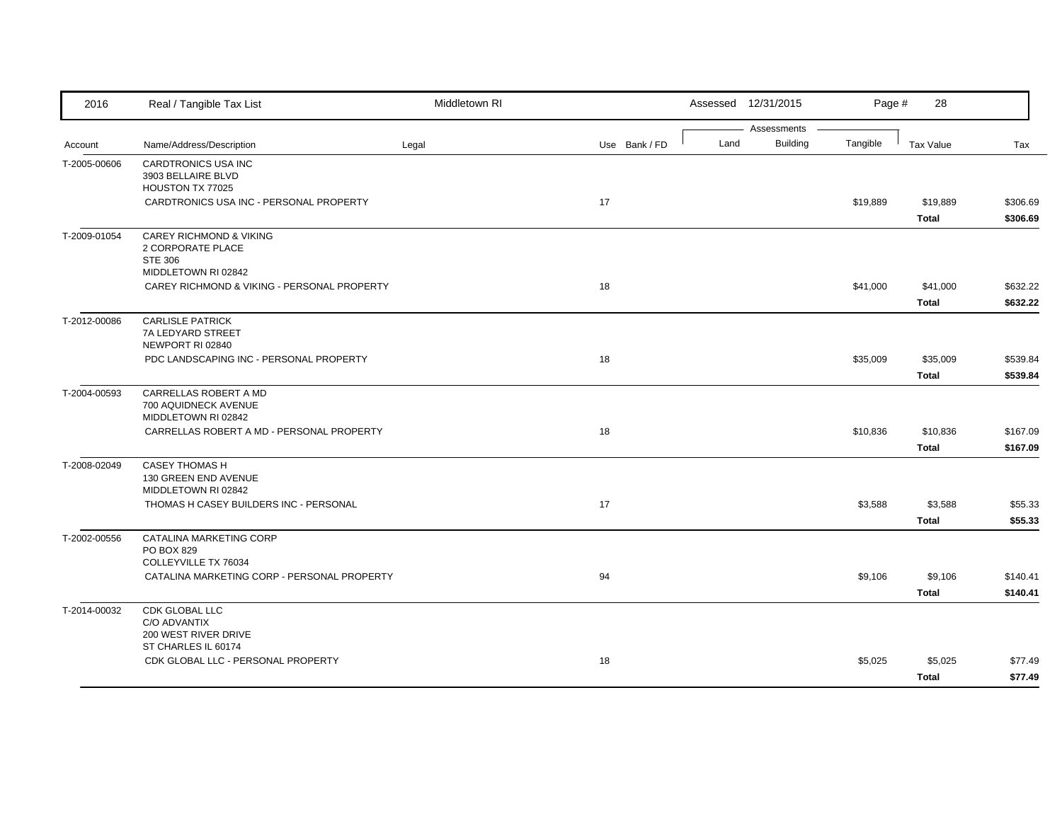| 2016 | Real / Tangible Tax List | Middletown RI | | Assessed 12/31/2015 | | Page # 28 | | |
|---|---|---|---|---|---|---|---|---|
| | | | | Assessments | | | | |
| Account | Name/Address/Description | Legal | Use Bank / FD | Land | Building | Tangible | Tax Value | Tax |
| T-2005-00606 | CARDTRONICS USA INC<br>3903 BELLAIRE BLVD<br>HOUSTON TX 77025 | | | | | | | |
| | CARDTRONICS USA INC - PERSONAL PROPERTY | | 17 | | | $19,889 | $19,889 | $306.69 |
| | | | | | | | **Total** | **$306.69** |
| T-2009-01054 | CAREY RICHMOND & VIKING<br>2 CORPORATE PLACE<br>STE 306<br>MIDDLETOWN RI 02842 | | | | | | | |
| | CAREY RICHMOND & VIKING - PERSONAL PROPERTY | | 18 | | | $41,000 | $41,000 | $632.22 |
| | | | | | | | **Total** | **$632.22** |
| T-2012-00086 | CARLISLE PATRICK<br>7A LEDYARD STREET<br>NEWPORT RI 02840 | | | | | | | |
| | PDC LANDSCAPING INC - PERSONAL PROPERTY | | 18 | | | $35,009 | $35,009 | $539.84 |
| | | | | | | | **Total** | **$539.84** |
| T-2004-00593 | CARRELLAS ROBERT A MD<br>700 AQUIDNECK AVENUE<br>MIDDLETOWN RI 02842 | | | | | | | |
| | CARRELLAS ROBERT A MD - PERSONAL PROPERTY | | 18 | | | $10,836 | $10,836 | $167.09 |
| | | | | | | | **Total** | **$167.09** |
| T-2008-02049 | CASEY THOMAS H<br>130 GREEN END AVENUE<br>MIDDLETOWN RI 02842 | | | | | | | |
| | THOMAS H CASEY BUILDERS INC - PERSONAL | | 17 | | | $3,588 | $3,588 | $55.33 |
| | | | | | | | **Total** | **$55.33** |
| T-2002-00556 | CATALINA MARKETING CORP<br>PO BOX 829<br>COLLEYVILLE TX 76034 | | | | | | | |
| | CATALINA MARKETING CORP - PERSONAL PROPERTY | | 94 | | | $9,106 | $9,106 | $140.41 |
| | | | | | | | **Total** | **$140.41** |
| T-2014-00032 | CDK GLOBAL LLC<br>C/O ADVANTIX<br>200 WEST RIVER DRIVE<br>ST CHARLES IL 60174 | | | | | | | |
| | CDK GLOBAL LLC - PERSONAL PROPERTY | | 18 | | | $5,025 | $5,025 | $77.49 |
| | | | | | | | **Total** | **$77.49** |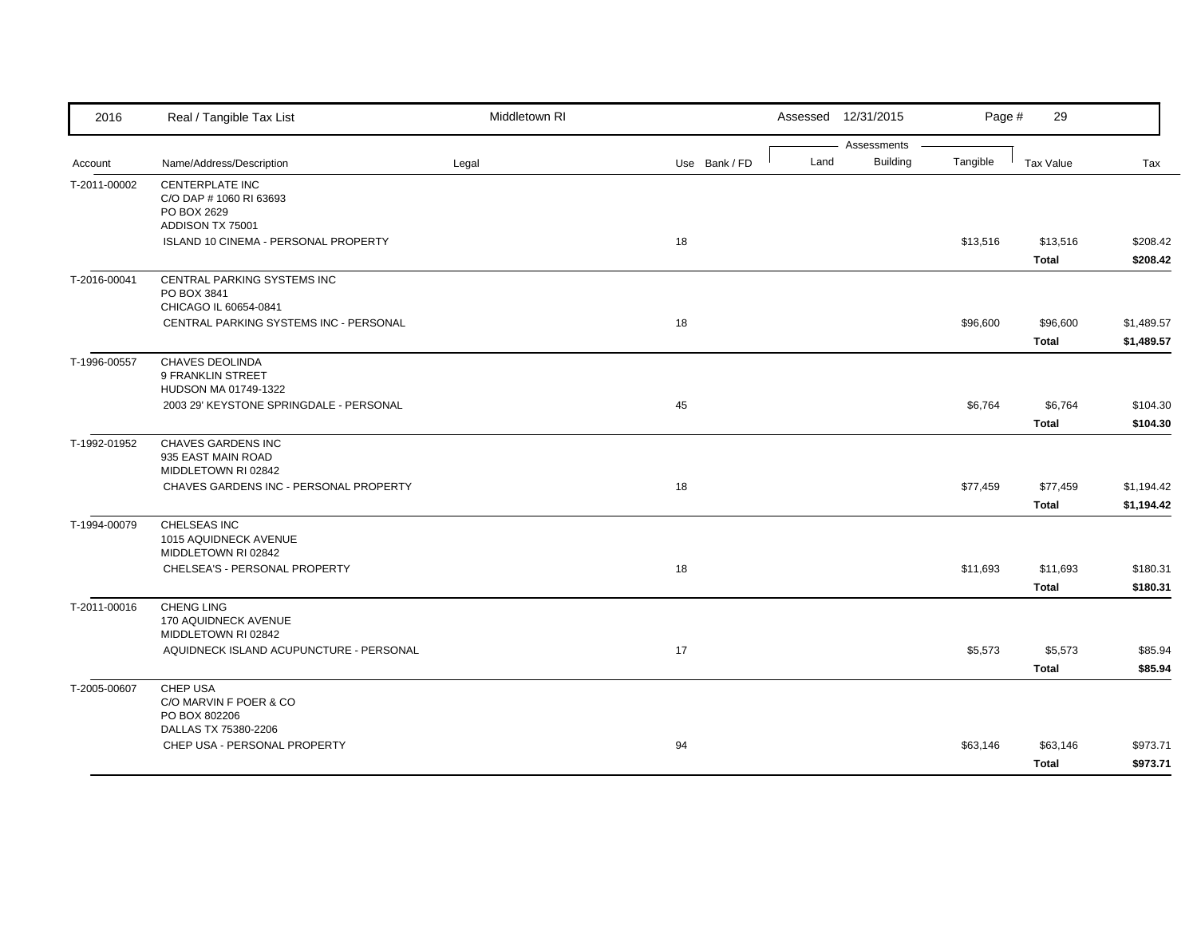| 2016 | Real / Tangible Tax List | Middletown RI | | Assessed 12/31/2015 | | Page # 29 | | |
|---|---|---|---|---|---|---|---|---|
| | | | | Assessments | | | | |
| Account | Name/Address/Description | Legal | Use Bank / FD | Land | Building | Tangible | Tax Value | Tax |
| T-2011-00002 | CENTERPLATE INC<br>C/O DAP # 1060 RI 63693<br>PO BOX 2629<br>ADDISON TX 75001 | | | | | | | |
| | ISLAND 10 CINEMA - PERSONAL PROPERTY | | 18 | | | $13,516 | $13,516 | $208.42 |
| | | | | | | | **Total** | **$208.42** |
| T-2016-00041 | CENTRAL PARKING SYSTEMS INC<br>PO BOX 3841<br>CHICAGO IL 60654-0841 | | | | | | | |
| | CENTRAL PARKING SYSTEMS INC - PERSONAL | | 18 | | | $96,600 | $96,600 | $1,489.57 |
| | | | | | | | **Total** | **$1,489.57** |
| T-1996-00557 | CHAVES DEOLINDA<br>9 FRANKLIN STREET<br>HUDSON MA 01749-1322 | | | | | | | |
| | 2003 29' KEYSTONE SPRINGDALE - PERSONAL | | 45 | | | $6,764 | $6,764 | $104.30 |
| | | | | | | | **Total** | **$104.30** |
| T-1992-01952 | CHAVES GARDENS INC<br>935 EAST MAIN ROAD<br>MIDDLETOWN RI 02842 | | | | | | | |
| | CHAVES GARDENS INC - PERSONAL PROPERTY | | 18 | | | $77,459 | $77,459 | $1,194.42 |
| | | | | | | | **Total** | **$1,194.42** |
| T-1994-00079 | CHELSEAS INC<br>1015 AQUIDNECK AVENUE<br>MIDDLETOWN RI 02842 | | | | | | | |
| | CHELSEA'S - PERSONAL PROPERTY | | 18 | | | $11,693 | $11,693 | $180.31 |
| | | | | | | | **Total** | **$180.31** |
| T-2011-00016 | CHENG LING<br>170 AQUIDNECK AVENUE<br>MIDDLETOWN RI 02842 | | | | | | | |
| | AQUIDNECK ISLAND ACUPUNCTURE - PERSONAL | | 17 | | | $5,573 | $5,573 | $85.94 |
| | | | | | | | **Total** | **$85.94** |
| T-2005-00607 | CHEP USA<br>C/O MARVIN F POER & CO<br>PO BOX 802206<br>DALLAS TX 75380-2206 | | | | | | | |
| | CHEP USA - PERSONAL PROPERTY | | 94 | | | $63,146 | $63,146 | $973.71 |
| | | | | | | | **Total** | **$973.71** |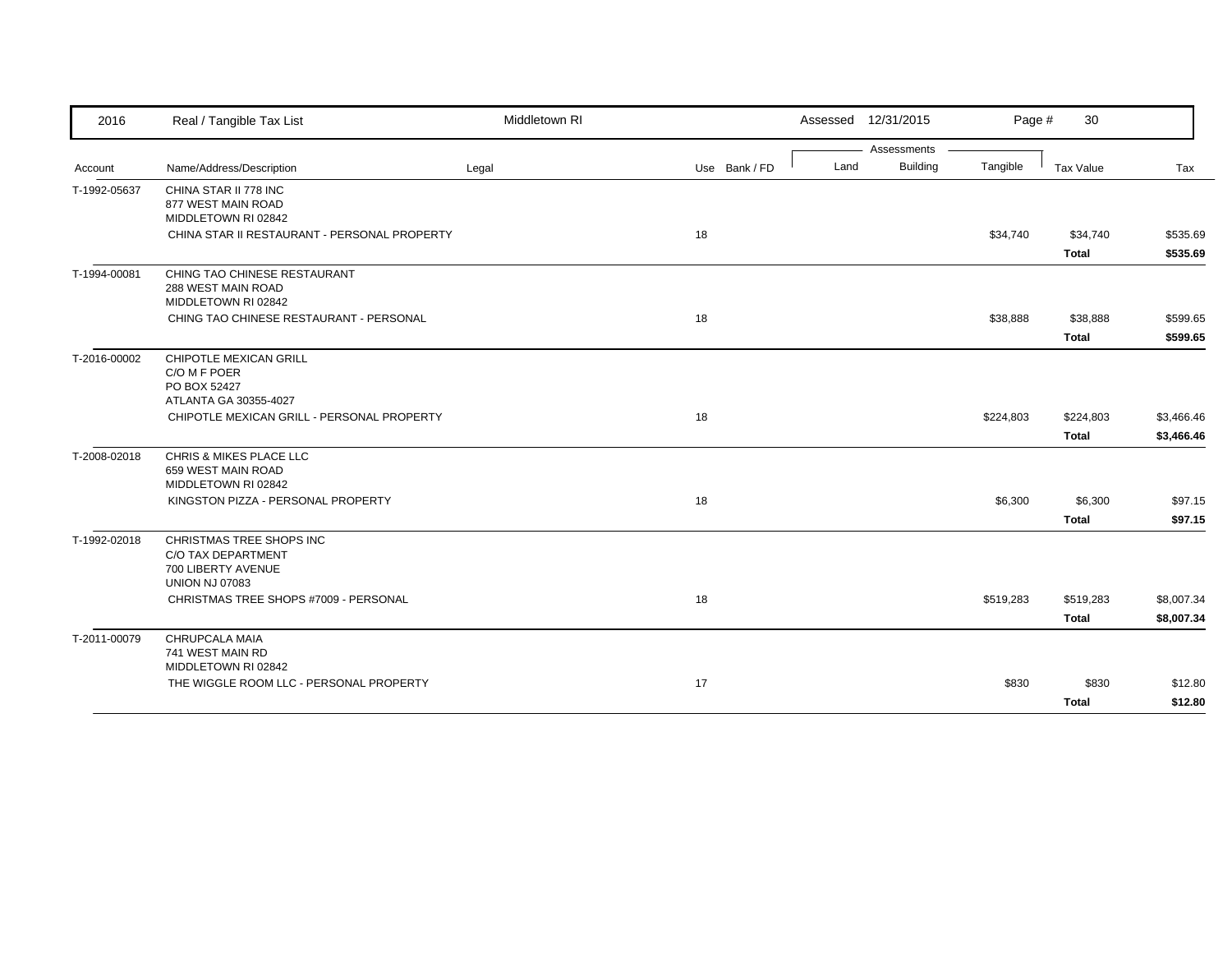| 2016 | Real / Tangible Tax List | Middletown RI | | | Assessed 12/31/2015 | | | | |
|---|---|---|---|---|---|---|---|---|---|
| | | | | | Assessments | | | | |
| Account | Name/Address/Description | Legal | Use | Bank / FD | Land | Building | Tangible | Tax Value | Tax |
| T-1992-05637 | CHINA STAR II 778 INC<br>877 WEST MAIN ROAD<br>MIDDLETOWN RI 02842 | | | | | | | | |
| | CHINA STAR II RESTAURANT - PERSONAL PROPERTY | | 18 | | | | $34,740 | $34,740 | $535.69 |
| | | | | | | | | **Total** | **$535.69** |
| T-1994-00081 | CHING TAO CHINESE RESTAURANT<br>288 WEST MAIN ROAD<br>MIDDLETOWN RI 02842 | | | | | | | | |
| | CHING TAO CHINESE RESTAURANT - PERSONAL | | 18 | | | | $38,888 | $38,888 | $599.65 |
| | | | | | | | | **Total** | **$599.65** |
| T-2016-00002 | CHIPOTLE MEXICAN GRILL<br>C/O M F POER<br>PO BOX 52427<br>ATLANTA GA 30355-4027 | | | | | | | | |
| | CHIPOTLE MEXICAN GRILL - PERSONAL PROPERTY | | 18 | | | | $224,803 | $224,803 | $3,466.46 |
| | | | | | | | | **Total** | **$3,466.46** |
| T-2008-02018 | CHRIS & MIKES PLACE LLC<br>659 WEST MAIN ROAD<br>MIDDLETOWN RI 02842 | | | | | | | | |
| | KINGSTON PIZZA - PERSONAL PROPERTY | | 18 | | | | $6,300 | $6,300 | $97.15 |
| | | | | | | | | **Total** | **$97.15** |
| T-1992-02018 | CHRISTMAS TREE SHOPS INC<br>C/O TAX DEPARTMENT<br>700 LIBERTY AVENUE<br>UNION NJ 07083 | | | | | | | | |
| | CHRISTMAS TREE SHOPS #7009 - PERSONAL | | 18 | | | | $519,283 | $519,283 | $8,007.34 |
| | | | | | | | | **Total** | **$8,007.34** |
| T-2011-00079 | CHRUPCALA MAIA<br>741 WEST MAIN RD<br>MIDDLETOWN RI 02842 | | | | | | | | |
| | THE WIGGLE ROOM LLC - PERSONAL PROPERTY | | 17 | | | | $830 | $830 | $12.80 |
| | | | | | | | | **Total** | **$12.80** |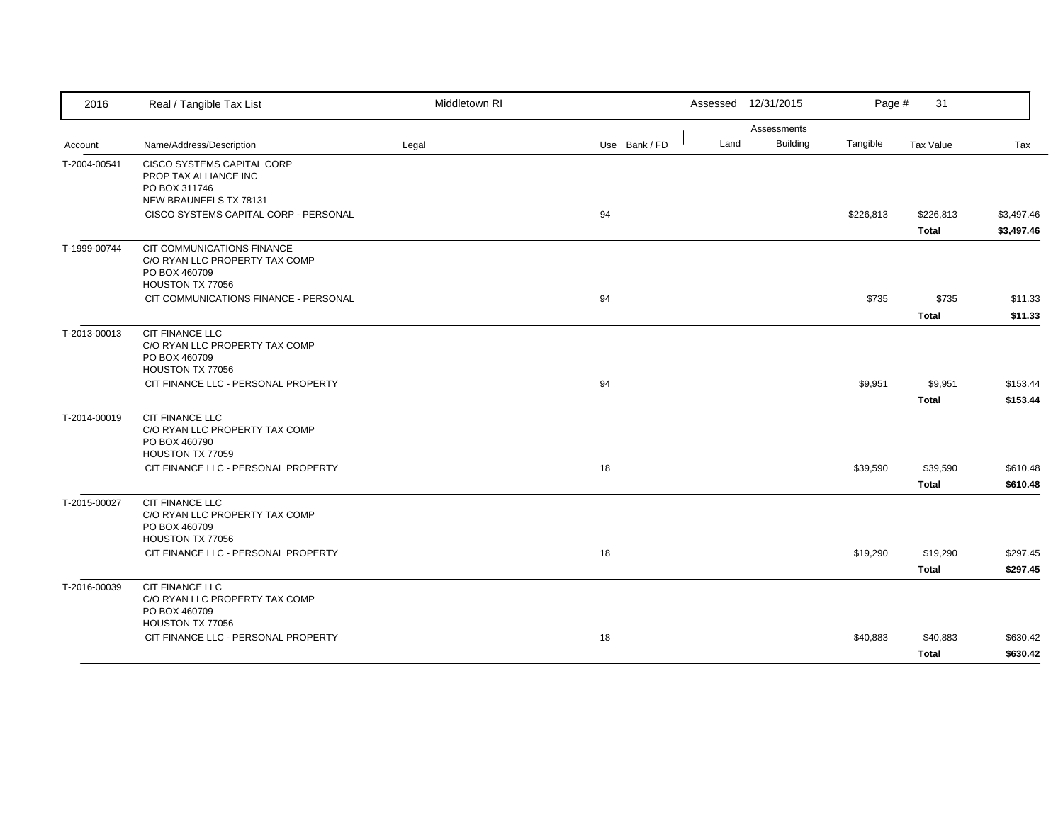| 2016 | Real / Tangible Tax List | Middletown RI | | Assessed 12/31/2015 | | Page # 31 | | |
|---|---|---|---|---|---|---|---|---|
| | | | | Assessments | | | | |
| Account | Name/Address/Description | Legal | Use Bank / FD | Land | Building | Tangible | Tax Value | Tax |
| T-2004-00541 | CISCO SYSTEMS CAPITAL CORP<br>PROP TAX ALLIANCE INC<br>PO BOX 311746<br>NEW BRAUNFELS TX 78131 | | | | | | | |
| | CISCO SYSTEMS CAPITAL CORP - PERSONAL | | 94 | | | $226,813 | $226,813 | $3,497.46 |
| | | | | | | | **Total** | **$3,497.46** |
| T-1999-00744 | CIT COMMUNICATIONS FINANCE<br>C/O RYAN LLC PROPERTY TAX COMP<br>PO BOX 460709<br>HOUSTON TX 77056 | | | | | | | |
| | CIT COMMUNICATIONS FINANCE - PERSONAL | | 94 | | | $735 | $735 | $11.33 |
| | | | | | | | **Total** | **$11.33** |
| T-2013-00013 | CIT FINANCE LLC<br>C/O RYAN LLC PROPERTY TAX COMP<br>PO BOX 460709<br>HOUSTON TX 77056 | | | | | | | |
| | CIT FINANCE LLC - PERSONAL PROPERTY | | 94 | | | $9,951 | $9,951 | $153.44 |
| | | | | | | | **Total** | **$153.44** |
| T-2014-00019 | CIT FINANCE LLC<br>C/O RYAN LLC PROPERTY TAX COMP<br>PO BOX 460790<br>HOUSTON TX 77059 | | | | | | | |
| | CIT FINANCE LLC - PERSONAL PROPERTY | | 18 | | | $39,590 | $39,590 | $610.48 |
| | | | | | | | **Total** | **$610.48** |
| T-2015-00027 | CIT FINANCE LLC<br>C/O RYAN LLC PROPERTY TAX COMP<br>PO BOX 460709<br>HOUSTON TX 77056 | | | | | | | |
| | CIT FINANCE LLC - PERSONAL PROPERTY | | 18 | | | $19,290 | $19,290 | $297.45 |
| | | | | | | | **Total** | **$297.45** |
| T-2016-00039 | CIT FINANCE LLC<br>C/O RYAN LLC PROPERTY TAX COMP<br>PO BOX 460709<br>HOUSTON TX 77056 | | | | | | | |
| | CIT FINANCE LLC - PERSONAL PROPERTY | | 18 | | | $40,883 | $40,883 | $630.42 |
| | | | | | | | **Total** | **$630.42** |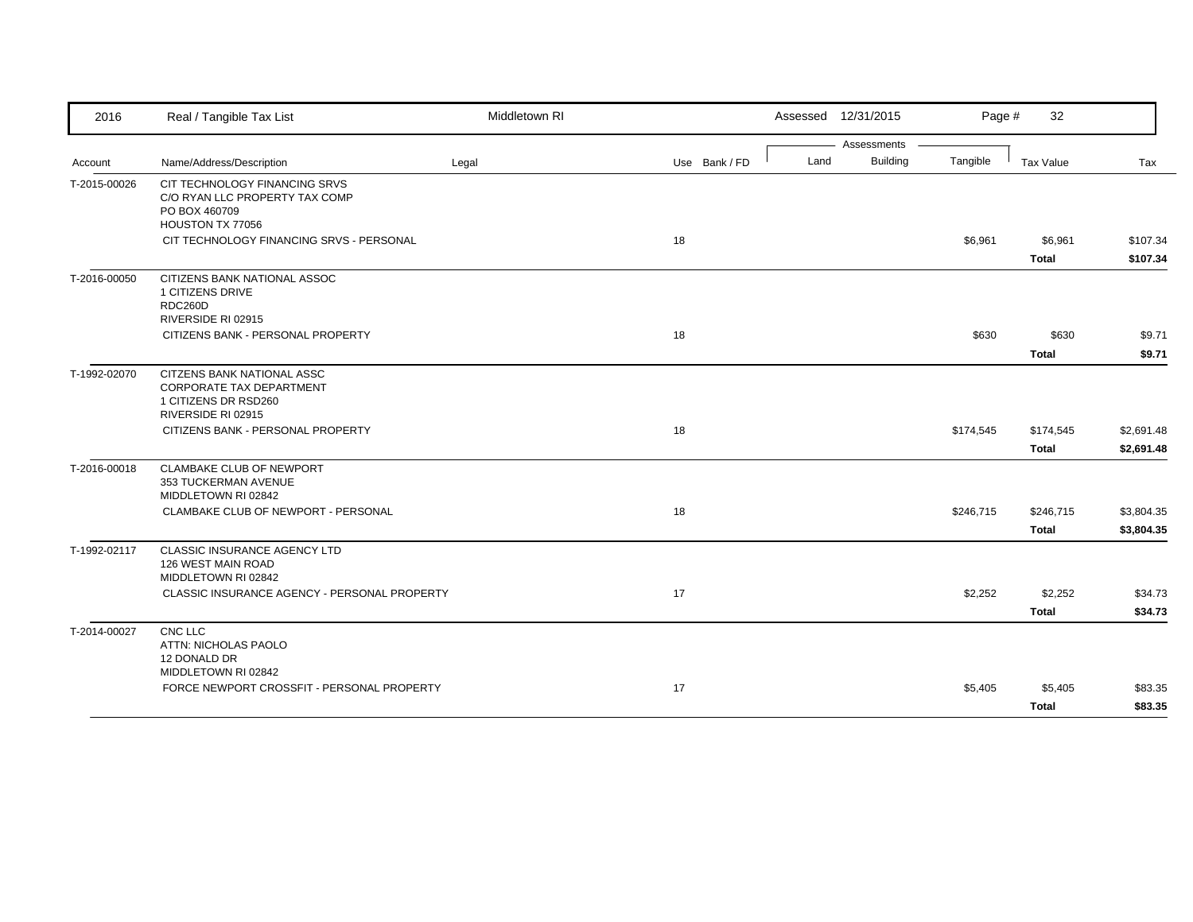| 2016 | Real / Tangible Tax List | Middletown RI | | Assessed 12/31/2015 | | Page # 32 | | |
|---|---|---|---|---|---|---|---|---|
| | | | | Assessments | | | | |
| Account | Name/Address/Description | Legal | Use Bank / FD | Land | Building | Tangible | Tax Value | Tax |
| T-2015-00026 | CIT TECHNOLOGY FINANCING SRVS<br>C/O RYAN LLC PROPERTY TAX COMP<br>PO BOX 460709<br>HOUSTON TX 77056 | | | | | | | |
| | CIT TECHNOLOGY FINANCING SRVS - PERSONAL | | 18 | | | $6,961 | $6,961 | $107.34 |
| | | | | | | | **Total** | **$107.34** |
| T-2016-00050 | CITIZENS BANK NATIONAL ASSOC<br>1 CITIZENS DRIVE<br>RDC260D<br>RIVERSIDE RI 02915 | | | | | | | |
| | CITIZENS BANK - PERSONAL PROPERTY | | 18 | | | $630 | $630 | $9.71 |
| | | | | | | | **Total** | **$9.71** |
| T-1992-02070 | CITZENS BANK NATIONAL ASSC<br>CORPORATE TAX DEPARTMENT<br>1 CITIZENS DR RSD260<br>RIVERSIDE RI 02915 | | | | | | | |
| | CITIZENS BANK - PERSONAL PROPERTY | | 18 | | | $174,545 | $174,545 | $2,691.48 |
| | | | | | | | **Total** | **$2,691.48** |
| T-2016-00018 | CLAMBAKE CLUB OF NEWPORT<br>353 TUCKERMAN AVENUE<br>MIDDLETOWN RI 02842 | | | | | | | |
| | CLAMBAKE CLUB OF NEWPORT - PERSONAL | | 18 | | | $246,715 | $246,715 | $3,804.35 |
| | | | | | | | **Total** | **$3,804.35** |
| T-1992-02117 | CLASSIC INSURANCE AGENCY LTD<br>126 WEST MAIN ROAD<br>MIDDLETOWN RI 02842 | | | | | | | |
| | CLASSIC INSURANCE AGENCY - PERSONAL PROPERTY | | 17 | | | $2,252 | $2,252 | $34.73 |
| | | | | | | | **Total** | **$34.73** |
| T-2014-00027 | CNC LLC<br>ATTN: NICHOLAS PAOLO<br>12 DONALD DR<br>MIDDLETOWN RI 02842 | | | | | | | |
| | FORCE NEWPORT CROSSFIT - PERSONAL PROPERTY | | 17 | | | $5,405 | $5,405 | $83.35 |
| | | | | | | | **Total** | **$83.35** |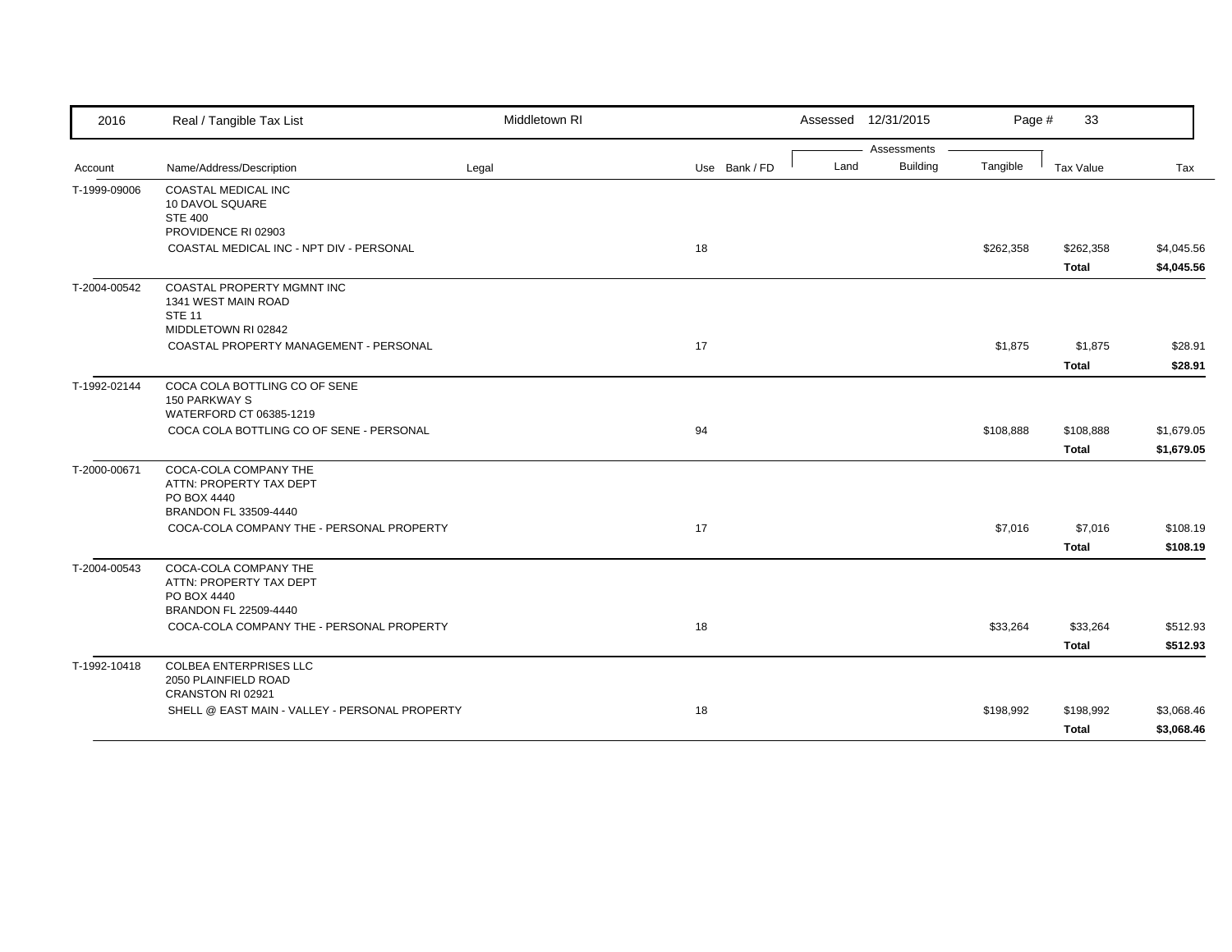| Account | Name/Address/Description | Legal | Use | Bank / FD | Land | Building | Tangible | Tax Value | Tax |
|---|---|---|---|---|---|---|---|---|---|
| T-1999-09006 | COASTAL MEDICAL INC<br>10 DAVOL SQUARE<br>STE 400<br>PROVIDENCE RI 02903 | | | | | | | | |
| | COASTAL MEDICAL INC - NPT DIV - PERSONAL | | 18 | | | | $262,358 | $262,358 | $4,045.56 |
| | | | | | | | | **Total** | **$4,045.56** |
| T-2004-00542 | COASTAL PROPERTY MGMNT INC<br>1341 WEST MAIN ROAD<br>STE 11<br>MIDDLETOWN RI 02842 | | | | | | | | |
| | COASTAL PROPERTY MANAGEMENT - PERSONAL | | 17 | | | | $1,875 | $1,875 | $28.91 |
| | | | | | | | | **Total** | **$28.91** |
| T-1992-02144 | COCA COLA BOTTLING CO OF SENE<br>150 PARKWAY S<br>WATERFORD CT 06385-1219 | | | | | | | | |
| | COCA COLA BOTTLING CO OF SENE - PERSONAL | | 94 | | | | $108,888 | $108,888 | $1,679.05 |
| | | | | | | | | **Total** | **$1,679.05** |
| T-2000-00671 | COCA-COLA COMPANY THE<br>ATTN: PROPERTY TAX DEPT<br>PO BOX 4440<br>BRANDON FL 33509-4440 | | | | | | | | |
| | COCA-COLA COMPANY THE - PERSONAL PROPERTY | | 17 | | | | $7,016 | $7,016 | $108.19 |
| | | | | | | | | **Total** | **$108.19** |
| T-2004-00543 | COCA-COLA COMPANY THE<br>ATTN: PROPERTY TAX DEPT<br>PO BOX 4440<br>BRANDON FL 22509-4440 | | | | | | | | |
| | COCA-COLA COMPANY THE - PERSONAL PROPERTY | | 18 | | | | $33,264 | $33,264 | $512.93 |
| | | | | | | | | **Total** | **$512.93** |
| T-1992-10418 | COLBEA ENTERPRISES LLC<br>2050 PLAINFIELD ROAD<br>CRANSTON RI 02921 | | | | | | | | |
| | SHELL @ EAST MAIN - VALLEY - PERSONAL PROPERTY | | 18 | | | | $198,992 | $198,992 | $3,068.46 |
| | | | | | | | | **Total** | **$3,068.46** |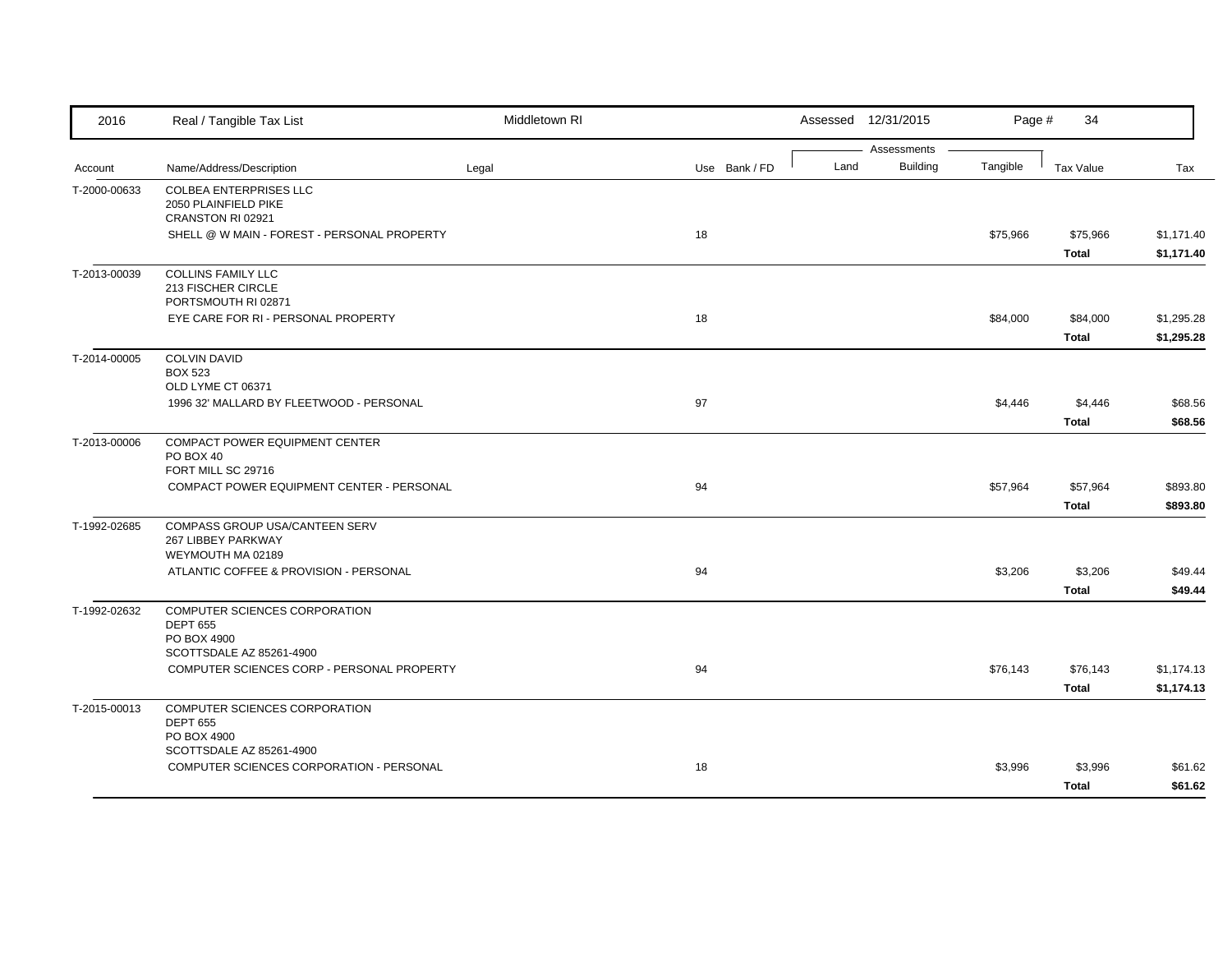| 2016 | Real / Tangible Tax List | Middletown RI | | | Assessed 12/31/2015 | | | | |
|---|---|---|---|---|---|---|---|---|---|
| | | | | | Assessments | | | | |
| Account | Name/Address/Description | Legal | Use | Bank / FD | Land | Building | Tangible | Tax Value | Tax |
| T-2000-00633 | COLBEA ENTERPRISES LLC<br>2050 PLAINFIELD PIKE<br>CRANSTON RI 02921 | | | | | | | | |
| | SHELL @ W MAIN - FOREST - PERSONAL PROPERTY | | 18 | | | | $75,966 | $75,966 | $1,171.40 |
| | | | | | | | | **Total** | **$1,171.40** |
| T-2013-00039 | COLLINS FAMILY LLC<br>213 FISCHER CIRCLE<br>PORTSMOUTH RI 02871 | | | | | | | | |
| | EYE CARE FOR RI - PERSONAL PROPERTY | | 18 | | | | $84,000 | $84,000 | $1,295.28 |
| | | | | | | | | **Total** | **$1,295.28** |
| T-2014-00005 | COLVIN DAVID<br>BOX 523<br>OLD LYME CT 06371 | | | | | | | | |
| | 1996 32' MALLARD BY FLEETWOOD - PERSONAL | | 97 | | | | $4,446 | $4,446 | $68.56 |
| | | | | | | | | **Total** | **$68.56** |
| T-2013-00006 | COMPACT POWER EQUIPMENT CENTER<br>PO BOX 40<br>FORT MILL SC 29716 | | | | | | | | |
| | COMPACT POWER EQUIPMENT CENTER - PERSONAL | | 94 | | | | $57,964 | $57,964 | $893.80 |
| | | | | | | | | **Total** | **$893.80** |
| T-1992-02685 | COMPASS GROUP USA/CANTEEN SERV<br>267 LIBBEY PARKWAY<br>WEYMOUTH MA 02189 | | | | | | | | |
| | ATLANTIC COFFEE & PROVISION - PERSONAL | | 94 | | | | $3,206 | $3,206 | $49.44 |
| | | | | | | | | **Total** | **$49.44** |
| T-1992-02632 | COMPUTER SCIENCES CORPORATION<br>DEPT 655<br>PO BOX 4900<br>SCOTTSDALE AZ 85261-4900 | | | | | | | | |
| | COMPUTER SCIENCES CORP - PERSONAL PROPERTY | | 94 | | | | $76,143 | $76,143 | $1,174.13 |
| | | | | | | | | **Total** | **$1,174.13** |
| T-2015-00013 | COMPUTER SCIENCES CORPORATION<br>DEPT 655<br>PO BOX 4900<br>SCOTTSDALE AZ 85261-4900 | | | | | | | | |
| | COMPUTER SCIENCES CORPORATION - PERSONAL | | 18 | | | | $3,996 | $3,996 | $61.62 |
| | | | | | | | | **Total** | **$61.62** |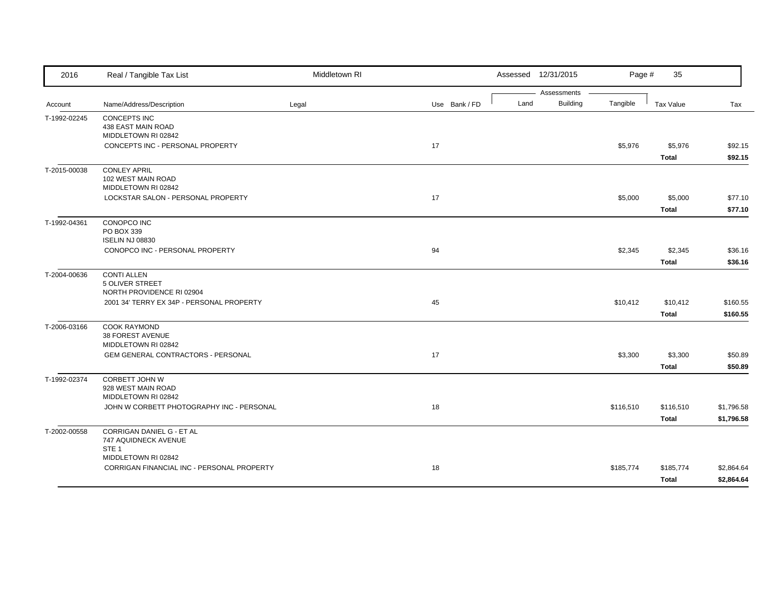| 2016 | Real / Tangible Tax List | Middletown RI | | | Assessed 12/31/2015 | | Page # 35 | | |
|---|---|---|---|---|---|---|---|---|---|
| | | | | | Assessments | | | | |
| Account | Name/Address/Description | Legal | Use | Bank / FD | Land | Building | Tangible | Tax Value | Tax |
| T-1992-02245 | CONCEPTS INC<br>438 EAST MAIN ROAD<br>MIDDLETOWN RI 02842 | | | | | | | | |
| | CONCEPTS INC - PERSONAL PROPERTY | | 17 | | | | $5,976 | $5,976 | $92.15 |
| | | | | | | | | **Total** | **$92.15** |
| T-2015-00038 | CONLEY APRIL<br>102 WEST MAIN ROAD<br>MIDDLETOWN RI 02842 | | | | | | | | |
| | LOCKSTAR SALON - PERSONAL PROPERTY | | 17 | | | | $5,000 | $5,000 | $77.10 |
| | | | | | | | | **Total** | **$77.10** |
| T-1992-04361 | CONOPCO INC<br>PO BOX 339<br>ISELIN NJ 08830 | | | | | | | | |
| | CONOPCO INC - PERSONAL PROPERTY | | 94 | | | | $2,345 | $2,345 | $36.16 |
| | | | | | | | | **Total** | **$36.16** |
| T-2004-00636 | CONTI ALLEN<br>5 OLIVER STREET<br>NORTH PROVIDENCE RI 02904 | | | | | | | | |
| | 2001 34' TERRY EX 34P - PERSONAL PROPERTY | | 45 | | | | $10,412 | $10,412 | $160.55 |
| | | | | | | | | **Total** | **$160.55** |
| T-2006-03166 | COOK RAYMOND<br>38 FOREST AVENUE<br>MIDDLETOWN RI 02842 | | | | | | | | |
| | GEM GENERAL CONTRACTORS - PERSONAL | | 17 | | | | $3,300 | $3,300 | $50.89 |
| | | | | | | | | **Total** | **$50.89** |
| T-1992-02374 | CORBETT JOHN W<br>928 WEST MAIN ROAD<br>MIDDLETOWN RI 02842 | | | | | | | | |
| | JOHN W CORBETT PHOTOGRAPHY INC - PERSONAL | | 18 | | | | $116,510 | $116,510 | $1,796.58 |
| | | | | | | | | **Total** | **$1,796.58** |
| T-2002-00558 | CORRIGAN DANIEL G - ET AL<br>747 AQUIDNECK AVENUE<br>STE 1<br>MIDDLETOWN RI 02842 | | | | | | | | |
| | CORRIGAN FINANCIAL INC - PERSONAL PROPERTY | | 18 | | | | $185,774 | $185,774 | $2,864.64 |
| | | | | | | | | **Total** | **$2,864.64** |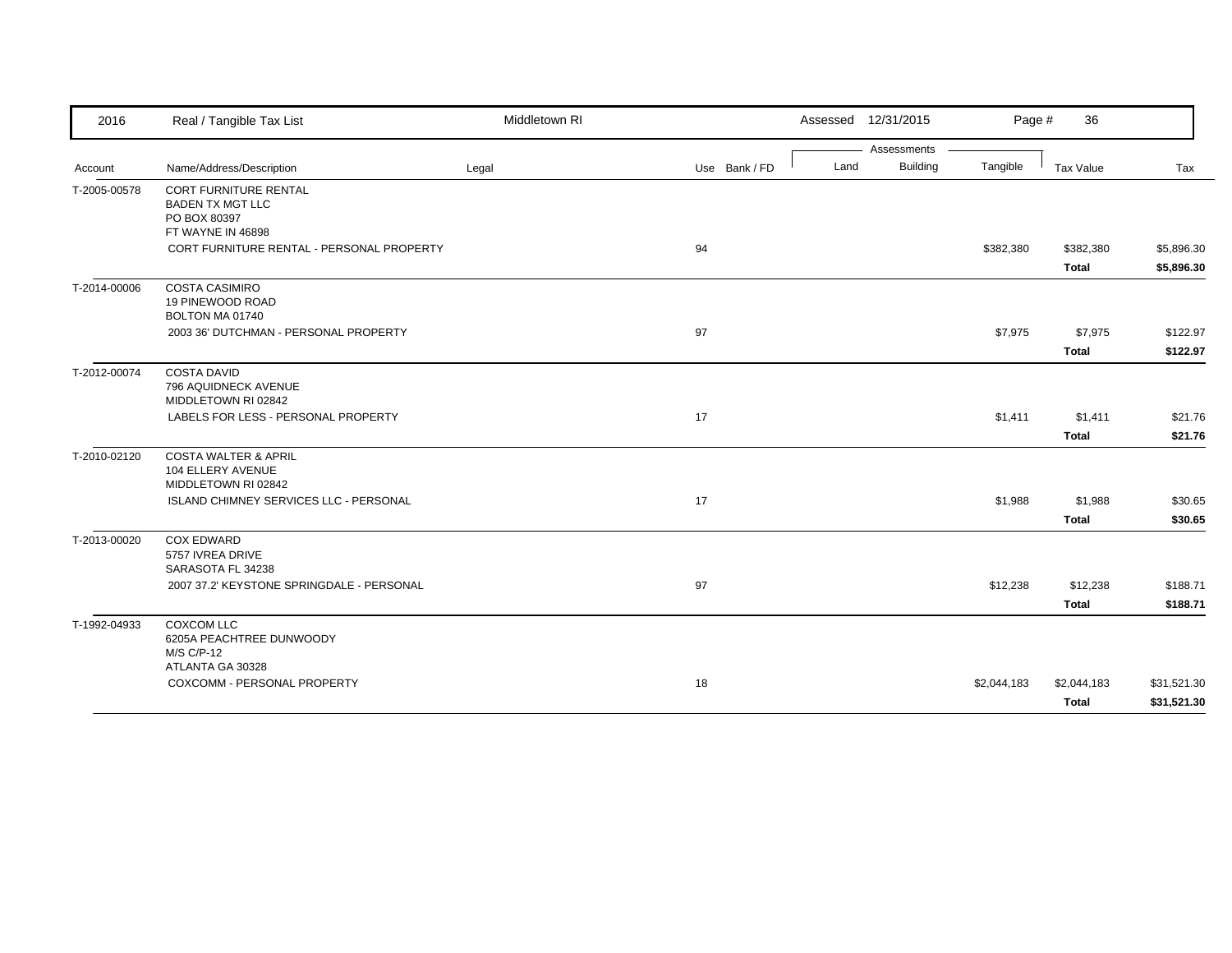| Account | Name/Address/Description | Legal | Use | Bank / FD | Land | Building | Tangible | Tax Value | Tax |
|---|---|---|---|---|---|---|---|---|---|
| T-2005-00578 | CORT FURNITURE RENTAL<br>BADEN TX MGT LLC<br>PO BOX 80397<br>FT WAYNE IN 46898 | | | | | | | | |
| | CORT FURNITURE RENTAL - PERSONAL PROPERTY | | 94 | | | | $382,380 | $382,380 | $5,896.30 |
| | | | | | | | | **Total** | **$5,896.30** |
| T-2014-00006 | COSTA CASIMIRO<br>19 PINEWOOD ROAD<br>BOLTON MA 01740 | | | | | | | | |
| | 2003 36' DUTCHMAN - PERSONAL PROPERTY | | 97 | | | | $7,975 | $7,975 | $122.97 |
| | | | | | | | | **Total** | **$122.97** |
| T-2012-00074 | COSTA DAVID<br>796 AQUIDNECK AVENUE<br>MIDDLETOWN RI 02842 | | | | | | | | |
| | LABELS FOR LESS - PERSONAL PROPERTY | | 17 | | | | $1,411 | $1,411 | $21.76 |
| | | | | | | | | **Total** | **$21.76** |
| T-2010-02120 | COSTA WALTER & APRIL<br>104 ELLERY AVENUE<br>MIDDLETOWN RI 02842 | | | | | | | | |
| | ISLAND CHIMNEY SERVICES LLC - PERSONAL | | 17 | | | | $1,988 | $1,988 | $30.65 |
| | | | | | | | | **Total** | **$30.65** |
| T-2013-00020 | COX EDWARD<br>5757 IVREA DRIVE<br>SARASOTA FL 34238 | | | | | | | | |
| | 2007 37.2' KEYSTONE SPRINGDALE - PERSONAL | | 97 | | | | $12,238 | $12,238 | $188.71 |
| | | | | | | | | **Total** | **$188.71** |
| T-1992-04933 | COXCOM LLC<br>6205A PEACHTREE DUNWOODY<br>M/S C/P-12<br>ATLANTA GA 30328 | | | | | | | | |
| | COXCOMM - PERSONAL PROPERTY | | 18 | | | | $2,044,183 | $2,044,183 | $31,521.30 |
| | | | | | | | | **Total** | **$31,521.30** |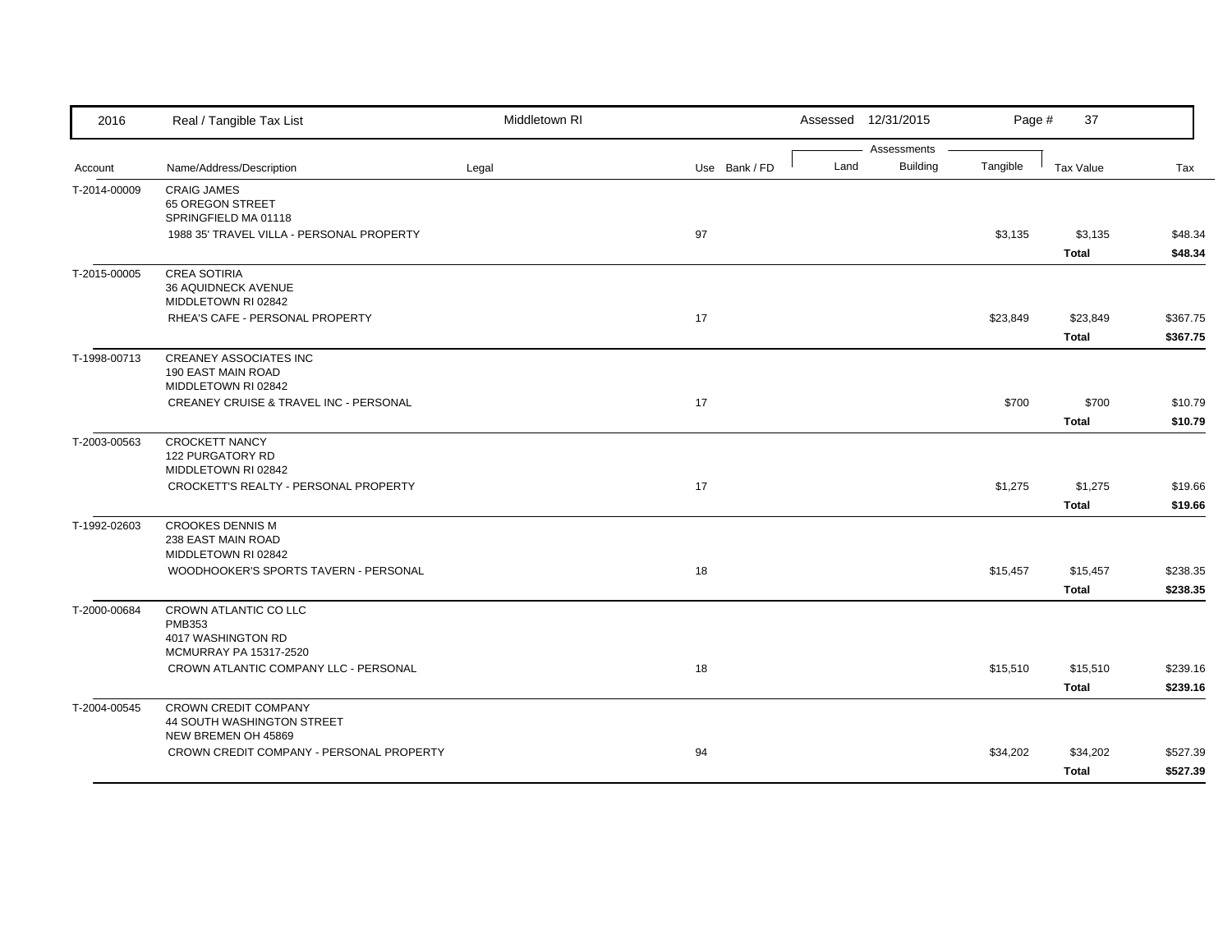| 2016 | Real / Tangible Tax List | Middletown RI | | | Assessed 12/31/2015 | | Page # 37 | | |
|---|---|---|---|---|---|---|---|---|---|
| | | | | | Assessments | | | | |
| Account | Name/Address/Description | Legal | Use | Bank / FD | Land | Building | Tangible | Tax Value | Tax |
| T-2014-00009 | CRAIG JAMES<br>65 OREGON STREET<br>SPRINGFIELD MA 01118 | | | | | | | | |
| | 1988 35' TRAVEL VILLA - PERSONAL PROPERTY | | 97 | | | | $3,135 | $3,135 | $48.34 |
| | | | | | | | | **Total** | **$48.34** |
| T-2015-00005 | CREA SOTIRIA<br>36 AQUIDNECK AVENUE<br>MIDDLETOWN RI 02842 | | | | | | | | |
| | RHEA'S CAFE - PERSONAL PROPERTY | | 17 | | | | $23,849 | $23,849 | $367.75 |
| | | | | | | | | **Total** | **$367.75** |
| T-1998-00713 | CREANEY ASSOCIATES INC<br>190 EAST MAIN ROAD<br>MIDDLETOWN RI 02842 | | | | | | | | |
| | CREANEY CRUISE & TRAVEL INC - PERSONAL | | 17 | | | | $700 | $700 | $10.79 |
| | | | | | | | | **Total** | **$10.79** |
| T-2003-00563 | CROCKETT NANCY<br>122 PURGATORY RD<br>MIDDLETOWN RI 02842 | | | | | | | | |
| | CROCKETT'S REALTY - PERSONAL PROPERTY | | 17 | | | | $1,275 | $1,275 | $19.66 |
| | | | | | | | | **Total** | **$19.66** |
| T-1992-02603 | CROOKES DENNIS M<br>238 EAST MAIN ROAD<br>MIDDLETOWN RI 02842 | | | | | | | | |
| | WOODHOOKER'S SPORTS TAVERN - PERSONAL | | 18 | | | | $15,457 | $15,457 | $238.35 |
| | | | | | | | | **Total** | **$238.35** |
| T-2000-00684 | CROWN ATLANTIC CO LLC<br>PMB353<br>4017 WASHINGTON RD<br>MCMURRAY PA 15317-2520 | | | | | | | | |
| | CROWN ATLANTIC COMPANY LLC - PERSONAL | | 18 | | | | $15,510 | $15,510 | $239.16 |
| | | | | | | | | **Total** | **$239.16** |
| T-2004-00545 | CROWN CREDIT COMPANY<br>44 SOUTH WASHINGTON STREET<br>NEW BREMEN OH 45869 | | | | | | | | |
| | CROWN CREDIT COMPANY - PERSONAL PROPERTY | | 94 | | | | $34,202 | $34,202 | $527.39 |
| | | | | | | | | **Total** | **$527.39** |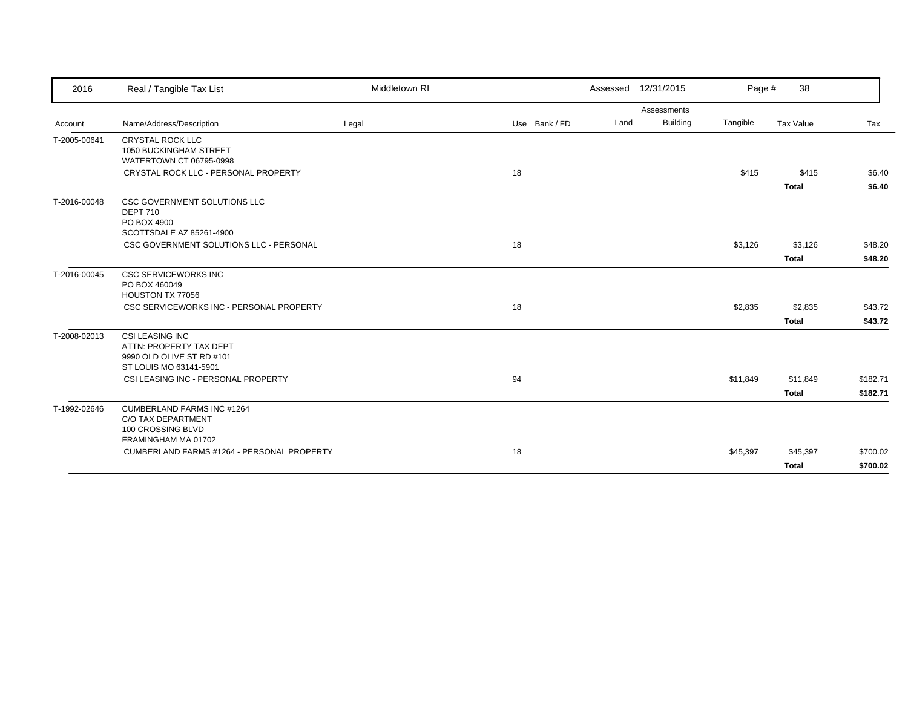| Account | Name/Address/Description | Legal | Use | Bank / FD | Land | Building | Tangible | Tax Value | Tax |
|---|---|---|---|---|---|---|---|---|---|
| T-2005-00641 | CRYSTAL ROCK LLC<br>1050 BUCKINGHAM STREET<br>WATERTOWN CT 06795-0998 | | | | | | | | |
| | CRYSTAL ROCK LLC - PERSONAL PROPERTY | | 18 | | | | $415 | $415 | $6.40 |
| | | | | | | | | **Total** | **$6.40** |
| T-2016-00048 | CSC GOVERNMENT SOLUTIONS LLC<br>DEPT 710<br>PO BOX 4900<br>SCOTTSDALE AZ 85261-4900 | | | | | | | | |
| | CSC GOVERNMENT SOLUTIONS LLC - PERSONAL | | 18 | | | | $3,126 | $3,126 | $48.20 |
| | | | | | | | | **Total** | **$48.20** |
| T-2016-00045 | CSC SERVICEWORKS INC<br>PO BOX 460049<br>HOUSTON TX 77056 | | | | | | | | |
| | CSC SERVICEWORKS INC - PERSONAL PROPERTY | | 18 | | | | $2,835 | $2,835 | $43.72 |
| | | | | | | | | **Total** | **$43.72** |
| T-2008-02013 | CSI LEASING INC<br>ATTN: PROPERTY TAX DEPT<br>9990 OLD OLIVE ST RD #101<br>ST LOUIS MO 63141-5901 | | | | | | | | |
| | CSI LEASING INC - PERSONAL PROPERTY | | 94 | | | | $11,849 | $11,849 | $182.71 |
| | | | | | | | | **Total** | **$182.71** |
| T-1992-02646 | CUMBERLAND FARMS INC #1264<br>C/O TAX DEPARTMENT<br>100 CROSSING BLVD<br>FRAMINGHAM MA 01702 | | | | | | | | |
| | CUMBERLAND FARMS #1264 - PERSONAL PROPERTY | | 18 | | | | $45,397 | $45,397 | $700.02 |
| | | | | | | | | **Total** | **$700.02** |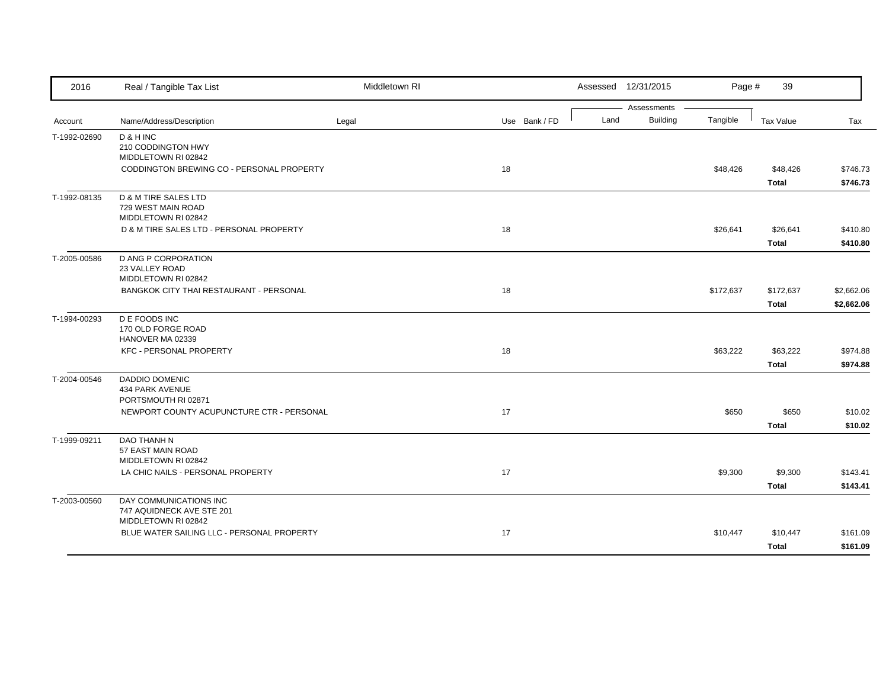| Account | Name/Address/Description | Legal | Use | Bank / FD | Land | Building | Tangible | Tax Value | Tax |
|---|---|---|---|---|---|---|---|---|---|
| T-1992-02690 | D & H INC<br>210 CODDINGTON HWY<br>MIDDLETOWN RI 02842 | | | | | | | | |
| | CODDINGTON BREWING CO - PERSONAL PROPERTY | | 18 | | | | $48,426 | $48,426 | $746.73 |
| | | | | | | | | **Total** | **$746.73** |
| T-1992-08135 | D & M TIRE SALES LTD<br>729 WEST MAIN ROAD<br>MIDDLETOWN RI 02842 | | | | | | | | |
| | D & M TIRE SALES LTD - PERSONAL PROPERTY | | 18 | | | | $26,641 | $26,641 | $410.80 |
| | | | | | | | | **Total** | **$410.80** |
| T-2005-00586 | D ANG P CORPORATION<br>23 VALLEY ROAD<br>MIDDLETOWN RI 02842 | | | | | | | | |
| | BANGKOK CITY THAI RESTAURANT - PERSONAL | | 18 | | | | $172,637 | $172,637 | $2,662.06 |
| | | | | | | | | **Total** | **$2,662.06** |
| T-1994-00293 | D E FOODS INC<br>170 OLD FORGE ROAD<br>HANOVER MA 02339 | | | | | | | | |
| | KFC - PERSONAL PROPERTY | | 18 | | | | $63,222 | $63,222 | $974.88 |
| | | | | | | | | **Total** | **$974.88** |
| T-2004-00546 | DADDIO DOMENIC<br>434 PARK AVENUE<br>PORTSMOUTH RI 02871 | | | | | | | | |
| | NEWPORT COUNTY ACUPUNCTURE CTR - PERSONAL | | 17 | | | | $650 | $650 | $10.02 |
| | | | | | | | | **Total** | **$10.02** |
| T-1999-09211 | DAO THANH N<br>57 EAST MAIN ROAD<br>MIDDLETOWN RI 02842 | | | | | | | | |
| | LA CHIC NAILS - PERSONAL PROPERTY | | 17 | | | | $9,300 | $9,300 | $143.41 |
| | | | | | | | | **Total** | **$143.41** |
| T-2003-00560 | DAY COMMUNICATIONS INC<br>747 AQUIDNECK AVE STE 201<br>MIDDLETOWN RI 02842 | | | | | | | | |
| | BLUE WATER SAILING LLC - PERSONAL PROPERTY | | 17 | | | | $10,447 | $10,447 | $161.09 |
| | | | | | | | | **Total** | **$161.09** |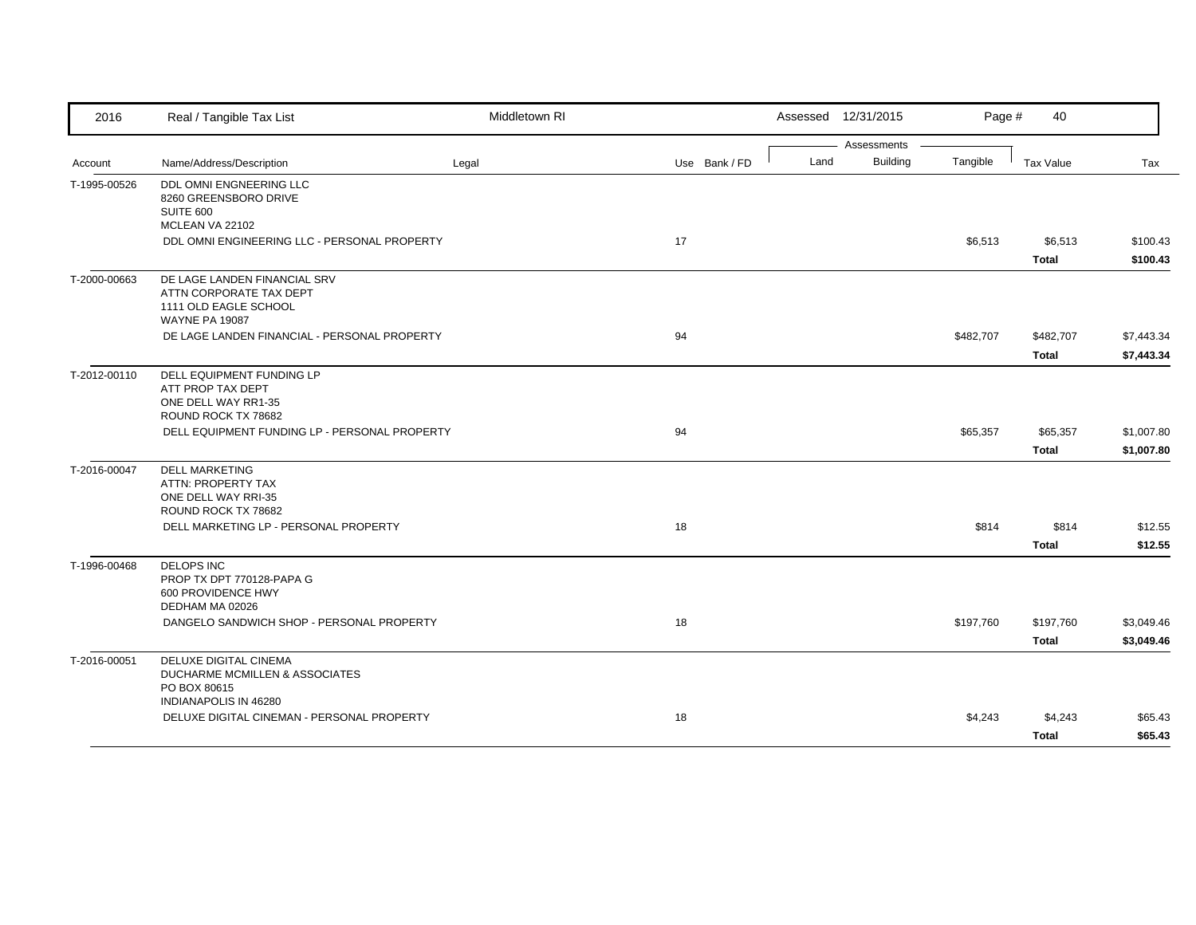| Account | Name/Address/Description | Legal | Use | Bank / FD | Land | Building | Tangible | Tax Value | Tax |
|---|---|---|---|---|---|---|---|---|---|
| T-1995-00526 | DDL OMNI ENGNEERING LLC<br>8260 GREENSBORO DRIVE<br>SUITE 600<br>MCLEAN VA 22102 | | | | | | | | |
| | DDL OMNI ENGINEERING LLC - PERSONAL PROPERTY | | 17 | | | | $6,513 | $6,513 | $100.43 |
| | | | | | | | | **Total** | **$100.43** |
| T-2000-00663 | DE LAGE LANDEN FINANCIAL SRV<br>ATTN CORPORATE TAX DEPT<br>1111 OLD EAGLE SCHOOL<br>WAYNE PA 19087 | | | | | | | | |
| | DE LAGE LANDEN FINANCIAL - PERSONAL PROPERTY | | 94 | | | | $482,707 | $482,707 | $7,443.34 |
| | | | | | | | | **Total** | **$7,443.34** |
| T-2012-00110 | DELL EQUIPMENT FUNDING LP<br>ATT PROP TAX DEPT<br>ONE DELL WAY RR1-35<br>ROUND ROCK TX 78682 | | | | | | | | |
| | DELL EQUIPMENT FUNDING LP - PERSONAL PROPERTY | | 94 | | | | $65,357 | $65,357 | $1,007.80 |
| | | | | | | | | **Total** | **$1,007.80** |
| T-2016-00047 | DELL MARKETING<br>ATTN: PROPERTY TAX<br>ONE DELL WAY RRI-35<br>ROUND ROCK TX 78682 | | | | | | | | |
| | DELL MARKETING LP - PERSONAL PROPERTY | | 18 | | | | $814 | $814 | $12.55 |
| | | | | | | | | **Total** | **$12.55** |
| T-1996-00468 | DELOPS INC<br>PROP TX DPT 770128-PAPA G<br>600 PROVIDENCE HWY<br>DEDHAM MA 02026 | | | | | | | | |
| | DANGELO SANDWICH SHOP - PERSONAL PROPERTY | | 18 | | | | $197,760 | $197,760 | $3,049.46 |
| | | | | | | | | **Total** | **$3,049.46** |
| T-2016-00051 | DELUXE DIGITAL CINEMA<br>DUCHARME MCMILLEN & ASSOCIATES<br>PO BOX 80615<br>INDIANAPOLIS IN 46280 | | | | | | | | |
| | DELUXE DIGITAL CINEMAN - PERSONAL PROPERTY | | 18 | | | | $4,243 | $4,243 | $65.43 |
| | | | | | | | | **Total** | **$65.43** |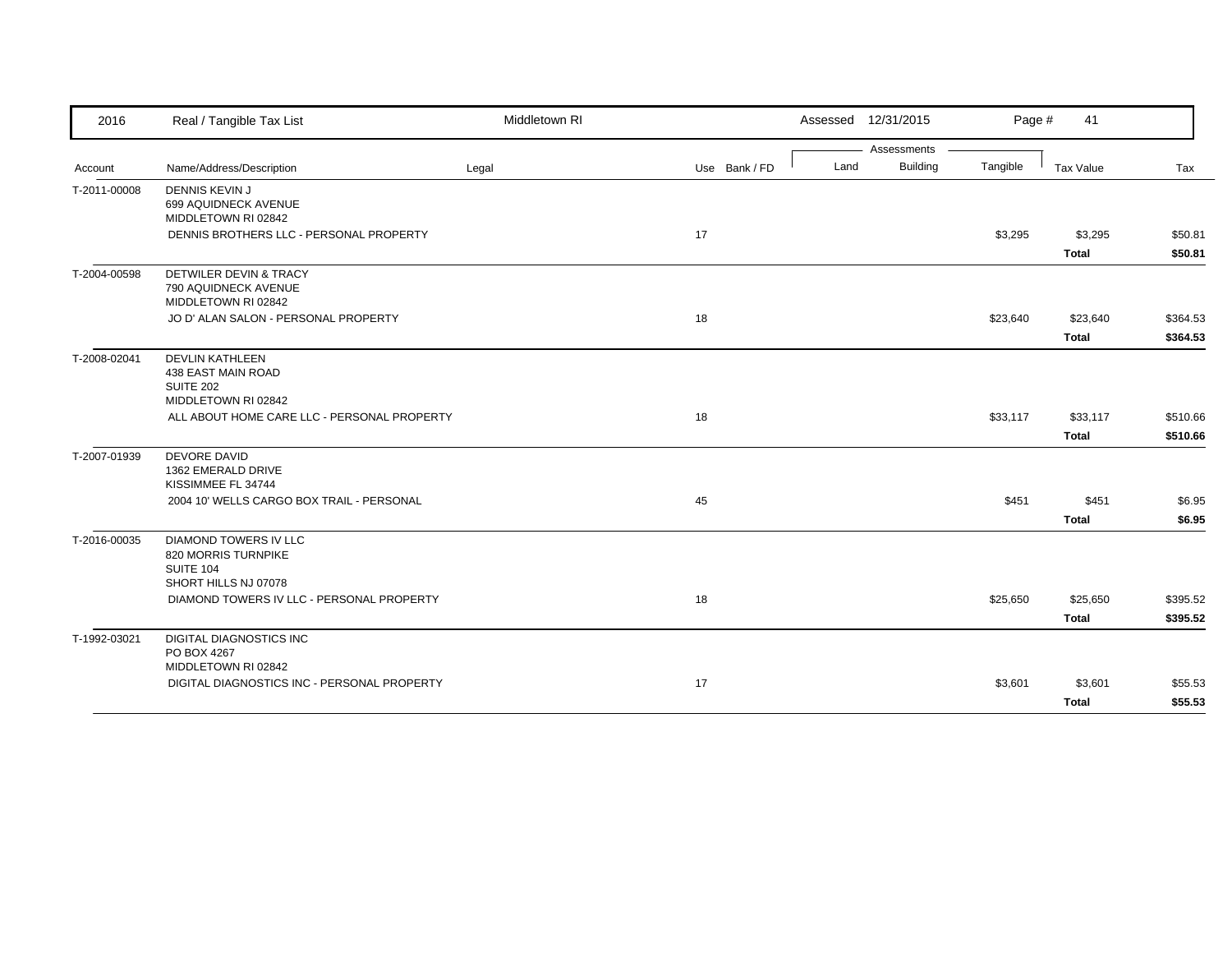| 2016 | Real / Tangible Tax List | Middletown RI | | Assessed 12/31/2015 | | | | |
|---|---|---|---|---|---|---|---|---|

| Account | Name/Address/Description | Legal | Use | Bank / FD | Land | Building | Tangible | Tax Value | Tax |
|---|---|---|---|---|---|---|---|---|---|
| T-2011-00008 | DENNIS KEVIN J<br>699 AQUIDNECK AVENUE<br>MIDDLETOWN RI 02842 | | | | | | | | |
| | DENNIS BROTHERS LLC - PERSONAL PROPERTY | | 17 | | | | $3,295 | $3,295 | $50.81 |
| | | | | | | | | **Total** | **$50.81** |
| T-2004-00598 | DETWILER DEVIN & TRACY<br>790 AQUIDNECK AVENUE<br>MIDDLETOWN RI 02842 | | | | | | | | |
| | JO D' ALAN SALON - PERSONAL PROPERTY | | 18 | | | | $23,640 | $23,640 | $364.53 |
| | | | | | | | | **Total** | **$364.53** |
| T-2008-02041 | DEVLIN KATHLEEN<br>438 EAST MAIN ROAD<br>SUITE 202<br>MIDDLETOWN RI 02842 | | | | | | | | |
| | ALL ABOUT HOME CARE LLC - PERSONAL PROPERTY | | 18 | | | | $33,117 | $33,117 | $510.66 |
| | | | | | | | | **Total** | **$510.66** |
| T-2007-01939 | DEVORE DAVID<br>1362 EMERALD DRIVE<br>KISSIMMEE FL 34744 | | | | | | | | |
| | 2004 10' WELLS CARGO BOX TRAIL - PERSONAL | | 45 | | | | $451 | $451 | $6.95 |
| | | | | | | | | **Total** | **$6.95** |
| T-2016-00035 | DIAMOND TOWERS IV LLC<br>820 MORRIS TURNPIKE<br>SUITE 104<br>SHORT HILLS NJ 07078 | | | | | | | | |
| | DIAMOND TOWERS IV LLC - PERSONAL PROPERTY | | 18 | | | | $25,650 | $25,650 | $395.52 |
| | | | | | | | | **Total** | **$395.52** |
| T-1992-03021 | DIGITAL DIAGNOSTICS INC<br>PO BOX 4267<br>MIDDLETOWN RI 02842 | | | | | | | | |
| | DIGITAL DIAGNOSTICS INC - PERSONAL PROPERTY | | 17 | | | | $3,601 | $3,601 | $55.53 |
| | | | | | | | | **Total** | **$55.53** |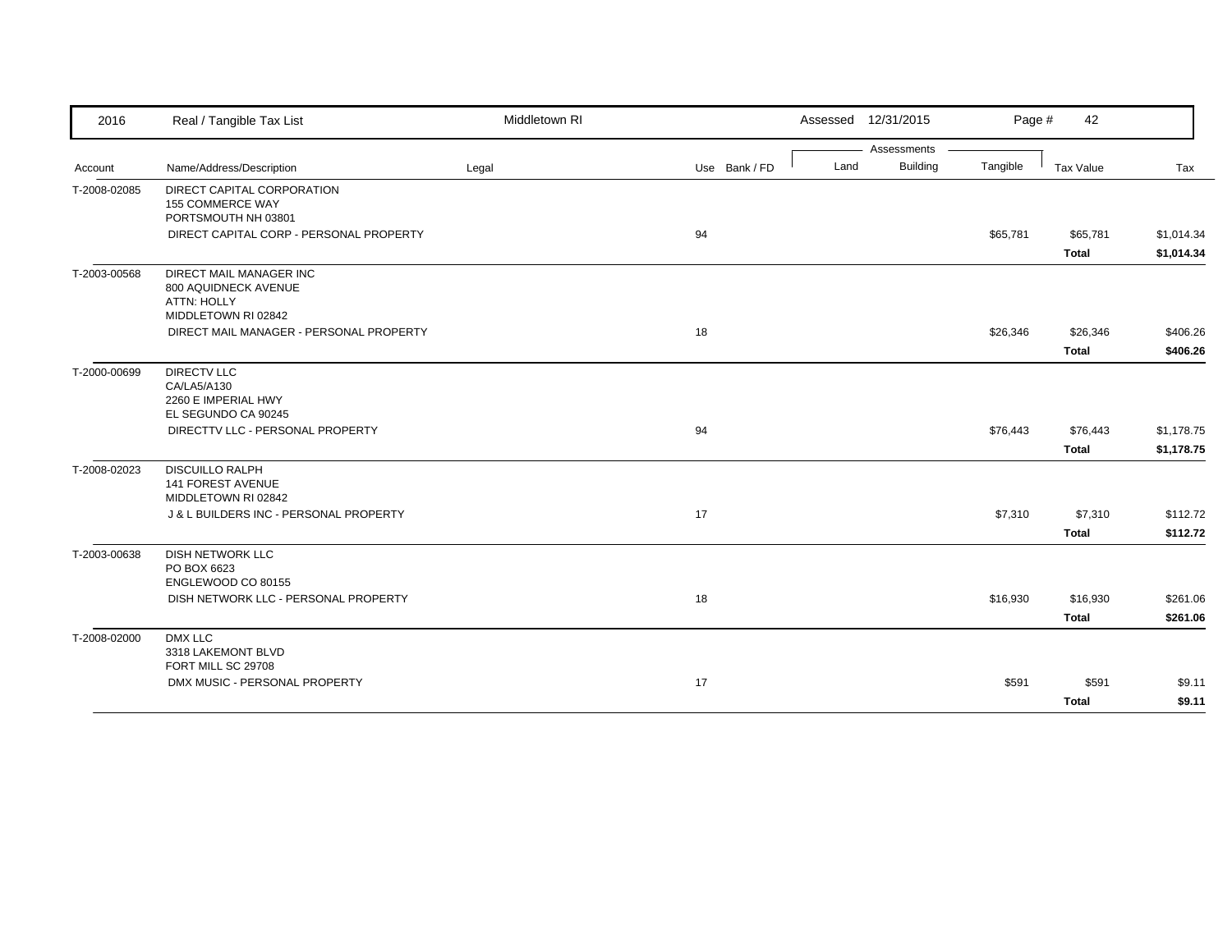| 2016 | Real / Tangible Tax List | Middletown RI | | Assessed 12/31/2015 | | Page # 42 | | |
|---|---|---|---|---|---|---|---|---|
| | | | | Assessments | | | | |
| Account | Name/Address/Description | Legal | Use Bank / FD | Land | Building | Tangible | Tax Value | Tax |
| T-2008-02085 | DIRECT CAPITAL CORPORATION<br>155 COMMERCE WAY<br>PORTSMOUTH NH 03801 | | | | | | | |
| | DIRECT CAPITAL CORP - PERSONAL PROPERTY | | 94 | | | $65,781 | $65,781 | $1,014.34 |
| | | | | | | | **Total** | **$1,014.34** |
| T-2003-00568 | DIRECT MAIL MANAGER INC<br>800 AQUIDNECK AVENUE<br>ATTN: HOLLY<br>MIDDLETOWN RI 02842 | | | | | | | |
| | DIRECT MAIL MANAGER - PERSONAL PROPERTY | | 18 | | | $26,346 | $26,346 | $406.26 |
| | | | | | | | **Total** | **$406.26** |
| T-2000-00699 | DIRECTV LLC<br>CA/LA5/A130<br>2260 E IMPERIAL HWY<br>EL SEGUNDO CA 90245 | | | | | | | |
| | DIRECTTV LLC - PERSONAL PROPERTY | | 94 | | | $76,443 | $76,443 | $1,178.75 |
| | | | | | | | **Total** | **$1,178.75** |
| T-2008-02023 | DISCUILLO RALPH<br>141 FOREST AVENUE<br>MIDDLETOWN RI 02842 | | | | | | | |
| | J & L BUILDERS INC - PERSONAL PROPERTY | | 17 | | | $7,310 | $7,310 | $112.72 |
| | | | | | | | **Total** | **$112.72** |
| T-2003-00638 | DISH NETWORK LLC<br>PO BOX 6623<br>ENGLEWOOD CO 80155 | | | | | | | |
| | DISH NETWORK LLC - PERSONAL PROPERTY | | 18 | | | $16,930 | $16,930 | $261.06 |
| | | | | | | | **Total** | **$261.06** |
| T-2008-02000 | DMX LLC<br>3318 LAKEMONT BLVD<br>FORT MILL SC 29708 | | | | | | | |
| | DMX MUSIC - PERSONAL PROPERTY | | 17 | | | $591 | $591 | $9.11 |
| | | | | | | | **Total** | **$9.11** |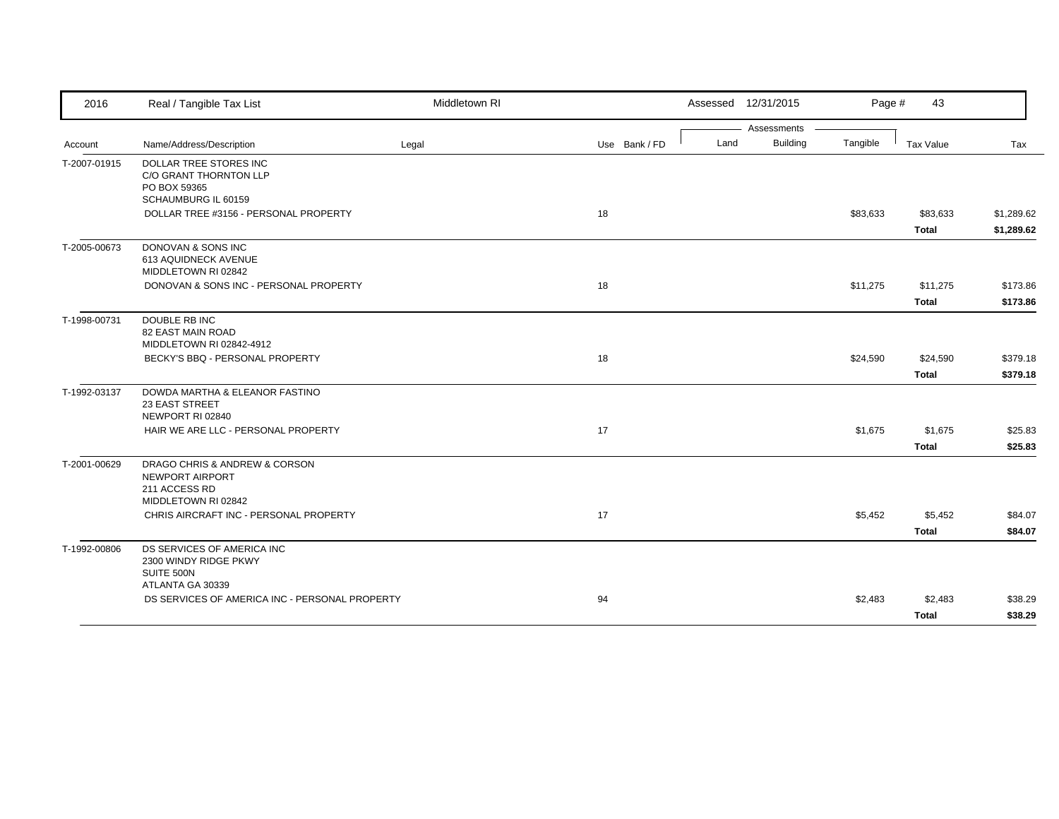| 2016 | Real / Tangible Tax List | Middletown RI | | Assessed 12/31/2015 | | | | |
|---|---|---|---|---|---|---|---|---|

| Account | Name/Address/Description | Legal | Use | Bank / FD | Land | Building | Tangible | Tax Value | Tax |
|---|---|---|---|---|---|---|---|---|---|
| T-2007-01915 | DOLLAR TREE STORES INC<br>C/O GRANT THORNTON LLP<br>PO BOX 59365<br>SCHAUMBURG IL 60159 | | | | | | | | |
| | DOLLAR TREE #3156 - PERSONAL PROPERTY | | 18 | | | | $83,633 | $83,633 | $1,289.62 |
| | | | | | | | | **Total** | **$1,289.62** |
| T-2005-00673 | DONOVAN & SONS INC<br>613 AQUIDNECK AVENUE<br>MIDDLETOWN RI 02842 | | | | | | | | |
| | DONOVAN & SONS INC - PERSONAL PROPERTY | | 18 | | | | $11,275 | $11,275 | $173.86 |
| | | | | | | | | **Total** | **$173.86** |
| T-1998-00731 | DOUBLE RB INC<br>82 EAST MAIN ROAD<br>MIDDLETOWN RI 02842-4912 | | | | | | | | |
| | BECKY'S BBQ - PERSONAL PROPERTY | | 18 | | | | $24,590 | $24,590 | $379.18 |
| | | | | | | | | **Total** | **$379.18** |
| T-1992-03137 | DOWDA MARTHA & ELEANOR FASTINO<br>23 EAST STREET<br>NEWPORT RI 02840 | | | | | | | | |
| | HAIR WE ARE LLC - PERSONAL PROPERTY | | 17 | | | | $1,675 | $1,675 | $25.83 |
| | | | | | | | | **Total** | **$25.83** |
| T-2001-00629 | DRAGO CHRIS & ANDREW & CORSON<br>NEWPORT AIRPORT<br>211 ACCESS RD<br>MIDDLETOWN RI 02842 | | | | | | | | |
| | CHRIS AIRCRAFT INC - PERSONAL PROPERTY | | 17 | | | | $5,452 | $5,452 | $84.07 |
| | | | | | | | | **Total** | **$84.07** |
| T-1992-00806 | DS SERVICES OF AMERICA INC<br>2300 WINDY RIDGE PKWY<br>SUITE 500N<br>ATLANTA GA 30339 | | | | | | | | |
| | DS SERVICES OF AMERICA INC - PERSONAL PROPERTY | | 94 | | | | $2,483 | $2,483 | $38.29 |
| | | | | | | | | **Total** | **$38.29** |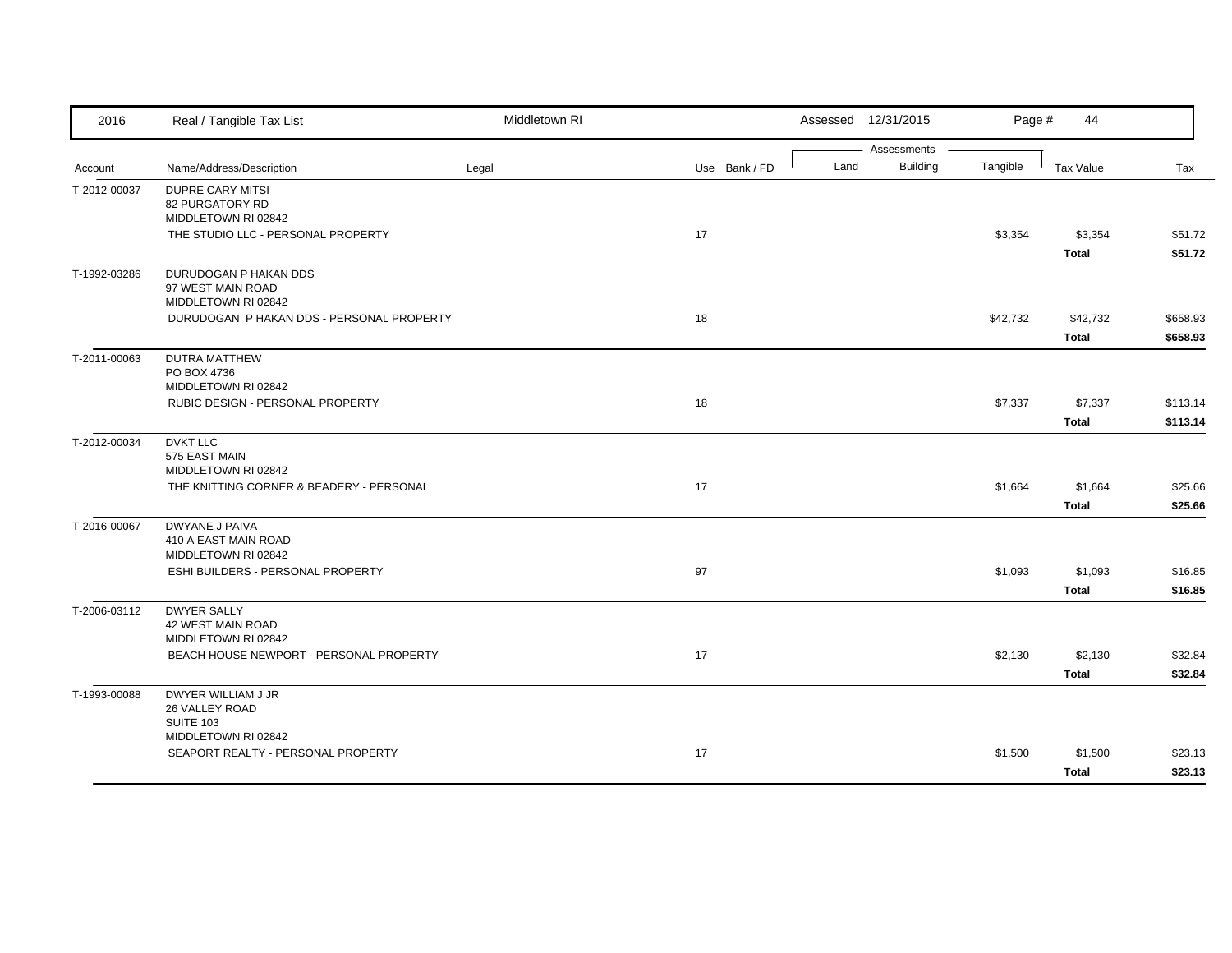| 2016 | Real / Tangible Tax List | Middletown RI | | Assessed 12/31/2015 | | | Page # 44 | |
|---|---|---|---|---|---|---|---|---|
| | | | | Assessments | | | | |
| Account | Name/Address/Description | Legal | Use Bank / FD | Land | Building | Tangible | Tax Value | Tax |
| T-2012-00037 | DUPRE CARY MITSI<br>82 PURGATORY RD<br>MIDDLETOWN RI 02842 | | | | | | | |
| | THE STUDIO LLC - PERSONAL PROPERTY | | 17 | | | $3,354 | $3,354 | $51.72 |
| | | | | | | | **Total** | **$51.72** |
| T-1992-03286 | DURUDOGAN P HAKAN DDS<br>97 WEST MAIN ROAD<br>MIDDLETOWN RI 02842 | | | | | | | |
| | DURUDOGAN P HAKAN DDS - PERSONAL PROPERTY | | 18 | | | $42,732 | $42,732 | $658.93 |
| | | | | | | | **Total** | **$658.93** |
| T-2011-00063 | DUTRA MATTHEW<br>PO BOX 4736<br>MIDDLETOWN RI 02842 | | | | | | | |
| | RUBIC DESIGN - PERSONAL PROPERTY | | 18 | | | $7,337 | $7,337 | $113.14 |
| | | | | | | | **Total** | **$113.14** |
| T-2012-00034 | DVKT LLC<br>575 EAST MAIN<br>MIDDLETOWN RI 02842 | | | | | | | |
| | THE KNITTING CORNER & BEADERY - PERSONAL | | 17 | | | $1,664 | $1,664 | $25.66 |
| | | | | | | | **Total** | **$25.66** |
| T-2016-00067 | DWYANE J PAIVA<br>410 A EAST MAIN ROAD<br>MIDDLETOWN RI 02842 | | | | | | | |
| | ESHI BUILDERS - PERSONAL PROPERTY | | 97 | | | $1,093 | $1,093 | $16.85 |
| | | | | | | | **Total** | **$16.85** |
| T-2006-03112 | DWYER SALLY<br>42 WEST MAIN ROAD<br>MIDDLETOWN RI 02842 | | | | | | | |
| | BEACH HOUSE NEWPORT - PERSONAL PROPERTY | | 17 | | | $2,130 | $2,130 | $32.84 |
| | | | | | | | **Total** | **$32.84** |
| T-1993-00088 | DWYER WILLIAM J JR<br>26 VALLEY ROAD<br>SUITE 103<br>MIDDLETOWN RI 02842 | | | | | | | |
| | SEAPORT REALTY - PERSONAL PROPERTY | | 17 | | | $1,500 | $1,500 | $23.13 |
| | | | | | | | **Total** | **$23.13** |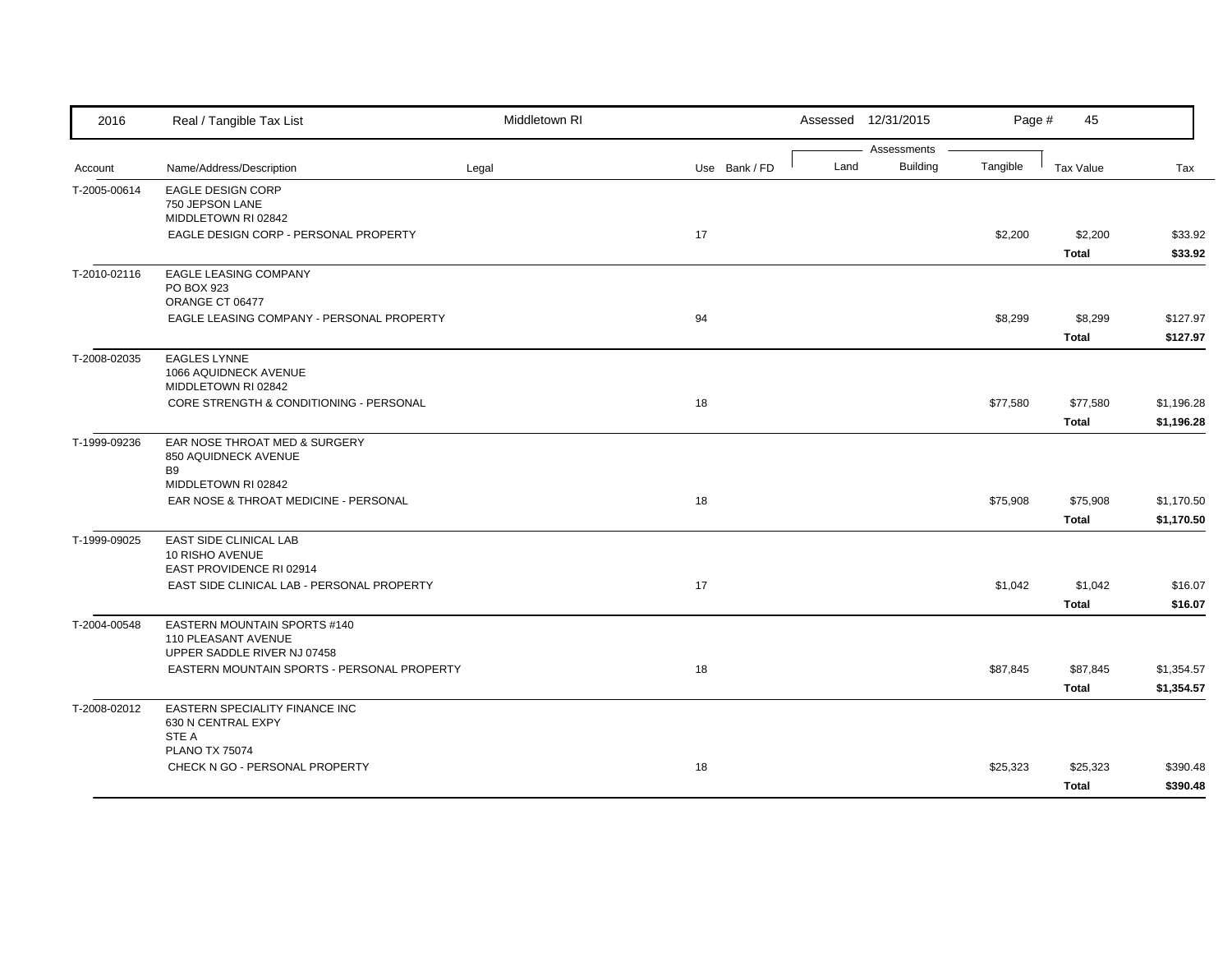| 2016 | Real / Tangible Tax List | Middletown RI | | Assessed 12/31/2015 | | | | |
|---|---|---|---|---|---|---|---|---|
| | | | | Assessments | | | | |
| Account | Name/Address/Description | Legal | Use Bank / FD | Land | Building | Tangible | Tax Value | Tax |
| T-2005-00614 | EAGLE DESIGN CORP<br>750 JEPSON LANE<br>MIDDLETOWN RI 02842 | | | | | | | |
| | EAGLE DESIGN CORP - PERSONAL PROPERTY | | 17 | | | $2,200 | $2,200 | $33.92 |
| | | | | | | | **Total** | **$33.92** |
| T-2010-02116 | EAGLE LEASING COMPANY<br>PO BOX 923<br>ORANGE CT 06477 | | | | | | | |
| | EAGLE LEASING COMPANY - PERSONAL PROPERTY | | 94 | | | $8,299 | $8,299 | $127.97 |
| | | | | | | | **Total** | **$127.97** |
| T-2008-02035 | EAGLES LYNNE<br>1066 AQUIDNECK AVENUE<br>MIDDLETOWN RI 02842 | | | | | | | |
| | CORE STRENGTH & CONDITIONING - PERSONAL | | 18 | | | $77,580 | $77,580 | $1,196.28 |
| | | | | | | | **Total** | **$1,196.28** |
| T-1999-09236 | EAR NOSE THROAT MED & SURGERY<br>850 AQUIDNECK AVENUE<br>B9<br>MIDDLETOWN RI 02842 | | | | | | | |
| | EAR NOSE & THROAT MEDICINE - PERSONAL | | 18 | | | $75,908 | $75,908 | $1,170.50 |
| | | | | | | | **Total** | **$1,170.50** |
| T-1999-09025 | EAST SIDE CLINICAL LAB<br>10 RISHO AVENUE<br>EAST PROVIDENCE RI 02914 | | | | | | | |
| | EAST SIDE CLINICAL LAB - PERSONAL PROPERTY | | 17 | | | $1,042 | $1,042 | $16.07 |
| | | | | | | | **Total** | **$16.07** |
| T-2004-00548 | EASTERN MOUNTAIN SPORTS #140<br>110 PLEASANT AVENUE<br>UPPER SADDLE RIVER NJ 07458 | | | | | | | |
| | EASTERN MOUNTAIN SPORTS - PERSONAL PROPERTY | | 18 | | | $87,845 | $87,845 | $1,354.57 |
| | | | | | | | **Total** | **$1,354.57** |
| T-2008-02012 | EASTERN SPECIALITY FINANCE INC<br>630 N CENTRAL EXPY<br>STE A<br>PLANO TX 75074 | | | | | | | |
| | CHECK N GO - PERSONAL PROPERTY | | 18 | | | $25,323 | $25,323 | $390.48 |
| | | | | | | | **Total** | **$390.48** |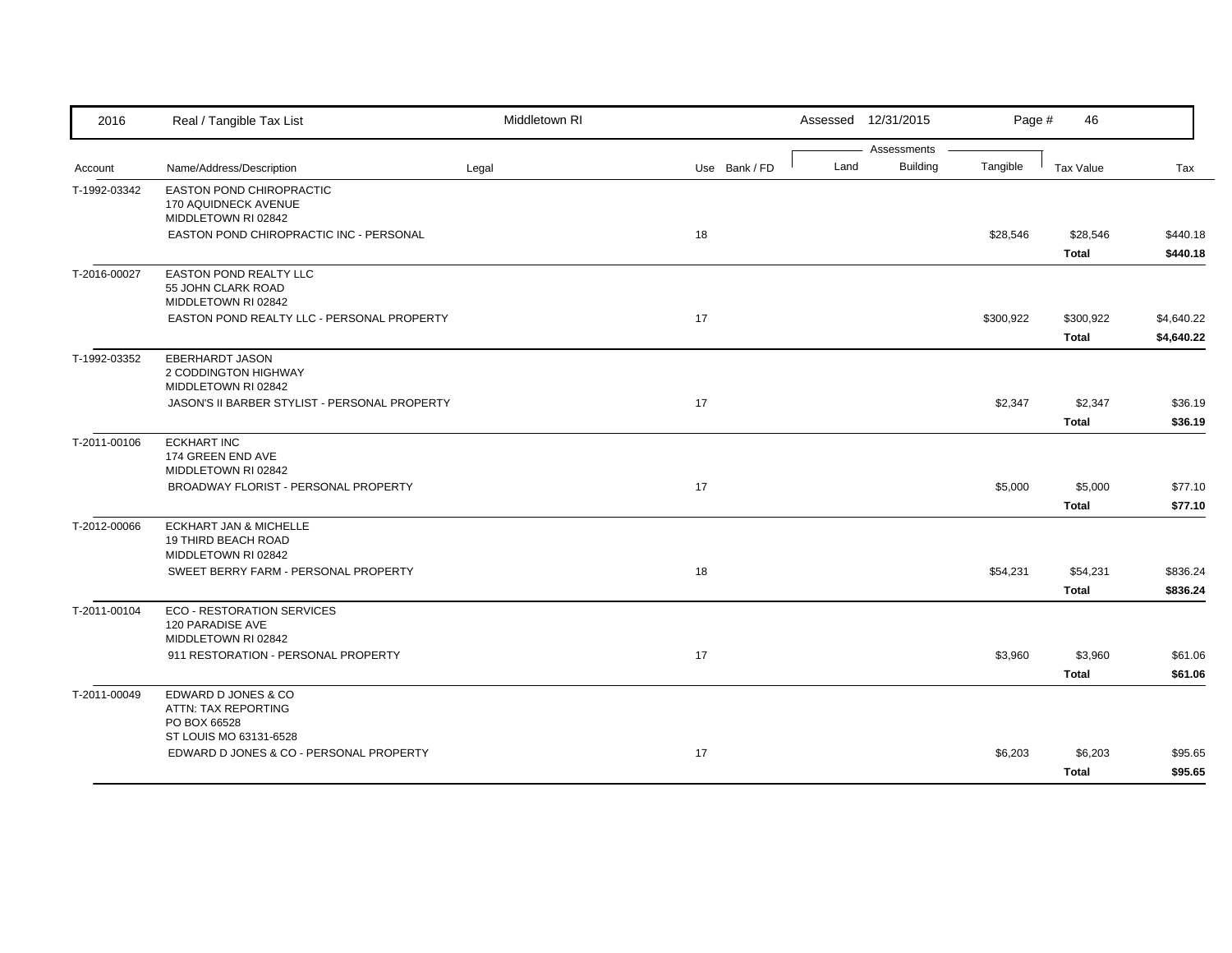| 2016 | Real / Tangible Tax List | Middletown RI | | | Assessed 12/31/2015 | | Page # 46 | | |
|---|---|---|---|---|---|---|---|---|---|
| | | | | | Assessments | | | | |
| Account | Name/Address/Description | Legal | Use | Bank / FD | Land | Building | Tangible | Tax Value | Tax |
| T-1992-03342 | EASTON POND CHIROPRACTIC<br>170 AQUIDNECK AVENUE<br>MIDDLETOWN RI 02842 | | | | | | | | |
| | EASTON POND CHIROPRACTIC INC - PERSONAL | | 18 | | | | $28,546 | $28,546 | $440.18 |
| | | | | | | | | **Total** | **$440.18** |
| T-2016-00027 | EASTON POND REALTY LLC<br>55 JOHN CLARK ROAD<br>MIDDLETOWN RI 02842 | | | | | | | | |
| | EASTON POND REALTY LLC - PERSONAL PROPERTY | | 17 | | | | $300,922 | $300,922 | $4,640.22 |
| | | | | | | | | **Total** | **$4,640.22** |
| T-1992-03352 | EBERHARDT JASON<br>2 CODDINGTON HIGHWAY<br>MIDDLETOWN RI 02842 | | | | | | | | |
| | JASON'S II BARBER STYLIST - PERSONAL PROPERTY | | 17 | | | | $2,347 | $2,347 | $36.19 |
| | | | | | | | | **Total** | **$36.19** |
| T-2011-00106 | ECKHART INC<br>174 GREEN END AVE<br>MIDDLETOWN RI 02842 | | | | | | | | |
| | BROADWAY FLORIST - PERSONAL PROPERTY | | 17 | | | | $5,000 | $5,000 | $77.10 |
| | | | | | | | | **Total** | **$77.10** |
| T-2012-00066 | ECKHART JAN & MICHELLE<br>19 THIRD BEACH ROAD<br>MIDDLETOWN RI 02842 | | | | | | | | |
| | SWEET BERRY FARM - PERSONAL PROPERTY | | 18 | | | | $54,231 | $54,231 | $836.24 |
| | | | | | | | | **Total** | **$836.24** |
| T-2011-00104 | ECO - RESTORATION SERVICES<br>120 PARADISE AVE<br>MIDDLETOWN RI 02842 | | | | | | | | |
| | 911 RESTORATION - PERSONAL PROPERTY | | 17 | | | | $3,960 | $3,960 | $61.06 |
| | | | | | | | | **Total** | **$61.06** |
| T-2011-00049 | EDWARD D JONES & CO<br>ATTN: TAX REPORTING<br>PO BOX 66528<br>ST LOUIS MO 63131-6528 | | | | | | | | |
| | EDWARD D JONES & CO - PERSONAL PROPERTY | | 17 | | | | $6,203 | $6,203 | $95.65 |
| | | | | | | | | **Total** | **$95.65** |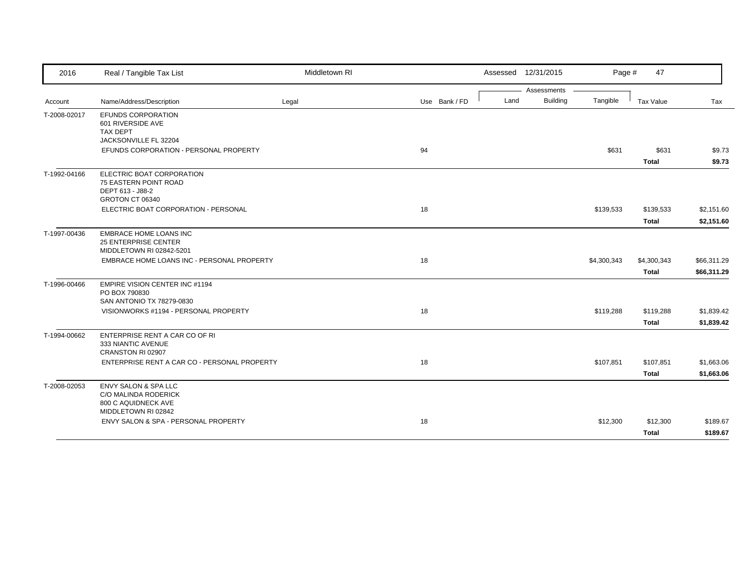| 2016 | Real / Tangible Tax List | Middletown RI | | | Assessed 12/31/2015 | | Page # | 47 | |
|---|---|---|---|---|---|---|---|---|---|
| | | | | | Assessments | | | | |
| Account | Name/Address/Description | Legal | Use | Bank / FD | Land | Building | Tangible | Tax Value | Tax |
| T-2008-02017 | EFUNDS CORPORATION<br>601 RIVERSIDE AVE<br>TAX DEPT<br>JACKSONVILLE FL 32204 | | | | | | | | |
| | EFUNDS CORPORATION - PERSONAL PROPERTY | | 94 | | | | $631 | $631 | $9.73 |
| | | | | | | | | **Total** | **$9.73** |
| T-1992-04166 | ELECTRIC BOAT CORPORATION<br>75 EASTERN POINT ROAD<br>DEPT 613 - J88-2<br>GROTON CT 06340 | | | | | | | | |
| | ELECTRIC BOAT CORPORATION - PERSONAL | | 18 | | | | $139,533 | $139,533 | $2,151.60 |
| | | | | | | | | **Total** | **$2,151.60** |
| T-1997-00436 | EMBRACE HOME LOANS INC<br>25 ENTERPRISE CENTER<br>MIDDLETOWN RI 02842-5201 | | | | | | | | |
| | EMBRACE HOME LOANS INC - PERSONAL PROPERTY | | 18 | | | | $4,300,343 | $4,300,343 | $66,311.29 |
| | | | | | | | | **Total** | **$66,311.29** |
| T-1996-00466 | EMPIRE VISION CENTER INC #1194<br>PO BOX 790830<br>SAN ANTONIO TX 78279-0830 | | | | | | | | |
| | VISIONWORKS #1194 - PERSONAL PROPERTY | | 18 | | | | $119,288 | $119,288 | $1,839.42 |
| | | | | | | | | **Total** | **$1,839.42** |
| T-1994-00662 | ENTERPRISE RENT A CAR CO OF RI<br>333 NIANTIC AVENUE<br>CRANSTON RI 02907 | | | | | | | | |
| | ENTERPRISE RENT A CAR CO - PERSONAL PROPERTY | | 18 | | | | $107,851 | $107,851 | $1,663.06 |
| | | | | | | | | **Total** | **$1,663.06** |
| T-2008-02053 | ENVY SALON & SPA LLC<br>C/O MALINDA RODERICK<br>800 C AQUIDNECK AVE<br>MIDDLETOWN RI 02842 | | | | | | | | |
| | ENVY SALON & SPA - PERSONAL PROPERTY | | 18 | | | | $12,300 | $12,300 | $189.67 |
| | | | | | | | | **Total** | **$189.67** |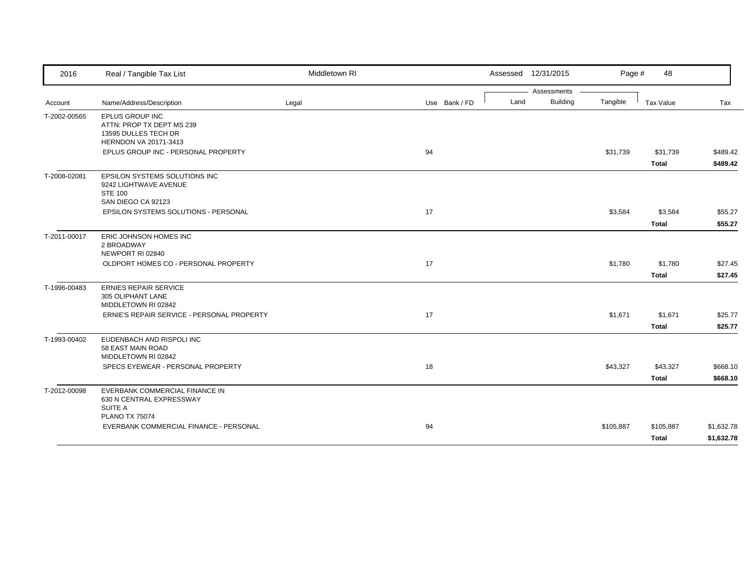| 2016 | Real / Tangible Tax List | Middletown RI | | Assessed 12/31/2015 | | Page # 48 | | |
|---|---|---|---|---|---|---|---|---|
| | | | | Assessments | | | | |
| Account | Name/Address/Description | Legal | Use Bank / FD | Land | Building | Tangible | Tax Value | Tax |
| T-2002-00565 | EPLUS GROUP INC<br>ATTN: PROP TX DEPT MS 239<br>13595 DULLES TECH DR<br>HERNDON VA 20171-3413 | | | | | | | |
| | EPLUS GROUP INC - PERSONAL PROPERTY | | 94 | | | $31,739 | $31,739 | $489.42 |
| | | | | | | | **Total** | **$489.42** |
| T-2008-02081 | EPSILON SYSTEMS SOLUTIONS INC<br>9242 LIGHTWAVE AVENUE<br>STE 100<br>SAN DIEGO CA 92123 | | | | | | | |
| | EPSILON SYSTEMS SOLUTIONS - PERSONAL | | 17 | | | $3,584 | $3,584 | $55.27 |
| | | | | | | | **Total** | **$55.27** |
| T-2011-00017 | ERIC JOHNSON HOMES INC<br>2 BROADWAY<br>NEWPORT RI 02840 | | | | | | | |
| | OLDPORT HOMES CO - PERSONAL PROPERTY | | 17 | | | $1,780 | $1,780 | $27.45 |
| | | | | | | | **Total** | **$27.45** |
| T-1996-00483 | ERNIES REPAIR SERVICE<br>305 OLIPHANT LANE<br>MIDDLETOWN RI 02842 | | | | | | | |
| | ERNIE'S REPAIR SERVICE - PERSONAL PROPERTY | | 17 | | | $1,671 | $1,671 | $25.77 |
| | | | | | | | **Total** | **$25.77** |
| T-1993-00402 | EUDENBACH AND RISPOLI INC<br>58 EAST MAIN ROAD<br>MIDDLETOWN RI 02842 | | | | | | | |
| | SPECS EYEWEAR - PERSONAL PROPERTY | | 18 | | | $43,327 | $43,327 | $668.10 |
| | | | | | | | **Total** | **$668.10** |
| T-2012-00098 | EVERBANK COMMERCIAL FINANCE IN<br>630 N CENTRAL EXPRESSWAY<br>SUITE A<br>PLANO TX 75074 | | | | | | | |
| | EVERBANK COMMERCIAL FINANCE - PERSONAL | | 94 | | | $105,887 | $105,887 | $1,632.78 |
| | | | | | | | **Total** | **$1,632.78** |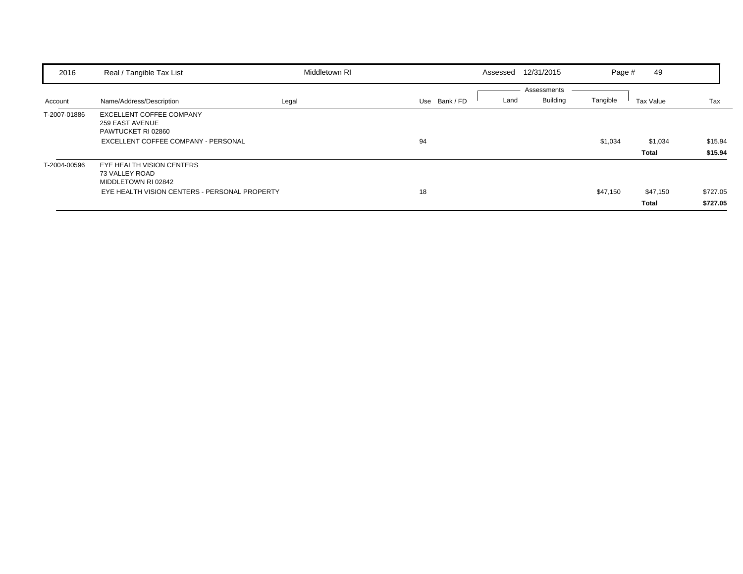| 2016 | Real / Tangible Tax List | Middletown RI | | | Assessed 12/31/2015 | | | | |
|---|---|---|---|---|---|---|---|---|---|

| Account | Name/Address/Description | Legal | Use | Bank / FD | Land | Building | Tangible | Tax Value | Tax |
|---|---|---|---|---|---|---|---|---|---|
| | | | | | Assessments | | | | |
| T-2007-01886 | EXCELLENT COFFEE COMPANY<br>259 EAST AVENUE<br>PAWTUCKET RI 02860 | | | | | | | | |
| | EXCELLENT COFFEE COMPANY - PERSONAL | | 94 | | | | $1,034 | $1,034 | $15.94 |
| | | | | | | | | **Total** | **$15.94** |
| T-2004-00596 | EYE HEALTH VISION CENTERS<br>73 VALLEY ROAD<br>MIDDLETOWN RI 02842 | | | | | | | | |
| | EYE HEALTH VISION CENTERS - PERSONAL PROPERTY | | 18 | | | | $47,150 | $47,150 | $727.05 |
| | | | | | | | | **Total** | **$727.05** |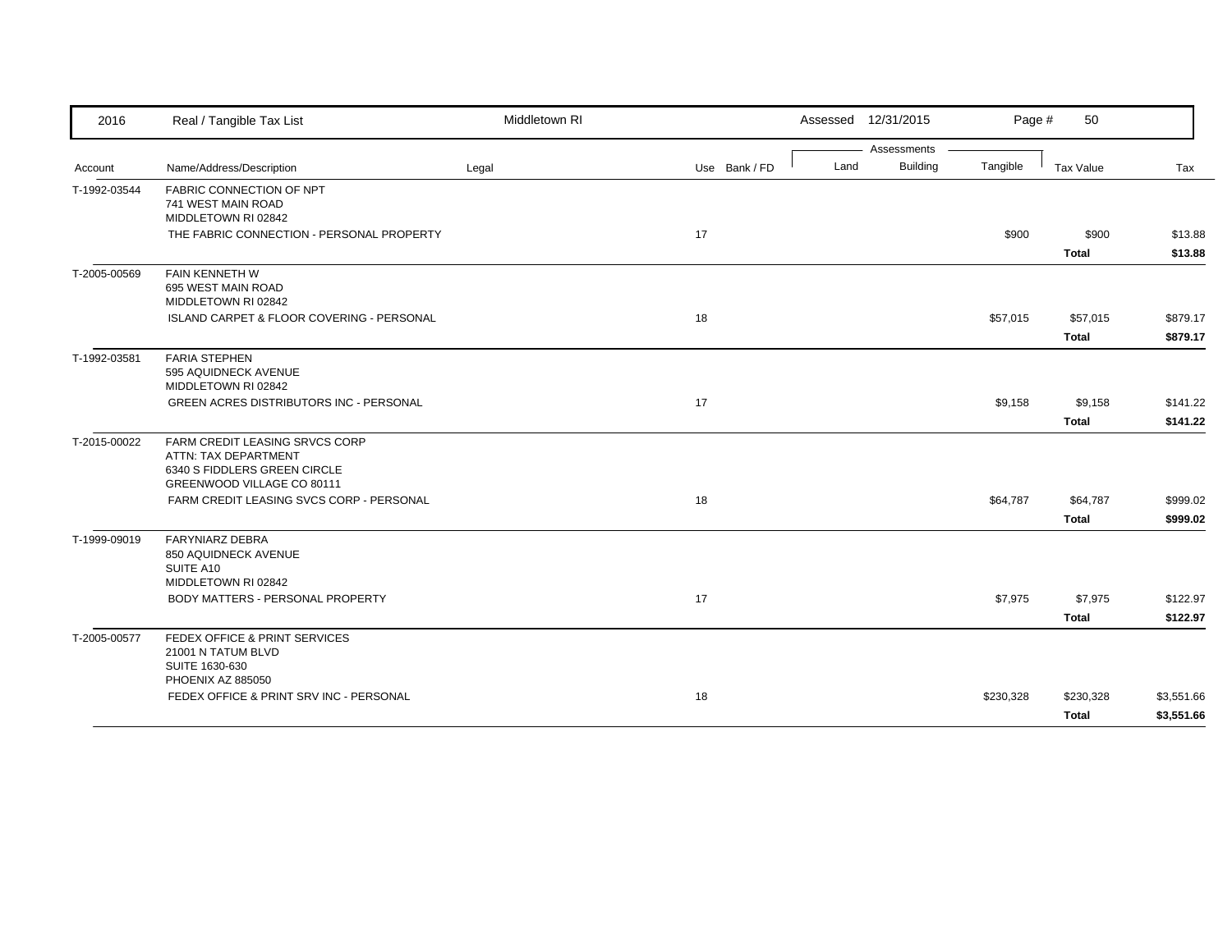| 2016 | Real / Tangible Tax List | Middletown RI | | Assessed 12/31/2015 | | Page # | 50 | |
|---|---|---|---|---|---|---|---|---|

| Account | Name/Address/Description | Legal | Use | Bank / FD | Land | Building | Tangible | Tax Value | Tax |
|---|---|---|---|---|---|---|---|---|---|
| T-1992-03544 | FABRIC CONNECTION OF NPT<br>741 WEST MAIN ROAD<br>MIDDLETOWN RI 02842 | | | | | | | | |
| | THE FABRIC CONNECTION - PERSONAL PROPERTY | | 17 | | | | $900 | $900 | $13.88 |
| | | | | | | | | **Total** | **$13.88** |
| T-2005-00569 | FAIN KENNETH W<br>695 WEST MAIN ROAD<br>MIDDLETOWN RI 02842 | | | | | | | | |
| | ISLAND CARPET & FLOOR COVERING - PERSONAL | | 18 | | | | $57,015 | $57,015 | $879.17 |
| | | | | | | | | **Total** | **$879.17** |
| T-1992-03581 | FARIA STEPHEN<br>595 AQUIDNECK AVENUE<br>MIDDLETOWN RI 02842 | | | | | | | | |
| | GREEN ACRES DISTRIBUTORS INC - PERSONAL | | 17 | | | | $9,158 | $9,158 | $141.22 |
| | | | | | | | | **Total** | **$141.22** |
| T-2015-00022 | FARM CREDIT LEASING SRVCS CORP<br>ATTN: TAX DEPARTMENT<br>6340 S FIDDLERS GREEN CIRCLE<br>GREENWOOD VILLAGE CO 80111 | | | | | | | | |
| | FARM CREDIT LEASING SVCS CORP - PERSONAL | | 18 | | | | $64,787 | $64,787 | $999.02 |
| | | | | | | | | **Total** | **$999.02** |
| T-1999-09019 | FARYNIARZ DEBRA<br>850 AQUIDNECK AVENUE<br>SUITE A10<br>MIDDLETOWN RI 02842 | | | | | | | | |
| | BODY MATTERS - PERSONAL PROPERTY | | 17 | | | | $7,975 | $7,975 | $122.97 |
| | | | | | | | | **Total** | **$122.97** |
| T-2005-00577 | FEDEX OFFICE & PRINT SERVICES<br>21001 N TATUM BLVD<br>SUITE 1630-630<br>PHOENIX AZ 885050 | | | | | | | | |
| | FEDEX OFFICE & PRINT SRV INC - PERSONAL | | 18 | | | | $230,328 | $230,328 | $3,551.66 |
| | | | | | | | | **Total** | **$3,551.66** |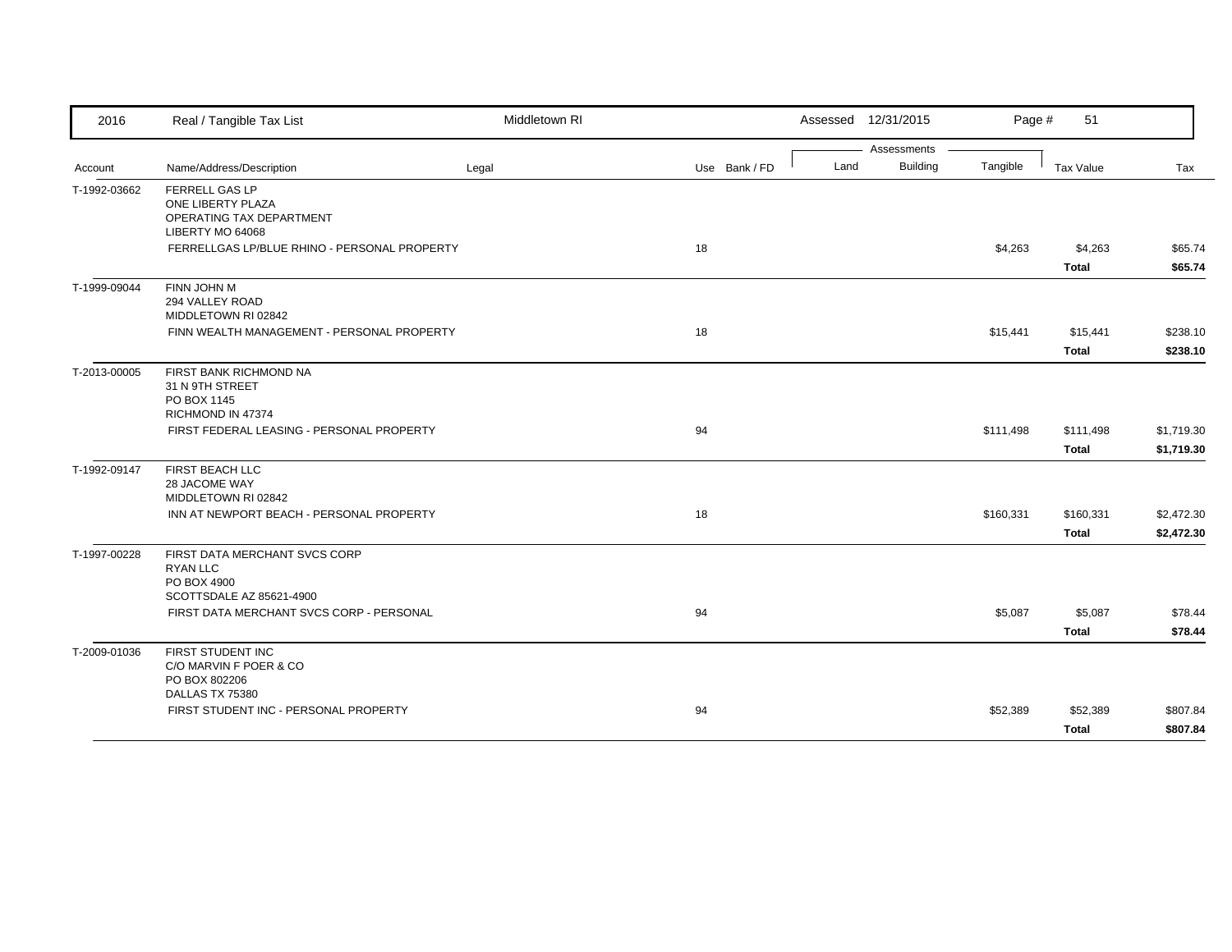| Account | Name/Address/Description | Legal | Use | Bank / FD | Land | Building | Tangible | Tax Value | Tax |
|---|---|---|---|---|---|---|---|---|---|
| T-1992-03662 | FERRELL GAS LP<br>ONE LIBERTY PLAZA<br>OPERATING TAX DEPARTMENT<br>LIBERTY MO 64068 | | | | | | | | |
| | FERRELLGAS LP/BLUE RHINO - PERSONAL PROPERTY | | 18 | | | | $4,263 | $4,263 | $65.74 |
| | | | | | | | | **Total** | **$65.74** |
| T-1999-09044 | FINN JOHN M<br>294 VALLEY ROAD<br>MIDDLETOWN RI 02842 | | | | | | | | |
| | FINN WEALTH MANAGEMENT - PERSONAL PROPERTY | | 18 | | | | $15,441 | $15,441 | $238.10 |
| | | | | | | | | **Total** | **$238.10** |
| T-2013-00005 | FIRST BANK RICHMOND NA<br>31 N 9TH STREET<br>PO BOX 1145<br>RICHMOND IN 47374 | | | | | | | | |
| | FIRST FEDERAL LEASING - PERSONAL PROPERTY | | 94 | | | | $111,498 | $111,498 | $1,719.30 |
| | | | | | | | | **Total** | **$1,719.30** |
| T-1992-09147 | FIRST BEACH LLC<br>28 JACOME WAY<br>MIDDLETOWN RI 02842 | | | | | | | | |
| | INN AT NEWPORT BEACH - PERSONAL PROPERTY | | 18 | | | | $160,331 | $160,331 | $2,472.30 |
| | | | | | | | | **Total** | **$2,472.30** |
| T-1997-00228 | FIRST DATA MERCHANT SVCS CORP<br>RYAN LLC<br>PO BOX 4900<br>SCOTTSDALE AZ 85621-4900 | | | | | | | | |
| | FIRST DATA MERCHANT SVCS CORP - PERSONAL | | 94 | | | | $5,087 | $5,087 | $78.44 |
| | | | | | | | | **Total** | **$78.44** |
| T-2009-01036 | FIRST STUDENT INC<br>C/O MARVIN F POER & CO<br>PO BOX 802206<br>DALLAS TX 75380 | | | | | | | | |
| | FIRST STUDENT INC - PERSONAL PROPERTY | | 94 | | | | $52,389 | $52,389 | $807.84 |
| | | | | | | | | **Total** | **$807.84** |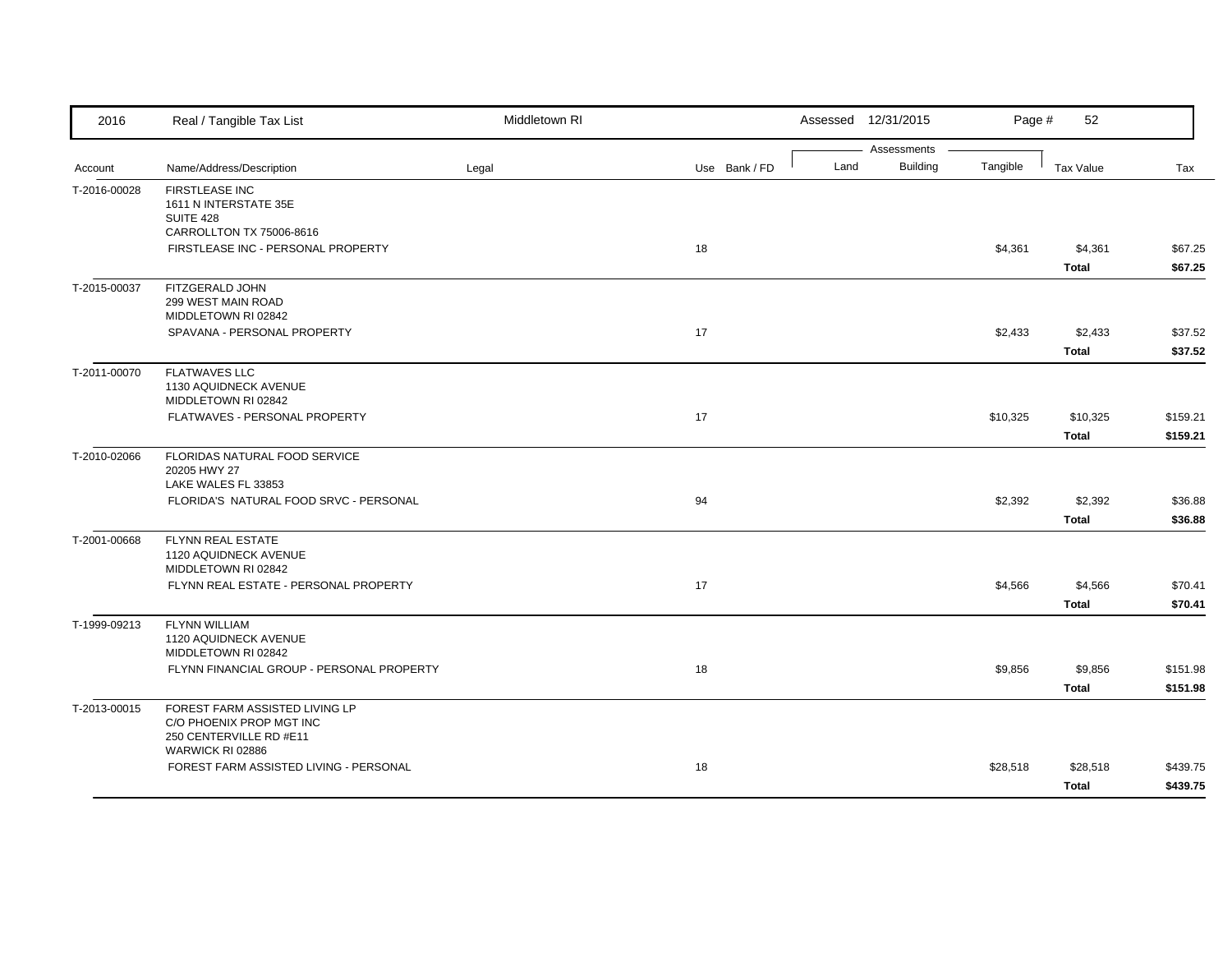| 2016 | Real / Tangible Tax List | Middletown RI | | Assessed 12/31/2015 | | Page # | 52 | |
|---|---|---|---|---|---|---|---|---|
| | | | | Assessments | | | | |
| Account | Name/Address/Description | Legal | Use Bank / FD | Land | Building | Tangible | Tax Value | Tax |
| T-2016-00028 | FIRSTLEASE INC<br>1611 N INTERSTATE 35E<br>SUITE 428<br>CARROLLTON TX 75006-8616 | | | | | | | |
| | FIRSTLEASE INC - PERSONAL PROPERTY | | 18 | | | $4,361 | $4,361 | $67.25 |
| | | | | | | | **Total** | **$67.25** |
| T-2015-00037 | FITZGERALD JOHN<br>299 WEST MAIN ROAD<br>MIDDLETOWN RI 02842 | | | | | | | |
| | SPAVANA - PERSONAL PROPERTY | | 17 | | | $2,433 | $2,433 | $37.52 |
| | | | | | | | **Total** | **$37.52** |
| T-2011-00070 | FLATWAVES LLC<br>1130 AQUIDNECK AVENUE<br>MIDDLETOWN RI 02842 | | | | | | | |
| | FLATWAVES - PERSONAL PROPERTY | | 17 | | | $10,325 | $10,325 | $159.21 |
| | | | | | | | **Total** | **$159.21** |
| T-2010-02066 | FLORIDAS NATURAL FOOD SERVICE<br>20205 HWY 27<br>LAKE WALES FL 33853 | | | | | | | |
| | FLORIDA'S NATURAL FOOD SRVC - PERSONAL | | 94 | | | $2,392 | $2,392 | $36.88 |
| | | | | | | | **Total** | **$36.88** |
| T-2001-00668 | FLYNN REAL ESTATE<br>1120 AQUIDNECK AVENUE<br>MIDDLETOWN RI 02842 | | | | | | | |
| | FLYNN REAL ESTATE - PERSONAL PROPERTY | | 17 | | | $4,566 | $4,566 | $70.41 |
| | | | | | | | **Total** | **$70.41** |
| T-1999-09213 | FLYNN WILLIAM<br>1120 AQUIDNECK AVENUE<br>MIDDLETOWN RI 02842 | | | | | | | |
| | FLYNN FINANCIAL GROUP - PERSONAL PROPERTY | | 18 | | | $9,856 | $9,856 | $151.98 |
| | | | | | | | **Total** | **$151.98** |
| T-2013-00015 | FOREST FARM ASSISTED LIVING LP<br>C/O PHOENIX PROP MGT INC<br>250 CENTERVILLE RD #E11<br>WARWICK RI 02886 | | | | | | | |
| | FOREST FARM ASSISTED LIVING - PERSONAL | | 18 | | | $28,518 | $28,518 | $439.75 |
| | | | | | | | **Total** | **$439.75** |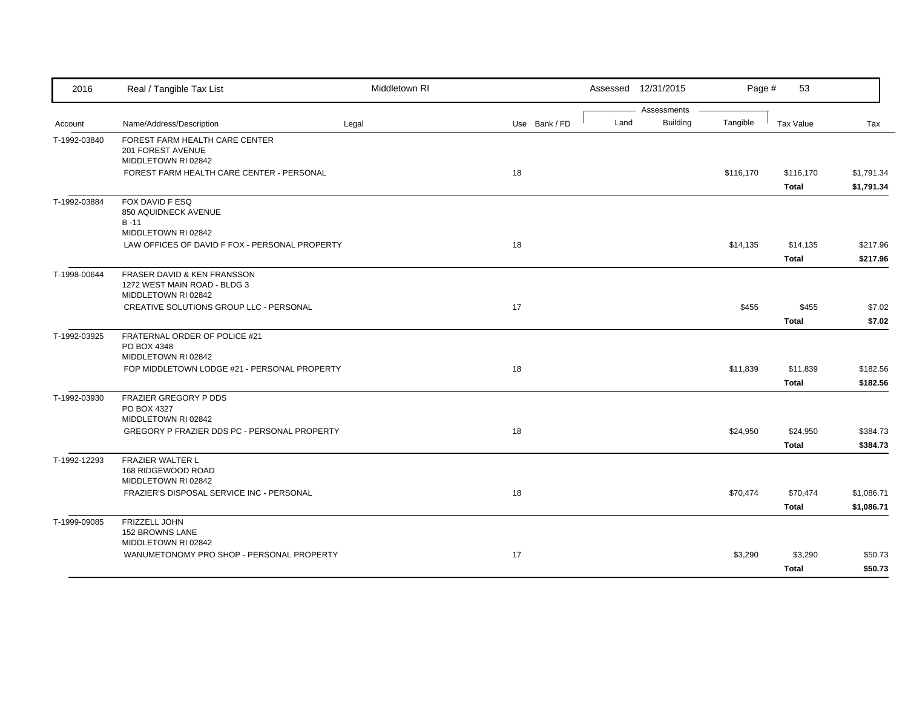| 2016 | Real / Tangible Tax List | Middletown RI | | Assessed 12/31/2015 | | Page # | 53 | |
|---|---|---|---|---|---|---|---|---|
| | | | | Assessments | | | | |
| Account | Name/Address/Description | Legal | Use Bank / FD | Land | Building | Tangible | Tax Value | Tax |
| T-1992-03840 | FOREST FARM HEALTH CARE CENTER<br>201 FOREST AVENUE<br>MIDDLETOWN RI 02842 | | | | | | | |
| | FOREST FARM HEALTH CARE CENTER - PERSONAL | | 18 | | | $116,170 | $116,170 | $1,791.34 |
| | | | | | | | **Total** | **$1,791.34** |
| T-1992-03884 | FOX DAVID F ESQ<br>850 AQUIDNECK AVENUE<br>B -11<br>MIDDLETOWN RI 02842 | | | | | | | |
| | LAW OFFICES OF DAVID F FOX - PERSONAL PROPERTY | | 18 | | | $14,135 | $14,135 | $217.96 |
| | | | | | | | **Total** | **$217.96** |
| T-1998-00644 | FRASER DAVID & KEN FRANSSON<br>1272 WEST MAIN ROAD - BLDG 3<br>MIDDLETOWN RI 02842 | | | | | | | |
| | CREATIVE SOLUTIONS GROUP LLC - PERSONAL | | 17 | | | $455 | $455 | $7.02 |
| | | | | | | | **Total** | **$7.02** |
| T-1992-03925 | FRATERNAL ORDER OF POLICE #21<br>PO BOX 4348<br>MIDDLETOWN RI 02842 | | | | | | | |
| | FOP MIDDLETOWN LODGE #21 - PERSONAL PROPERTY | | 18 | | | $11,839 | $11,839 | $182.56 |
| | | | | | | | **Total** | **$182.56** |
| T-1992-03930 | FRAZIER GREGORY P DDS<br>PO BOX 4327<br>MIDDLETOWN RI 02842 | | | | | | | |
| | GREGORY P FRAZIER DDS PC - PERSONAL PROPERTY | | 18 | | | $24,950 | $24,950 | $384.73 |
| | | | | | | | **Total** | **$384.73** |
| T-1992-12293 | FRAZIER WALTER L<br>168 RIDGEWOOD ROAD<br>MIDDLETOWN RI 02842 | | | | | | | |
| | FRAZIER'S DISPOSAL SERVICE INC - PERSONAL | | 18 | | | $70,474 | $70,474 | $1,086.71 |
| | | | | | | | **Total** | **$1,086.71** |
| T-1999-09085 | FRIZZELL JOHN<br>152 BROWNS LANE<br>MIDDLETOWN RI 02842 | | | | | | | |
| | WANUMETONOMY PRO SHOP - PERSONAL PROPERTY | | 17 | | | $3,290 | $3,290 | $50.73 |
| | | | | | | | **Total** | **$50.73** |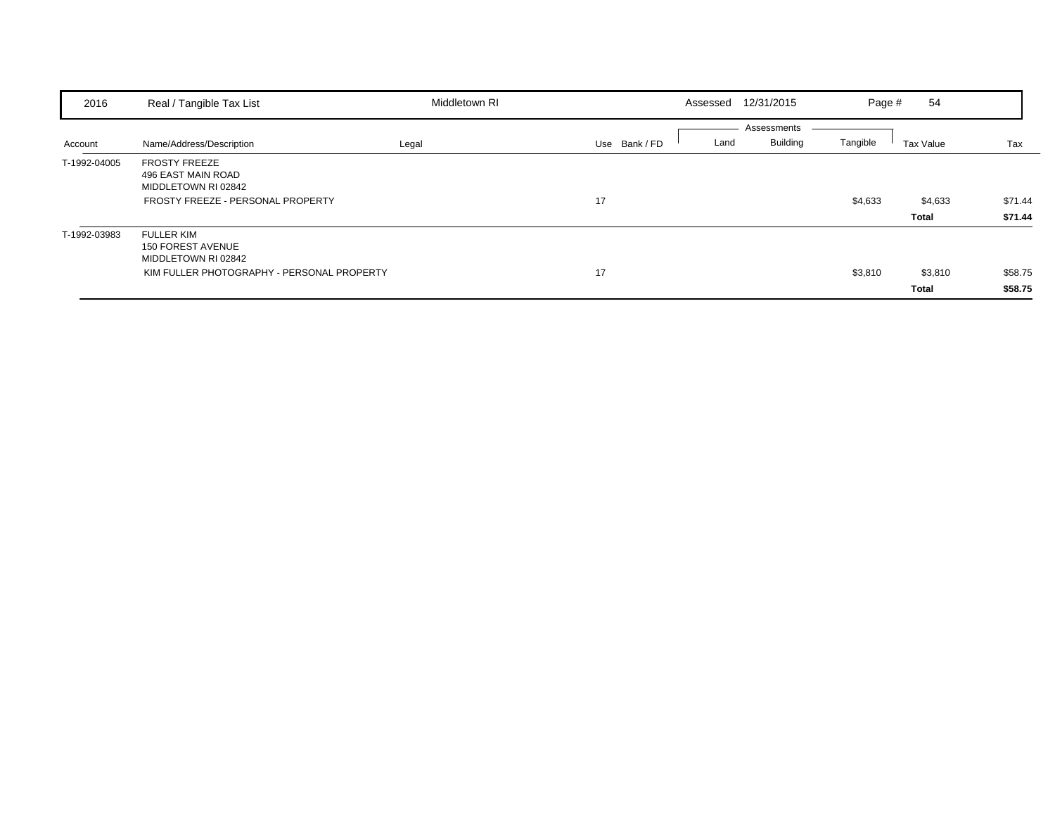| 2016 | Real / Tangible Tax List | Middletown RI | | | Assessed 12/31/2015 | | Page # 54 | | |
|---|---|---|---|---|---|---|---|---|---|
| | | | | | Assessments | | | | |
| Account | Name/Address/Description | Legal | Use | Bank / FD | Land | Building | Tangible | Tax Value | Tax |
| T-1992-04005 | FROSTY FREEZE<br>496 EAST MAIN ROAD<br>MIDDLETOWN RI 02842 | | | | | | | | |
| | FROSTY FREEZE - PERSONAL PROPERTY | | 17 | | | | $4,633 | $4,633 | $71.44 |
| | | | | | | | | **Total** | **$71.44** |
| T-1992-03983 | FULLER KIM<br>150 FOREST AVENUE<br>MIDDLETOWN RI 02842 | | | | | | | | |
| | KIM FULLER PHOTOGRAPHY - PERSONAL PROPERTY | | 17 | | | | $3,810 | $3,810 | $58.75 |
| | | | | | | | | **Total** | **$58.75** |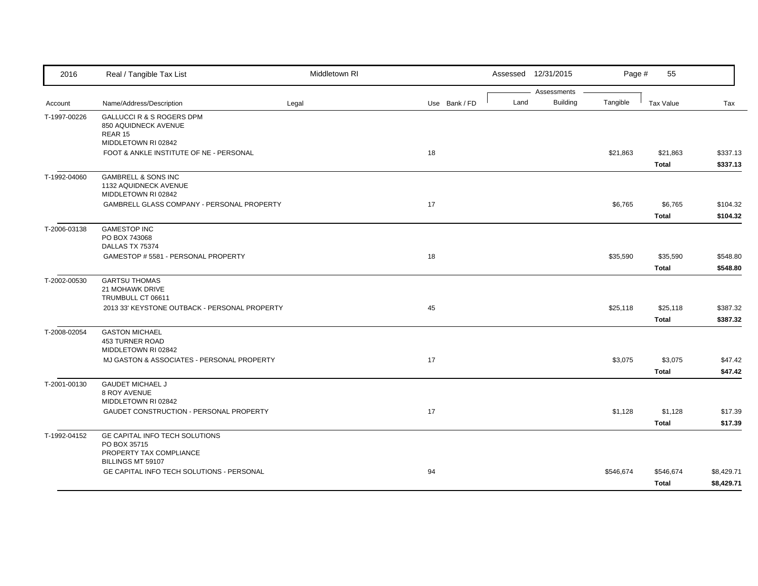| 2016 | Real / Tangible Tax List | Middletown RI | | Assessed 12/31/2015 | | Page # | 55 | |
|---|---|---|---|---|---|---|---|---|
| | | | | Assessments | | | | |
| Account | Name/Address/Description | Legal | Use Bank / FD | Land | Building | Tangible | Tax Value | Tax |
| T-1997-00226 | GALLUCCI R & S ROGERS DPM<br>850 AQUIDNECK AVENUE<br>REAR 15<br>MIDDLETOWN RI 02842 | | | | | | | |
| | FOOT & ANKLE INSTITUTE OF NE - PERSONAL | | 18 | | | $21,863 | $21,863 | $337.13 |
| | | | | | | | **Total** | **$337.13** |
| T-1992-04060 | GAMBRELL & SONS INC<br>1132 AQUIDNECK AVENUE<br>MIDDLETOWN RI 02842 | | | | | | | |
| | GAMBRELL GLASS COMPANY - PERSONAL PROPERTY | | 17 | | | $6,765 | $6,765 | $104.32 |
| | | | | | | | **Total** | **$104.32** |
| T-2006-03138 | GAMESTOP INC<br>PO BOX 743068<br>DALLAS TX 75374 | | | | | | | |
| | GAMESTOP # 5581 - PERSONAL PROPERTY | | 18 | | | $35,590 | $35,590 | $548.80 |
| | | | | | | | **Total** | **$548.80** |
| T-2002-00530 | GARTSU THOMAS<br>21 MOHAWK DRIVE<br>TRUMBULL CT 06611 | | | | | | | |
| | 2013 33' KEYSTONE OUTBACK - PERSONAL PROPERTY | | 45 | | | $25,118 | $25,118 | $387.32 |
| | | | | | | | **Total** | **$387.32** |
| T-2008-02054 | GASTON MICHAEL<br>453 TURNER ROAD<br>MIDDLETOWN RI 02842 | | | | | | | |
| | MJ GASTON & ASSOCIATES - PERSONAL PROPERTY | | 17 | | | $3,075 | $3,075 | $47.42 |
| | | | | | | | **Total** | **$47.42** |
| T-2001-00130 | GAUDET MICHAEL J<br>8 ROY AVENUE<br>MIDDLETOWN RI 02842 | | | | | | | |
| | GAUDET CONSTRUCTION - PERSONAL PROPERTY | | 17 | | | $1,128 | $1,128 | $17.39 |
| | | | | | | | **Total** | **$17.39** |
| T-1992-04152 | GE CAPITAL INFO TECH SOLUTIONS<br>PO BOX 35715<br>PROPERTY TAX COMPLIANCE<br>BILLINGS MT 59107 | | | | | | | |
| | GE CAPITAL INFO TECH SOLUTIONS - PERSONAL | | 94 | | | $546,674 | $546,674 | $8,429.71 |
| | | | | | | | **Total** | **$8,429.71** |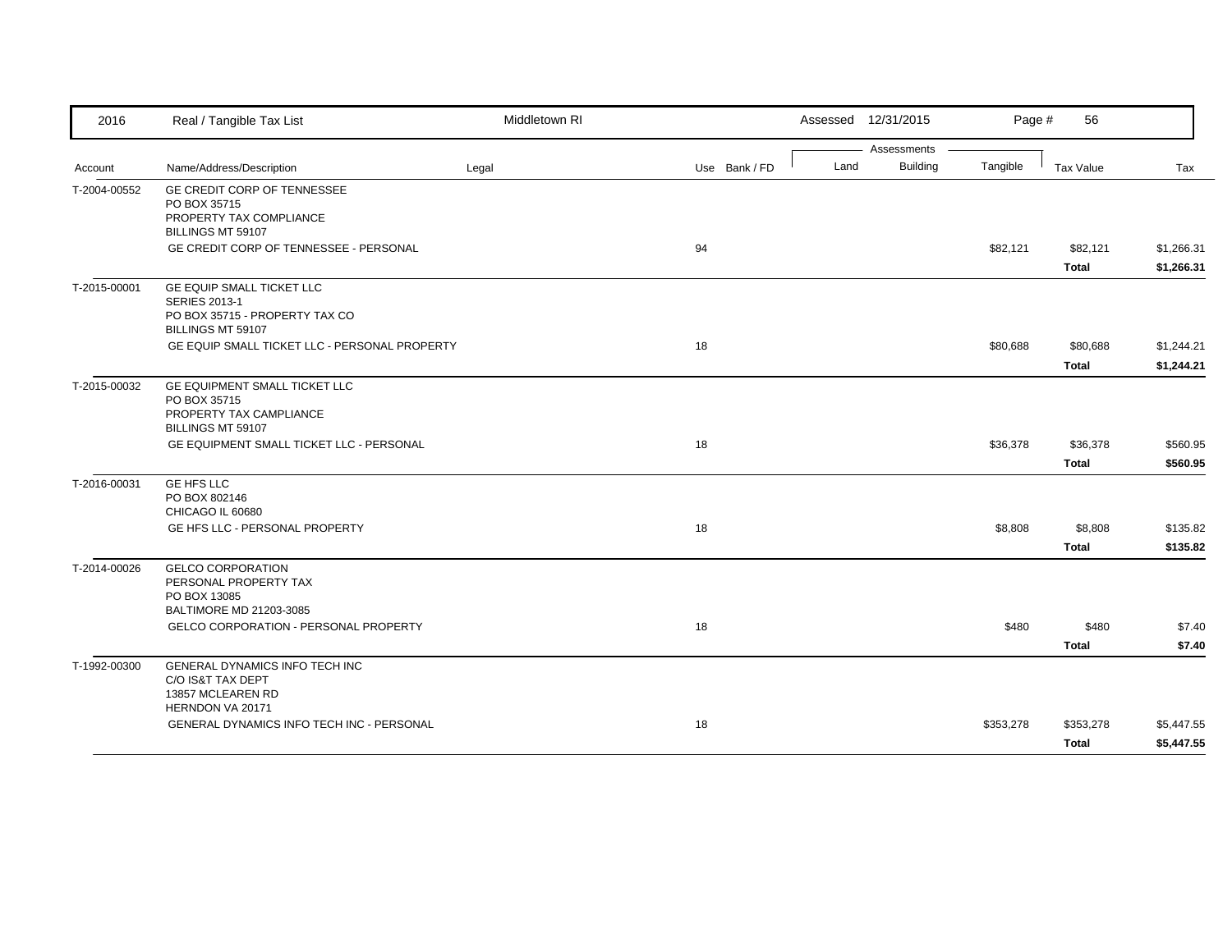| Account | Name/Address/Description | Legal | Use | Bank / FD | Land | Building | Tangible | Tax Value | Tax |
|---|---|---|---|---|---|---|---|---|---|
| T-2004-00552 | GE CREDIT CORP OF TENNESSEE<br>PO BOX 35715<br>PROPERTY TAX COMPLIANCE<br>BILLINGS MT 59107 | | | | | | | | |
| | GE CREDIT CORP OF TENNESSEE - PERSONAL | | 94 | | | | $82,121 | $82,121 | $1,266.31 |
| | | | | | | | | **Total** | **$1,266.31** |
| T-2015-00001 | GE EQUIP SMALL TICKET LLC<br>SERIES 2013-1<br>PO BOX 35715 - PROPERTY TAX CO<br>BILLINGS MT 59107 | | | | | | | | |
| | GE EQUIP SMALL TICKET LLC - PERSONAL PROPERTY | | 18 | | | | $80,688 | $80,688 | $1,244.21 |
| | | | | | | | | **Total** | **$1,244.21** |
| T-2015-00032 | GE EQUIPMENT SMALL TICKET LLC<br>PO BOX 35715<br>PROPERTY TAX CAMPLIANCE<br>BILLINGS MT 59107 | | | | | | | | |
| | GE EQUIPMENT SMALL TICKET LLC - PERSONAL | | 18 | | | | $36,378 | $36,378 | $560.95 |
| | | | | | | | | **Total** | **$560.95** |
| T-2016-00031 | GE HFS LLC<br>PO BOX 802146<br>CHICAGO IL 60680 | | | | | | | | |
| | GE HFS LLC - PERSONAL PROPERTY | | 18 | | | | $8,808 | $8,808 | $135.82 |
| | | | | | | | | **Total** | **$135.82** |
| T-2014-00026 | GELCO CORPORATION<br>PERSONAL PROPERTY TAX<br>PO BOX 13085<br>BALTIMORE MD 21203-3085 | | | | | | | | |
| | GELCO CORPORATION - PERSONAL PROPERTY | | 18 | | | | $480 | $480 | $7.40 |
| | | | | | | | | **Total** | **$7.40** |
| T-1992-00300 | GENERAL DYNAMICS INFO TECH INC<br>C/O IS&T TAX DEPT<br>13857 MCLEAREN RD<br>HERNDON VA 20171 | | | | | | | | |
| | GENERAL DYNAMICS INFO TECH INC - PERSONAL | | 18 | | | | $353,278 | $353,278 | $5,447.55 |
| | | | | | | | | **Total** | **$5,447.55** |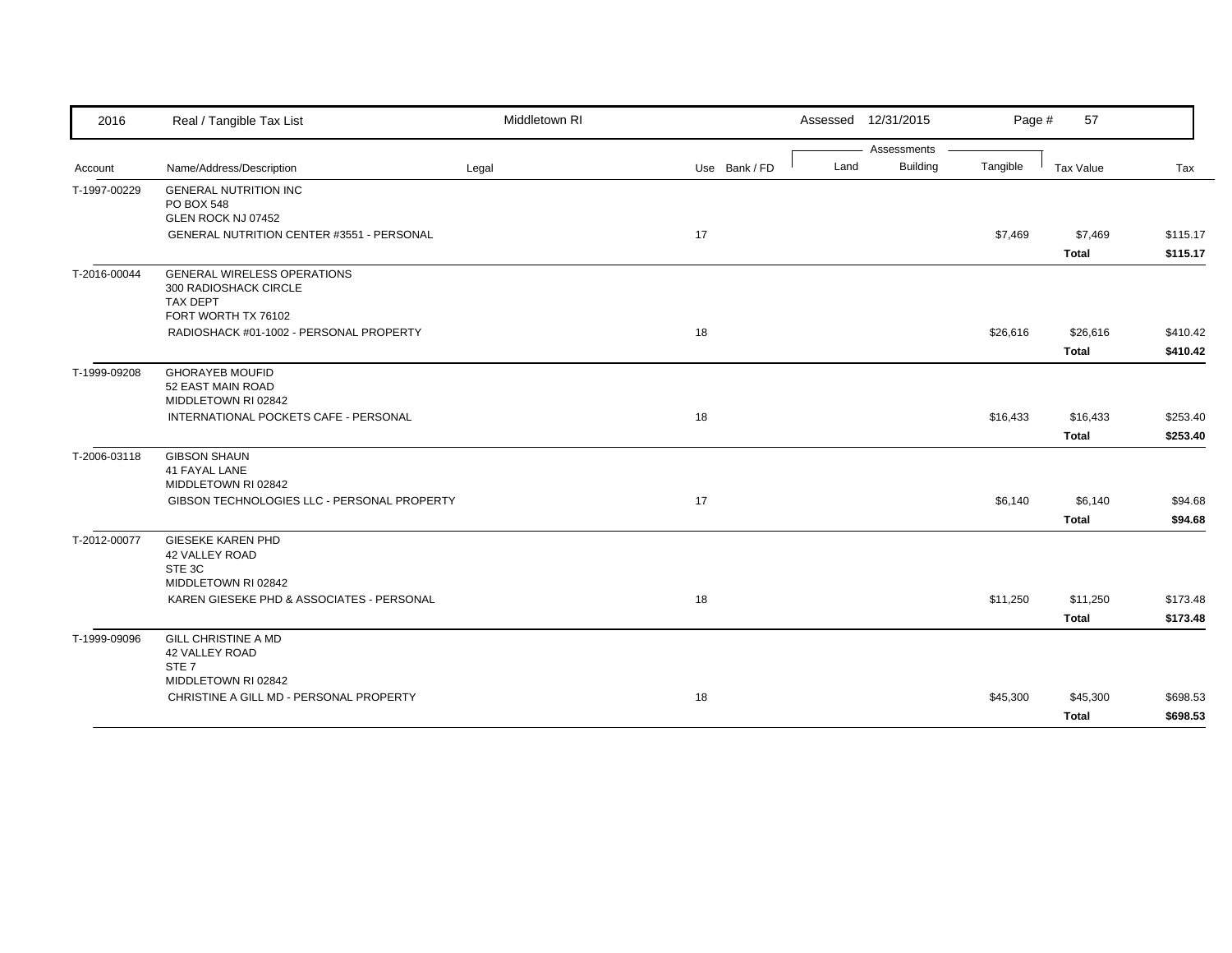| Account | Name/Address/Description | Legal | Use | Bank / FD | Land | Building | Tangible | Tax Value | Tax |
|---|---|---|---|---|---|---|---|---|---|
| T-1997-00229 | GENERAL NUTRITION INC<br>PO BOX 548<br>GLEN ROCK NJ 07452 | | | | | | | | |
| | GENERAL NUTRITION CENTER #3551 - PERSONAL | | 17 | | | | $7,469 | $7,469 | $115.17 |
| | | | | | | | | **Total** | **$115.17** |
| T-2016-00044 | GENERAL WIRELESS OPERATIONS<br>300 RADIOSHACK CIRCLE<br>TAX DEPT<br>FORT WORTH TX 76102 | | | | | | | | |
| | RADIOSHACK #01-1002 - PERSONAL PROPERTY | | 18 | | | | $26,616 | $26,616 | $410.42 |
| | | | | | | | | **Total** | **$410.42** |
| T-1999-09208 | GHORAYEB MOUFID<br>52 EAST MAIN ROAD<br>MIDDLETOWN RI 02842 | | | | | | | | |
| | INTERNATIONAL POCKETS CAFE - PERSONAL | | 18 | | | | $16,433 | $16,433 | $253.40 |
| | | | | | | | | **Total** | **$253.40** |
| T-2006-03118 | GIBSON SHAUN<br>41 FAYAL LANE<br>MIDDLETOWN RI 02842 | | | | | | | | |
| | GIBSON TECHNOLOGIES LLC - PERSONAL PROPERTY | | 17 | | | | $6,140 | $6,140 | $94.68 |
| | | | | | | | | **Total** | **$94.68** |
| T-2012-00077 | GIESEKE KAREN PHD<br>42 VALLEY ROAD<br>STE 3C<br>MIDDLETOWN RI 02842 | | | | | | | | |
| | KAREN GIESEKE PHD & ASSOCIATES - PERSONAL | | 18 | | | | $11,250 | $11,250 | $173.48 |
| | | | | | | | | **Total** | **$173.48** |
| T-1999-09096 | GILL CHRISTINE A MD<br>42 VALLEY ROAD<br>STE 7<br>MIDDLETOWN RI 02842 | | | | | | | | |
| | CHRISTINE A GILL MD - PERSONAL PROPERTY | | 18 | | | | $45,300 | $45,300 | $698.53 |
| | | | | | | | | **Total** | **$698.53** |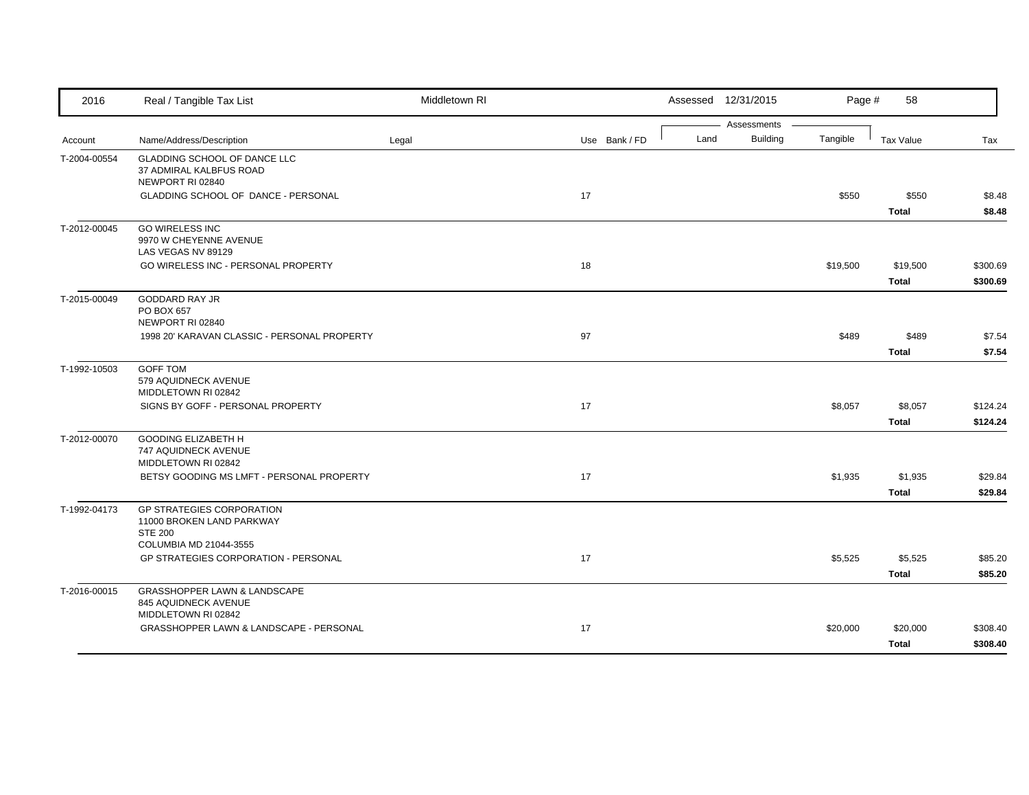| Account | Name/Address/Description | Legal | Use | Bank / FD | Land | Building | Tangible | Tax Value | Tax |
|---|---|---|---|---|---|---|---|---|---|
| T-2004-00554 | GLADDING SCHOOL OF DANCE LLC<br>37 ADMIRAL KALBFUS ROAD<br>NEWPORT RI 02840 | | | | | | | | |
| | GLADDING SCHOOL OF DANCE - PERSONAL | | 17 | | | | $550 | $550 | $8.48 |
| | | | | | | | | **Total** | **$8.48** |
| T-2012-00045 | GO WIRELESS INC<br>9970 W CHEYENNE AVENUE<br>LAS VEGAS NV 89129 | | | | | | | | |
| | GO WIRELESS INC - PERSONAL PROPERTY | | 18 | | | | $19,500 | $19,500 | $300.69 |
| | | | | | | | | **Total** | **$300.69** |
| T-2015-00049 | GODDARD RAY JR<br>PO BOX 657<br>NEWPORT RI 02840 | | | | | | | | |
| | 1998 20' KARAVAN CLASSIC - PERSONAL PROPERTY | | 97 | | | | $489 | $489 | $7.54 |
| | | | | | | | | **Total** | **$7.54** |
| T-1992-10503 | GOFF TOM<br>579 AQUIDNECK AVENUE<br>MIDDLETOWN RI 02842 | | | | | | | | |
| | SIGNS BY GOFF - PERSONAL PROPERTY | | 17 | | | | $8,057 | $8,057 | $124.24 |
| | | | | | | | | **Total** | **$124.24** |
| T-2012-00070 | GOODING ELIZABETH H<br>747 AQUIDNECK AVENUE<br>MIDDLETOWN RI 02842 | | | | | | | | |
| | BETSY GOODING MS LMFT - PERSONAL PROPERTY | | 17 | | | | $1,935 | $1,935 | $29.84 |
| | | | | | | | | **Total** | **$29.84** |
| T-1992-04173 | GP STRATEGIES CORPORATION<br>11000 BROKEN LAND PARKWAY<br>STE 200<br>COLUMBIA MD 21044-3555 | | | | | | | | |
| | GP STRATEGIES CORPORATION - PERSONAL | | 17 | | | | $5,525 | $5,525 | $85.20 |
| | | | | | | | | **Total** | **$85.20** |
| T-2016-00015 | GRASSHOPPER LAWN & LANDSCAPE<br>845 AQUIDNECK AVENUE<br>MIDDLETOWN RI 02842 | | | | | | | | |
| | GRASSHOPPER LAWN & LANDSCAPE - PERSONAL | | 17 | | | | $20,000 | $20,000 | $308.40 |
| | | | | | | | | **Total** | **$308.40** |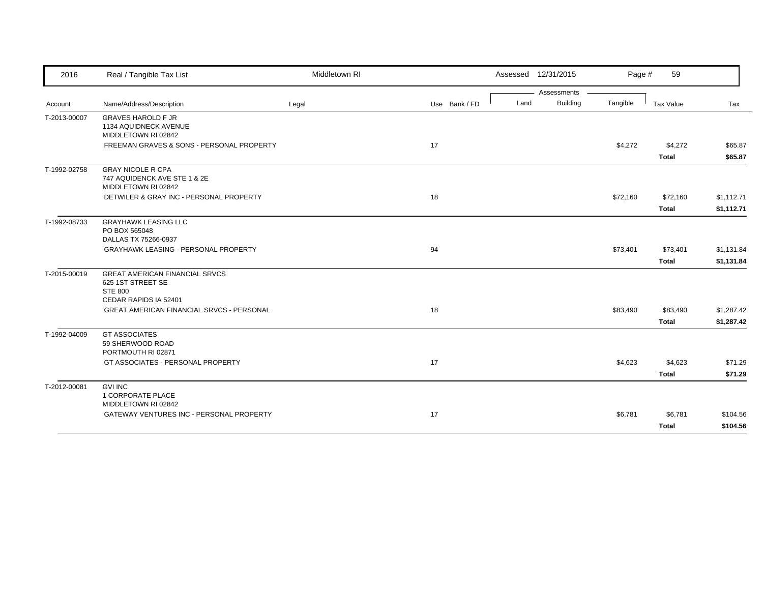| 2016 | Real / Tangible Tax List | Middletown RI | | | Assessed 12/31/2015 | | | | |
|---|---|---|---|---|---|---|---|---|---|
| | | | | | Assessments | | | | |
| Account | Name/Address/Description | Legal | Use | Bank / FD | Land | Building | Tangible | Tax Value | Tax |
| T-2013-00007 | GRAVES HAROLD F JR<br>1134 AQUIDNECK AVENUE<br>MIDDLETOWN RI 02842 | | | | | | | | |
| | FREEMAN GRAVES & SONS - PERSONAL PROPERTY | | 17 | | | | $4,272 | $4,272 | $65.87 |
| | | | | | | | | **Total** | **$65.87** |
| T-1992-02758 | GRAY NICOLE R CPA<br>747 AQUIDENCK AVE STE 1 & 2E<br>MIDDLETOWN RI 02842 | | | | | | | | |
| | DETWILER & GRAY INC - PERSONAL PROPERTY | | 18 | | | | $72,160 | $72,160 | $1,112.71 |
| | | | | | | | | **Total** | **$1,112.71** |
| T-1992-08733 | GRAYHAWK LEASING LLC<br>PO BOX 565048<br>DALLAS TX 75266-0937 | | | | | | | | |
| | GRAYHAWK LEASING - PERSONAL PROPERTY | | 94 | | | | $73,401 | $73,401 | $1,131.84 |
| | | | | | | | | **Total** | **$1,131.84** |
| T-2015-00019 | GREAT AMERICAN FINANCIAL SRVCS<br>625 1ST STREET SE<br>STE 800<br>CEDAR RAPIDS IA 52401 | | | | | | | | |
| | GREAT AMERICAN FINANCIAL SRVCS - PERSONAL | | 18 | | | | $83,490 | $83,490 | $1,287.42 |
| | | | | | | | | **Total** | **$1,287.42** |
| T-1992-04009 | GT ASSOCIATES<br>59 SHERWOOD ROAD<br>PORTMOUTH RI 02871 | | | | | | | | |
| | GT ASSOCIATES - PERSONAL PROPERTY | | 17 | | | | $4,623 | $4,623 | $71.29 |
| | | | | | | | | **Total** | **$71.29** |
| T-2012-00081 | GVI INC<br>1 CORPORATE PLACE<br>MIDDLETOWN RI 02842 | | | | | | | | |
| | GATEWAY VENTURES INC - PERSONAL PROPERTY | | 17 | | | | $6,781 | $6,781 | $104.56 |
| | | | | | | | | **Total** | **$104.56** |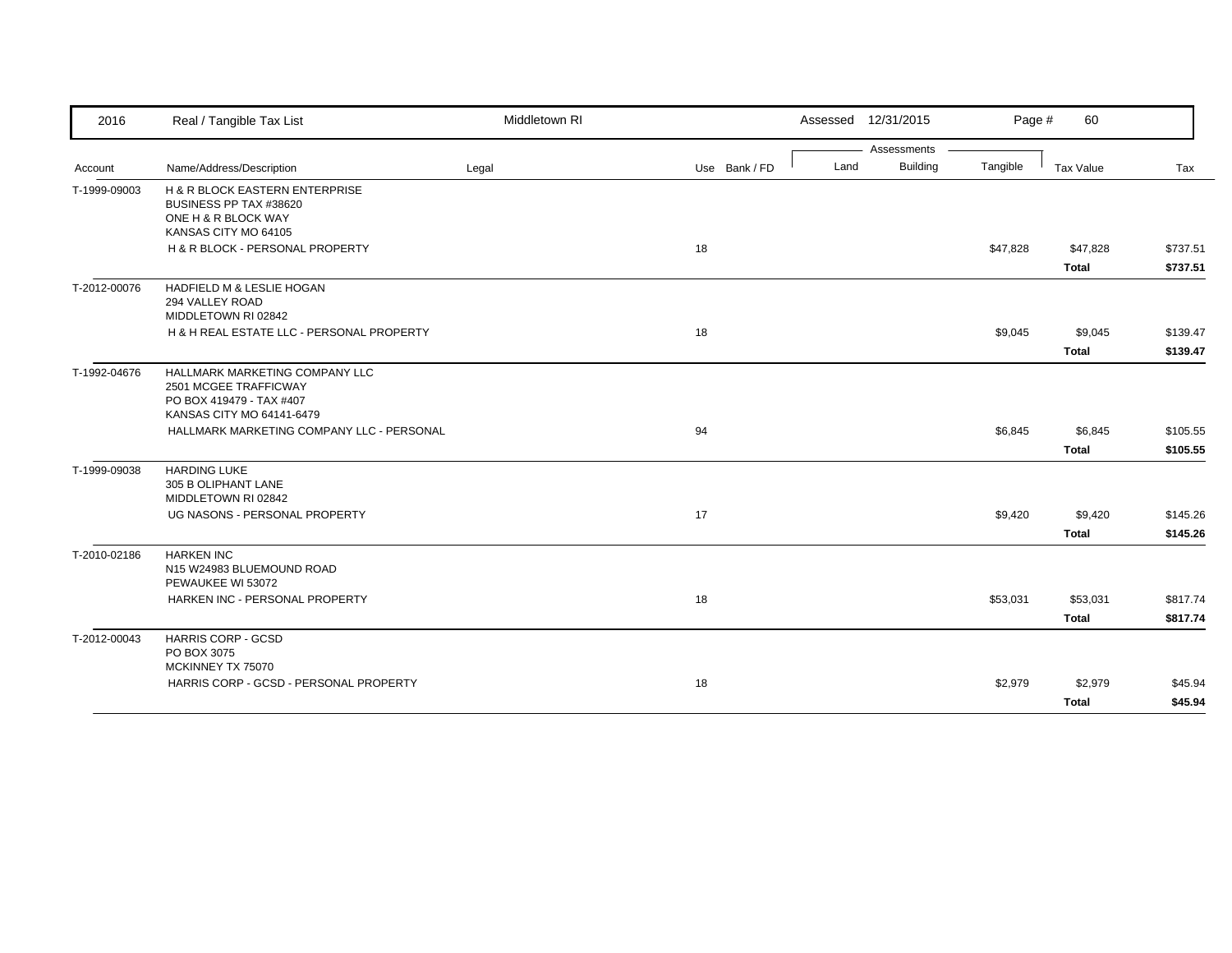| Account | Name/Address/Description | Legal | Use | Bank / FD | Land | Building | Tangible | Tax Value | Tax |
|---|---|---|---|---|---|---|---|---|---|
| T-1999-09003 | H & R BLOCK EASTERN ENTERPRISE<br>BUSINESS PP TAX #38620<br>ONE H & R BLOCK WAY<br>KANSAS CITY MO 64105 | | | | | | | | |
| | H & R BLOCK - PERSONAL PROPERTY | | 18 | | | | $47,828 | $47,828 | $737.51 |
| | | | | | | | | **Total** | **$737.51** |
| T-2012-00076 | HADFIELD M & LESLIE HOGAN<br>294 VALLEY ROAD<br>MIDDLETOWN RI 02842 | | | | | | | | |
| | H & H REAL ESTATE LLC - PERSONAL PROPERTY | | 18 | | | | $9,045 | $9,045 | $139.47 |
| | | | | | | | | **Total** | **$139.47** |
| T-1992-04676 | HALLMARK MARKETING COMPANY LLC<br>2501 MCGEE TRAFFICWAY<br>PO BOX 419479 - TAX #407<br>KANSAS CITY MO 64141-6479 | | | | | | | | |
| | HALLMARK MARKETING COMPANY LLC - PERSONAL | | 94 | | | | $6,845 | $6,845 | $105.55 |
| | | | | | | | | **Total** | **$105.55** |
| T-1999-09038 | HARDING LUKE<br>305 B OLIPHANT LANE<br>MIDDLETOWN RI 02842 | | | | | | | | |
| | UG NASONS - PERSONAL PROPERTY | | 17 | | | | $9,420 | $9,420 | $145.26 |
| | | | | | | | | **Total** | **$145.26** |
| T-2010-02186 | HARKEN INC<br>N15 W24983 BLUEMOUND ROAD<br>PEWAUKEE WI 53072 | | | | | | | | |
| | HARKEN INC - PERSONAL PROPERTY | | 18 | | | | $53,031 | $53,031 | $817.74 |
| | | | | | | | | **Total** | **$817.74** |
| T-2012-00043 | HARRIS CORP - GCSD<br>PO BOX 3075<br>MCKINNEY TX 75070 | | | | | | | | |
| | HARRIS CORP - GCSD - PERSONAL PROPERTY | | 18 | | | | $2,979 | $2,979 | $45.94 |
| | | | | | | | | **Total** | **$45.94** |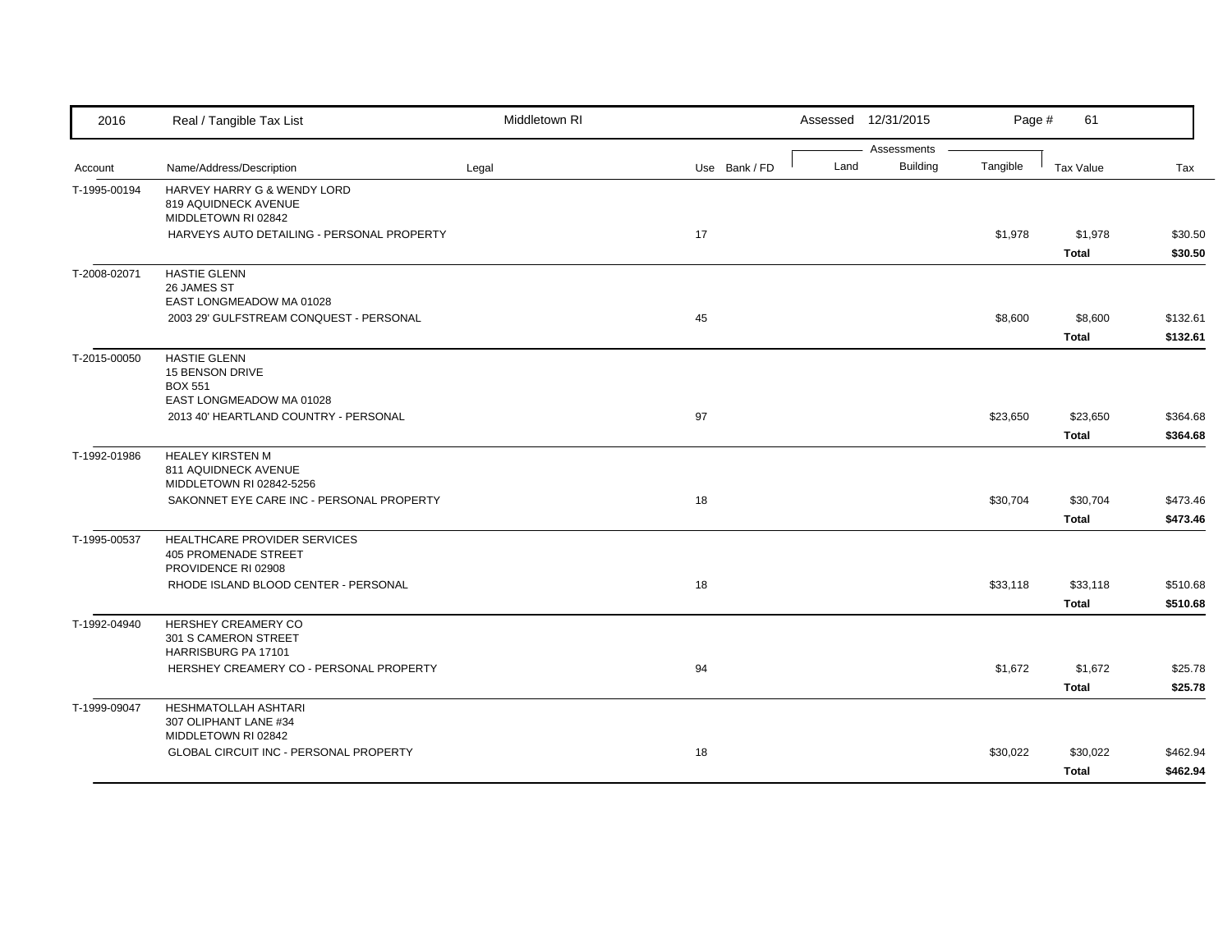| 2016 | Real / Tangible Tax List | Middletown RI | | | Assessed 12/31/2015 | | Page # | 61 | |
|---|---|---|---|---|---|---|---|---|---|
| | | | | | Assessments | | | | |
| Account | Name/Address/Description | Legal | Use | Bank / FD | Land | Building | Tangible | Tax Value | Tax |
| T-1995-00194 | HARVEY HARRY G & WENDY LORD<br>819 AQUIDNECK AVENUE<br>MIDDLETOWN RI 02842 | | | | | | | | |
| | HARVEYS AUTO DETAILING - PERSONAL PROPERTY | | 17 | | | | $1,978 | $1,978 | $30.50 |
| | | | | | | | | **Total** | **$30.50** |
| T-2008-02071 | HASTIE GLENN<br>26 JAMES ST<br>EAST LONGMEADOW MA 01028 | | | | | | | | |
| | 2003 29' GULFSTREAM CONQUEST - PERSONAL | | 45 | | | | $8,600 | $8,600 | $132.61 |
| | | | | | | | | **Total** | **$132.61** |
| T-2015-00050 | HASTIE GLENN<br>15 BENSON DRIVE<br>BOX 551<br>EAST LONGMEADOW MA 01028 | | | | | | | | |
| | 2013 40' HEARTLAND COUNTRY - PERSONAL | | 97 | | | | $23,650 | $23,650 | $364.68 |
| | | | | | | | | **Total** | **$364.68** |
| T-1992-01986 | HEALEY KIRSTEN M<br>811 AQUIDNECK AVENUE<br>MIDDLETOWN RI 02842-5256 | | | | | | | | |
| | SAKONNET EYE CARE INC - PERSONAL PROPERTY | | 18 | | | | $30,704 | $30,704 | $473.46 |
| | | | | | | | | **Total** | **$473.46** |
| T-1995-00537 | HEALTHCARE PROVIDER SERVICES<br>405 PROMENADE STREET<br>PROVIDENCE RI 02908 | | | | | | | | |
| | RHODE ISLAND BLOOD CENTER - PERSONAL | | 18 | | | | $33,118 | $33,118 | $510.68 |
| | | | | | | | | **Total** | **$510.68** |
| T-1992-04940 | HERSHEY CREAMERY CO<br>301 S CAMERON STREET<br>HARRISBURG PA 17101 | | | | | | | | |
| | HERSHEY CREAMERY CO - PERSONAL PROPERTY | | 94 | | | | $1,672 | $1,672 | $25.78 |
| | | | | | | | | **Total** | **$25.78** |
| T-1999-09047 | HESHMATOLLAH ASHTARI<br>307 OLIPHANT LANE #34<br>MIDDLETOWN RI 02842 | | | | | | | | |
| | GLOBAL CIRCUIT INC - PERSONAL PROPERTY | | 18 | | | | $30,022 | $30,022 | $462.94 |
| | | | | | | | | **Total** | **$462.94** |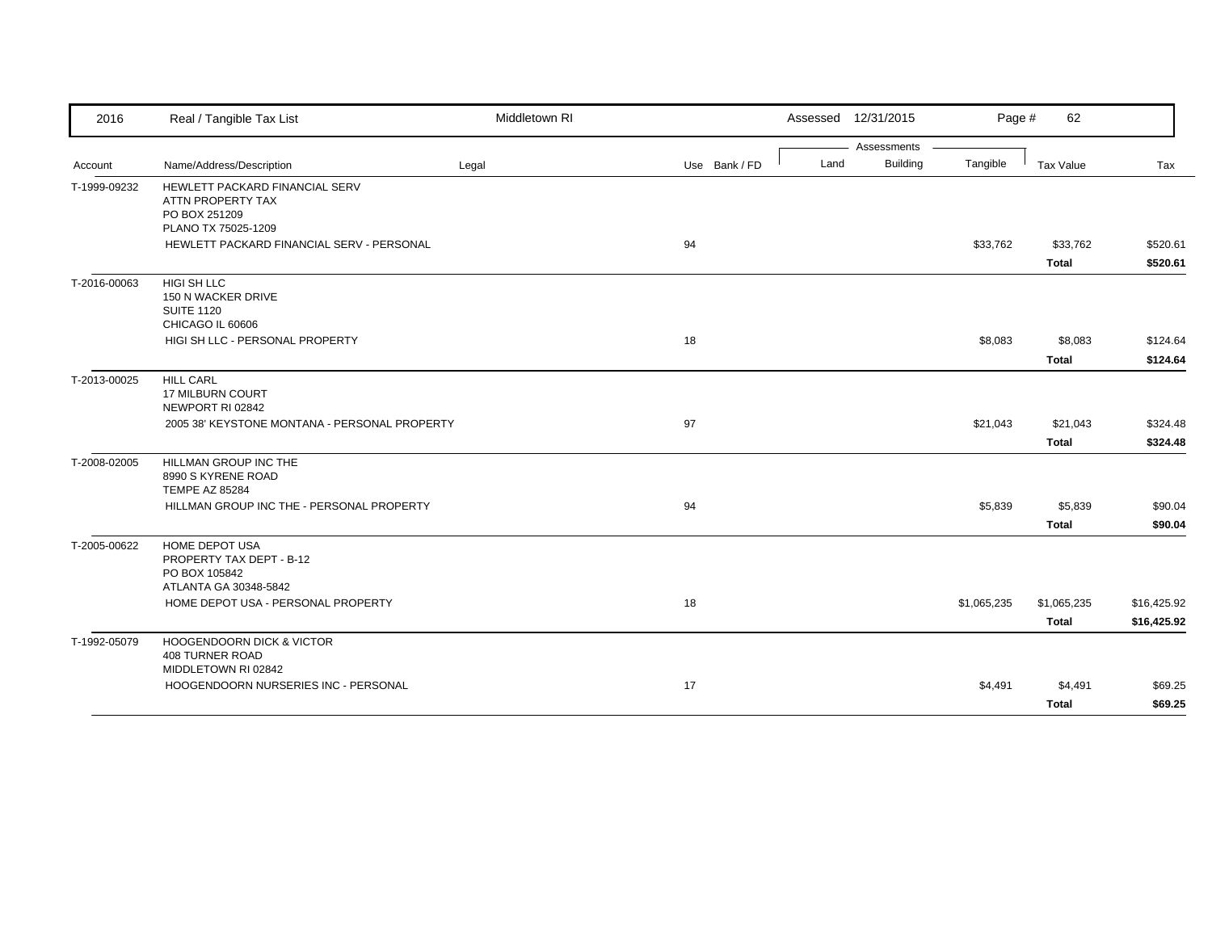| 2016 | Real / Tangible Tax List | Middletown RI | | | Assessed 12/31/2015 | | Page # 62 | | |
|---|---|---|---|---|---|---|---|---|---|
| | | | | | Assessments | | | | |
| Account | Name/Address/Description | Legal | Use | Bank / FD | Land | Building | Tangible | Tax Value | Tax |
| T-1999-09232 | HEWLETT PACKARD FINANCIAL SERV<br>ATTN PROPERTY TAX<br>PO BOX 251209<br>PLANO TX 75025-1209 | | | | | | | | |
| | HEWLETT PACKARD FINANCIAL SERV - PERSONAL | | 94 | | | | $33,762 | $33,762 | $520.61 |
| | | | | | | | | **Total** | **$520.61** |
| T-2016-00063 | HIGI SH LLC<br>150 N WACKER DRIVE<br>SUITE 1120<br>CHICAGO IL 60606 | | | | | | | | |
| | HIGI SH LLC - PERSONAL PROPERTY | | 18 | | | | $8,083 | $8,083 | $124.64 |
| | | | | | | | | **Total** | **$124.64** |
| T-2013-00025 | HILL CARL<br>17 MILBURN COURT<br>NEWPORT RI 02842 | | | | | | | | |
| | 2005 38' KEYSTONE MONTANA - PERSONAL PROPERTY | | 97 | | | | $21,043 | $21,043 | $324.48 |
| | | | | | | | | **Total** | **$324.48** |
| T-2008-02005 | HILLMAN GROUP INC THE<br>8990 S KYRENE ROAD<br>TEMPE AZ 85284 | | | | | | | | |
| | HILLMAN GROUP INC THE - PERSONAL PROPERTY | | 94 | | | | $5,839 | $5,839 | $90.04 |
| | | | | | | | | **Total** | **$90.04** |
| T-2005-00622 | HOME DEPOT USA<br>PROPERTY TAX DEPT - B-12<br>PO BOX 105842<br>ATLANTA GA 30348-5842 | | | | | | | | |
| | HOME DEPOT USA - PERSONAL PROPERTY | | 18 | | | | $1,065,235 | $1,065,235 | $16,425.92 |
| | | | | | | | | **Total** | **$16,425.92** |
| T-1992-05079 | HOOGENDOORN DICK & VICTOR<br>408 TURNER ROAD<br>MIDDLETOWN RI 02842 | | | | | | | | |
| | HOOGENDOORN NURSERIES INC - PERSONAL | | 17 | | | | $4,491 | $4,491 | $69.25 |
| | | | | | | | | **Total** | **$69.25** |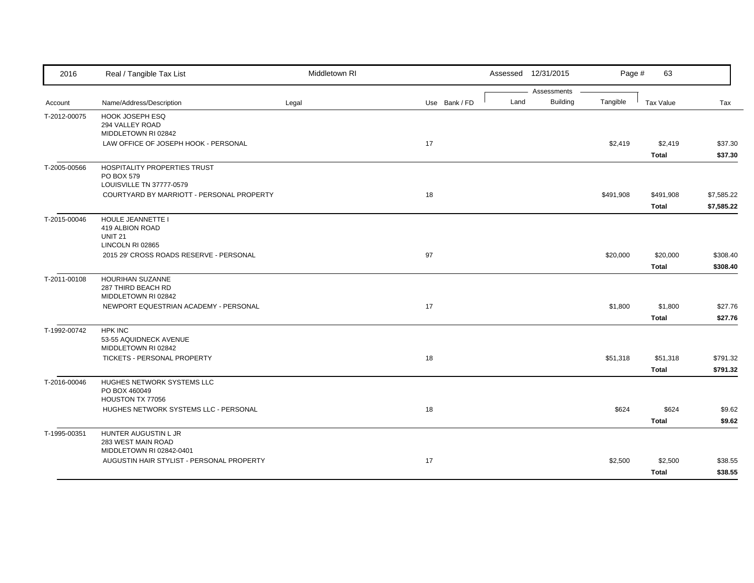| 2016 | Real / Tangible Tax List | Middletown RI | | | Assessed 12/31/2015 | | | | |
|---|---|---|---|---|---|---|---|---|---|
| | | | | | Assessments | | | | |
| Account | Name/Address/Description | Legal | Use | Bank / FD | Land | Building | Tangible | Tax Value | Tax |
| T-2012-00075 | HOOK JOSEPH ESQ<br>294 VALLEY ROAD<br>MIDDLETOWN RI 02842 | | | | | | | | |
| | LAW OFFICE OF JOSEPH HOOK - PERSONAL | | 17 | | | | $2,419 | $2,419 | $37.30 |
| | | | | | | | | **Total** | **$37.30** |
| T-2005-00566 | HOSPITALITY PROPERTIES TRUST<br>PO BOX 579<br>LOUISVILLE TN 37777-0579 | | | | | | | | |
| | COURTYARD BY MARRIOTT - PERSONAL PROPERTY | | 18 | | | | $491,908 | $491,908 | $7,585.22 |
| | | | | | | | | **Total** | **$7,585.22** |
| T-2015-00046 | HOULE JEANNETTE I<br>419 ALBION ROAD<br>UNIT 21<br>LINCOLN RI 02865 | | | | | | | | |
| | 2015 29' CROSS ROADS RESERVE - PERSONAL | | 97 | | | | $20,000 | $20,000 | $308.40 |
| | | | | | | | | **Total** | **$308.40** |
| T-2011-00108 | HOURIHAN SUZANNE<br>287 THIRD BEACH RD<br>MIDDLETOWN RI 02842 | | | | | | | | |
| | NEWPORT EQUESTRIAN ACADEMY - PERSONAL | | 17 | | | | $1,800 | $1,800 | $27.76 |
| | | | | | | | | **Total** | **$27.76** |
| T-1992-00742 | HPK INC<br>53-55 AQUIDNECK AVENUE<br>MIDDLETOWN RI 02842 | | | | | | | | |
| | TICKETS - PERSONAL PROPERTY | | 18 | | | | $51,318 | $51,318 | $791.32 |
| | | | | | | | | **Total** | **$791.32** |
| T-2016-00046 | HUGHES NETWORK SYSTEMS LLC<br>PO BOX 460049<br>HOUSTON TX 77056 | | | | | | | | |
| | HUGHES NETWORK SYSTEMS LLC - PERSONAL | | 18 | | | | $624 | $624 | $9.62 |
| | | | | | | | | **Total** | **$9.62** |
| T-1995-00351 | HUNTER AUGUSTIN L JR<br>283 WEST MAIN ROAD<br>MIDDLETOWN RI 02842-0401 | | | | | | | | |
| | AUGUSTIN HAIR STYLIST - PERSONAL PROPERTY | | 17 | | | | $2,500 | $2,500 | $38.55 |
| | | | | | | | | **Total** | **$38.55** |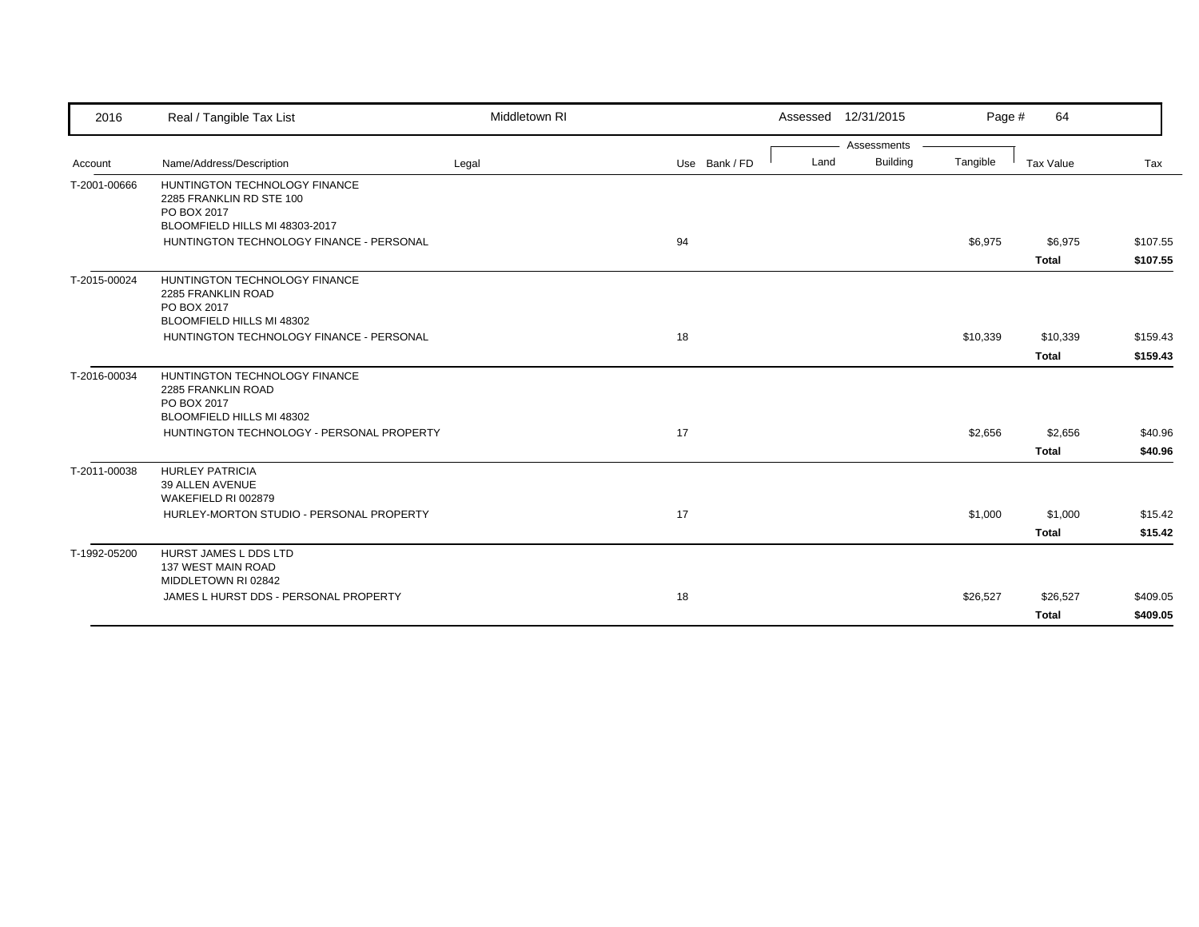| 2016 | Real / Tangible Tax List | Middletown RI | | | Assessed 12/31/2015 | | Page # 64 | | |
|---|---|---|---|---|---|---|---|---|---|
| | | | | | Assessments | | | | |
| Account | Name/Address/Description | Legal | Use | Bank / FD | Land | Building | Tangible | Tax Value | Tax |
| T-2001-00666 | HUNTINGTON TECHNOLOGY FINANCE<br>2285 FRANKLIN RD STE 100<br>PO BOX 2017<br>BLOOMFIELD HILLS MI 48303-2017 | | | | | | | | |
| | HUNTINGTON TECHNOLOGY FINANCE - PERSONAL | | 94 | | | | $6,975 | $6,975 | $107.55 |
| | | | | | | | | **Total** | **$107.55** |
| T-2015-00024 | HUNTINGTON TECHNOLOGY FINANCE<br>2285 FRANKLIN ROAD<br>PO BOX 2017<br>BLOOMFIELD HILLS MI 48302 | | | | | | | | |
| | HUNTINGTON TECHNOLOGY FINANCE - PERSONAL | | 18 | | | | $10,339 | $10,339 | $159.43 |
| | | | | | | | | **Total** | **$159.43** |
| T-2016-00034 | HUNTINGTON TECHNOLOGY FINANCE<br>2285 FRANKLIN ROAD<br>PO BOX 2017<br>BLOOMFIELD HILLS MI 48302 | | | | | | | | |
| | HUNTINGTON TECHNOLOGY - PERSONAL PROPERTY | | 17 | | | | $2,656 | $2,656 | $40.96 |
| | | | | | | | | **Total** | **$40.96** |
| T-2011-00038 | HURLEY PATRICIA<br>39 ALLEN AVENUE<br>WAKEFIELD RI 002879 | | | | | | | | |
| | HURLEY-MORTON STUDIO - PERSONAL PROPERTY | | 17 | | | | $1,000 | $1,000 | $15.42 |
| | | | | | | | | **Total** | **$15.42** |
| T-1992-05200 | HURST JAMES L DDS LTD<br>137 WEST MAIN ROAD<br>MIDDLETOWN RI 02842 | | | | | | | | |
| | JAMES L HURST DDS - PERSONAL PROPERTY | | 18 | | | | $26,527 | $26,527 | $409.05 |
| | | | | | | | | **Total** | **$409.05** |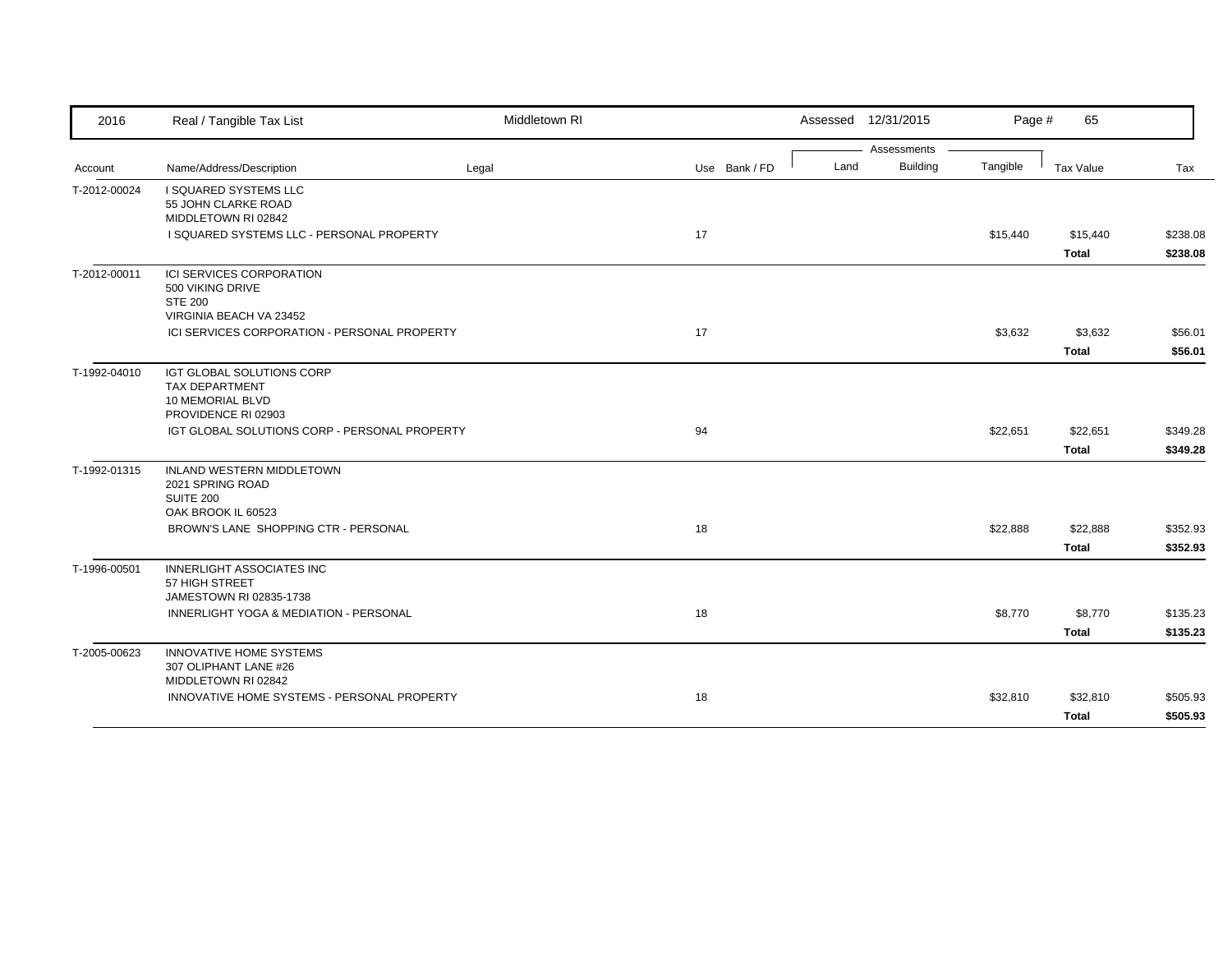| Account | Name/Address/Description | Legal | Use | Bank / FD | Land | Building | Tangible | Tax Value | Tax |
|---|---|---|---|---|---|---|---|---|---|
| T-2012-00024 | I SQUARED SYSTEMS LLC<br>55 JOHN CLARKE ROAD<br>MIDDLETOWN RI 02842 | | | | | | | | |
| | I SQUARED SYSTEMS LLC - PERSONAL PROPERTY | | 17 | | | | $15,440 | $15,440 | $238.08 |
| | | | | | | | | **Total** | **$238.08** |
| T-2012-00011 | ICI SERVICES CORPORATION<br>500 VIKING DRIVE<br>STE 200<br>VIRGINIA BEACH VA 23452 | | | | | | | | |
| | ICI SERVICES CORPORATION - PERSONAL PROPERTY | | 17 | | | | $3,632 | $3,632 | $56.01 |
| | | | | | | | | **Total** | **$56.01** |
| T-1992-04010 | IGT GLOBAL SOLUTIONS CORP<br>TAX DEPARTMENT<br>10 MEMORIAL BLVD<br>PROVIDENCE RI 02903 | | | | | | | | |
| | IGT GLOBAL SOLUTIONS CORP - PERSONAL PROPERTY | | 94 | | | | $22,651 | $22,651 | $349.28 |
| | | | | | | | | **Total** | **$349.28** |
| T-1992-01315 | INLAND WESTERN MIDDLETOWN<br>2021 SPRING ROAD<br>SUITE 200<br>OAK BROOK IL 60523 | | | | | | | | |
| | BROWN'S LANE SHOPPING CTR - PERSONAL | | 18 | | | | $22,888 | $22,888 | $352.93 |
| | | | | | | | | **Total** | **$352.93** |
| T-1996-00501 | INNERLIGHT ASSOCIATES INC<br>57 HIGH STREET<br>JAMESTOWN RI 02835-1738 | | | | | | | | |
| | INNERLIGHT YOGA & MEDIATION - PERSONAL | | 18 | | | | $8,770 | $8,770 | $135.23 |
| | | | | | | | | **Total** | **$135.23** |
| T-2005-00623 | INNOVATIVE HOME SYSTEMS<br>307 OLIPHANT LANE #26<br>MIDDLETOWN RI 02842 | | | | | | | | |
| | INNOVATIVE HOME SYSTEMS - PERSONAL PROPERTY | | 18 | | | | $32,810 | $32,810 | $505.93 |
| | | | | | | | | **Total** | **$505.93** |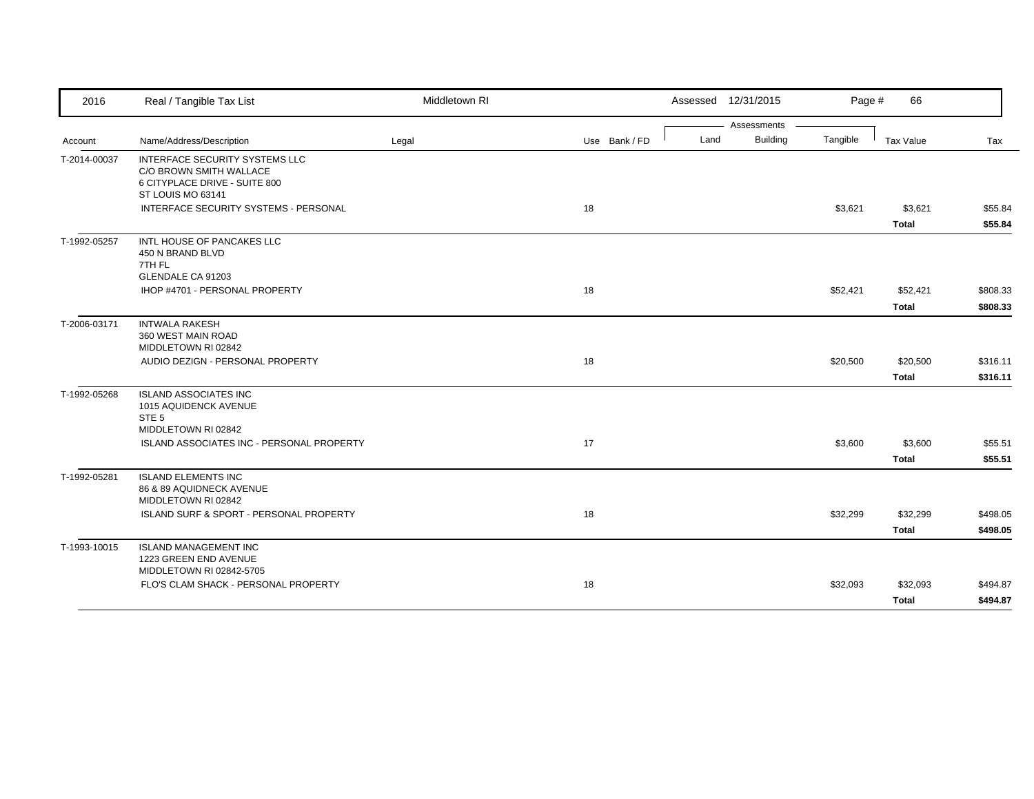| 2016 | Real / Tangible Tax List | Middletown RI | | | Assessed 12/31/2015 | | Page # 66 | | |
|---|---|---|---|---|---|---|---|---|---|
| | | | | | Assessments | | | | |
| Account | Name/Address/Description | Legal | Use | Bank / FD | Land | Building | Tangible | Tax Value | Tax |
| T-2014-00037 | INTERFACE SECURITY SYSTEMS LLC<br>C/O BROWN SMITH WALLACE<br>6 CITYPLACE DRIVE - SUITE 800<br>ST LOUIS MO 63141 | | | | | | | | |
| | INTERFACE SECURITY SYSTEMS - PERSONAL | | 18 | | | | $3,621 | $3,621 | $55.84 |
| | | | | | | | | **Total** | **$55.84** |
| T-1992-05257 | INTL HOUSE OF PANCAKES LLC<br>450 N BRAND BLVD<br>7TH FL<br>GLENDALE CA 91203 | | | | | | | | |
| | IHOP #4701 - PERSONAL PROPERTY | | 18 | | | | $52,421 | $52,421 | $808.33 |
| | | | | | | | | **Total** | **$808.33** |
| T-2006-03171 | INTWALA RAKESH<br>360 WEST MAIN ROAD<br>MIDDLETOWN RI 02842 | | | | | | | | |
| | AUDIO DEZIGN - PERSONAL PROPERTY | | 18 | | | | $20,500 | $20,500 | $316.11 |
| | | | | | | | | **Total** | **$316.11** |
| T-1992-05268 | ISLAND ASSOCIATES INC<br>1015 AQUIDENCK AVENUE<br>STE 5<br>MIDDLETOWN RI 02842 | | | | | | | | |
| | ISLAND ASSOCIATES INC - PERSONAL PROPERTY | | 17 | | | | $3,600 | $3,600 | $55.51 |
| | | | | | | | | **Total** | **$55.51** |
| T-1992-05281 | ISLAND ELEMENTS INC<br>86 & 89 AQUIDNECK AVENUE<br>MIDDLETOWN RI 02842 | | | | | | | | |
| | ISLAND SURF & SPORT - PERSONAL PROPERTY | | 18 | | | | $32,299 | $32,299 | $498.05 |
| | | | | | | | | **Total** | **$498.05** |
| T-1993-10015 | ISLAND MANAGEMENT INC<br>1223 GREEN END AVENUE<br>MIDDLETOWN RI 02842-5705 | | | | | | | | |
| | FLO'S CLAM SHACK - PERSONAL PROPERTY | | 18 | | | | $32,093 | $32,093 | $494.87 |
| | | | | | | | | **Total** | **$494.87** |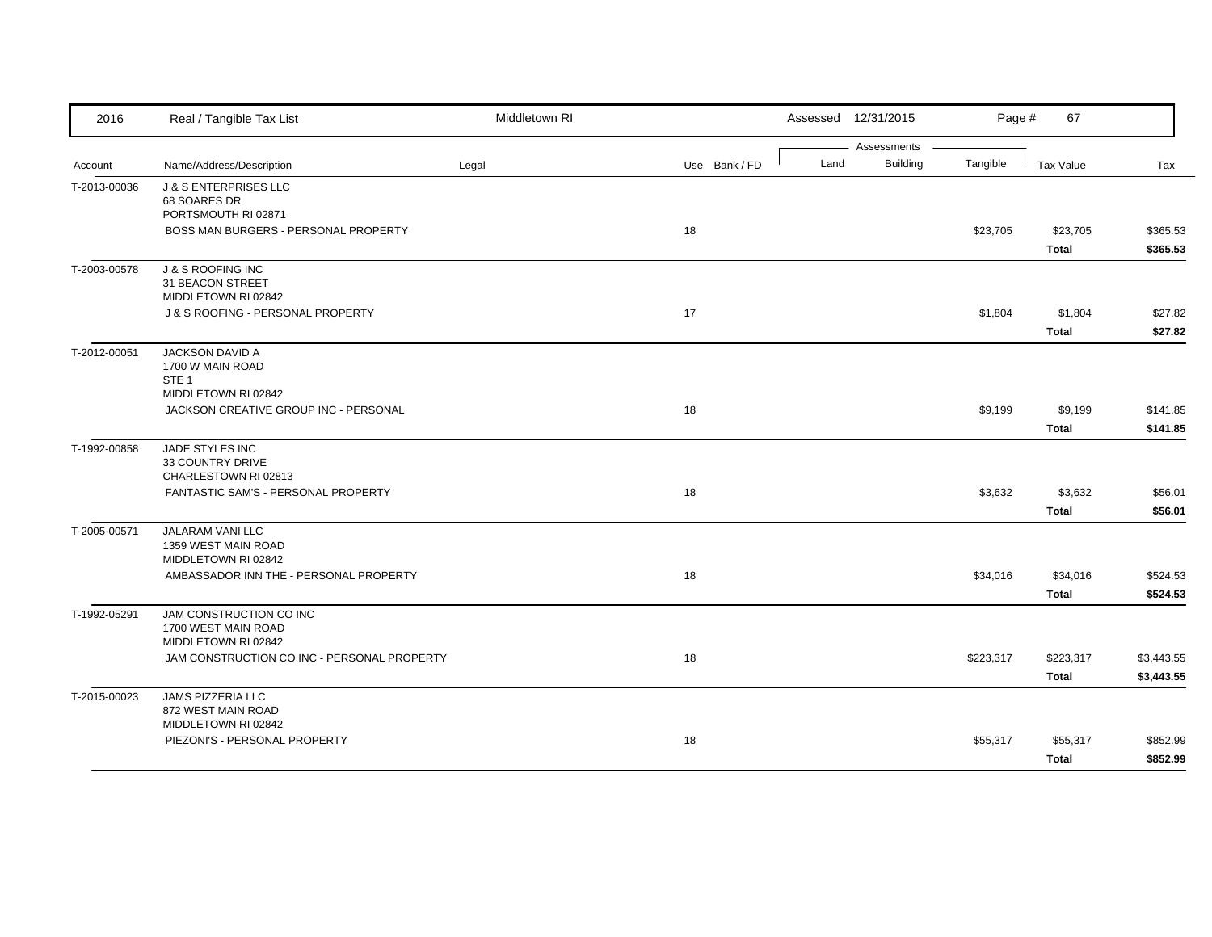| 2016 | Real / Tangible Tax List | Middletown RI | | Assessed 12/31/2015 | | | | |
|---|---|---|---|---|---|---|---|---|
| | | | | Assessments | | | | |
| Account | Name/Address/Description | Legal | Use Bank / FD | Land | Building | Tangible | Tax Value | Tax |
| T-2013-00036 | J & S ENTERPRISES LLC<br>68 SOARES DR<br>PORTSMOUTH RI 02871 | | | | | | | |
| | BOSS MAN BURGERS - PERSONAL PROPERTY | | 18 | | | $23,705 | $23,705 | $365.53 |
| | | | | | | | **Total** | **$365.53** |
| T-2003-00578 | J & S ROOFING INC<br>31 BEACON STREET<br>MIDDLETOWN RI 02842 | | | | | | | |
| | J & S ROOFING - PERSONAL PROPERTY | | 17 | | | $1,804 | $1,804 | $27.82 |
| | | | | | | | **Total** | **$27.82** |
| T-2012-00051 | JACKSON DAVID A<br>1700 W MAIN ROAD<br>STE 1<br>MIDDLETOWN RI 02842 | | | | | | | |
| | JACKSON CREATIVE GROUP INC - PERSONAL | | 18 | | | $9,199 | $9,199 | $141.85 |
| | | | | | | | **Total** | **$141.85** |
| T-1992-00858 | JADE STYLES INC<br>33 COUNTRY DRIVE<br>CHARLESTOWN RI 02813 | | | | | | | |
| | FANTASTIC SAM'S - PERSONAL PROPERTY | | 18 | | | $3,632 | $3,632 | $56.01 |
| | | | | | | | **Total** | **$56.01** |
| T-2005-00571 | JALARAM VANI LLC<br>1359 WEST MAIN ROAD<br>MIDDLETOWN RI 02842 | | | | | | | |
| | AMBASSADOR INN THE - PERSONAL PROPERTY | | 18 | | | $34,016 | $34,016 | $524.53 |
| | | | | | | | **Total** | **$524.53** |
| T-1992-05291 | JAM CONSTRUCTION CO INC<br>1700 WEST MAIN ROAD<br>MIDDLETOWN RI 02842 | | | | | | | |
| | JAM CONSTRUCTION CO INC - PERSONAL PROPERTY | | 18 | | | $223,317 | $223,317 | $3,443.55 |
| | | | | | | | **Total** | **$3,443.55** |
| T-2015-00023 | JAMS PIZZERIA LLC<br>872 WEST MAIN ROAD<br>MIDDLETOWN RI 02842 | | | | | | | |
| | PIEZONI'S - PERSONAL PROPERTY | | 18 | | | $55,317 | $55,317 | $852.99 |
| | | | | | | | **Total** | **$852.99** |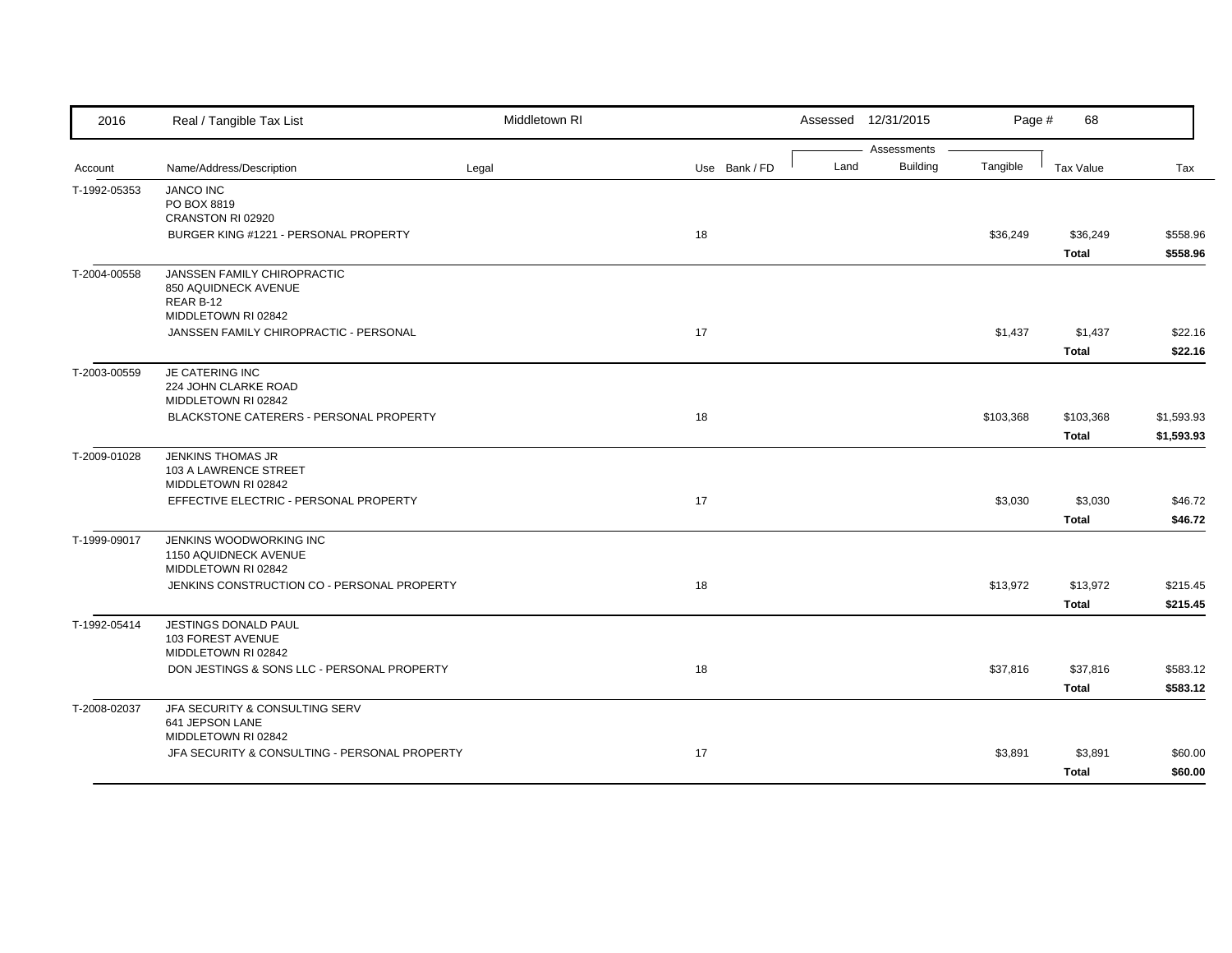| Account | Name/Address/Description | Legal | Use | Bank / FD | Land | Building | Tangible | Tax Value | Tax |
|---|---|---|---|---|---|---|---|---|---|
| T-1992-05353 | JANCO INC<br>PO BOX 8819<br>CRANSTON RI 02920 | | | | | | | | |
| | BURGER KING #1221 - PERSONAL PROPERTY | | 18 | | | | $36,249 | $36,249 | $558.96 |
| | | | | | | | | **Total** | **$558.96** |
| T-2004-00558 | JANSSEN FAMILY CHIROPRACTIC<br>850 AQUIDNECK AVENUE<br>REAR B-12<br>MIDDLETOWN RI 02842 | | | | | | | | |
| | JANSSEN FAMILY CHIROPRACTIC - PERSONAL | | 17 | | | | $1,437 | $1,437 | $22.16 |
| | | | | | | | | **Total** | **$22.16** |
| T-2003-00559 | JE CATERING INC<br>224 JOHN CLARKE ROAD<br>MIDDLETOWN RI 02842 | | | | | | | | |
| | BLACKSTONE CATERERS - PERSONAL PROPERTY | | 18 | | | | $103,368 | $103,368 | $1,593.93 |
| | | | | | | | | **Total** | **$1,593.93** |
| T-2009-01028 | JENKINS THOMAS JR<br>103 A LAWRENCE STREET<br>MIDDLETOWN RI 02842 | | | | | | | | |
| | EFFECTIVE ELECTRIC - PERSONAL PROPERTY | | 17 | | | | $3,030 | $3,030 | $46.72 |
| | | | | | | | | **Total** | **$46.72** |
| T-1999-09017 | JENKINS WOODWORKING INC<br>1150 AQUIDNECK AVENUE<br>MIDDLETOWN RI 02842 | | | | | | | | |
| | JENKINS CONSTRUCTION CO - PERSONAL PROPERTY | | 18 | | | | $13,972 | $13,972 | $215.45 |
| | | | | | | | | **Total** | **$215.45** |
| T-1992-05414 | JESTINGS DONALD PAUL<br>103 FOREST AVENUE<br>MIDDLETOWN RI 02842 | | | | | | | | |
| | DON JESTINGS & SONS LLC - PERSONAL PROPERTY | | 18 | | | | $37,816 | $37,816 | $583.12 |
| | | | | | | | | **Total** | **$583.12** |
| T-2008-02037 | JFA SECURITY & CONSULTING SERV<br>641 JEPSON LANE<br>MIDDLETOWN RI 02842 | | | | | | | | |
| | JFA SECURITY & CONSULTING - PERSONAL PROPERTY | | 17 | | | | $3,891 | $3,891 | $60.00 |
| | | | | | | | | **Total** | **$60.00** |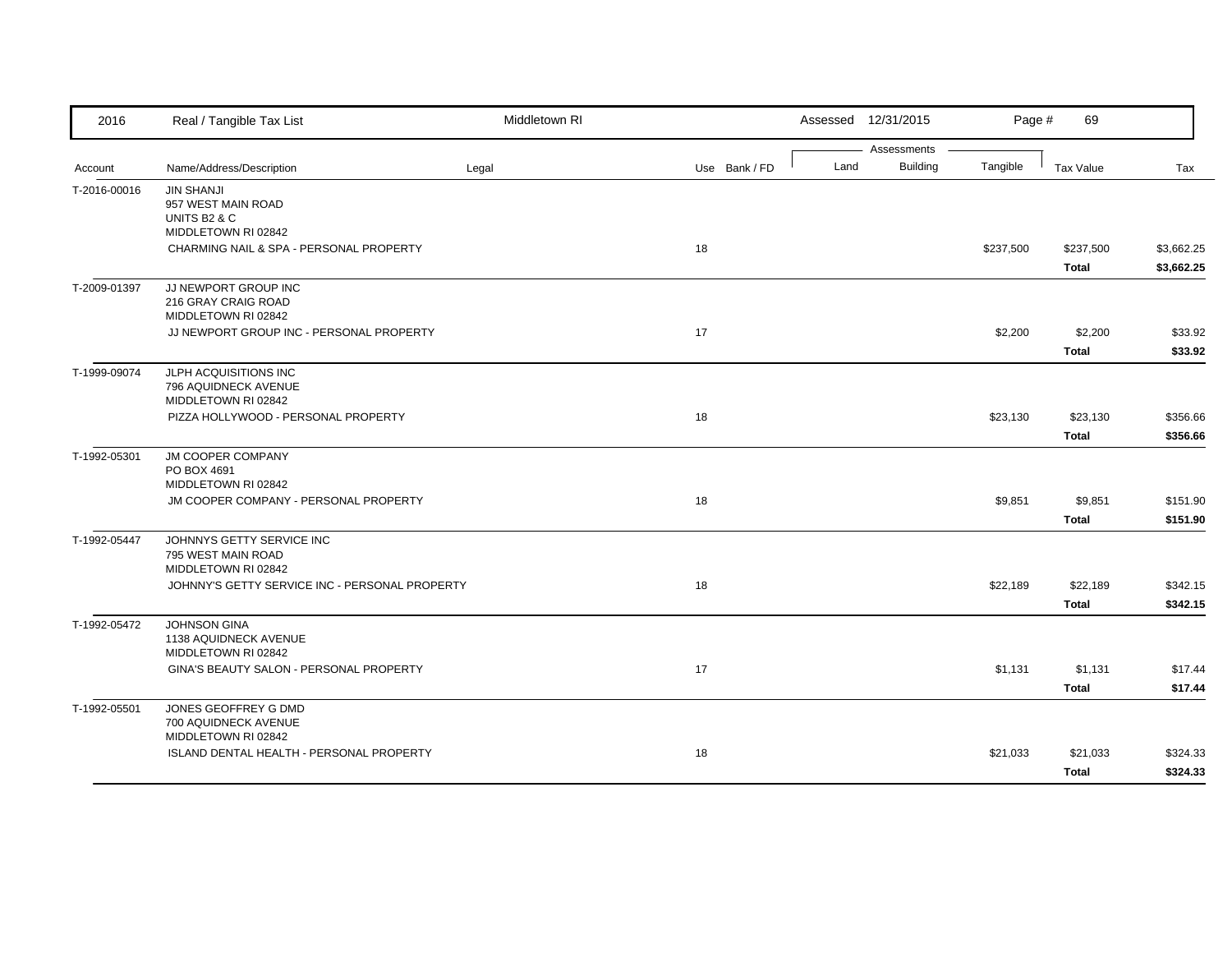| 2016 | Real / Tangible Tax List | Middletown RI | | | Assessed 12/31/2015 | | | | |
|---|---|---|---|---|---|---|---|---|---|
| | | | | | Assessments | | | | |
| Account | Name/Address/Description | Legal | Use | Bank / FD | Land | Building | Tangible | Tax Value | Tax |
| T-2016-00016 | JIN SHANJI<br>957 WEST MAIN ROAD<br>UNITS B2 & C<br>MIDDLETOWN RI 02842 | | | | | | | | |
| | CHARMING NAIL & SPA - PERSONAL PROPERTY | | 18 | | | | $237,500 | $237,500 | $3,662.25 |
| | | | | | | | | **Total** | **$3,662.25** |
| T-2009-01397 | JJ NEWPORT GROUP INC<br>216 GRAY CRAIG ROAD<br>MIDDLETOWN RI 02842 | | | | | | | | |
| | JJ NEWPORT GROUP INC - PERSONAL PROPERTY | | 17 | | | | $2,200 | $2,200 | $33.92 |
| | | | | | | | | **Total** | **$33.92** |
| T-1999-09074 | JLPH ACQUISITIONS INC<br>796 AQUIDNECK AVENUE<br>MIDDLETOWN RI 02842 | | | | | | | | |
| | PIZZA HOLLYWOOD - PERSONAL PROPERTY | | 18 | | | | $23,130 | $23,130 | $356.66 |
| | | | | | | | | **Total** | **$356.66** |
| T-1992-05301 | JM COOPER COMPANY<br>PO BOX 4691<br>MIDDLETOWN RI 02842 | | | | | | | | |
| | JM COOPER COMPANY - PERSONAL PROPERTY | | 18 | | | | $9,851 | $9,851 | $151.90 |
| | | | | | | | | **Total** | **$151.90** |
| T-1992-05447 | JOHNNYS GETTY SERVICE INC<br>795 WEST MAIN ROAD<br>MIDDLETOWN RI 02842 | | | | | | | | |
| | JOHNNY'S GETTY SERVICE INC - PERSONAL PROPERTY | | 18 | | | | $22,189 | $22,189 | $342.15 |
| | | | | | | | | **Total** | **$342.15** |
| T-1992-05472 | JOHNSON GINA<br>1138 AQUIDNECK AVENUE<br>MIDDLETOWN RI 02842 | | | | | | | | |
| | GINA'S BEAUTY SALON - PERSONAL PROPERTY | | 17 | | | | $1,131 | $1,131 | $17.44 |
| | | | | | | | | **Total** | **$17.44** |
| T-1992-05501 | JONES GEOFFREY G DMD<br>700 AQUIDNECK AVENUE<br>MIDDLETOWN RI 02842 | | | | | | | | |
| | ISLAND DENTAL HEALTH - PERSONAL PROPERTY | | 18 | | | | $21,033 | $21,033 | $324.33 |
| | | | | | | | | **Total** | **$324.33** |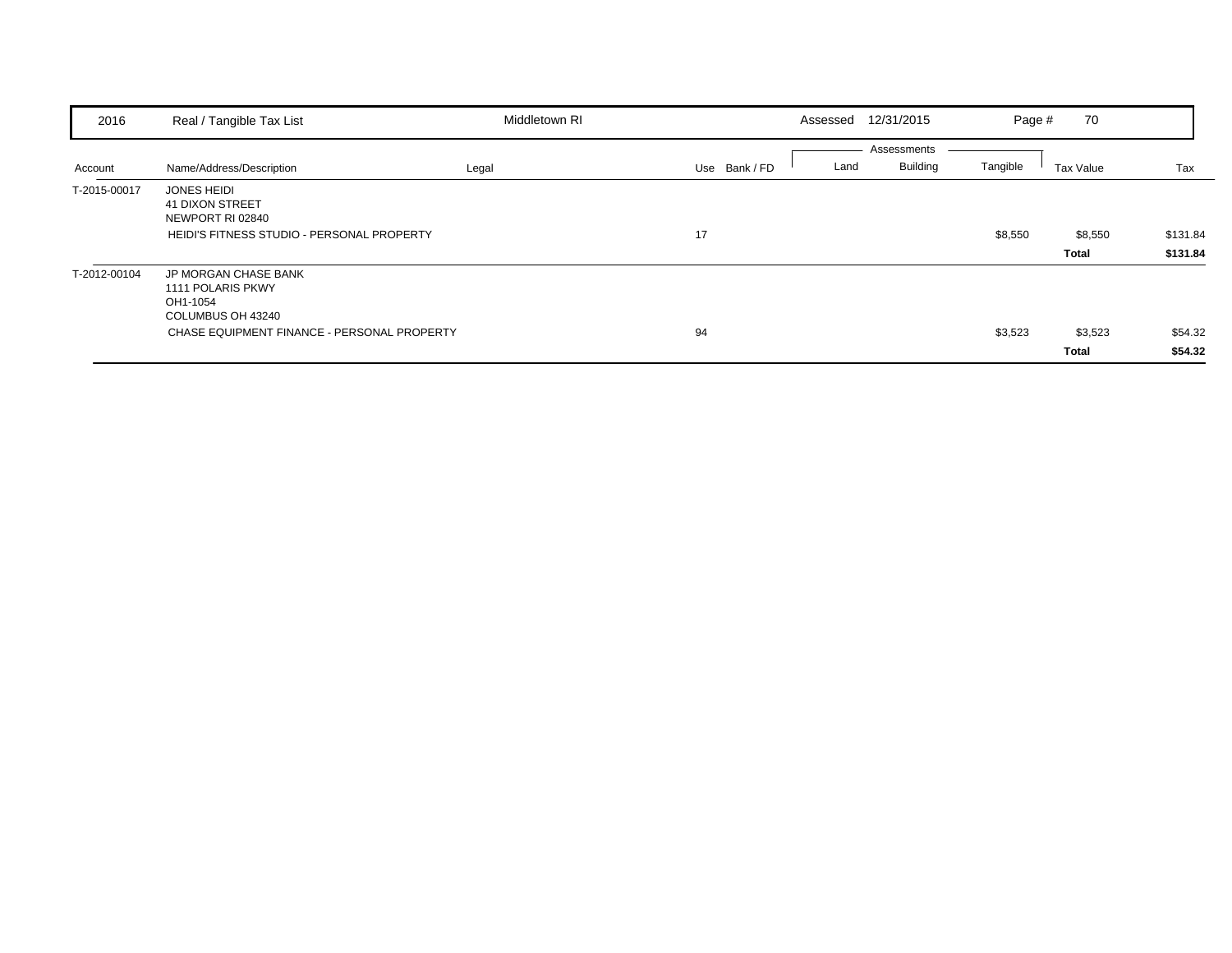| 2016 | Real / Tangible Tax List | Middletown RI | | Assessed 12/31/2015 | | Page # 70 | | |
|---|---|---|---|---|---|---|---|---|

| Account | Name/Address/Description | Legal | Use | Bank / FD | Land | Building | Tangible | Tax Value | Tax |
|---|---|---|---|---|---|---|---|---|---|
| T-2015-00017 | JONES HEIDI<br>41 DIXON STREET<br>NEWPORT RI 02840 | | | | | | | | |
| | HEIDI'S FITNESS STUDIO - PERSONAL PROPERTY | | 17 | | | | $8,550 | $8,550 | $131.84 |
| | | | | | | | | **Total** | **$131.84** |
| T-2012-00104 | JP MORGAN CHASE BANK<br>1111 POLARIS PKWY<br>OH1-1054<br>COLUMBUS OH 43240 | | | | | | | | |
| | CHASE EQUIPMENT FINANCE - PERSONAL PROPERTY | | 94 | | | | $3,523 | $3,523 | $54.32 |
| | | | | | | | | **Total** | **$54.32** |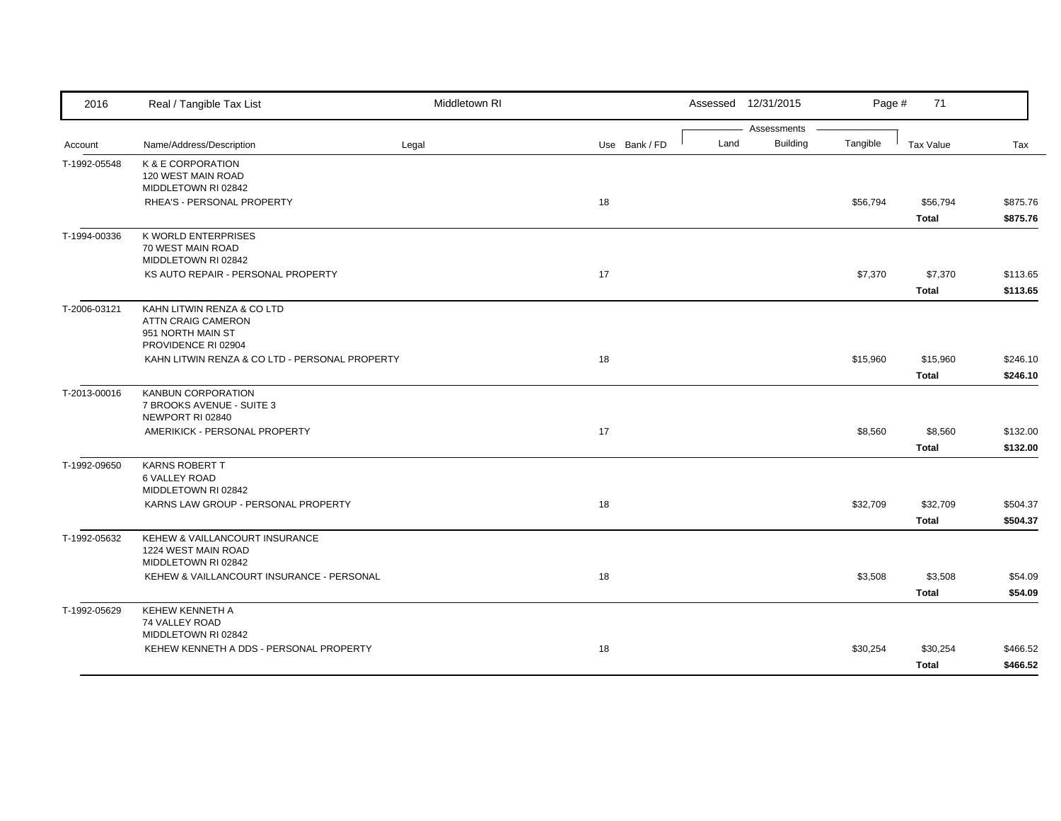2016 Real / Tangible Tax List — Middletown RI — Assessed 12/31/2015

| Account | Name/Address/Description | Legal | Use | Bank / FD | Land | Building | Tangible | Tax Value | Tax |
|---|---|---|---|---|---|---|---|---|---|
| T-1992-05548 | K & E CORPORATION<br>120 WEST MAIN ROAD<br>MIDDLETOWN RI 02842 | | | | | | | | |
| | RHEA'S - PERSONAL PROPERTY | | 18 | | | | $56,794 | $56,794 | $875.76 |
| | | | | | | | | **Total** | **$875.76** |
| T-1994-00336 | K WORLD ENTERPRISES<br>70 WEST MAIN ROAD<br>MIDDLETOWN RI 02842 | | | | | | | | |
| | KS AUTO REPAIR - PERSONAL PROPERTY | | 17 | | | | $7,370 | $7,370 | $113.65 |
| | | | | | | | | **Total** | **$113.65** |
| T-2006-03121 | KAHN LITWIN RENZA & CO LTD<br>ATTN CRAIG CAMERON<br>951 NORTH MAIN ST<br>PROVIDENCE RI 02904 | | | | | | | | |
| | KAHN LITWIN RENZA & CO LTD - PERSONAL PROPERTY | | 18 | | | | $15,960 | $15,960 | $246.10 |
| | | | | | | | | **Total** | **$246.10** |
| T-2013-00016 | KANBUN CORPORATION<br>7 BROOKS AVENUE - SUITE 3<br>NEWPORT RI 02840 | | | | | | | | |
| | AMERIKICK - PERSONAL PROPERTY | | 17 | | | | $8,560 | $8,560 | $132.00 |
| | | | | | | | | **Total** | **$132.00** |
| T-1992-09650 | KARNS ROBERT T<br>6 VALLEY ROAD<br>MIDDLETOWN RI 02842 | | | | | | | | |
| | KARNS LAW GROUP - PERSONAL PROPERTY | | 18 | | | | $32,709 | $32,709 | $504.37 |
| | | | | | | | | **Total** | **$504.37** |
| T-1992-05632 | KEHEW & VAILLANCOURT INSURANCE<br>1224 WEST MAIN ROAD<br>MIDDLETOWN RI 02842 | | | | | | | | |
| | KEHEW & VAILLANCOURT INSURANCE - PERSONAL | | 18 | | | | $3,508 | $3,508 | $54.09 |
| | | | | | | | | **Total** | **$54.09** |
| T-1992-05629 | KEHEW KENNETH A<br>74 VALLEY ROAD<br>MIDDLETOWN RI 02842 | | | | | | | | |
| | KEHEW KENNETH A DDS - PERSONAL PROPERTY | | 18 | | | | $30,254 | $30,254 | $466.52 |
| | | | | | | | | **Total** | **$466.52** |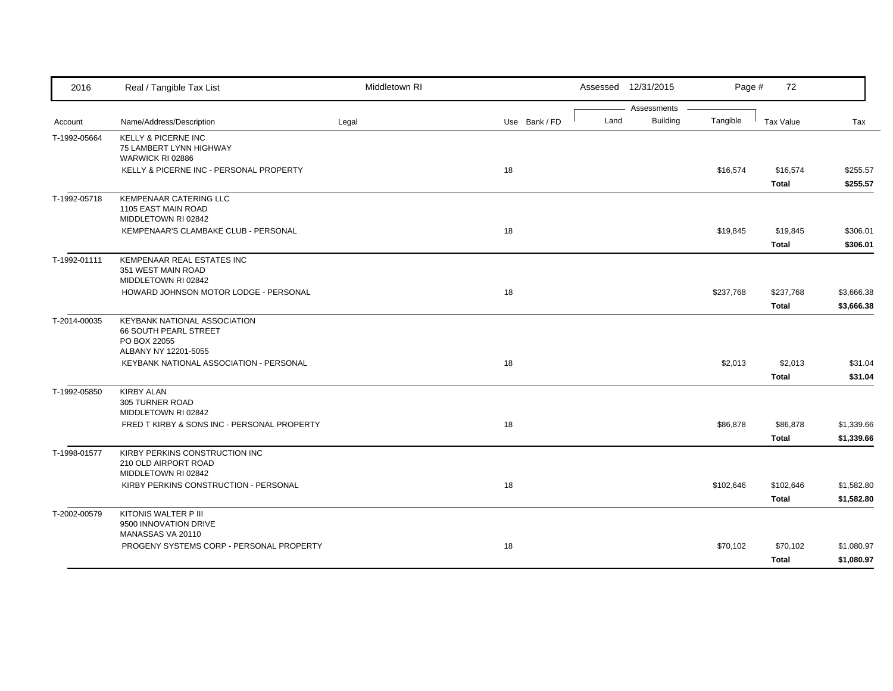| Account | Name/Address/Description | Legal | Use | Bank / FD | Land | Building | Tangible | Tax Value | Tax |
|---|---|---|---|---|---|---|---|---|---|
| T-1992-05664 | KELLY & PICERNE INC<br>75 LAMBERT LYNN HIGHWAY<br>WARWICK RI 02886 | | | | | | | | |
| | KELLY & PICERNE INC - PERSONAL PROPERTY | | 18 | | | | $16,574 | $16,574 | $255.57 |
| | | | | | | | | **Total** | **$255.57** |
| T-1992-05718 | KEMPENAAR CATERING LLC<br>1105 EAST MAIN ROAD<br>MIDDLETOWN RI 02842 | | | | | | | | |
| | KEMPENAAR'S CLAMBAKE CLUB - PERSONAL | | 18 | | | | $19,845 | $19,845 | $306.01 |
| | | | | | | | | **Total** | **$306.01** |
| T-1992-01111 | KEMPENAAR REAL ESTATES INC<br>351 WEST MAIN ROAD<br>MIDDLETOWN RI 02842 | | | | | | | | |
| | HOWARD JOHNSON MOTOR LODGE - PERSONAL | | 18 | | | | $237,768 | $237,768 | $3,666.38 |
| | | | | | | | | **Total** | **$3,666.38** |
| T-2014-00035 | KEYBANK NATIONAL ASSOCIATION<br>66 SOUTH PEARL STREET<br>PO BOX 22055<br>ALBANY NY 12201-5055 | | | | | | | | |
| | KEYBANK NATIONAL ASSOCIATION - PERSONAL | | 18 | | | | $2,013 | $2,013 | $31.04 |
| | | | | | | | | **Total** | **$31.04** |
| T-1992-05850 | KIRBY ALAN<br>305 TURNER ROAD<br>MIDDLETOWN RI 02842 | | | | | | | | |
| | FRED T KIRBY & SONS INC - PERSONAL PROPERTY | | 18 | | | | $86,878 | $86,878 | $1,339.66 |
| | | | | | | | | **Total** | **$1,339.66** |
| T-1998-01577 | KIRBY PERKINS CONSTRUCTION INC<br>210 OLD AIRPORT ROAD<br>MIDDLETOWN RI 02842 | | | | | | | | |
| | KIRBY PERKINS CONSTRUCTION - PERSONAL | | 18 | | | | $102,646 | $102,646 | $1,582.80 |
| | | | | | | | | **Total** | **$1,582.80** |
| T-2002-00579 | KITONIS WALTER P III<br>9500 INNOVATION DRIVE<br>MANASSAS VA 20110 | | | | | | | | |
| | PROGENY SYSTEMS CORP - PERSONAL PROPERTY | | 18 | | | | $70,102 | $70,102 | $1,080.97 |
| | | | | | | | | **Total** | **$1,080.97** |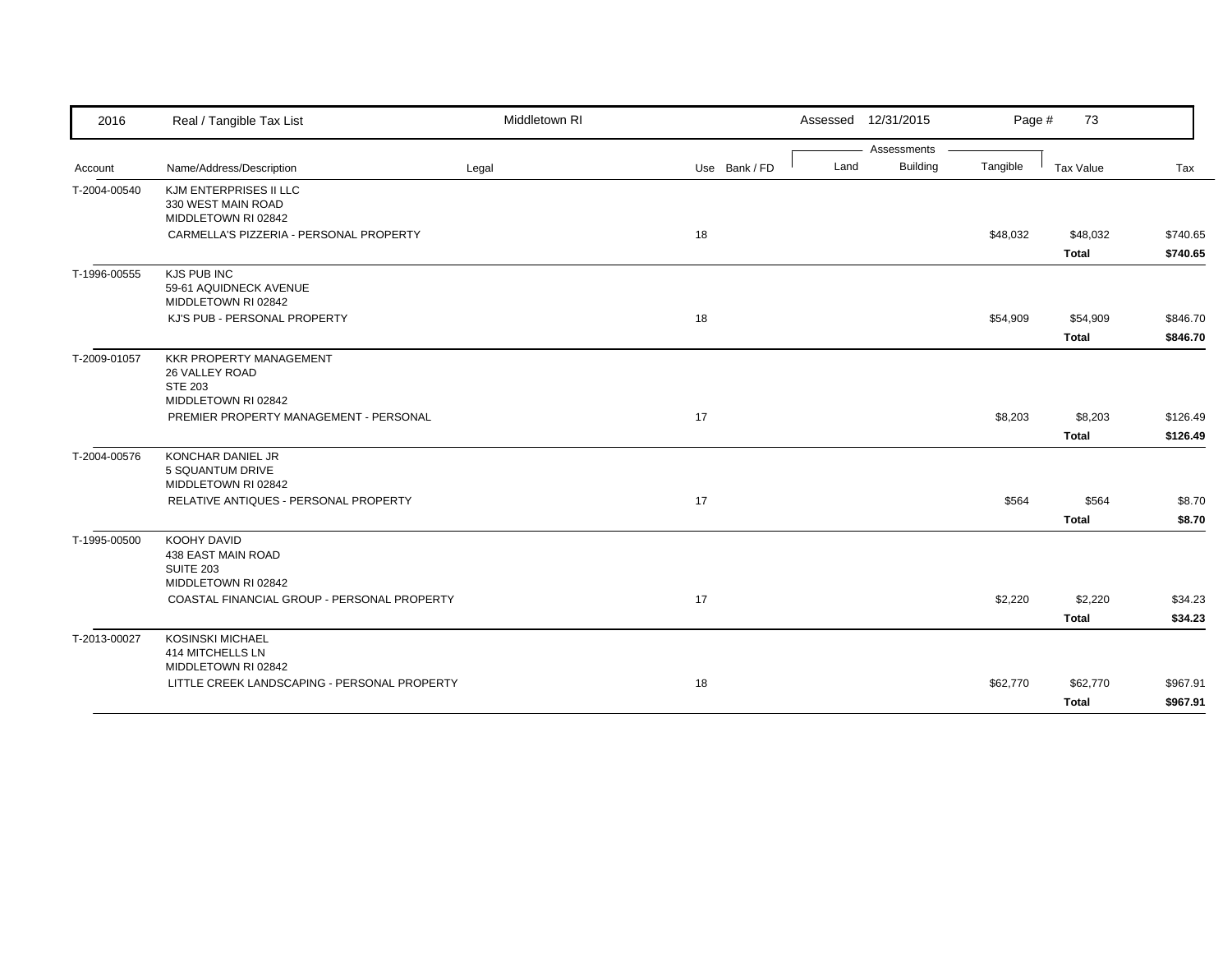| 2016 | Real / Tangible Tax List | Middletown RI | | Assessed 12/31/2015 | | Page # 73 | | |
|---|---|---|---|---|---|---|---|---|
| | | | | Assessments | | | | |
| Account | Name/Address/Description | Legal | Use Bank / FD | Land | Building | Tangible | Tax Value | Tax |
| T-2004-00540 | KJM ENTERPRISES II LLC<br>330 WEST MAIN ROAD<br>MIDDLETOWN RI 02842 | | | | | | | |
| | CARMELLA'S PIZZERIA - PERSONAL PROPERTY | | 18 | | | $48,032 | $48,032 | $740.65 |
| | | | | | | | **Total** | **$740.65** |
| T-1996-00555 | KJS PUB INC<br>59-61 AQUIDNECK AVENUE<br>MIDDLETOWN RI 02842 | | | | | | | |
| | KJ'S PUB - PERSONAL PROPERTY | | 18 | | | $54,909 | $54,909 | $846.70 |
| | | | | | | | **Total** | **$846.70** |
| T-2009-01057 | KKR PROPERTY MANAGEMENT<br>26 VALLEY ROAD<br>STE 203<br>MIDDLETOWN RI 02842 | | | | | | | |
| | PREMIER PROPERTY MANAGEMENT - PERSONAL | | 17 | | | $8,203 | $8,203 | $126.49 |
| | | | | | | | **Total** | **$126.49** |
| T-2004-00576 | KONCHAR DANIEL JR<br>5 SQUANTUM DRIVE<br>MIDDLETOWN RI 02842 | | | | | | | |
| | RELATIVE ANTIQUES - PERSONAL PROPERTY | | 17 | | | $564 | $564 | $8.70 |
| | | | | | | | **Total** | **$8.70** |
| T-1995-00500 | KOOHY DAVID<br>438 EAST MAIN ROAD<br>SUITE 203<br>MIDDLETOWN RI 02842 | | | | | | | |
| | COASTAL FINANCIAL GROUP - PERSONAL PROPERTY | | 17 | | | $2,220 | $2,220 | $34.23 |
| | | | | | | | **Total** | **$34.23** |
| T-2013-00027 | KOSINSKI MICHAEL<br>414 MITCHELLS LN<br>MIDDLETOWN RI 02842 | | | | | | | |
| | LITTLE CREEK LANDSCAPING - PERSONAL PROPERTY | | 18 | | | $62,770 | $62,770 | $967.91 |
| | | | | | | | **Total** | **$967.91** |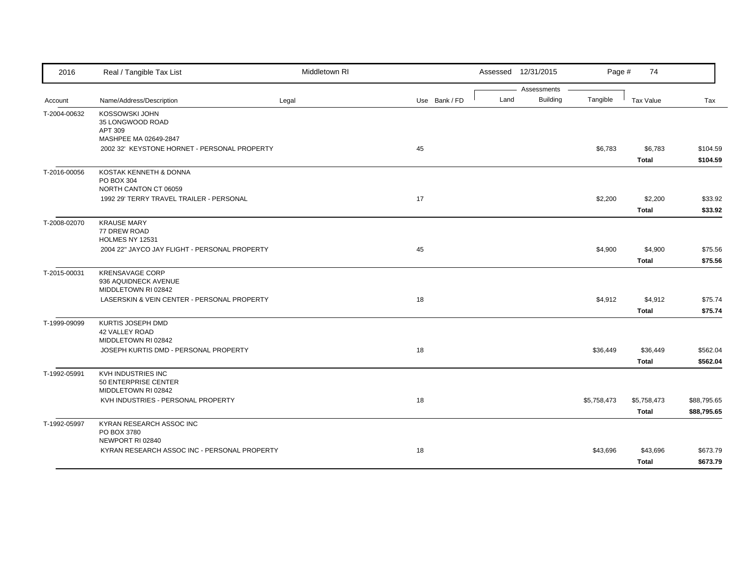| 2016 | Real / Tangible Tax List | Middletown RI | | Assessed 12/31/2015 | | | | |
|---|---|---|---|---|---|---|---|---|
| | | | | Assessments | | | | |
| Account | Name/Address/Description | Legal | Use Bank / FD | Land | Building | Tangible | Tax Value | Tax |
| T-2004-00632 | KOSSOWSKI JOHN<br>35 LONGWOOD ROAD<br>APT 309<br>MASHPEE MA 02649-2847 | | | | | | | |
| | 2002 32' KEYSTONE HORNET - PERSONAL PROPERTY | | 45 | | | $6,783 | $6,783 | $104.59 |
| | | | | | | | **Total** | **$104.59** |
| T-2016-00056 | KOSTAK KENNETH & DONNA<br>PO BOX 304<br>NORTH CANTON CT 06059 | | | | | | | |
| | 1992 29' TERRY TRAVEL TRAILER - PERSONAL | | 17 | | | $2,200 | $2,200 | $33.92 |
| | | | | | | | **Total** | **$33.92** |
| T-2008-02070 | KRAUSE MARY<br>77 DREW ROAD<br>HOLMES NY 12531 | | | | | | | |
| | 2004 22" JAYCO JAY FLIGHT - PERSONAL PROPERTY | | 45 | | | $4,900 | $4,900 | $75.56 |
| | | | | | | | **Total** | **$75.56** |
| T-2015-00031 | KRENSAVAGE CORP<br>936 AQUIDNECK AVENUE<br>MIDDLETOWN RI 02842 | | | | | | | |
| | LASERSKIN & VEIN CENTER - PERSONAL PROPERTY | | 18 | | | $4,912 | $4,912 | $75.74 |
| | | | | | | | **Total** | **$75.74** |
| T-1999-09099 | KURTIS JOSEPH DMD<br>42 VALLEY ROAD<br>MIDDLETOWN RI 02842 | | | | | | | |
| | JOSEPH KURTIS DMD - PERSONAL PROPERTY | | 18 | | | $36,449 | $36,449 | $562.04 |
| | | | | | | | **Total** | **$562.04** |
| T-1992-05991 | KVH INDUSTRIES INC<br>50 ENTERPRISE CENTER<br>MIDDLETOWN RI 02842 | | | | | | | |
| | KVH INDUSTRIES - PERSONAL PROPERTY | | 18 | | | $5,758,473 | $5,758,473 | $88,795.65 |
| | | | | | | | **Total** | **$88,795.65** |
| T-1992-05997 | KYRAN RESEARCH ASSOC INC<br>PO BOX 3780<br>NEWPORT RI 02840 | | | | | | | |
| | KYRAN RESEARCH ASSOC INC - PERSONAL PROPERTY | | 18 | | | $43,696 | $43,696 | $673.79 |
| | | | | | | | **Total** | **$673.79** |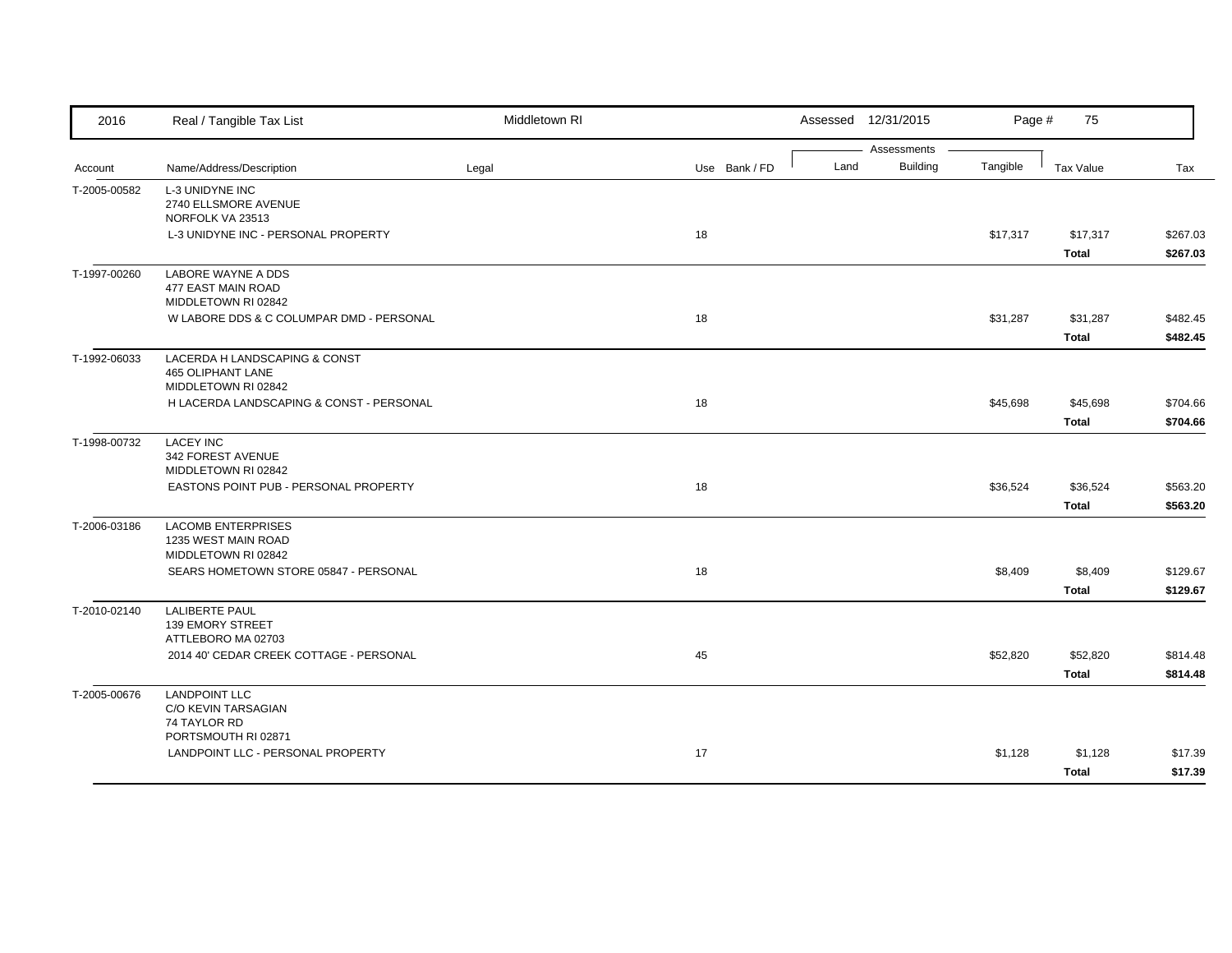| 2016 | Real / Tangible Tax List | Middletown RI | | Assessed 12/31/2015 | | Page # 75 | | |
|---|---|---|---|---|---|---|---|---|
| | | | | Assessments | | | | |
| Account | Name/Address/Description | Legal | Use Bank / FD | Land | Building | Tangible | Tax Value | Tax |
| T-2005-00582 | L-3 UNIDYNE INC<br>2740 ELLSMORE AVENUE<br>NORFOLK VA 23513 | | | | | | | |
| | L-3 UNIDYNE INC - PERSONAL PROPERTY | | 18 | | | $17,317 | $17,317 | $267.03 |
| | | | | | | | **Total** | **$267.03** |
| T-1997-00260 | LABORE WAYNE A DDS<br>477 EAST MAIN ROAD<br>MIDDLETOWN RI 02842 | | | | | | | |
| | W LABORE DDS & C COLUMPAR DMD - PERSONAL | | 18 | | | $31,287 | $31,287 | $482.45 |
| | | | | | | | **Total** | **$482.45** |
| T-1992-06033 | LACERDA H LANDSCAPING & CONST<br>465 OLIPHANT LANE<br>MIDDLETOWN RI 02842 | | | | | | | |
| | H LACERDA LANDSCAPING & CONST - PERSONAL | | 18 | | | $45,698 | $45,698 | $704.66 |
| | | | | | | | **Total** | **$704.66** |
| T-1998-00732 | LACEY INC<br>342 FOREST AVENUE<br>MIDDLETOWN RI 02842 | | | | | | | |
| | EASTONS POINT PUB - PERSONAL PROPERTY | | 18 | | | $36,524 | $36,524 | $563.20 |
| | | | | | | | **Total** | **$563.20** |
| T-2006-03186 | LACOMB ENTERPRISES<br>1235 WEST MAIN ROAD<br>MIDDLETOWN RI 02842 | | | | | | | |
| | SEARS HOMETOWN STORE 05847 - PERSONAL | | 18 | | | $8,409 | $8,409 | $129.67 |
| | | | | | | | **Total** | **$129.67** |
| T-2010-02140 | LALIBERTE PAUL<br>139 EMORY STREET<br>ATTLEBORO MA 02703 | | | | | | | |
| | 2014 40' CEDAR CREEK COTTAGE - PERSONAL | | 45 | | | $52,820 | $52,820 | $814.48 |
| | | | | | | | **Total** | **$814.48** |
| T-2005-00676 | LANDPOINT LLC<br>C/O KEVIN TARSAGIAN<br>74 TAYLOR RD<br>PORTSMOUTH RI 02871 | | | | | | | |
| | LANDPOINT LLC - PERSONAL PROPERTY | | 17 | | | $1,128 | $1,128 | $17.39 |
| | | | | | | | **Total** | **$17.39** |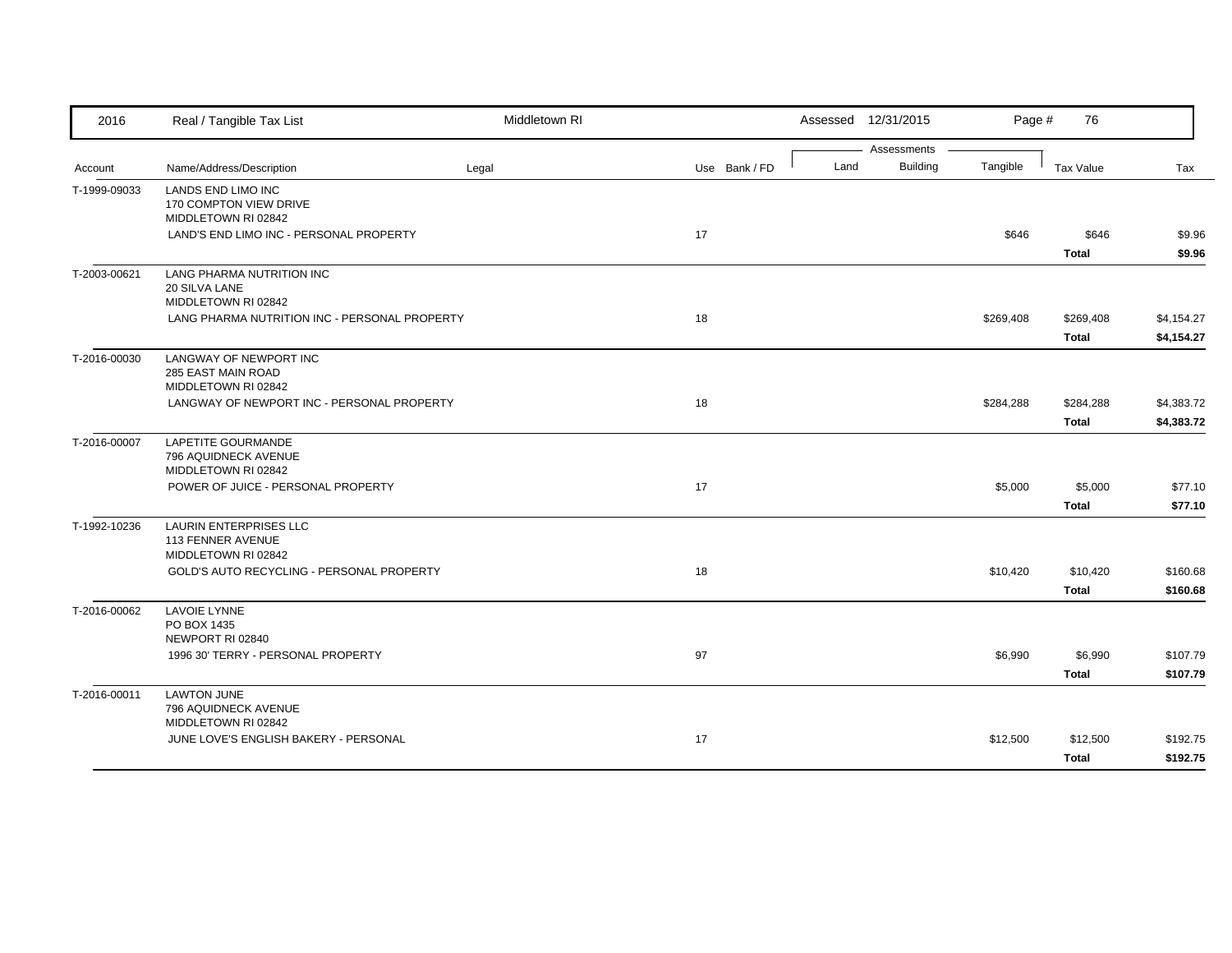| Account | Name/Address/Description | Legal | Use | Bank / FD | Land | Building | Tangible | Tax Value | Tax |
|---|---|---|---|---|---|---|---|---|---|
| T-1999-09033 | LANDS END LIMO INC<br>170 COMPTON VIEW DRIVE<br>MIDDLETOWN RI 02842 | | | | | | | | |
| | LAND'S END LIMO INC - PERSONAL PROPERTY | | 17 | | | | $646 | $646 | $9.96 |
| | | | | | | | | **Total** | **$9.96** |
| T-2003-00621 | LANG PHARMA NUTRITION INC<br>20 SILVA LANE<br>MIDDLETOWN RI 02842 | | | | | | | | |
| | LANG PHARMA NUTRITION INC - PERSONAL PROPERTY | | 18 | | | | $269,408 | $269,408 | $4,154.27 |
| | | | | | | | | **Total** | **$4,154.27** |
| T-2016-00030 | LANGWAY OF NEWPORT INC<br>285 EAST MAIN ROAD<br>MIDDLETOWN RI 02842 | | | | | | | | |
| | LANGWAY OF NEWPORT INC - PERSONAL PROPERTY | | 18 | | | | $284,288 | $284,288 | $4,383.72 |
| | | | | | | | | **Total** | **$4,383.72** |
| T-2016-00007 | LAPETITE GOURMANDE<br>796 AQUIDNECK AVENUE<br>MIDDLETOWN RI 02842 | | | | | | | | |
| | POWER OF JUICE - PERSONAL PROPERTY | | 17 | | | | $5,000 | $5,000 | $77.10 |
| | | | | | | | | **Total** | **$77.10** |
| T-1992-10236 | LAURIN ENTERPRISES LLC<br>113 FENNER AVENUE<br>MIDDLETOWN RI 02842 | | | | | | | | |
| | GOLD'S AUTO RECYCLING - PERSONAL PROPERTY | | 18 | | | | $10,420 | $10,420 | $160.68 |
| | | | | | | | | **Total** | **$160.68** |
| T-2016-00062 | LAVOIE LYNNE<br>PO BOX 1435<br>NEWPORT RI 02840 | | | | | | | | |
| | 1996 30' TERRY - PERSONAL PROPERTY | | 97 | | | | $6,990 | $6,990 | $107.79 |
| | | | | | | | | **Total** | **$107.79** |
| T-2016-00011 | LAWTON JUNE<br>796 AQUIDNECK AVENUE<br>MIDDLETOWN RI 02842 | | | | | | | | |
| | JUNE LOVE'S ENGLISH BAKERY - PERSONAL | | 17 | | | | $12,500 | $12,500 | $192.75 |
| | | | | | | | | **Total** | **$192.75** |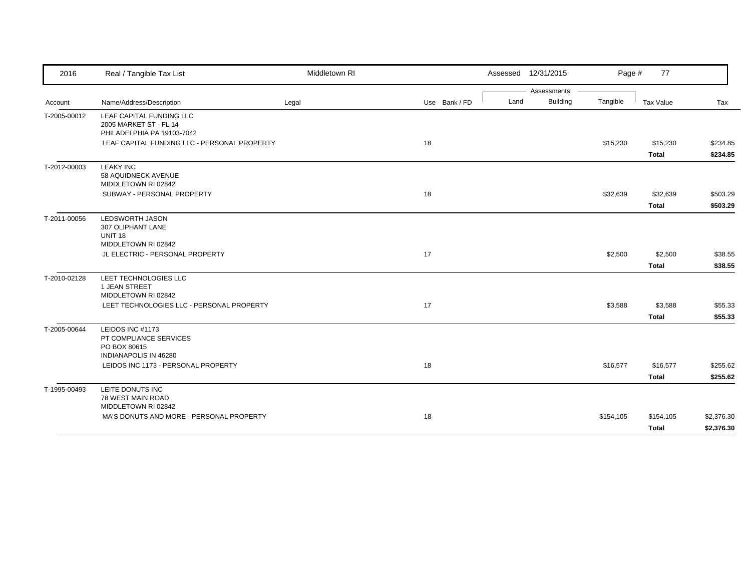| 2016 | Real / Tangible Tax List | Middletown RI | | Assessed 12/31/2015 | | | | |
|---|---|---|---|---|---|---|---|---|
| | | | | Assessments | | | | |
| Account | Name/Address/Description | Legal | Use Bank / FD | Land | Building | Tangible | Tax Value | Tax |
| T-2005-00012 | LEAF CAPITAL FUNDING LLC<br>2005 MARKET ST - FL 14<br>PHILADELPHIA PA 19103-7042 | | | | | | | |
| | LEAF CAPITAL FUNDING LLC - PERSONAL PROPERTY | | 18 | | | $15,230 | $15,230 | $234.85 |
| | | | | | | | **Total** | **$234.85** |
| T-2012-00003 | LEAKY INC<br>58 AQUIDNECK AVENUE<br>MIDDLETOWN RI 02842 | | | | | | | |
| | SUBWAY - PERSONAL PROPERTY | | 18 | | | $32,639 | $32,639 | $503.29 |
| | | | | | | | **Total** | **$503.29** |
| T-2011-00056 | LEDSWORTH JASON<br>307 OLIPHANT LANE<br>UNIT 18<br>MIDDLETOWN RI 02842 | | | | | | | |
| | JL ELECTRIC - PERSONAL PROPERTY | | 17 | | | $2,500 | $2,500 | $38.55 |
| | | | | | | | **Total** | **$38.55** |
| T-2010-02128 | LEET TECHNOLOGIES LLC<br>1 JEAN STREET<br>MIDDLETOWN RI 02842 | | | | | | | |
| | LEET TECHNOLOGIES LLC - PERSONAL PROPERTY | | 17 | | | $3,588 | $3,588 | $55.33 |
| | | | | | | | **Total** | **$55.33** |
| T-2005-00644 | LEIDOS INC #1173<br>PT COMPLIANCE SERVICES<br>PO BOX 80615<br>INDIANAPOLIS IN 46280 | | | | | | | |
| | LEIDOS INC 1173 - PERSONAL PROPERTY | | 18 | | | $16,577 | $16,577 | $255.62 |
| | | | | | | | **Total** | **$255.62** |
| T-1995-00493 | LEITE DONUTS INC<br>78 WEST MAIN ROAD<br>MIDDLETOWN RI 02842 | | | | | | | |
| | MA'S DONUTS AND MORE - PERSONAL PROPERTY | | 18 | | | $154,105 | $154,105 | $2,376.30 |
| | | | | | | | **Total** | **$2,376.30** |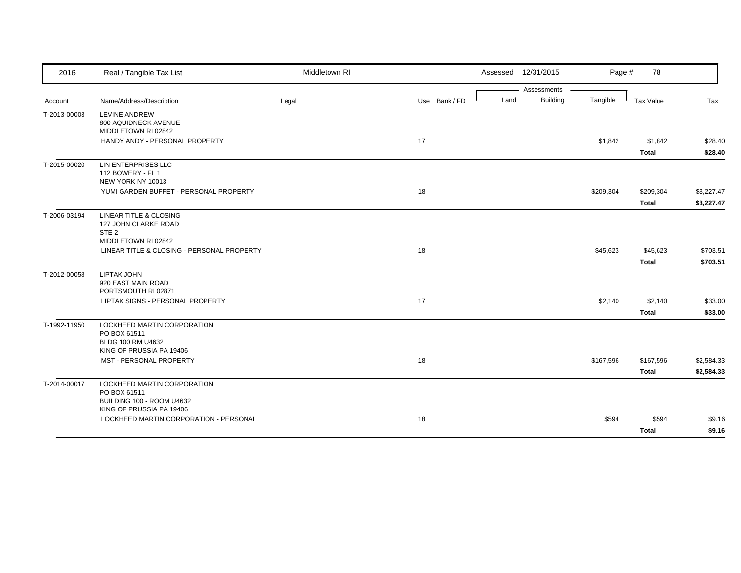| Account | Name/Address/Description | Legal | Use | Bank / FD | Land | Building | Tangible | Tax Value | Tax |
|---|---|---|---|---|---|---|---|---|---|
| T-2013-00003 | LEVINE ANDREW<br>800 AQUIDNECK AVENUE<br>MIDDLETOWN RI 02842 | | | | | | | | |
| | HANDY ANDY - PERSONAL PROPERTY | | 17 | | | | $1,842 | $1,842 | $28.40 |
| | | | | | | | | **Total** | **$28.40** |
| T-2015-00020 | LIN ENTERPRISES LLC<br>112 BOWERY - FL 1<br>NEW YORK NY 10013 | | | | | | | | |
| | YUMI GARDEN BUFFET - PERSONAL PROPERTY | | 18 | | | | $209,304 | $209,304 | $3,227.47 |
| | | | | | | | | **Total** | **$3,227.47** |
| T-2006-03194 | LINEAR TITLE & CLOSING<br>127 JOHN CLARKE ROAD<br>STE 2<br>MIDDLETOWN RI 02842 | | | | | | | | |
| | LINEAR TITLE & CLOSING - PERSONAL PROPERTY | | 18 | | | | $45,623 | $45,623 | $703.51 |
| | | | | | | | | **Total** | **$703.51** |
| T-2012-00058 | LIPTAK JOHN<br>920 EAST MAIN ROAD<br>PORTSMOUTH RI 02871 | | | | | | | | |
| | LIPTAK SIGNS - PERSONAL PROPERTY | | 17 | | | | $2,140 | $2,140 | $33.00 |
| | | | | | | | | **Total** | **$33.00** |
| T-1992-11950 | LOCKHEED MARTIN CORPORATION<br>PO BOX 61511<br>BLDG 100 RM U4632<br>KING OF PRUSSIA PA 19406 | | | | | | | | |
| | MST - PERSONAL PROPERTY | | 18 | | | | $167,596 | $167,596 | $2,584.33 |
| | | | | | | | | **Total** | **$2,584.33** |
| T-2014-00017 | LOCKHEED MARTIN CORPORATION<br>PO BOX 61511<br>BUILDING 100 - ROOM U4632<br>KING OF PRUSSIA PA 19406 | | | | | | | | |
| | LOCKHEED MARTIN CORPORATION - PERSONAL | | 18 | | | | $594 | $594 | $9.16 |
| | | | | | | | | **Total** | **$9.16** |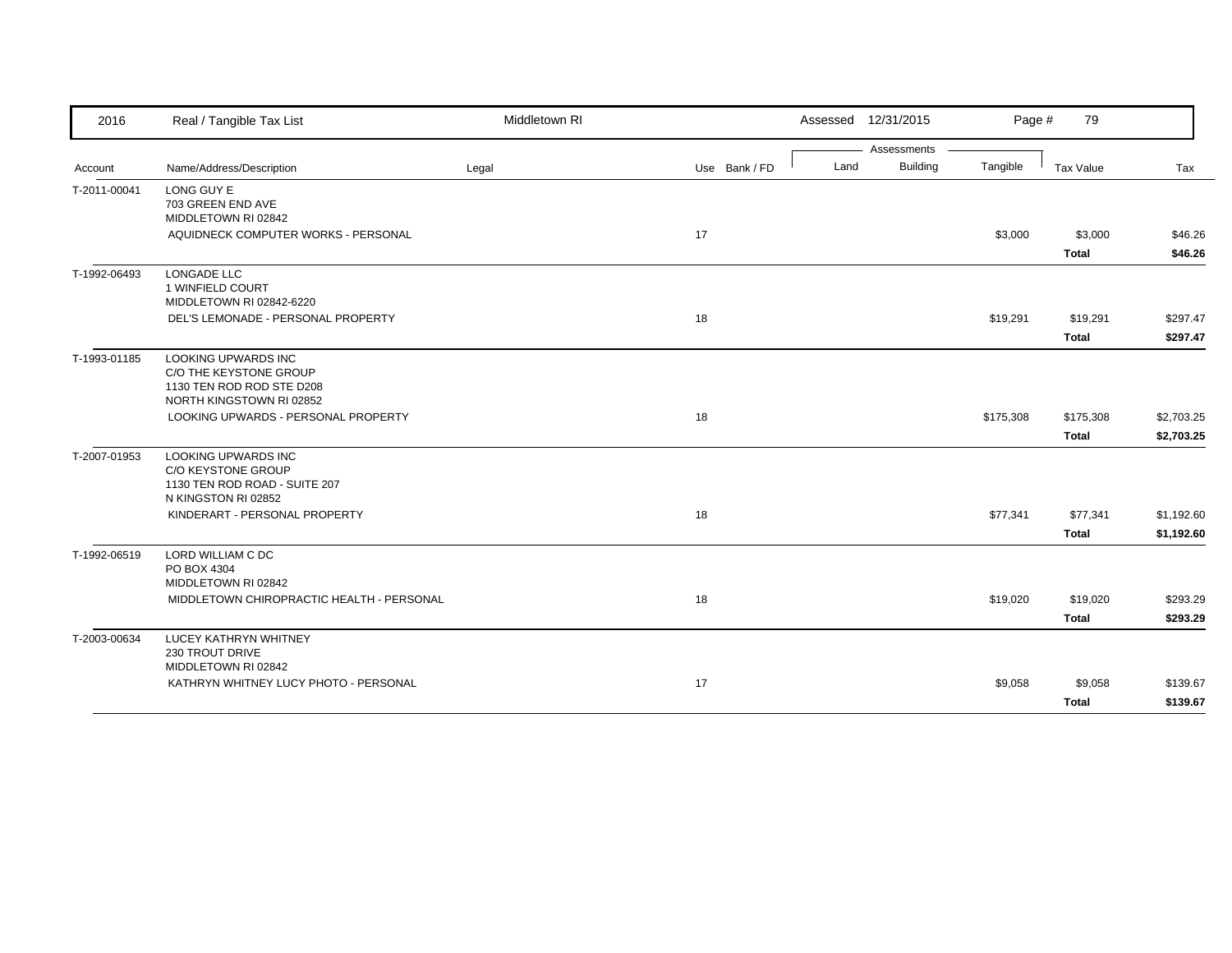| 2016 | Real / Tangible Tax List | Middletown RI | | | Assessed 12/31/2015 | | | | |
|---|---|---|---|---|---|---|---|---|---|
| | | | | | Assessments | | | | |
| Account | Name/Address/Description | Legal | Use | Bank / FD | Land | Building | Tangible | Tax Value | Tax |
| T-2011-00041 | LONG GUY E<br>703 GREEN END AVE<br>MIDDLETOWN RI 02842 | | | | | | | | |
| | AQUIDNECK COMPUTER WORKS - PERSONAL | | 17 | | | | $3,000 | $3,000 | $46.26 |
| | | | | | | | | **Total** | **$46.26** |
| T-1992-06493 | LONGADE LLC<br>1 WINFIELD COURT<br>MIDDLETOWN RI 02842-6220 | | | | | | | | |
| | DEL'S LEMONADE - PERSONAL PROPERTY | | 18 | | | | $19,291 | $19,291 | $297.47 |
| | | | | | | | | **Total** | **$297.47** |
| T-1993-01185 | LOOKING UPWARDS INC<br>C/O THE KEYSTONE GROUP<br>1130 TEN ROD ROD STE D208<br>NORTH KINGSTOWN RI 02852 | | | | | | | | |
| | LOOKING UPWARDS - PERSONAL PROPERTY | | 18 | | | | $175,308 | $175,308 | $2,703.25 |
| | | | | | | | | **Total** | **$2,703.25** |
| T-2007-01953 | LOOKING UPWARDS INC<br>C/O KEYSTONE GROUP<br>1130 TEN ROD ROAD - SUITE 207<br>N KINGSTON RI 02852 | | | | | | | | |
| | KINDERART - PERSONAL PROPERTY | | 18 | | | | $77,341 | $77,341 | $1,192.60 |
| | | | | | | | | **Total** | **$1,192.60** |
| T-1992-06519 | LORD WILLIAM C DC<br>PO BOX 4304<br>MIDDLETOWN RI 02842 | | | | | | | | |
| | MIDDLETOWN CHIROPRACTIC HEALTH - PERSONAL | | 18 | | | | $19,020 | $19,020 | $293.29 |
| | | | | | | | | **Total** | **$293.29** |
| T-2003-00634 | LUCEY KATHRYN WHITNEY<br>230 TROUT DRIVE<br>MIDDLETOWN RI 02842 | | | | | | | | |
| | KATHRYN WHITNEY LUCY PHOTO - PERSONAL | | 17 | | | | $9,058 | $9,058 | $139.67 |
| | | | | | | | | **Total** | **$139.67** |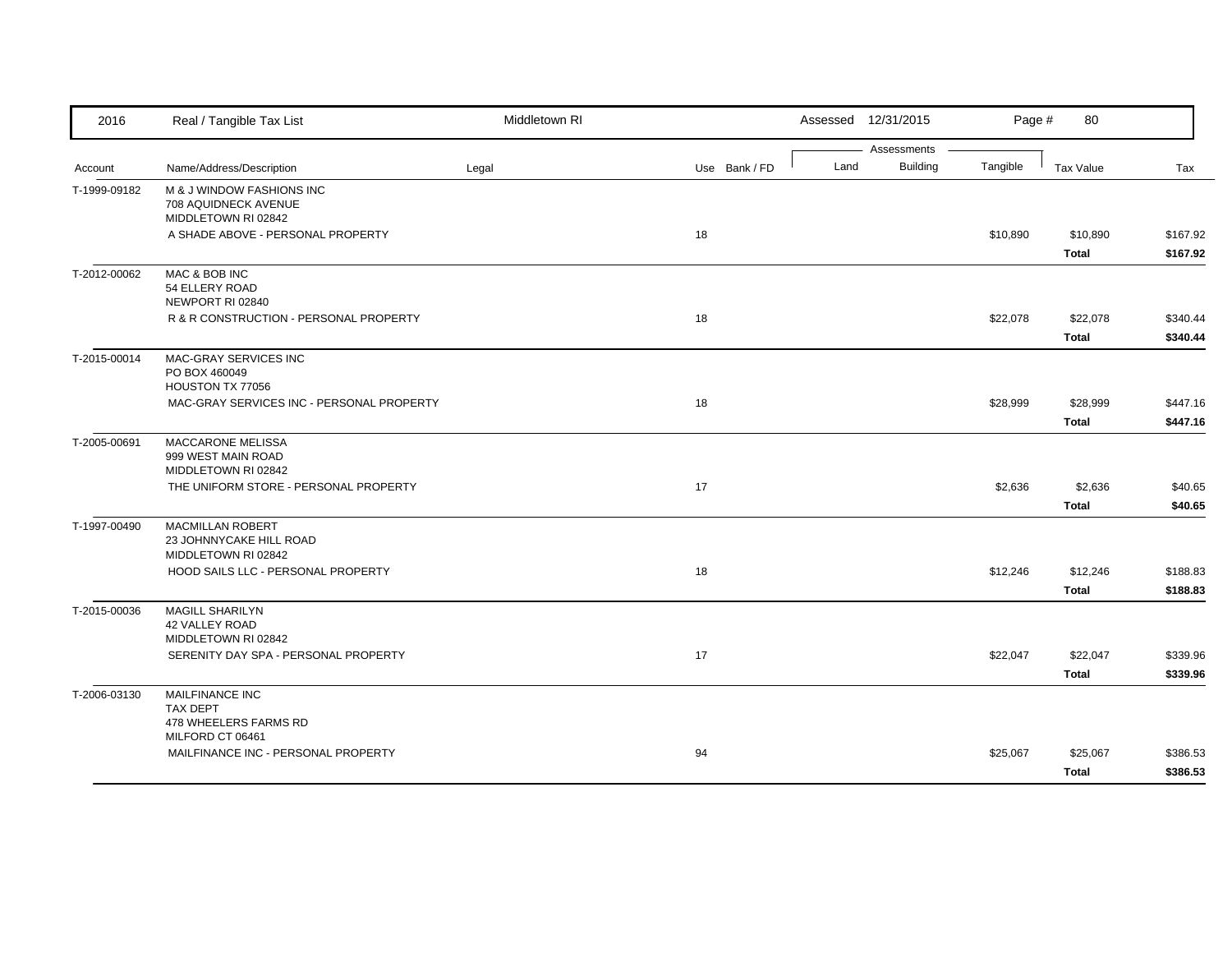| 2016 | Real / Tangible Tax List | Middletown RI | | Assessed 12/31/2015 | | Page # 80 | | |
|---|---|---|---|---|---|---|---|---|
| | | | | Assessments | | | | |
| Account | Name/Address/Description | Legal | Use Bank / FD | Land | Building | Tangible | Tax Value | Tax |
| T-1999-09182 | M & J WINDOW FASHIONS INC<br>708 AQUIDNECK AVENUE<br>MIDDLETOWN RI 02842 | | | | | | | |
| | A SHADE ABOVE - PERSONAL PROPERTY | | 18 | | | $10,890 | $10,890 | $167.92 |
| | | | | | | | **Total** | **$167.92** |
| T-2012-00062 | MAC & BOB INC<br>54 ELLERY ROAD<br>NEWPORT RI 02840 | | | | | | | |
| | R & R CONSTRUCTION - PERSONAL PROPERTY | | 18 | | | $22,078 | $22,078 | $340.44 |
| | | | | | | | **Total** | **$340.44** |
| T-2015-00014 | MAC-GRAY SERVICES INC<br>PO BOX 460049<br>HOUSTON TX 77056 | | | | | | | |
| | MAC-GRAY SERVICES INC - PERSONAL PROPERTY | | 18 | | | $28,999 | $28,999 | $447.16 |
| | | | | | | | **Total** | **$447.16** |
| T-2005-00691 | MACCARONE MELISSA<br>999 WEST MAIN ROAD<br>MIDDLETOWN RI 02842 | | | | | | | |
| | THE UNIFORM STORE - PERSONAL PROPERTY | | 17 | | | $2,636 | $2,636 | $40.65 |
| | | | | | | | **Total** | **$40.65** |
| T-1997-00490 | MACMILLAN ROBERT<br>23 JOHNNYCAKE HILL ROAD<br>MIDDLETOWN RI 02842 | | | | | | | |
| | HOOD SAILS LLC - PERSONAL PROPERTY | | 18 | | | $12,246 | $12,246 | $188.83 |
| | | | | | | | **Total** | **$188.83** |
| T-2015-00036 | MAGILL SHARILYN<br>42 VALLEY ROAD<br>MIDDLETOWN RI 02842 | | | | | | | |
| | SERENITY DAY SPA - PERSONAL PROPERTY | | 17 | | | $22,047 | $22,047 | $339.96 |
| | | | | | | | **Total** | **$339.96** |
| T-2006-03130 | MAILFINANCE INC<br>TAX DEPT<br>478 WHEELERS FARMS RD<br>MILFORD CT 06461 | | | | | | | |
| | MAILFINANCE INC - PERSONAL PROPERTY | | 94 | | | $25,067 | $25,067 | $386.53 |
| | | | | | | | **Total** | **$386.53** |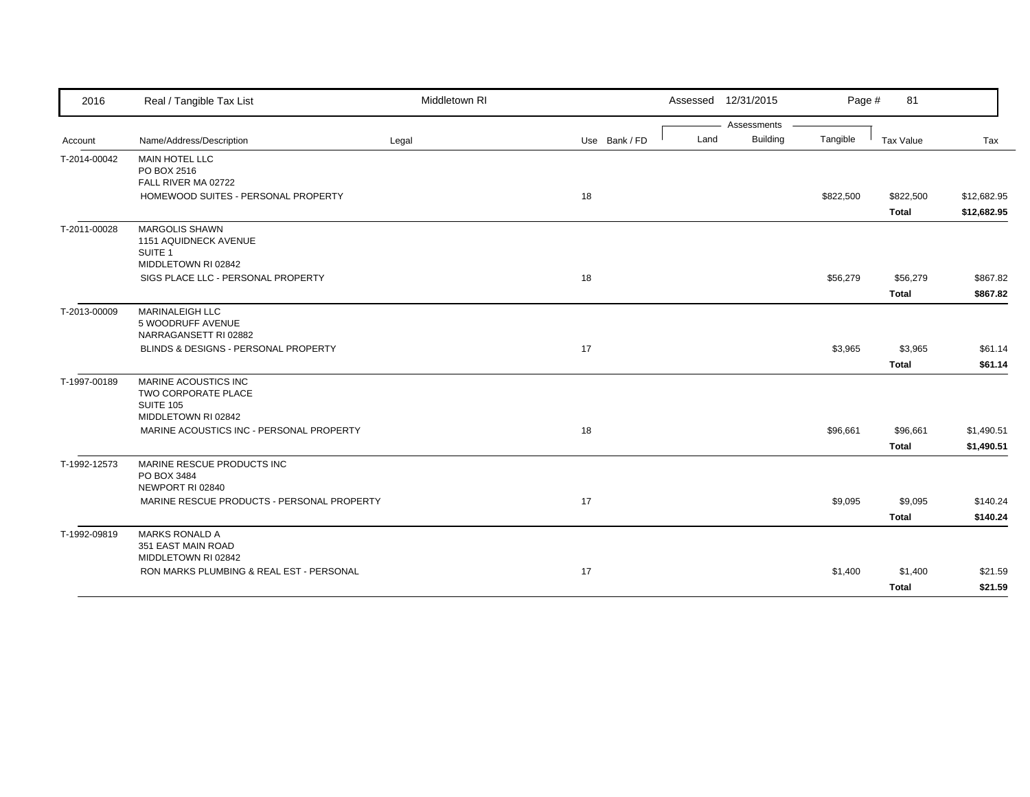| 2016 | Real / Tangible Tax List | Middletown RI | | Assessed 12/31/2015 | | Page # 81 | | |
|---|---|---|---|---|---|---|---|---|
| | | | | Assessments | | | | |
| Account | Name/Address/Description | Legal | Use Bank / FD | Land | Building | Tangible | Tax Value | Tax |
| T-2014-00042 | MAIN HOTEL LLC<br>PO BOX 2516<br>FALL RIVER MA 02722 | | | | | | | |
| | HOMEWOOD SUITES - PERSONAL PROPERTY | | 18 | | | $822,500 | $822,500 | $12,682.95 |
| | | | | | | | **Total** | **$12,682.95** |
| T-2011-00028 | MARGOLIS SHAWN<br>1151 AQUIDNECK AVENUE<br>SUITE 1<br>MIDDLETOWN RI 02842 | | | | | | | |
| | SIGS PLACE LLC - PERSONAL PROPERTY | | 18 | | | $56,279 | $56,279 | $867.82 |
| | | | | | | | **Total** | **$867.82** |
| T-2013-00009 | MARINALEIGH LLC<br>5 WOODRUFF AVENUE<br>NARRAGANSETT RI 02882 | | | | | | | |
| | BLINDS & DESIGNS - PERSONAL PROPERTY | | 17 | | | $3,965 | $3,965 | $61.14 |
| | | | | | | | **Total** | **$61.14** |
| T-1997-00189 | MARINE ACOUSTICS INC<br>TWO CORPORATE PLACE<br>SUITE 105<br>MIDDLETOWN RI 02842 | | | | | | | |
| | MARINE ACOUSTICS INC - PERSONAL PROPERTY | | 18 | | | $96,661 | $96,661 | $1,490.51 |
| | | | | | | | **Total** | **$1,490.51** |
| T-1992-12573 | MARINE RESCUE PRODUCTS INC<br>PO BOX 3484<br>NEWPORT RI 02840 | | | | | | | |
| | MARINE RESCUE PRODUCTS - PERSONAL PROPERTY | | 17 | | | $9,095 | $9,095 | $140.24 |
| | | | | | | | **Total** | **$140.24** |
| T-1992-09819 | MARKS RONALD A<br>351 EAST MAIN ROAD<br>MIDDLETOWN RI 02842 | | | | | | | |
| | RON MARKS PLUMBING & REAL EST - PERSONAL | | 17 | | | $1,400 | $1,400 | $21.59 |
| | | | | | | | **Total** | **$21.59** |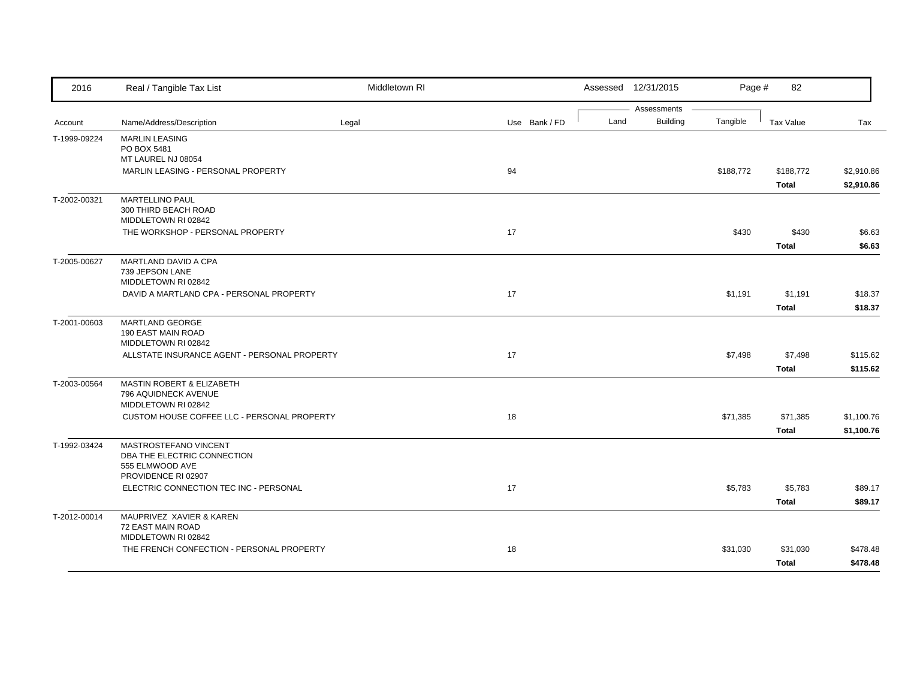| 2016 | Real / Tangible Tax List | Middletown RI | | Assessed 12/31/2015 | | Page # 82 | | |
|---|---|---|---|---|---|---|---|---|
| | | | | Assessments | | | | |
| Account | Name/Address/Description | Legal | Use Bank / FD | Land | Building | Tangible | Tax Value | Tax |
| T-1999-09224 | MARLIN LEASING<br>PO BOX 5481<br>MT LAUREL NJ 08054 | | | | | | | |
| | MARLIN LEASING - PERSONAL PROPERTY | | 94 | | | $188,772 | $188,772 | $2,910.86 |
| | | | | | | | **Total** | **$2,910.86** |
| T-2002-00321 | MARTELLINO PAUL<br>300 THIRD BEACH ROAD<br>MIDDLETOWN RI 02842 | | | | | | | |
| | THE WORKSHOP - PERSONAL PROPERTY | | 17 | | | $430 | $430 | $6.63 |
| | | | | | | | **Total** | **$6.63** |
| T-2005-00627 | MARTLAND DAVID A CPA<br>739 JEPSON LANE<br>MIDDLETOWN RI 02842 | | | | | | | |
| | DAVID A MARTLAND CPA - PERSONAL PROPERTY | | 17 | | | $1,191 | $1,191 | $18.37 |
| | | | | | | | **Total** | **$18.37** |
| T-2001-00603 | MARTLAND GEORGE<br>190 EAST MAIN ROAD<br>MIDDLETOWN RI 02842 | | | | | | | |
| | ALLSTATE INSURANCE AGENT - PERSONAL PROPERTY | | 17 | | | $7,498 | $7,498 | $115.62 |
| | | | | | | | **Total** | **$115.62** |
| T-2003-00564 | MASTIN ROBERT & ELIZABETH<br>796 AQUIDNECK AVENUE<br>MIDDLETOWN RI 02842 | | | | | | | |
| | CUSTOM HOUSE COFFEE LLC - PERSONAL PROPERTY | | 18 | | | $71,385 | $71,385 | $1,100.76 |
| | | | | | | | **Total** | **$1,100.76** |
| T-1992-03424 | MASTROSTEFANO VINCENT<br>DBA THE ELECTRIC CONNECTION<br>555 ELMWOOD AVE<br>PROVIDENCE RI 02907 | | | | | | | |
| | ELECTRIC CONNECTION TEC INC - PERSONAL | | 17 | | | $5,783 | $5,783 | $89.17 |
| | | | | | | | **Total** | **$89.17** |
| T-2012-00014 | MAUPRIVEZ XAVIER & KAREN<br>72 EAST MAIN ROAD<br>MIDDLETOWN RI 02842 | | | | | | | |
| | THE FRENCH CONFECTION - PERSONAL PROPERTY | | 18 | | | $31,030 | $31,030 | $478.48 |
| | | | | | | | **Total** | **$478.48** |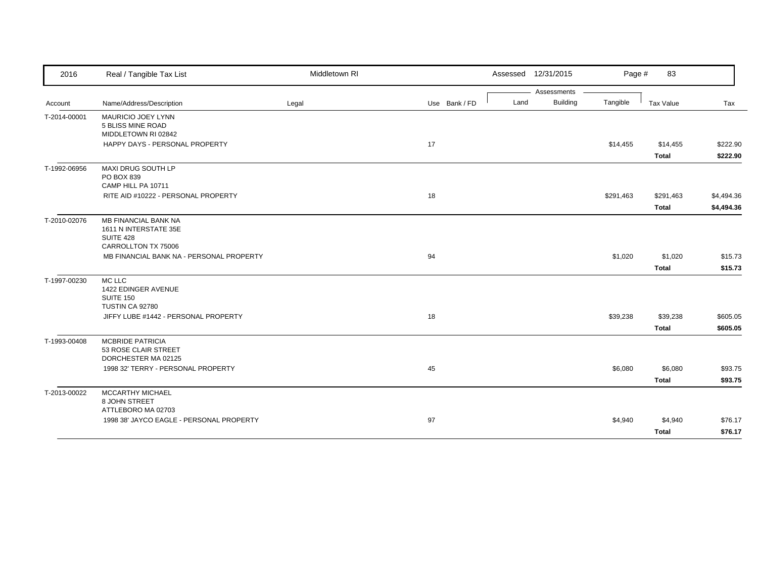| 2016 | Real / Tangible Tax List | Middletown RI | | Assessed 12/31/2015 | | | Page # 83 | |
|---|---|---|---|---|---|---|---|---|
| | | | | Assessments | | | | |
| Account | Name/Address/Description | Legal | Use Bank / FD | Land | Building | Tangible | Tax Value | Tax |
| T-2014-00001 | MAURICIO JOEY LYNN<br>5 BLISS MINE ROAD<br>MIDDLETOWN RI 02842 | | | | | | | |
| | HAPPY DAYS - PERSONAL PROPERTY | | 17 | | | $14,455 | $14,455 | $222.90 |
| | | | | | | | **Total** | **$222.90** |
| T-1992-06956 | MAXI DRUG SOUTH LP<br>PO BOX 839<br>CAMP HILL PA 10711 | | | | | | | |
| | RITE AID #10222 - PERSONAL PROPERTY | | 18 | | | $291,463 | $291,463 | $4,494.36 |
| | | | | | | | **Total** | **$4,494.36** |
| T-2010-02076 | MB FINANCIAL BANK NA<br>1611 N INTERSTATE 35E<br>SUITE 428<br>CARROLLTON TX 75006 | | | | | | | |
| | MB FINANCIAL BANK NA - PERSONAL PROPERTY | | 94 | | | $1,020 | $1,020 | $15.73 |
| | | | | | | | **Total** | **$15.73** |
| T-1997-00230 | MC LLC<br>1422 EDINGER AVENUE<br>SUITE 150<br>TUSTIN CA 92780 | | | | | | | |
| | JIFFY LUBE #1442 - PERSONAL PROPERTY | | 18 | | | $39,238 | $39,238 | $605.05 |
| | | | | | | | **Total** | **$605.05** |
| T-1993-00408 | MCBRIDE PATRICIA<br>53 ROSE CLAIR STREET<br>DORCHESTER MA 02125 | | | | | | | |
| | 1998 32' TERRY - PERSONAL PROPERTY | | 45 | | | $6,080 | $6,080 | $93.75 |
| | | | | | | | **Total** | **$93.75** |
| T-2013-00022 | MCCARTHY MICHAEL<br>8 JOHN STREET<br>ATTLEBORO MA 02703 | | | | | | | |
| | 1998 38' JAYCO EAGLE - PERSONAL PROPERTY | | 97 | | | $4,940 | $4,940 | $76.17 |
| | | | | | | | **Total** | **$76.17** |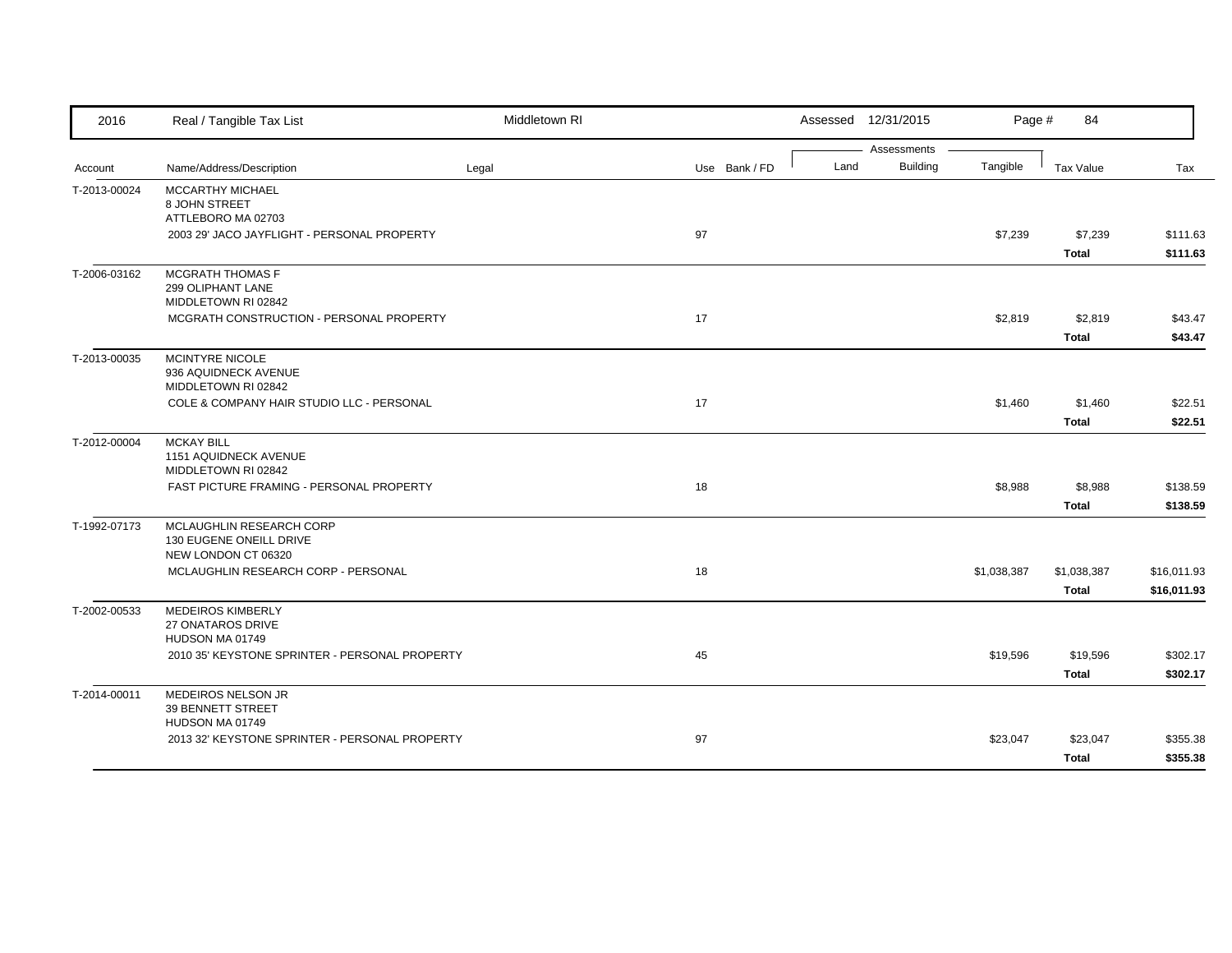| Account | Name/Address/Description | Legal | Use | Bank / FD | Land | Building | Tangible | Tax Value | Tax |
|---|---|---|---|---|---|---|---|---|---|
| T-2013-00024 | MCCARTHY MICHAEL<br>8 JOHN STREET<br>ATTLEBORO MA 02703 | | | | | | | | |
| | 2003 29' JACO JAYFLIGHT - PERSONAL PROPERTY | | 97 | | | | $7,239 | $7,239 | $111.63 |
| | | | | | | | | **Total** | **$111.63** |
| T-2006-03162 | MCGRATH THOMAS F<br>299 OLIPHANT LANE<br>MIDDLETOWN RI 02842 | | | | | | | | |
| | MCGRATH CONSTRUCTION - PERSONAL PROPERTY | | 17 | | | | $2,819 | $2,819 | $43.47 |
| | | | | | | | | **Total** | **$43.47** |
| T-2013-00035 | MCINTYRE NICOLE<br>936 AQUIDNECK AVENUE<br>MIDDLETOWN RI 02842 | | | | | | | | |
| | COLE & COMPANY HAIR STUDIO LLC - PERSONAL | | 17 | | | | $1,460 | $1,460 | $22.51 |
| | | | | | | | | **Total** | **$22.51** |
| T-2012-00004 | MCKAY BILL<br>1151 AQUIDNECK AVENUE<br>MIDDLETOWN RI 02842 | | | | | | | | |
| | FAST PICTURE FRAMING - PERSONAL PROPERTY | | 18 | | | | $8,988 | $8,988 | $138.59 |
| | | | | | | | | **Total** | **$138.59** |
| T-1992-07173 | MCLAUGHLIN RESEARCH CORP<br>130 EUGENE ONEILL DRIVE<br>NEW LONDON CT 06320 | | | | | | | | |
| | MCLAUGHLIN RESEARCH CORP - PERSONAL | | 18 | | | | $1,038,387 | $1,038,387 | $16,011.93 |
| | | | | | | | | **Total** | **$16,011.93** |
| T-2002-00533 | MEDEIROS KIMBERLY<br>27 ONATAROS DRIVE<br>HUDSON MA 01749 | | | | | | | | |
| | 2010 35' KEYSTONE SPRINTER - PERSONAL PROPERTY | | 45 | | | | $19,596 | $19,596 | $302.17 |
| | | | | | | | | **Total** | **$302.17** |
| T-2014-00011 | MEDEIROS NELSON JR<br>39 BENNETT STREET<br>HUDSON MA 01749 | | | | | | | | |
| | 2013 32' KEYSTONE SPRINTER - PERSONAL PROPERTY | | 97 | | | | $23,047 | $23,047 | $355.38 |
| | | | | | | | | **Total** | **$355.38** |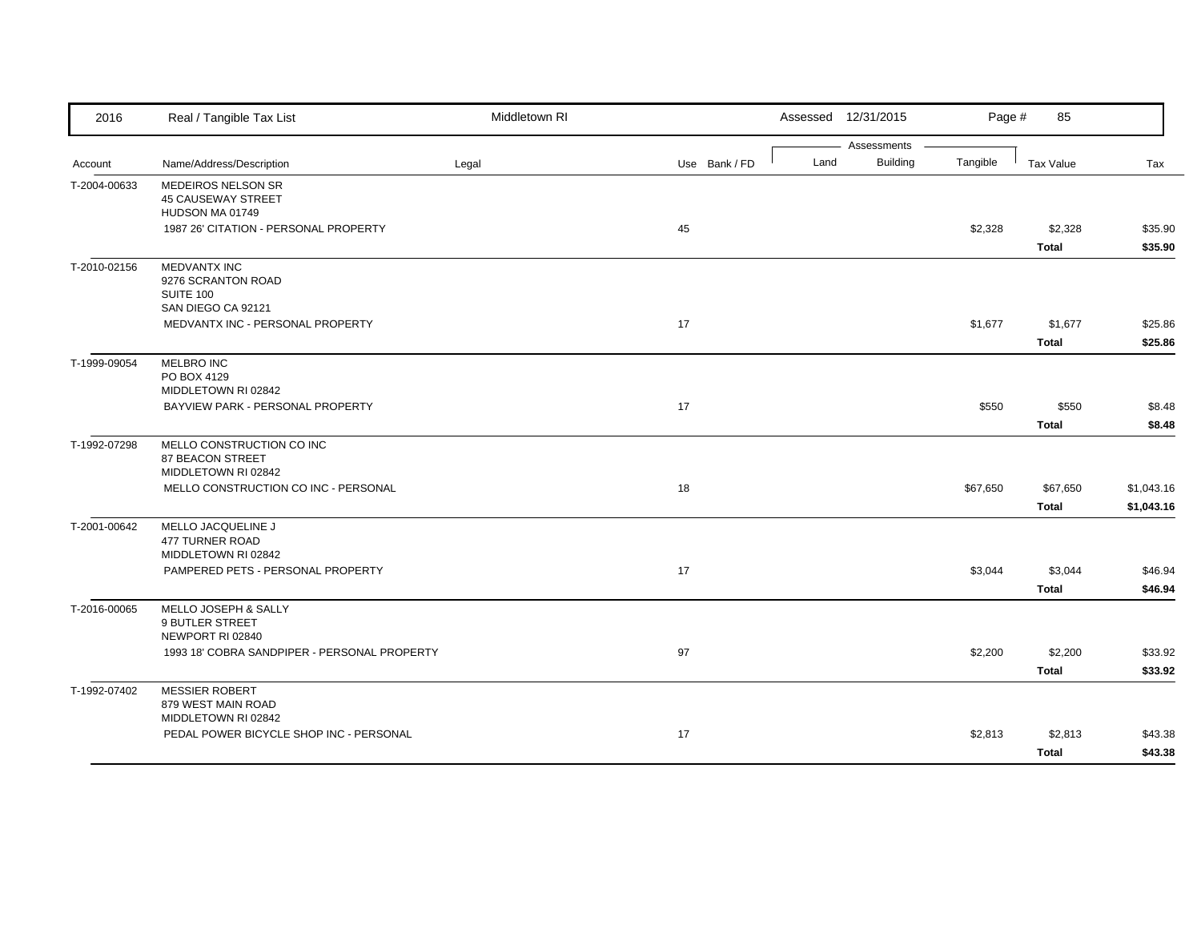| Account | Name/Address/Description | Legal | Use | Bank / FD | Land | Building | Tangible | Tax Value | Tax |
|---|---|---|---|---|---|---|---|---|---|
| T-2004-00633 | MEDEIROS NELSON SR<br>45 CAUSEWAY STREET<br>HUDSON MA 01749 | | | | | | | | |
| | 1987 26' CITATION - PERSONAL PROPERTY | | 45 | | | | $2,328 | $2,328 | $35.90 |
| | | | | | | | | **Total** | **$35.90** |
| T-2010-02156 | MEDVANTX INC<br>9276 SCRANTON ROAD<br>SUITE 100<br>SAN DIEGO CA 92121 | | | | | | | | |
| | MEDVANTX INC - PERSONAL PROPERTY | | 17 | | | | $1,677 | $1,677 | $25.86 |
| | | | | | | | | **Total** | **$25.86** |
| T-1999-09054 | MELBRO INC<br>PO BOX 4129<br>MIDDLETOWN RI 02842 | | | | | | | | |
| | BAYVIEW PARK - PERSONAL PROPERTY | | 17 | | | | $550 | $550 | $8.48 |
| | | | | | | | | **Total** | **$8.48** |
| T-1992-07298 | MELLO CONSTRUCTION CO INC<br>87 BEACON STREET<br>MIDDLETOWN RI 02842 | | | | | | | | |
| | MELLO CONSTRUCTION CO INC - PERSONAL | | 18 | | | | $67,650 | $67,650 | $1,043.16 |
| | | | | | | | | **Total** | **$1,043.16** |
| T-2001-00642 | MELLO JACQUELINE J<br>477 TURNER ROAD<br>MIDDLETOWN RI 02842 | | | | | | | | |
| | PAMPERED PETS - PERSONAL PROPERTY | | 17 | | | | $3,044 | $3,044 | $46.94 |
| | | | | | | | | **Total** | **$46.94** |
| T-2016-00065 | MELLO JOSEPH & SALLY<br>9 BUTLER STREET<br>NEWPORT RI 02840 | | | | | | | | |
| | 1993 18' COBRA SANDPIPER - PERSONAL PROPERTY | | 97 | | | | $2,200 | $2,200 | $33.92 |
| | | | | | | | | **Total** | **$33.92** |
| T-1992-07402 | MESSIER ROBERT<br>879 WEST MAIN ROAD<br>MIDDLETOWN RI 02842 | | | | | | | | |
| | PEDAL POWER BICYCLE SHOP INC - PERSONAL | | 17 | | | | $2,813 | $2,813 | $43.38 |
| | | | | | | | | **Total** | **$43.38** |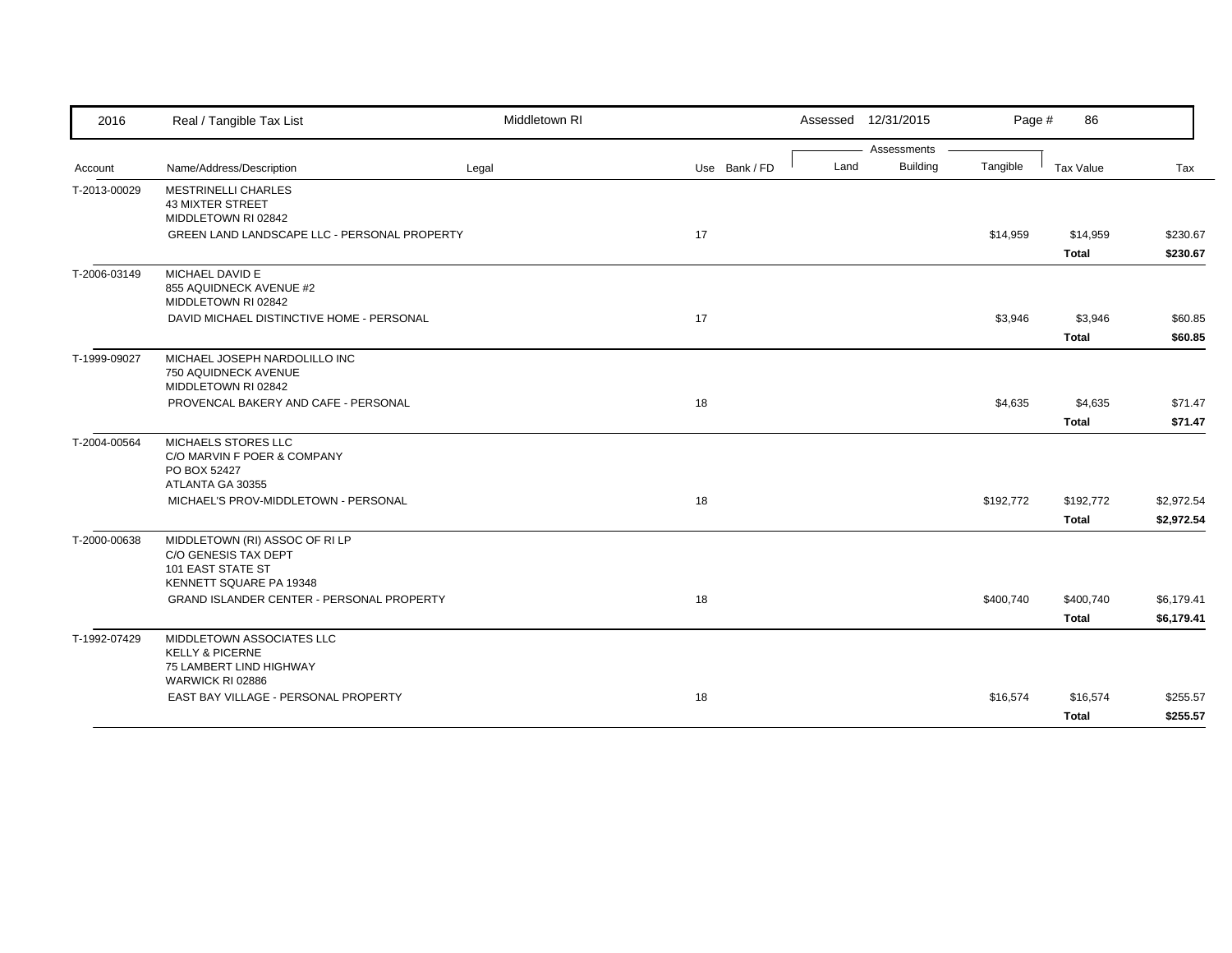| 2016 | Real / Tangible Tax List | Middletown RI | | Assessed 12/31/2015 | | | | Page # 86 |
|---|---|---|---|---|---|---|---|---|
| | | | | Assessments | | | | |
| Account | Name/Address/Description | Legal | Use Bank / FD | Land | Building | Tangible | Tax Value | Tax |
| T-2013-00029 | MESTRINELLI CHARLES<br>43 MIXTER STREET<br>MIDDLETOWN RI 02842 | | | | | | | |
| | GREEN LAND LANDSCAPE LLC - PERSONAL PROPERTY | | 17 | | | $14,959 | $14,959 | $230.67 |
| | | | | | | | **Total** | **$230.67** |
| T-2006-03149 | MICHAEL DAVID E<br>855 AQUIDNECK AVENUE #2<br>MIDDLETOWN RI 02842 | | | | | | | |
| | DAVID MICHAEL DISTINCTIVE HOME - PERSONAL | | 17 | | | $3,946 | $3,946 | $60.85 |
| | | | | | | | **Total** | **$60.85** |
| T-1999-09027 | MICHAEL JOSEPH NARDOLILLO INC<br>750 AQUIDNECK AVENUE<br>MIDDLETOWN RI 02842 | | | | | | | |
| | PROVENCAL BAKERY AND CAFE - PERSONAL | | 18 | | | $4,635 | $4,635 | $71.47 |
| | | | | | | | **Total** | **$71.47** |
| T-2004-00564 | MICHAELS STORES LLC<br>C/O MARVIN F POER & COMPANY<br>PO BOX 52427<br>ATLANTA GA 30355 | | | | | | | |
| | MICHAEL'S PROV-MIDDLETOWN - PERSONAL | | 18 | | | $192,772 | $192,772 | $2,972.54 |
| | | | | | | | **Total** | **$2,972.54** |
| T-2000-00638 | MIDDLETOWN (RI) ASSOC OF RI LP<br>C/O GENESIS TAX DEPT<br>101 EAST STATE ST<br>KENNETT SQUARE PA 19348 | | | | | | | |
| | GRAND ISLANDER CENTER - PERSONAL PROPERTY | | 18 | | | $400,740 | $400,740 | $6,179.41 |
| | | | | | | | **Total** | **$6,179.41** |
| T-1992-07429 | MIDDLETOWN ASSOCIATES LLC<br>KELLY & PICERNE<br>75 LAMBERT LIND HIGHWAY<br>WARWICK RI 02886 | | | | | | | |
| | EAST BAY VILLAGE - PERSONAL PROPERTY | | 18 | | | $16,574 | $16,574 | $255.57 |
| | | | | | | | **Total** | **$255.57** |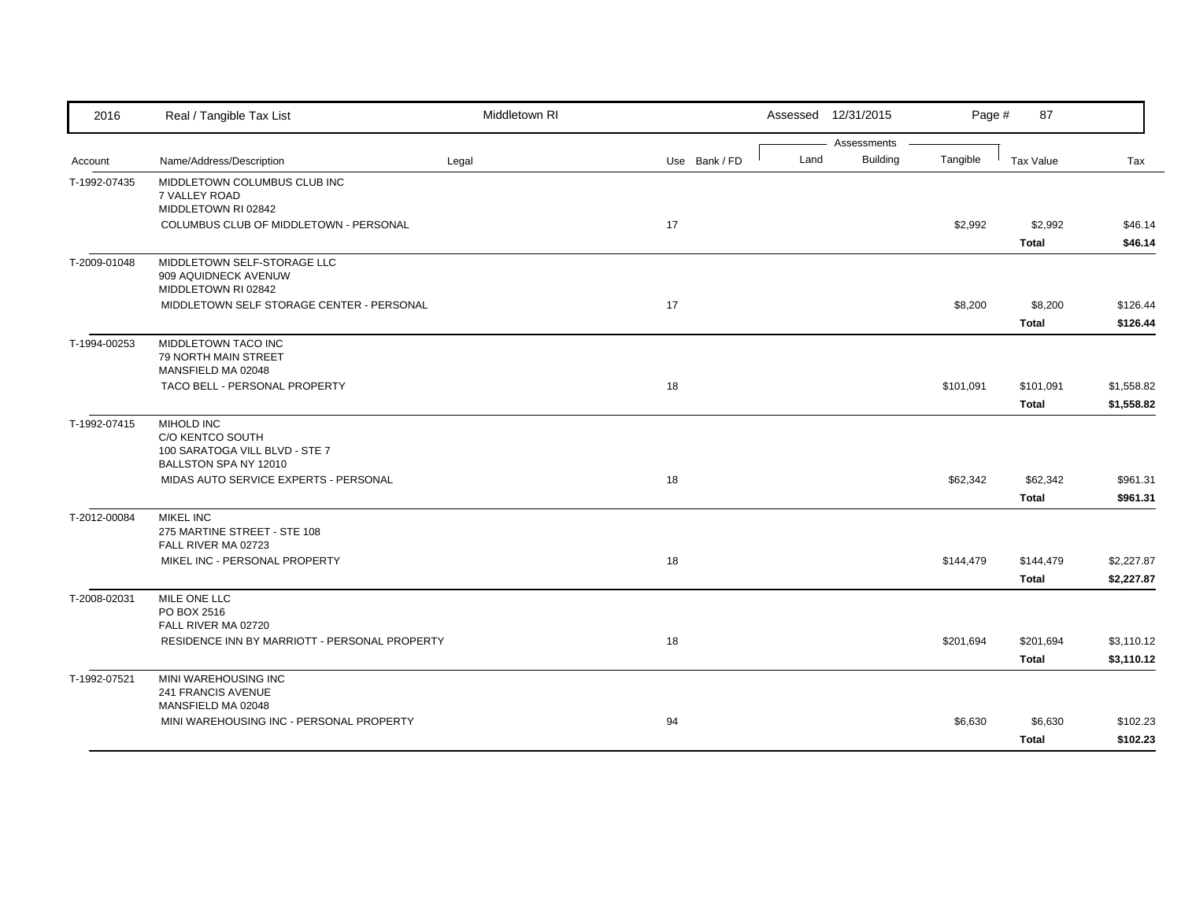| 2016 | Real / Tangible Tax List | Middletown RI | | Assessed 12/31/2015 | | | | |
|---|---|---|---|---|---|---|---|---|
| | | | | Assessments | | | | |
| Account | Name/Address/Description | Legal | Use Bank / FD | Land | Building | Tangible | Tax Value | Tax |
| T-1992-07435 | MIDDLETOWN COLUMBUS CLUB INC<br>7 VALLEY ROAD<br>MIDDLETOWN RI 02842 | | | | | | | |
| | COLUMBUS CLUB OF MIDDLETOWN - PERSONAL | | 17 | | | $2,992 | $2,992 | $46.14 |
| | | | | | | | **Total** | **$46.14** |
| T-2009-01048 | MIDDLETOWN SELF-STORAGE LLC<br>909 AQUIDNECK AVENUW<br>MIDDLETOWN RI 02842 | | | | | | | |
| | MIDDLETOWN SELF STORAGE CENTER - PERSONAL | | 17 | | | $8,200 | $8,200 | $126.44 |
| | | | | | | | **Total** | **$126.44** |
| T-1994-00253 | MIDDLETOWN TACO INC<br>79 NORTH MAIN STREET<br>MANSFIELD MA 02048 | | | | | | | |
| | TACO BELL - PERSONAL PROPERTY | | 18 | | | $101,091 | $101,091 | $1,558.82 |
| | | | | | | | **Total** | **$1,558.82** |
| T-1992-07415 | MIHOLD INC<br>C/O KENTCO SOUTH<br>100 SARATOGA VILL BLVD - STE 7<br>BALLSTON SPA NY 12010 | | | | | | | |
| | MIDAS AUTO SERVICE EXPERTS - PERSONAL | | 18 | | | $62,342 | $62,342 | $961.31 |
| | | | | | | | **Total** | **$961.31** |
| T-2012-00084 | MIKEL INC<br>275 MARTINE STREET - STE 108<br>FALL RIVER MA 02723 | | | | | | | |
| | MIKEL INC - PERSONAL PROPERTY | | 18 | | | $144,479 | $144,479 | $2,227.87 |
| | | | | | | | **Total** | **$2,227.87** |
| T-2008-02031 | MILE ONE LLC<br>PO BOX 2516<br>FALL RIVER MA 02720 | | | | | | | |
| | RESIDENCE INN BY MARRIOTT - PERSONAL PROPERTY | | 18 | | | $201,694 | $201,694 | $3,110.12 |
| | | | | | | | **Total** | **$3,110.12** |
| T-1992-07521 | MINI WAREHOUSING INC<br>241 FRANCIS AVENUE<br>MANSFIELD MA 02048 | | | | | | | |
| | MINI WAREHOUSING INC - PERSONAL PROPERTY | | 94 | | | $6,630 | $6,630 | $102.23 |
| | | | | | | | **Total** | **$102.23** |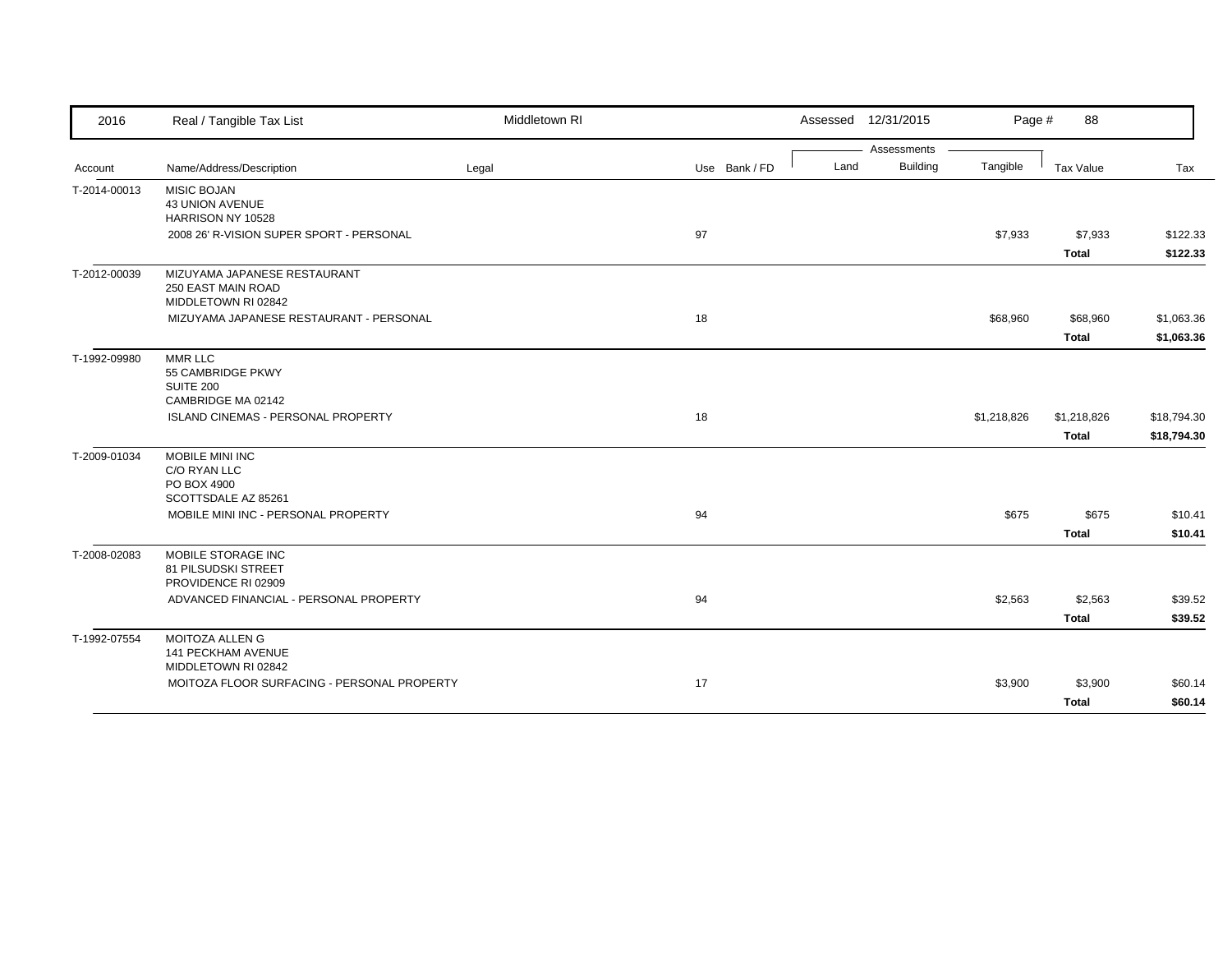| 2016 | Real / Tangible Tax List | Middletown RI | | Assessed 12/31/2015 | | Page # 88 | | |
|---|---|---|---|---|---|---|---|---|
| | | | | Assessments | | | | |
| Account | Name/Address/Description | Legal | Use Bank / FD | Land | Building | Tangible | Tax Value | Tax |
| T-2014-00013 | MISIC BOJAN<br>43 UNION AVENUE<br>HARRISON NY 10528 | | | | | | | |
| | 2008 26' R-VISION SUPER SPORT - PERSONAL | | 97 | | | $7,933 | $7,933 | $122.33 |
| | | | | | | | **Total** | **$122.33** |
| T-2012-00039 | MIZUYAMA JAPANESE RESTAURANT<br>250 EAST MAIN ROAD<br>MIDDLETOWN RI 02842 | | | | | | | |
| | MIZUYAMA JAPANESE RESTAURANT - PERSONAL | | 18 | | | $68,960 | $68,960 | $1,063.36 |
| | | | | | | | **Total** | **$1,063.36** |
| T-1992-09980 | MMR LLC<br>55 CAMBRIDGE PKWY<br>SUITE 200<br>CAMBRIDGE MA 02142 | | | | | | | |
| | ISLAND CINEMAS - PERSONAL PROPERTY | | 18 | | | $1,218,826 | $1,218,826 | $18,794.30 |
| | | | | | | | **Total** | **$18,794.30** |
| T-2009-01034 | MOBILE MINI INC<br>C/O RYAN LLC<br>PO BOX 4900<br>SCOTTSDALE AZ 85261 | | | | | | | |
| | MOBILE MINI INC - PERSONAL PROPERTY | | 94 | | | $675 | $675 | $10.41 |
| | | | | | | | **Total** | **$10.41** |
| T-2008-02083 | MOBILE STORAGE INC<br>81 PILSUDSKI STREET<br>PROVIDENCE RI 02909 | | | | | | | |
| | ADVANCED FINANCIAL - PERSONAL PROPERTY | | 94 | | | $2,563 | $2,563 | $39.52 |
| | | | | | | | **Total** | **$39.52** |
| T-1992-07554 | MOITOZA ALLEN G<br>141 PECKHAM AVENUE<br>MIDDLETOWN RI 02842 | | | | | | | |
| | MOITOZA FLOOR SURFACING - PERSONAL PROPERTY | | 17 | | | $3,900 | $3,900 | $60.14 |
| | | | | | | | **Total** | **$60.14** |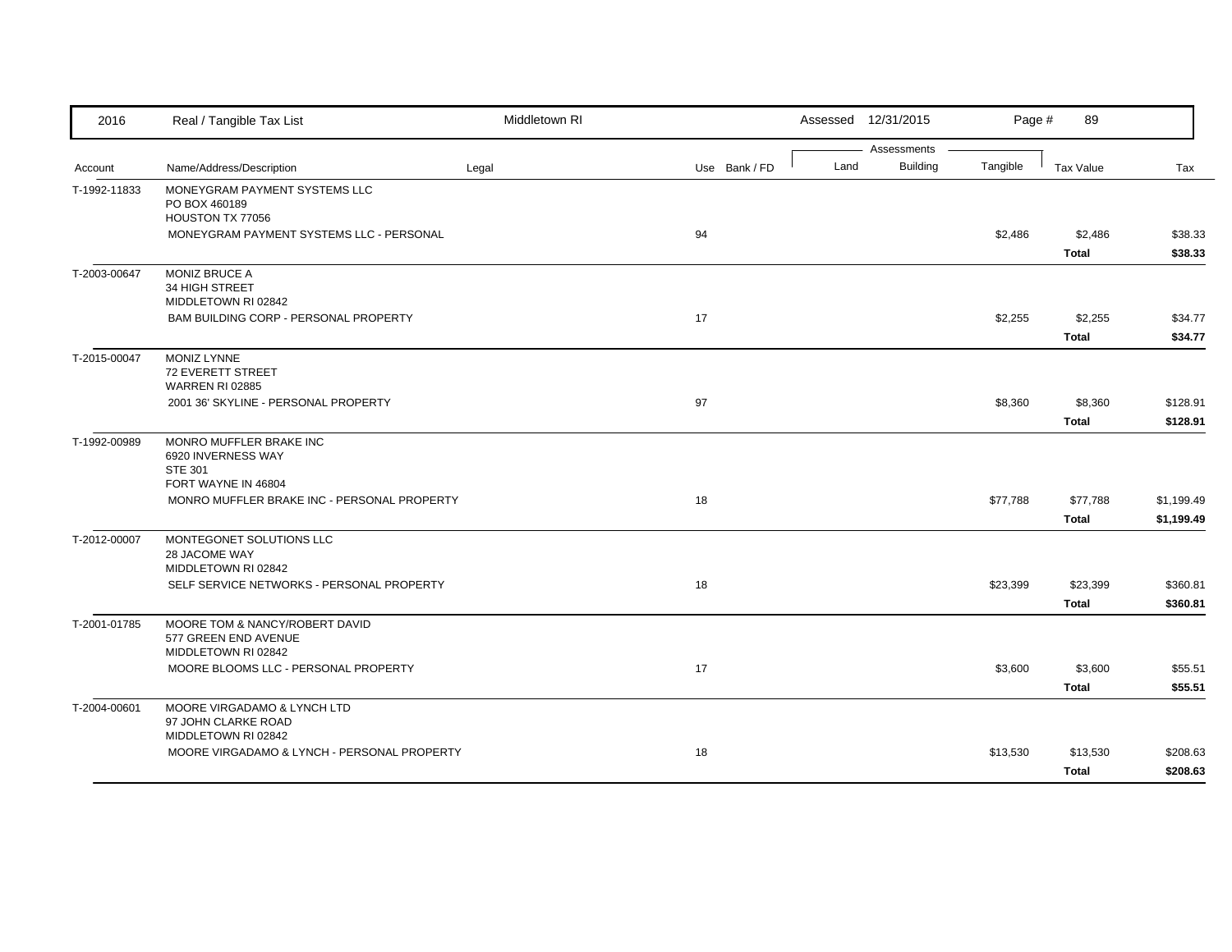| Account | Name/Address/Description | Legal | Use | Bank / FD | Land | Building | Tangible | Tax Value | Tax |
|---|---|---|---|---|---|---|---|---|---|
| T-1992-11833 | MONEYGRAM PAYMENT SYSTEMS LLC<br>PO BOX 460189<br>HOUSTON TX 77056 | | | | | | | | |
| | MONEYGRAM PAYMENT SYSTEMS LLC - PERSONAL | | 94 | | | | $2,486 | $2,486 | $38.33 |
| | | | | | | | | **Total** | **$38.33** |
| T-2003-00647 | MONIZ BRUCE A<br>34 HIGH STREET<br>MIDDLETOWN RI 02842 | | | | | | | | |
| | BAM BUILDING CORP - PERSONAL PROPERTY | | 17 | | | | $2,255 | $2,255 | $34.77 |
| | | | | | | | | **Total** | **$34.77** |
| T-2015-00047 | MONIZ LYNNE<br>72 EVERETT STREET<br>WARREN RI 02885 | | | | | | | | |
| | 2001 36' SKYLINE - PERSONAL PROPERTY | | 97 | | | | $8,360 | $8,360 | $128.91 |
| | | | | | | | | **Total** | **$128.91** |
| T-1992-00989 | MONRO MUFFLER BRAKE INC<br>6920 INVERNESS WAY<br>STE 301<br>FORT WAYNE IN 46804 | | | | | | | | |
| | MONRO MUFFLER BRAKE INC - PERSONAL PROPERTY | | 18 | | | | $77,788 | $77,788 | $1,199.49 |
| | | | | | | | | **Total** | **$1,199.49** |
| T-2012-00007 | MONTEGONET SOLUTIONS LLC<br>28 JACOME WAY<br>MIDDLETOWN RI 02842 | | | | | | | | |
| | SELF SERVICE NETWORKS - PERSONAL PROPERTY | | 18 | | | | $23,399 | $23,399 | $360.81 |
| | | | | | | | | **Total** | **$360.81** |
| T-2001-01785 | MOORE TOM & NANCY/ROBERT DAVID<br>577 GREEN END AVENUE<br>MIDDLETOWN RI 02842 | | | | | | | | |
| | MOORE BLOOMS LLC - PERSONAL PROPERTY | | 17 | | | | $3,600 | $3,600 | $55.51 |
| | | | | | | | | **Total** | **$55.51** |
| T-2004-00601 | MOORE VIRGADAMO & LYNCH LTD<br>97 JOHN CLARKE ROAD<br>MIDDLETOWN RI 02842 | | | | | | | | |
| | MOORE VIRGADAMO & LYNCH - PERSONAL PROPERTY | | 18 | | | | $13,530 | $13,530 | $208.63 |
| | | | | | | | | **Total** | **$208.63** |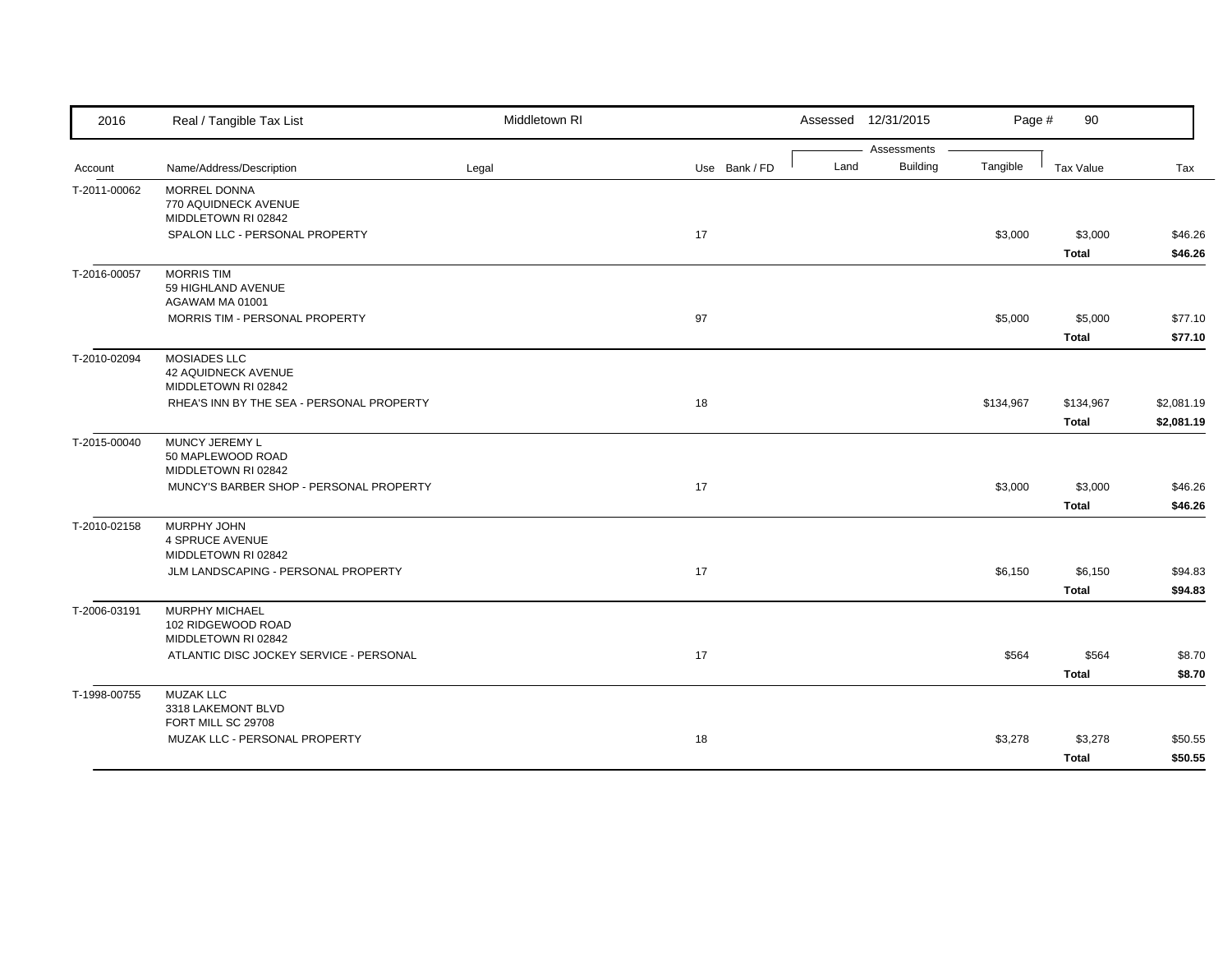| Account | Name/Address/Description | Legal | Use | Bank / FD | Land | Building | Tangible | Tax Value | Tax |
|---|---|---|---|---|---|---|---|---|---|
| T-2011-00062 | MORREL DONNA<br>770 AQUIDNECK AVENUE<br>MIDDLETOWN RI 02842 | | | | | | | | |
| | SPALON LLC - PERSONAL PROPERTY | | 17 | | | | $3,000 | $3,000 | $46.26 |
| | | | | | | | | **Total** | **$46.26** |
| T-2016-00057 | MORRIS TIM<br>59 HIGHLAND AVENUE<br>AGAWAM MA 01001 | | | | | | | | |
| | MORRIS TIM - PERSONAL PROPERTY | | 97 | | | | $5,000 | $5,000 | $77.10 |
| | | | | | | | | **Total** | **$77.10** |
| T-2010-02094 | MOSIADES LLC<br>42 AQUIDNECK AVENUE<br>MIDDLETOWN RI 02842 | | | | | | | | |
| | RHEA'S INN BY THE SEA - PERSONAL PROPERTY | | 18 | | | | $134,967 | $134,967 | $2,081.19 |
| | | | | | | | | **Total** | **$2,081.19** |
| T-2015-00040 | MUNCY JEREMY L<br>50 MAPLEWOOD ROAD<br>MIDDLETOWN RI 02842 | | | | | | | | |
| | MUNCY'S BARBER SHOP - PERSONAL PROPERTY | | 17 | | | | $3,000 | $3,000 | $46.26 |
| | | | | | | | | **Total** | **$46.26** |
| T-2010-02158 | MURPHY JOHN<br>4 SPRUCE AVENUE<br>MIDDLETOWN RI 02842 | | | | | | | | |
| | JLM LANDSCAPING - PERSONAL PROPERTY | | 17 | | | | $6,150 | $6,150 | $94.83 |
| | | | | | | | | **Total** | **$94.83** |
| T-2006-03191 | MURPHY MICHAEL<br>102 RIDGEWOOD ROAD<br>MIDDLETOWN RI 02842 | | | | | | | | |
| | ATLANTIC DISC JOCKEY SERVICE - PERSONAL | | 17 | | | | $564 | $564 | $8.70 |
| | | | | | | | | **Total** | **$8.70** |
| T-1998-00755 | MUZAK LLC<br>3318 LAKEMONT BLVD<br>FORT MILL SC 29708 | | | | | | | | |
| | MUZAK LLC - PERSONAL PROPERTY | | 18 | | | | $3,278 | $3,278 | $50.55 |
| | | | | | | | | **Total** | **$50.55** |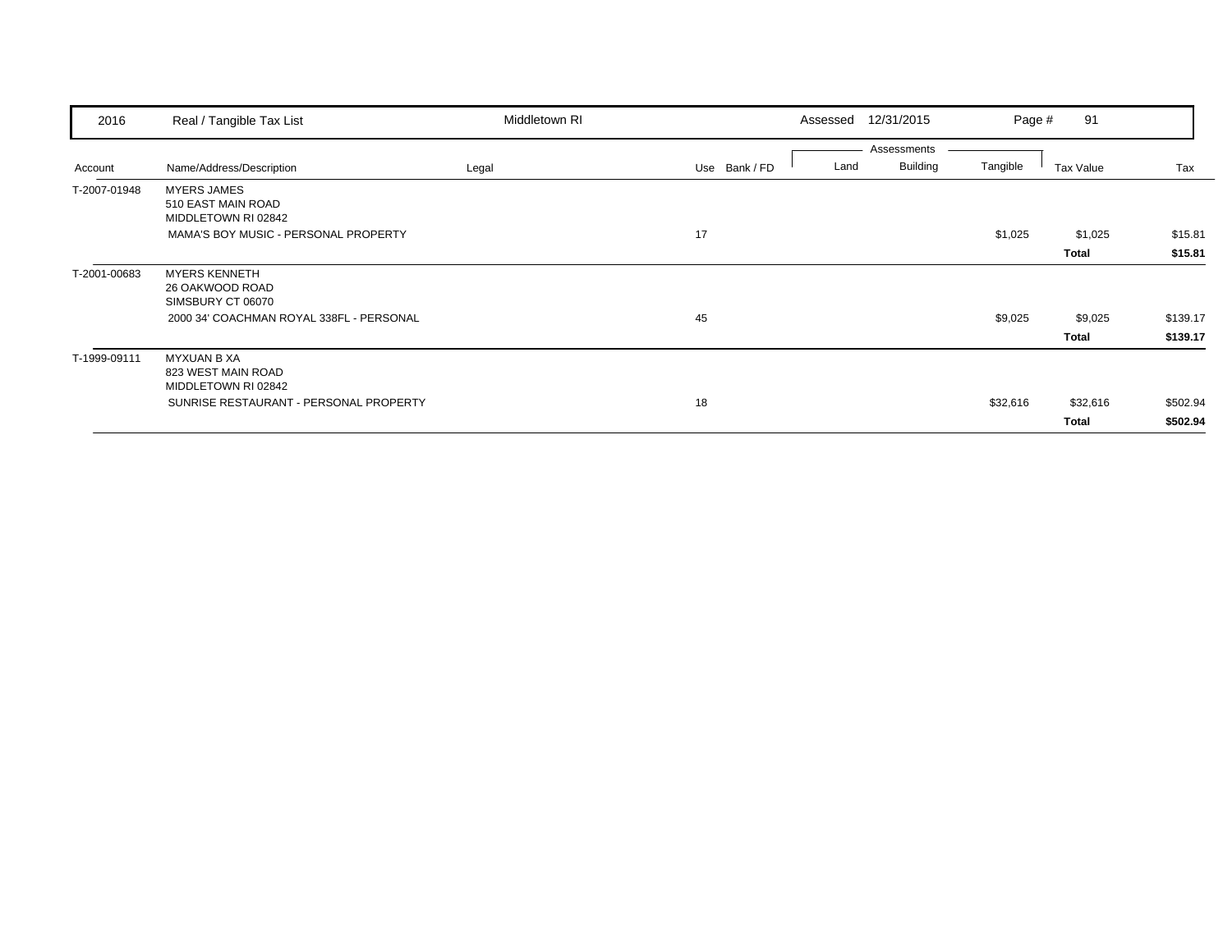| 2016 | Real / Tangible Tax List | Middletown RI | | Assessed 12/31/2015 | | | Page # 91 | |
|---|---|---|---|---|---|---|---|---|
| | | | | Assessments | | | | |
| Account | Name/Address/Description | Legal | Use Bank / FD | Land | Building | Tangible | Tax Value | Tax |
| T-2007-01948 | MYERS JAMES<br>510 EAST MAIN ROAD<br>MIDDLETOWN RI 02842 | | | | | | | |
| | MAMA'S BOY MUSIC - PERSONAL PROPERTY | | 17 | | | $1,025 | $1,025 | $15.81 |
| | | | | | | | **Total** | **$15.81** |
| T-2001-00683 | MYERS KENNETH<br>26 OAKWOOD ROAD<br>SIMSBURY CT 06070 | | | | | | | |
| | 2000 34' COACHMAN ROYAL 338FL - PERSONAL | | 45 | | | $9,025 | $9,025 | $139.17 |
| | | | | | | | **Total** | **$139.17** |
| T-1999-09111 | MYXUAN B XA<br>823 WEST MAIN ROAD<br>MIDDLETOWN RI 02842 | | | | | | | |
| | SUNRISE RESTAURANT - PERSONAL PROPERTY | | 18 | | | $32,616 | $32,616 | $502.94 |
| | | | | | | | **Total** | **$502.94** |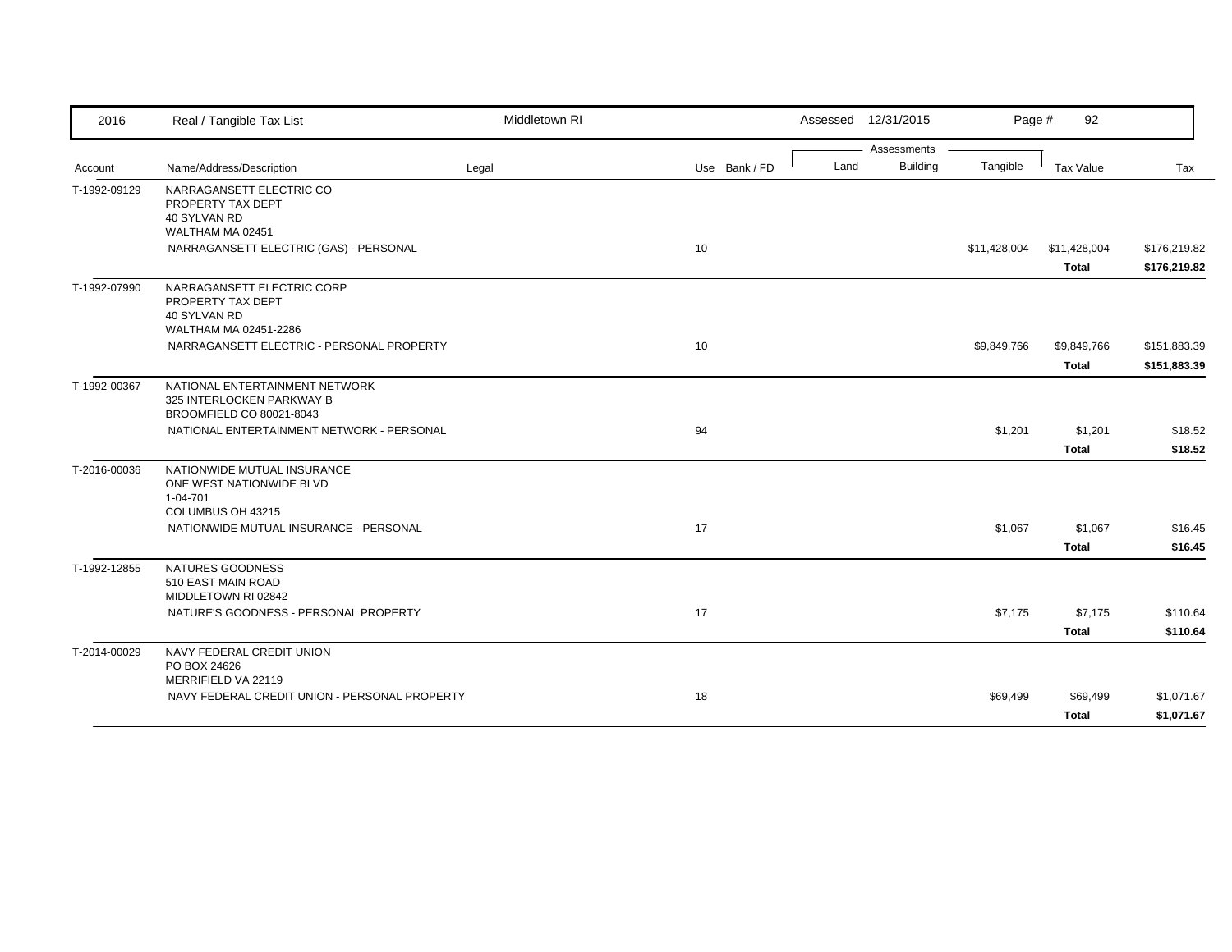| 2016 | Real / Tangible Tax List | Middletown RI | | Assessed 12/31/2015 | | Page # 92 | | |
|---|---|---|---|---|---|---|---|---|
| | | | | Assessments | | | | |
| Account | Name/Address/Description | Legal | Use Bank / FD | Land | Building | Tangible | Tax Value | Tax |
| T-1992-09129 | NARRAGANSETT ELECTRIC CO<br>PROPERTY TAX DEPT<br>40 SYLVAN RD<br>WALTHAM MA 02451 | | | | | | | |
| | NARRAGANSETT ELECTRIC (GAS) - PERSONAL | | 10 | | | $11,428,004 | $11,428,004 | $176,219.82 |
| | | | | | | | **Total** | **$176,219.82** |
| T-1992-07990 | NARRAGANSETT ELECTRIC CORP<br>PROPERTY TAX DEPT<br>40 SYLVAN RD<br>WALTHAM MA 02451-2286 | | | | | | | |
| | NARRAGANSETT ELECTRIC - PERSONAL PROPERTY | | 10 | | | $9,849,766 | $9,849,766 | $151,883.39 |
| | | | | | | | **Total** | **$151,883.39** |
| T-1992-00367 | NATIONAL ENTERTAINMENT NETWORK<br>325 INTERLOCKEN PARKWAY B<br>BROOMFIELD CO 80021-8043 | | | | | | | |
| | NATIONAL ENTERTAINMENT NETWORK - PERSONAL | | 94 | | | $1,201 | $1,201 | $18.52 |
| | | | | | | | **Total** | **$18.52** |
| T-2016-00036 | NATIONWIDE MUTUAL INSURANCE<br>ONE WEST NATIONWIDE BLVD<br>1-04-701<br>COLUMBUS OH 43215 | | | | | | | |
| | NATIONWIDE MUTUAL INSURANCE - PERSONAL | | 17 | | | $1,067 | $1,067 | $16.45 |
| | | | | | | | **Total** | **$16.45** |
| T-1992-12855 | NATURES GOODNESS<br>510 EAST MAIN ROAD<br>MIDDLETOWN RI 02842 | | | | | | | |
| | NATURE'S GOODNESS - PERSONAL PROPERTY | | 17 | | | $7,175 | $7,175 | $110.64 |
| | | | | | | | **Total** | **$110.64** |
| T-2014-00029 | NAVY FEDERAL CREDIT UNION<br>PO BOX 24626<br>MERRIFIELD VA 22119 | | | | | | | |
| | NAVY FEDERAL CREDIT UNION - PERSONAL PROPERTY | | 18 | | | $69,499 | $69,499 | $1,071.67 |
| | | | | | | | **Total** | **$1,071.67** |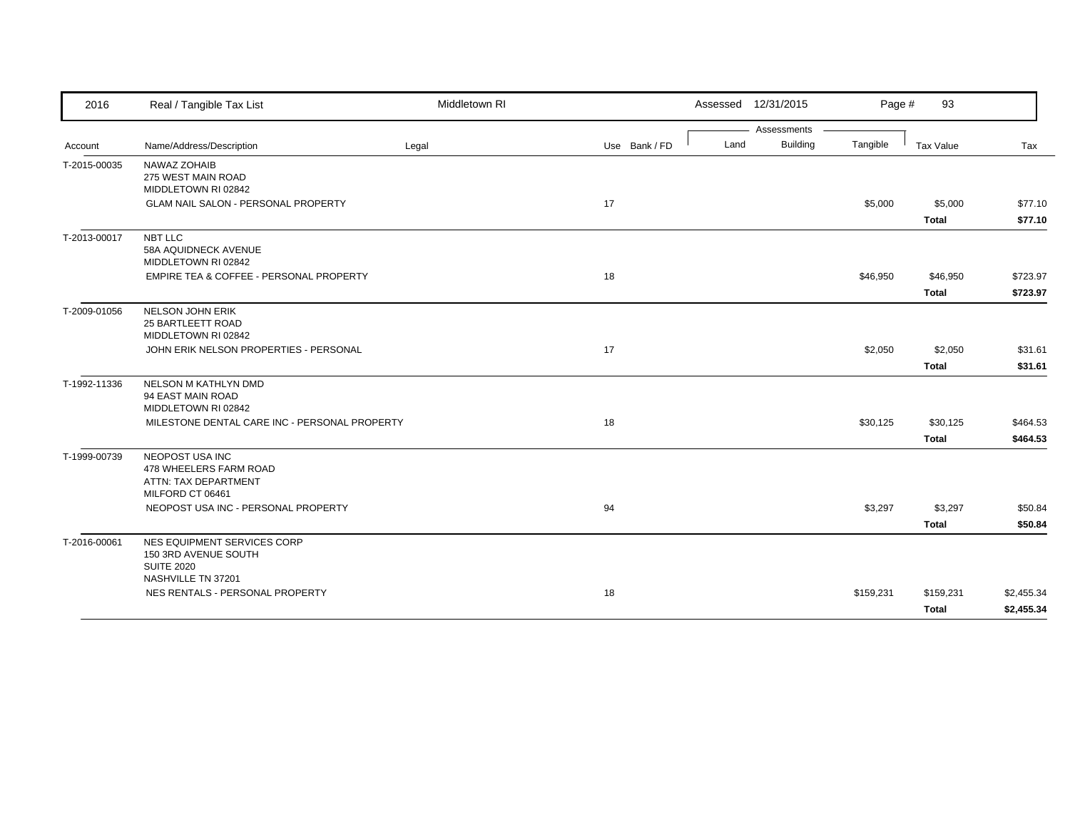| Account | Name/Address/Description | Legal | Use | Bank / FD | Land | Building | Tangible | Tax Value | Tax |
|---|---|---|---|---|---|---|---|---|---|
| T-2015-00035 | NAWAZ ZOHAIB<br>275 WEST MAIN ROAD<br>MIDDLETOWN RI 02842 | | | | | | | | |
| | GLAM NAIL SALON - PERSONAL PROPERTY | | 17 | | | | $5,000 | $5,000 | $77.10 |
| | | | | | | | | **Total** | **$77.10** |
| T-2013-00017 | NBT LLC<br>58A AQUIDNECK AVENUE<br>MIDDLETOWN RI 02842 | | | | | | | | |
| | EMPIRE TEA & COFFEE - PERSONAL PROPERTY | | 18 | | | | $46,950 | $46,950 | $723.97 |
| | | | | | | | | **Total** | **$723.97** |
| T-2009-01056 | NELSON JOHN ERIK<br>25 BARTLEETT ROAD<br>MIDDLETOWN RI 02842 | | | | | | | | |
| | JOHN ERIK NELSON PROPERTIES - PERSONAL | | 17 | | | | $2,050 | $2,050 | $31.61 |
| | | | | | | | | **Total** | **$31.61** |
| T-1992-11336 | NELSON M KATHLYN DMD<br>94 EAST MAIN ROAD<br>MIDDLETOWN RI 02842 | | | | | | | | |
| | MILESTONE DENTAL CARE INC - PERSONAL PROPERTY | | 18 | | | | $30,125 | $30,125 | $464.53 |
| | | | | | | | | **Total** | **$464.53** |
| T-1999-00739 | NEOPOST USA INC<br>478 WHEELERS FARM ROAD<br>ATTN: TAX DEPARTMENT<br>MILFORD CT 06461 | | | | | | | | |
| | NEOPOST USA INC - PERSONAL PROPERTY | | 94 | | | | $3,297 | $3,297 | $50.84 |
| | | | | | | | | **Total** | **$50.84** |
| T-2016-00061 | NES EQUIPMENT SERVICES CORP<br>150 3RD AVENUE SOUTH<br>SUITE 2020<br>NASHVILLE TN 37201 | | | | | | | | |
| | NES RENTALS - PERSONAL PROPERTY | | 18 | | | | $159,231 | $159,231 | $2,455.34 |
| | | | | | | | | **Total** | **$2,455.34** |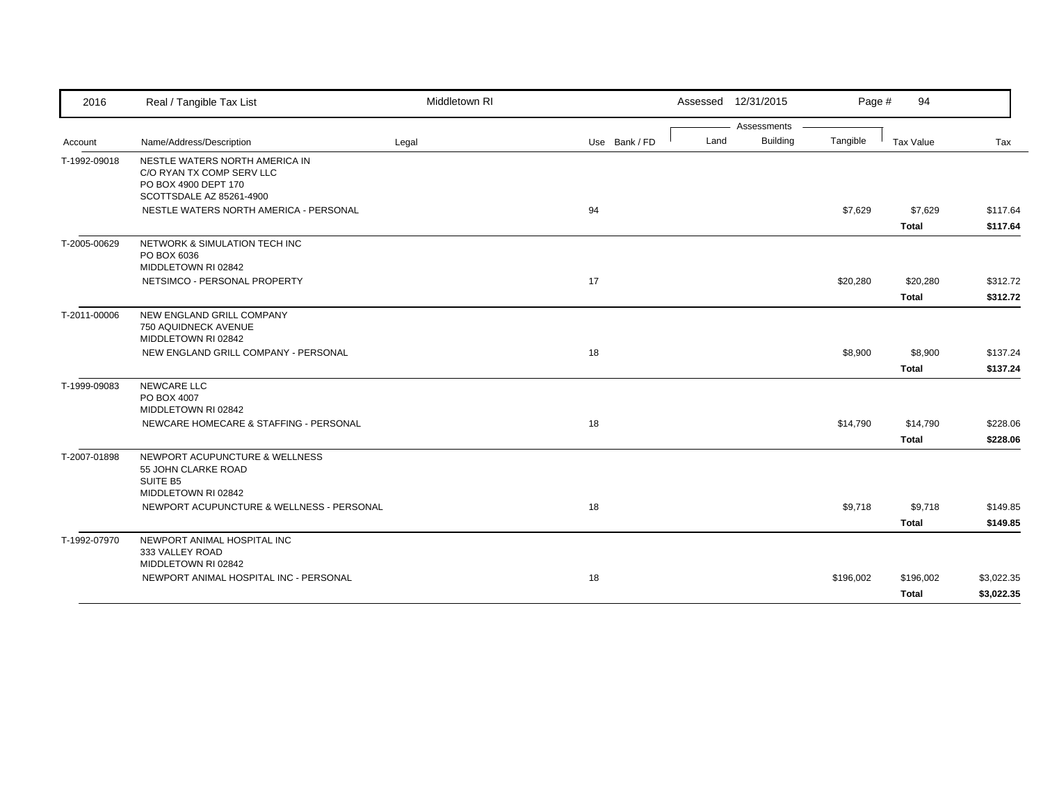| 2016 | Real / Tangible Tax List | Middletown RI | | Assessed 12/31/2015 | | Page # 94 | | |
|---|---|---|---|---|---|---|---|---|
| | | | | Assessments | | | | |
| Account | Name/Address/Description | Legal | Use Bank / FD | Land | Building | Tangible | Tax Value | Tax |
| T-1992-09018 | NESTLE WATERS NORTH AMERICA IN<br>C/O RYAN TX COMP SERV LLC<br>PO BOX 4900 DEPT 170<br>SCOTTSDALE AZ 85261-4900 | | | | | | | |
| | NESTLE WATERS NORTH AMERICA - PERSONAL | | 94 | | | $7,629 | $7,629 | $117.64 |
| | | | | | | | **Total** | **$117.64** |
| T-2005-00629 | NETWORK & SIMULATION TECH INC<br>PO BOX 6036<br>MIDDLETOWN RI 02842 | | | | | | | |
| | NETSIMCO - PERSONAL PROPERTY | | 17 | | | $20,280 | $20,280 | $312.72 |
| | | | | | | | **Total** | **$312.72** |
| T-2011-00006 | NEW ENGLAND GRILL COMPANY<br>750 AQUIDNECK AVENUE<br>MIDDLETOWN RI 02842 | | | | | | | |
| | NEW ENGLAND GRILL COMPANY - PERSONAL | | 18 | | | $8,900 | $8,900 | $137.24 |
| | | | | | | | **Total** | **$137.24** |
| T-1999-09083 | NEWCARE LLC<br>PO BOX 4007<br>MIDDLETOWN RI 02842 | | | | | | | |
| | NEWCARE HOMECARE & STAFFING - PERSONAL | | 18 | | | $14,790 | $14,790 | $228.06 |
| | | | | | | | **Total** | **$228.06** |
| T-2007-01898 | NEWPORT ACUPUNCTURE & WELLNESS<br>55 JOHN CLARKE ROAD<br>SUITE B5<br>MIDDLETOWN RI 02842 | | | | | | | |
| | NEWPORT ACUPUNCTURE & WELLNESS - PERSONAL | | 18 | | | $9,718 | $9,718 | $149.85 |
| | | | | | | | **Total** | **$149.85** |
| T-1992-07970 | NEWPORT ANIMAL HOSPITAL INC<br>333 VALLEY ROAD<br>MIDDLETOWN RI 02842 | | | | | | | |
| | NEWPORT ANIMAL HOSPITAL INC - PERSONAL | | 18 | | | $196,002 | $196,002 | $3,022.35 |
| | | | | | | | **Total** | **$3,022.35** |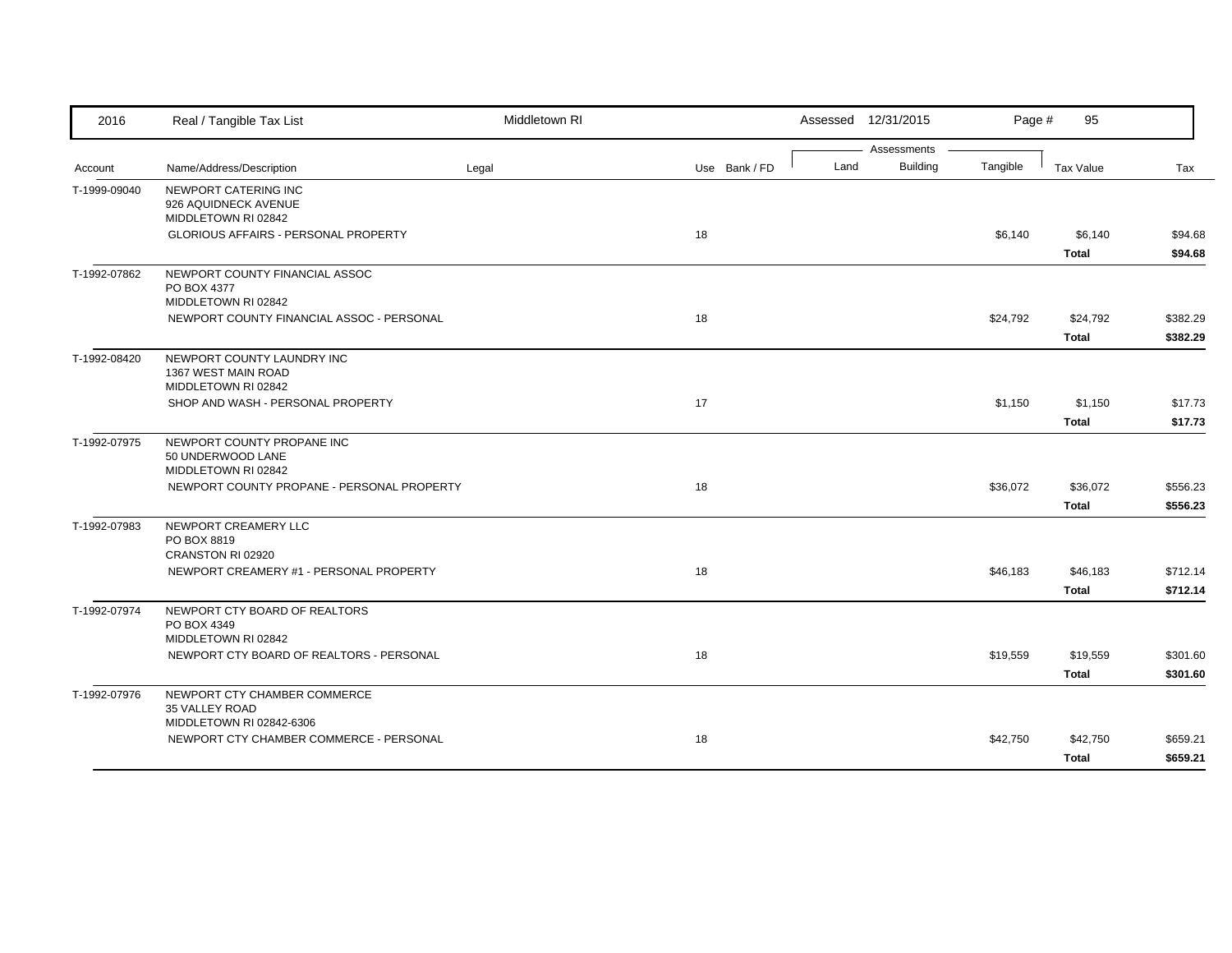| 2016 | Real / Tangible Tax List | Middletown RI | | | Assessed 12/31/2015 | | | | |
|---|---|---|---|---|---|---|---|---|---|
| | | | | | Assessments | | | | |
| Account | Name/Address/Description | Legal | Use | Bank / FD | Land | Building | Tangible | Tax Value | Tax |
| T-1999-09040 | NEWPORT CATERING INC<br>926 AQUIDNECK AVENUE<br>MIDDLETOWN RI 02842 | | | | | | | | |
| | GLORIOUS AFFAIRS - PERSONAL PROPERTY | | 18 | | | | $6,140 | $6,140 | $94.68 |
| | | | | | | | | **Total** | **$94.68** |
| T-1992-07862 | NEWPORT COUNTY FINANCIAL ASSOC<br>PO BOX 4377<br>MIDDLETOWN RI 02842 | | | | | | | | |
| | NEWPORT COUNTY FINANCIAL ASSOC - PERSONAL | | 18 | | | | $24,792 | $24,792 | $382.29 |
| | | | | | | | | **Total** | **$382.29** |
| T-1992-08420 | NEWPORT COUNTY LAUNDRY INC<br>1367 WEST MAIN ROAD<br>MIDDLETOWN RI 02842 | | | | | | | | |
| | SHOP AND WASH - PERSONAL PROPERTY | | 17 | | | | $1,150 | $1,150 | $17.73 |
| | | | | | | | | **Total** | **$17.73** |
| T-1992-07975 | NEWPORT COUNTY PROPANE INC<br>50 UNDERWOOD LANE<br>MIDDLETOWN RI 02842 | | | | | | | | |
| | NEWPORT COUNTY PROPANE - PERSONAL PROPERTY | | 18 | | | | $36,072 | $36,072 | $556.23 |
| | | | | | | | | **Total** | **$556.23** |
| T-1992-07983 | NEWPORT CREAMERY LLC<br>PO BOX 8819<br>CRANSTON RI 02920 | | | | | | | | |
| | NEWPORT CREAMERY #1 - PERSONAL PROPERTY | | 18 | | | | $46,183 | $46,183 | $712.14 |
| | | | | | | | | **Total** | **$712.14** |
| T-1992-07974 | NEWPORT CTY BOARD OF REALTORS<br>PO BOX 4349<br>MIDDLETOWN RI 02842 | | | | | | | | |
| | NEWPORT CTY BOARD OF REALTORS - PERSONAL | | 18 | | | | $19,559 | $19,559 | $301.60 |
| | | | | | | | | **Total** | **$301.60** |
| T-1992-07976 | NEWPORT CTY CHAMBER COMMERCE<br>35 VALLEY ROAD<br>MIDDLETOWN RI 02842-6306 | | | | | | | | |
| | NEWPORT CTY CHAMBER COMMERCE - PERSONAL | | 18 | | | | $42,750 | $42,750 | $659.21 |
| | | | | | | | | **Total** | **$659.21** |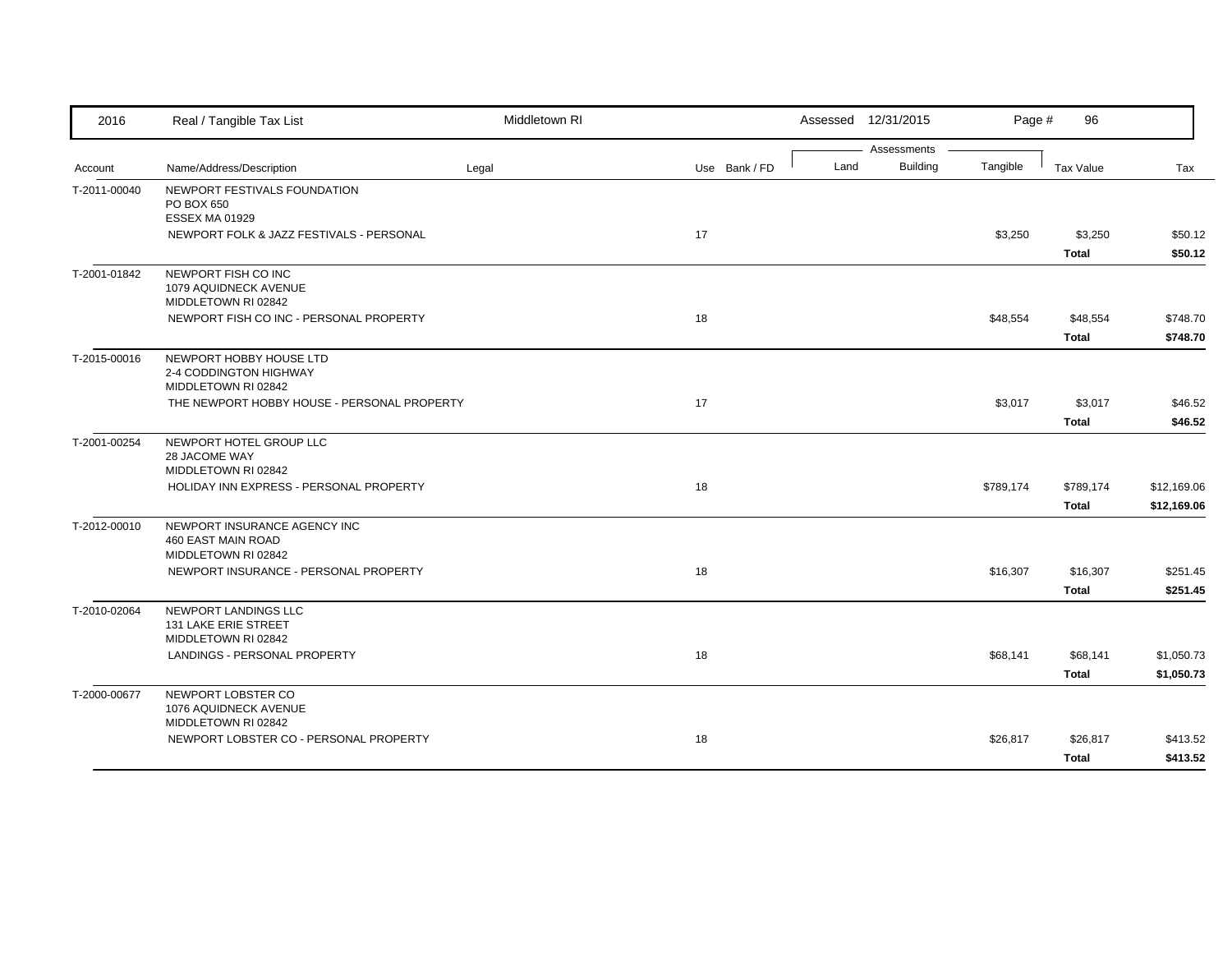| 2016 | Real / Tangible Tax List | Middletown RI | | | Assessed 12/31/2015 | | | Page # 96 | |
|---|---|---|---|---|---|---|---|---|---|
| | | | | | Assessments | | | | |
| Account | Name/Address/Description | Legal | Use | Bank / FD | Land | Building | Tangible | Tax Value | Tax |
| T-2011-00040 | NEWPORT FESTIVALS FOUNDATION<br>PO BOX 650<br>ESSEX MA 01929 | | | | | | | | |
| | NEWPORT FOLK & JAZZ FESTIVALS - PERSONAL | | 17 | | | | $3,250 | $3,250 | $50.12 |
| | | | | | | | | **Total** | **$50.12** |
| T-2001-01842 | NEWPORT FISH CO INC<br>1079 AQUIDNECK AVENUE<br>MIDDLETOWN RI 02842 | | | | | | | | |
| | NEWPORT FISH CO INC - PERSONAL PROPERTY | | 18 | | | | $48,554 | $48,554 | $748.70 |
| | | | | | | | | **Total** | **$748.70** |
| T-2015-00016 | NEWPORT HOBBY HOUSE LTD<br>2-4 CODDINGTON HIGHWAY<br>MIDDLETOWN RI 02842 | | | | | | | | |
| | THE NEWPORT HOBBY HOUSE - PERSONAL PROPERTY | | 17 | | | | $3,017 | $3,017 | $46.52 |
| | | | | | | | | **Total** | **$46.52** |
| T-2001-00254 | NEWPORT HOTEL GROUP LLC<br>28 JACOME WAY<br>MIDDLETOWN RI 02842 | | | | | | | | |
| | HOLIDAY INN EXPRESS - PERSONAL PROPERTY | | 18 | | | | $789,174 | $789,174 | $12,169.06 |
| | | | | | | | | **Total** | **$12,169.06** |
| T-2012-00010 | NEWPORT INSURANCE AGENCY INC<br>460 EAST MAIN ROAD<br>MIDDLETOWN RI 02842 | | | | | | | | |
| | NEWPORT INSURANCE - PERSONAL PROPERTY | | 18 | | | | $16,307 | $16,307 | $251.45 |
| | | | | | | | | **Total** | **$251.45** |
| T-2010-02064 | NEWPORT LANDINGS LLC<br>131 LAKE ERIE STREET<br>MIDDLETOWN RI 02842 | | | | | | | | |
| | LANDINGS - PERSONAL PROPERTY | | 18 | | | | $68,141 | $68,141 | $1,050.73 |
| | | | | | | | | **Total** | **$1,050.73** |
| T-2000-00677 | NEWPORT LOBSTER CO<br>1076 AQUIDNECK AVENUE<br>MIDDLETOWN RI 02842 | | | | | | | | |
| | NEWPORT LOBSTER CO - PERSONAL PROPERTY | | 18 | | | | $26,817 | $26,817 | $413.52 |
| | | | | | | | | **Total** | **$413.52** |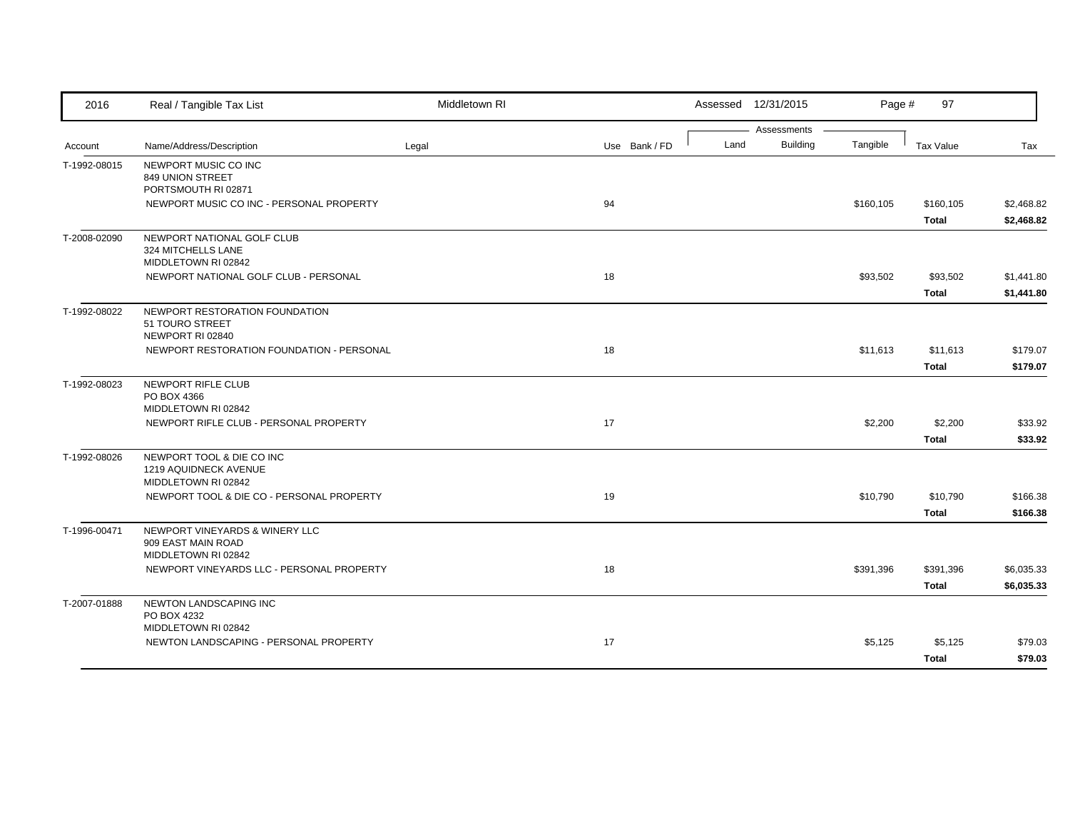| Account | Name/Address/Description | Legal | Use | Bank / FD | Land | Building | Tangible | Tax Value | Tax |
|---|---|---|---|---|---|---|---|---|---|
| T-1992-08015 | NEWPORT MUSIC CO INC<br>849 UNION STREET<br>PORTSMOUTH RI 02871 | | | | | | | | |
| | NEWPORT MUSIC CO INC - PERSONAL PROPERTY | | 94 | | | | $160,105 | $160,105 | $2,468.82 |
| | | | | | | | | **Total** | **$2,468.82** |
| T-2008-02090 | NEWPORT NATIONAL GOLF CLUB<br>324 MITCHELLS LANE<br>MIDDLETOWN RI 02842 | | | | | | | | |
| | NEWPORT NATIONAL GOLF CLUB - PERSONAL | | 18 | | | | $93,502 | $93,502 | $1,441.80 |
| | | | | | | | | **Total** | **$1,441.80** |
| T-1992-08022 | NEWPORT RESTORATION FOUNDATION<br>51 TOURO STREET<br>NEWPORT RI 02840 | | | | | | | | |
| | NEWPORT RESTORATION FOUNDATION - PERSONAL | | 18 | | | | $11,613 | $11,613 | $179.07 |
| | | | | | | | | **Total** | **$179.07** |
| T-1992-08023 | NEWPORT RIFLE CLUB<br>PO BOX 4366<br>MIDDLETOWN RI 02842 | | | | | | | | |
| | NEWPORT RIFLE CLUB - PERSONAL PROPERTY | | 17 | | | | $2,200 | $2,200 | $33.92 |
| | | | | | | | | **Total** | **$33.92** |
| T-1992-08026 | NEWPORT TOOL & DIE CO INC<br>1219 AQUIDNECK AVENUE<br>MIDDLETOWN RI 02842 | | | | | | | | |
| | NEWPORT TOOL & DIE CO - PERSONAL PROPERTY | | 19 | | | | $10,790 | $10,790 | $166.38 |
| | | | | | | | | **Total** | **$166.38** |
| T-1996-00471 | NEWPORT VINEYARDS & WINERY LLC<br>909 EAST MAIN ROAD<br>MIDDLETOWN RI 02842 | | | | | | | | |
| | NEWPORT VINEYARDS LLC - PERSONAL PROPERTY | | 18 | | | | $391,396 | $391,396 | $6,035.33 |
| | | | | | | | | **Total** | **$6,035.33** |
| T-2007-01888 | NEWTON LANDSCAPING INC<br>PO BOX 4232<br>MIDDLETOWN RI 02842 | | | | | | | | |
| | NEWTON LANDSCAPING - PERSONAL PROPERTY | | 17 | | | | $5,125 | $5,125 | $79.03 |
| | | | | | | | | **Total** | **$79.03** |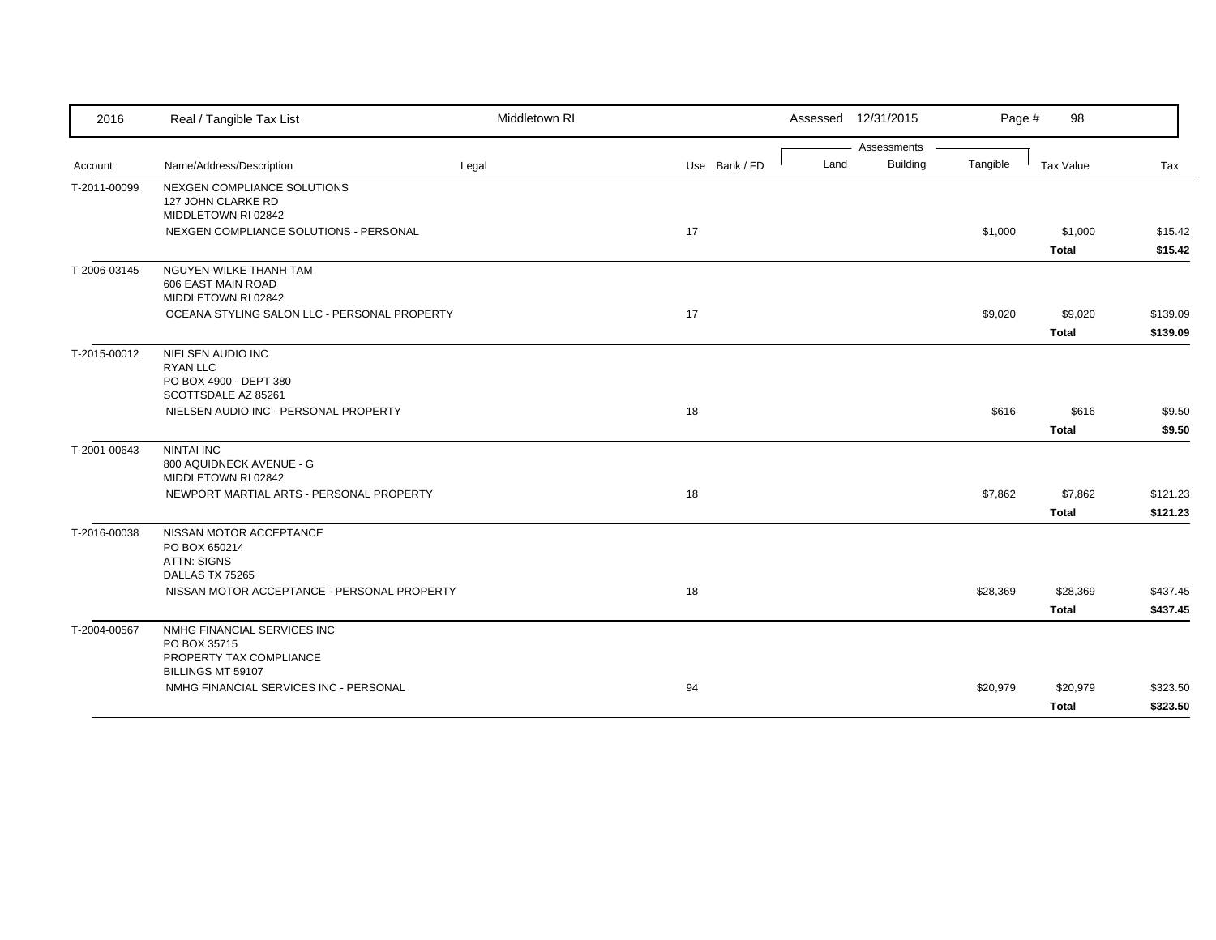| 2016 | Real / Tangible Tax List | Middletown RI | | | Assessed 12/31/2015 | | | | |
|---|---|---|---|---|---|---|---|---|---|
| | | | | | Assessments | | | | |
| Account | Name/Address/Description | Legal | Use | Bank / FD | Land | Building | Tangible | Tax Value | Tax |
| T-2011-00099 | NEXGEN COMPLIANCE SOLUTIONS<br>127 JOHN CLARKE RD<br>MIDDLETOWN RI 02842 | | | | | | | | |
| | NEXGEN COMPLIANCE SOLUTIONS - PERSONAL | | 17 | | | | $1,000 | $1,000 | $15.42 |
| | | | | | | | | **Total** | **$15.42** |
| T-2006-03145 | NGUYEN-WILKE THANH TAM<br>606 EAST MAIN ROAD<br>MIDDLETOWN RI 02842 | | | | | | | | |
| | OCEANA STYLING SALON LLC - PERSONAL PROPERTY | | 17 | | | | $9,020 | $9,020 | $139.09 |
| | | | | | | | | **Total** | **$139.09** |
| T-2015-00012 | NIELSEN AUDIO INC<br>RYAN LLC<br>PO BOX 4900 - DEPT 380<br>SCOTTSDALE AZ 85261 | | | | | | | | |
| | NIELSEN AUDIO INC - PERSONAL PROPERTY | | 18 | | | | $616 | $616 | $9.50 |
| | | | | | | | | **Total** | **$9.50** |
| T-2001-00643 | NINTAI INC<br>800 AQUIDNECK AVENUE - G<br>MIDDLETOWN RI 02842 | | | | | | | | |
| | NEWPORT MARTIAL ARTS - PERSONAL PROPERTY | | 18 | | | | $7,862 | $7,862 | $121.23 |
| | | | | | | | | **Total** | **$121.23** |
| T-2016-00038 | NISSAN MOTOR ACCEPTANCE<br>PO BOX 650214<br>ATTN: SIGNS<br>DALLAS TX 75265 | | | | | | | | |
| | NISSAN MOTOR ACCEPTANCE - PERSONAL PROPERTY | | 18 | | | | $28,369 | $28,369 | $437.45 |
| | | | | | | | | **Total** | **$437.45** |
| T-2004-00567 | NMHG FINANCIAL SERVICES INC<br>PO BOX 35715<br>PROPERTY TAX COMPLIANCE<br>BILLINGS MT 59107 | | | | | | | | |
| | NMHG FINANCIAL SERVICES INC - PERSONAL | | 94 | | | | $20,979 | $20,979 | $323.50 |
| | | | | | | | | **Total** | **$323.50** |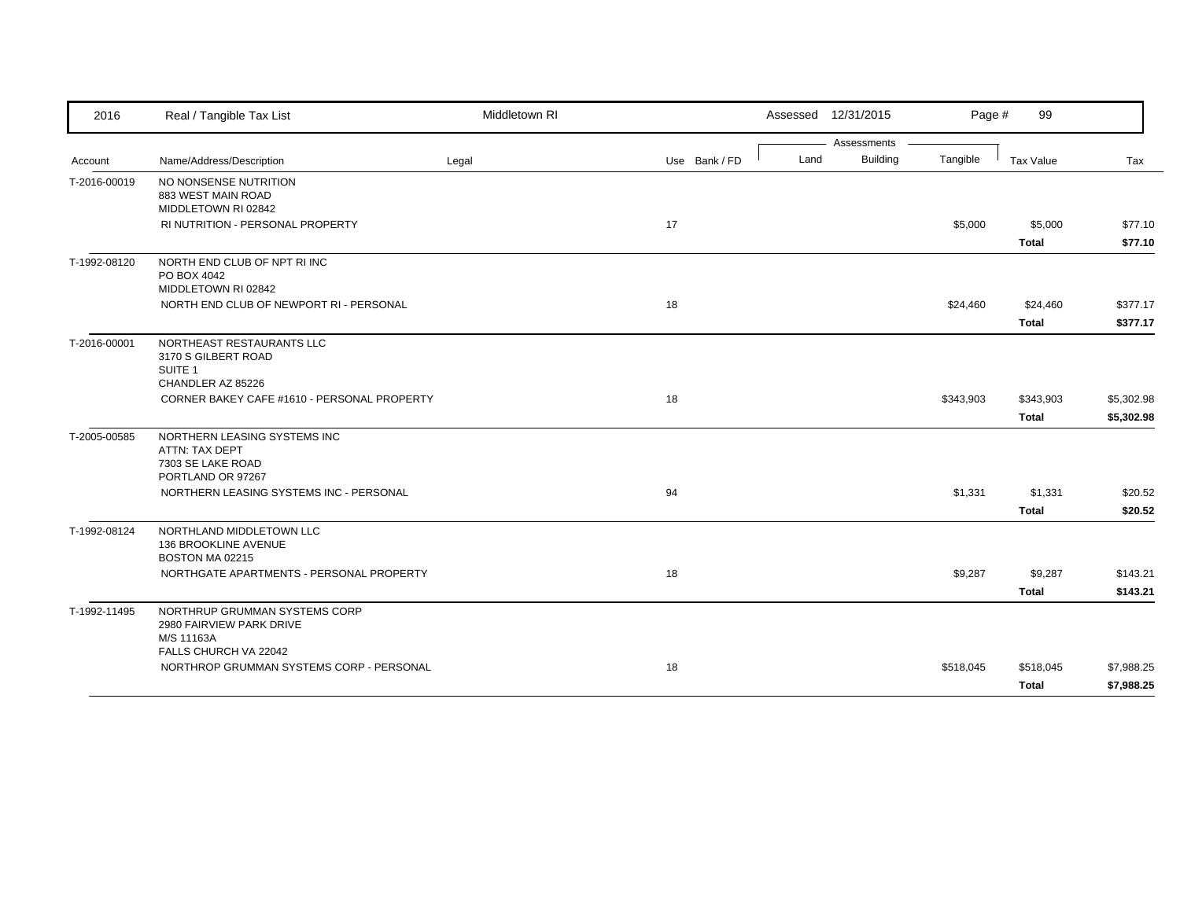| 2016 | Real / Tangible Tax List | Middletown RI | | Assessed 12/31/2015 | | Page # 99 | | |
|---|---|---|---|---|---|---|---|---|
| | | | | Assessments | | | | |
| Account | Name/Address/Description | Legal | Use Bank / FD | Land | Building | Tangible | Tax Value | Tax |
| T-2016-00019 | NO NONSENSE NUTRITION<br>883 WEST MAIN ROAD<br>MIDDLETOWN RI 02842 | | | | | | | |
| | RI NUTRITION - PERSONAL PROPERTY | | 17 | | | $5,000 | $5,000 | $77.10 |
| | | | | | | | **Total** | **$77.10** |
| T-1992-08120 | NORTH END CLUB OF NPT RI INC<br>PO BOX 4042<br>MIDDLETOWN RI 02842 | | | | | | | |
| | NORTH END CLUB OF NEWPORT RI - PERSONAL | | 18 | | | $24,460 | $24,460 | $377.17 |
| | | | | | | | **Total** | **$377.17** |
| T-2016-00001 | NORTHEAST RESTAURANTS LLC<br>3170 S GILBERT ROAD<br>SUITE 1<br>CHANDLER AZ 85226 | | | | | | | |
| | CORNER BAKEY CAFE #1610 - PERSONAL PROPERTY | | 18 | | | $343,903 | $343,903 | $5,302.98 |
| | | | | | | | **Total** | **$5,302.98** |
| T-2005-00585 | NORTHERN LEASING SYSTEMS INC<br>ATTN: TAX DEPT<br>7303 SE LAKE ROAD<br>PORTLAND OR 97267 | | | | | | | |
| | NORTHERN LEASING SYSTEMS INC - PERSONAL | | 94 | | | $1,331 | $1,331 | $20.52 |
| | | | | | | | **Total** | **$20.52** |
| T-1992-08124 | NORTHLAND MIDDLETOWN LLC<br>136 BROOKLINE AVENUE<br>BOSTON MA 02215 | | | | | | | |
| | NORTHGATE APARTMENTS - PERSONAL PROPERTY | | 18 | | | $9,287 | $9,287 | $143.21 |
| | | | | | | | **Total** | **$143.21** |
| T-1992-11495 | NORTHRUP GRUMMAN SYSTEMS CORP<br>2980 FAIRVIEW PARK DRIVE<br>M/S 11163A<br>FALLS CHURCH VA 22042 | | | | | | | |
| | NORTHROP GRUMMAN SYSTEMS CORP - PERSONAL | | 18 | | | $518,045 | $518,045 | $7,988.25 |
| | | | | | | | **Total** | **$7,988.25** |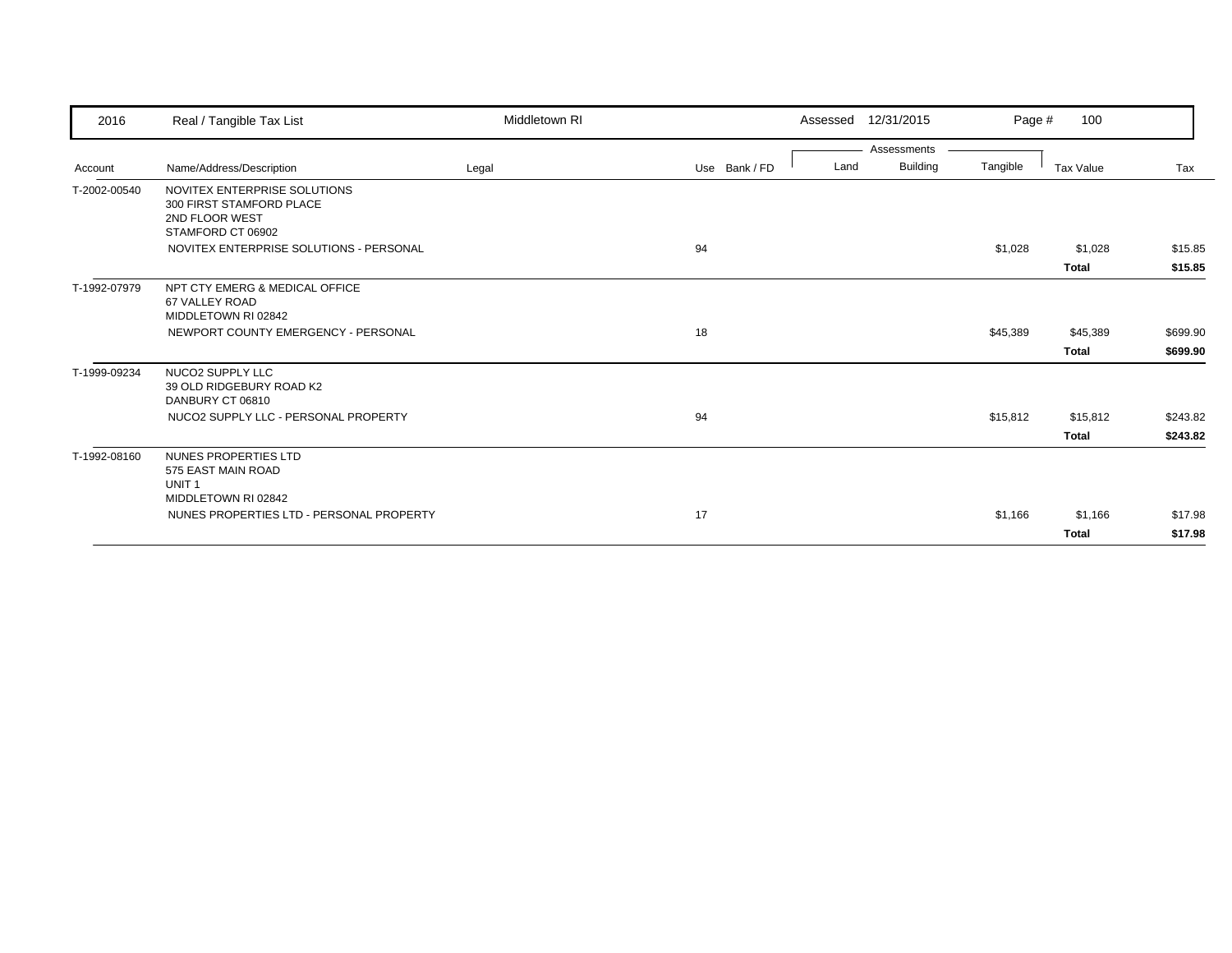| 2016 | Real / Tangible Tax List | Middletown RI | | Assessed 12/31/2015 | | | Page # 100 | |
|---|---|---|---|---|---|---|---|---|
| | | | | Assessments | | | | |
| Account | Name/Address/Description | Legal | Use Bank / FD | Land | Building | Tangible | Tax Value | Tax |
| T-2002-00540 | NOVITEX ENTERPRISE SOLUTIONS<br>300 FIRST STAMFORD PLACE<br>2ND FLOOR WEST<br>STAMFORD CT 06902 | | | | | | | |
| | NOVITEX ENTERPRISE SOLUTIONS - PERSONAL | | 94 | | | $1,028 | $1,028 | $15.85 |
| | | | | | | | **Total** | **$15.85** |
| T-1992-07979 | NPT CTY EMERG & MEDICAL OFFICE<br>67 VALLEY ROAD<br>MIDDLETOWN RI 02842 | | | | | | | |
| | NEWPORT COUNTY EMERGENCY - PERSONAL | | 18 | | | $45,389 | $45,389 | $699.90 |
| | | | | | | | **Total** | **$699.90** |
| T-1999-09234 | NUCO2 SUPPLY LLC<br>39 OLD RIDGEBURY ROAD K2<br>DANBURY CT 06810 | | | | | | | |
| | NUCO2 SUPPLY LLC - PERSONAL PROPERTY | | 94 | | | $15,812 | $15,812 | $243.82 |
| | | | | | | | **Total** | **$243.82** |
| T-1992-08160 | NUNES PROPERTIES LTD<br>575 EAST MAIN ROAD<br>UNIT 1<br>MIDDLETOWN RI 02842 | | | | | | | |
| | NUNES PROPERTIES LTD - PERSONAL PROPERTY | | 17 | | | $1,166 | $1,166 | $17.98 |
| | | | | | | | **Total** | **$17.98** |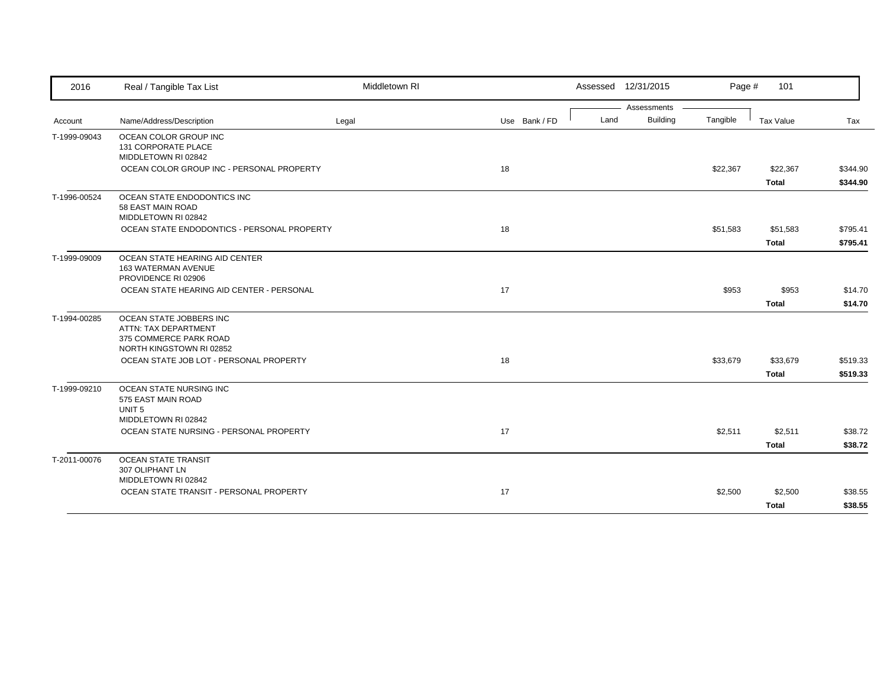| 2016 | Real / Tangible Tax List | Middletown RI | | Assessed 12/31/2015 | | Page # 101 | | |
|---|---|---|---|---|---|---|---|---|
| | | | | Assessments | | | | |
| Account | Name/Address/Description | Legal | Use Bank / FD | Land | Building | Tangible | Tax Value | Tax |
| T-1999-09043 | OCEAN COLOR GROUP INC<br>131 CORPORATE PLACE<br>MIDDLETOWN RI 02842 | | | | | | | |
| | OCEAN COLOR GROUP INC - PERSONAL PROPERTY | | 18 | | | $22,367 | $22,367 | $344.90 |
| | | | | | | | **Total** | **$344.90** |
| T-1996-00524 | OCEAN STATE ENDODONTICS INC<br>58 EAST MAIN ROAD<br>MIDDLETOWN RI 02842 | | | | | | | |
| | OCEAN STATE ENDODONTICS - PERSONAL PROPERTY | | 18 | | | $51,583 | $51,583 | $795.41 |
| | | | | | | | **Total** | **$795.41** |
| T-1999-09009 | OCEAN STATE HEARING AID CENTER<br>163 WATERMAN AVENUE<br>PROVIDENCE RI 02906 | | | | | | | |
| | OCEAN STATE HEARING AID CENTER - PERSONAL | | 17 | | | $953 | $953 | $14.70 |
| | | | | | | | **Total** | **$14.70** |
| T-1994-00285 | OCEAN STATE JOBBERS INC<br>ATTN: TAX DEPARTMENT<br>375 COMMERCE PARK ROAD<br>NORTH KINGSTOWN RI 02852 | | | | | | | |
| | OCEAN STATE JOB LOT - PERSONAL PROPERTY | | 18 | | | $33,679 | $33,679 | $519.33 |
| | | | | | | | **Total** | **$519.33** |
| T-1999-09210 | OCEAN STATE NURSING INC<br>575 EAST MAIN ROAD<br>UNIT 5<br>MIDDLETOWN RI 02842 | | | | | | | |
| | OCEAN STATE NURSING - PERSONAL PROPERTY | | 17 | | | $2,511 | $2,511 | $38.72 |
| | | | | | | | **Total** | **$38.72** |
| T-2011-00076 | OCEAN STATE TRANSIT<br>307 OLIPHANT LN<br>MIDDLETOWN RI 02842 | | | | | | | |
| | OCEAN STATE TRANSIT - PERSONAL PROPERTY | | 17 | | | $2,500 | $2,500 | $38.55 |
| | | | | | | | **Total** | **$38.55** |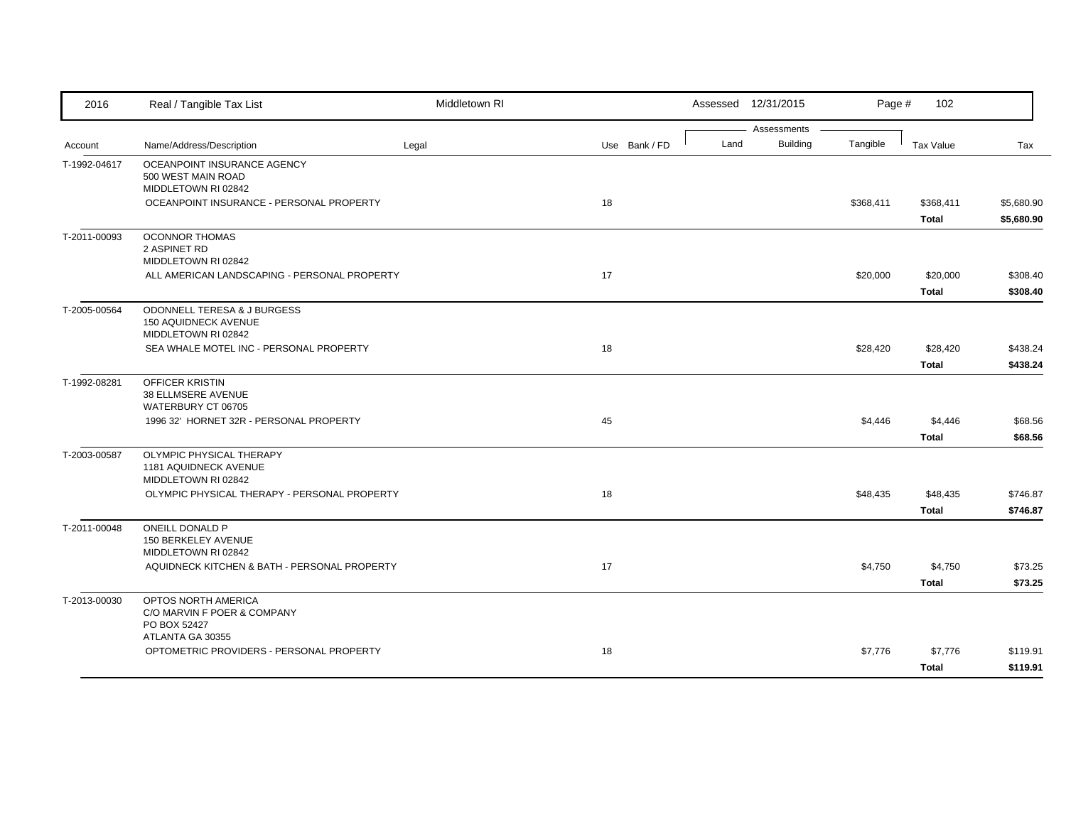| 2016 | Real / Tangible Tax List | Middletown RI | | | Assessed 12/31/2015 | | Page # 102 | | |
|---|---|---|---|---|---|---|---|---|---|
| | | | | | Assessments | | | | |
| Account | Name/Address/Description | Legal | Use | Bank / FD | Land | Building | Tangible | Tax Value | Tax |
| T-1992-04617 | OCEANPOINT INSURANCE AGENCY<br>500 WEST MAIN ROAD<br>MIDDLETOWN RI 02842 | | | | | | | | |
| | OCEANPOINT INSURANCE - PERSONAL PROPERTY | | 18 | | | | $368,411 | $368,411 | $5,680.90 |
| | | | | | | | | **Total** | **$5,680.90** |
| T-2011-00093 | OCONNOR THOMAS<br>2 ASPINET RD<br>MIDDLETOWN RI 02842 | | | | | | | | |
| | ALL AMERICAN LANDSCAPING - PERSONAL PROPERTY | | 17 | | | | $20,000 | $20,000 | $308.40 |
| | | | | | | | | **Total** | **$308.40** |
| T-2005-00564 | ODONNELL TERESA & J BURGESS<br>150 AQUIDNECK AVENUE<br>MIDDLETOWN RI 02842 | | | | | | | | |
| | SEA WHALE MOTEL INC - PERSONAL PROPERTY | | 18 | | | | $28,420 | $28,420 | $438.24 |
| | | | | | | | | **Total** | **$438.24** |
| T-1992-08281 | OFFICER KRISTIN<br>38 ELLMSERE AVENUE<br>WATERBURY CT 06705 | | | | | | | | |
| | 1996 32' HORNET 32R - PERSONAL PROPERTY | | 45 | | | | $4,446 | $4,446 | $68.56 |
| | | | | | | | | **Total** | **$68.56** |
| T-2003-00587 | OLYMPIC PHYSICAL THERAPY<br>1181 AQUIDNECK AVENUE<br>MIDDLETOWN RI 02842 | | | | | | | | |
| | OLYMPIC PHYSICAL THERAPY - PERSONAL PROPERTY | | 18 | | | | $48,435 | $48,435 | $746.87 |
| | | | | | | | | **Total** | **$746.87** |
| T-2011-00048 | ONEILL DONALD P<br>150 BERKELEY AVENUE<br>MIDDLETOWN RI 02842 | | | | | | | | |
| | AQUIDNECK KITCHEN & BATH - PERSONAL PROPERTY | | 17 | | | | $4,750 | $4,750 | $73.25 |
| | | | | | | | | **Total** | **$73.25** |
| T-2013-00030 | OPTOS NORTH AMERICA<br>C/O MARVIN F POER & COMPANY<br>PO BOX 52427<br>ATLANTA GA 30355 | | | | | | | | |
| | OPTOMETRIC PROVIDERS - PERSONAL PROPERTY | | 18 | | | | $7,776 | $7,776 | $119.91 |
| | | | | | | | | **Total** | **$119.91** |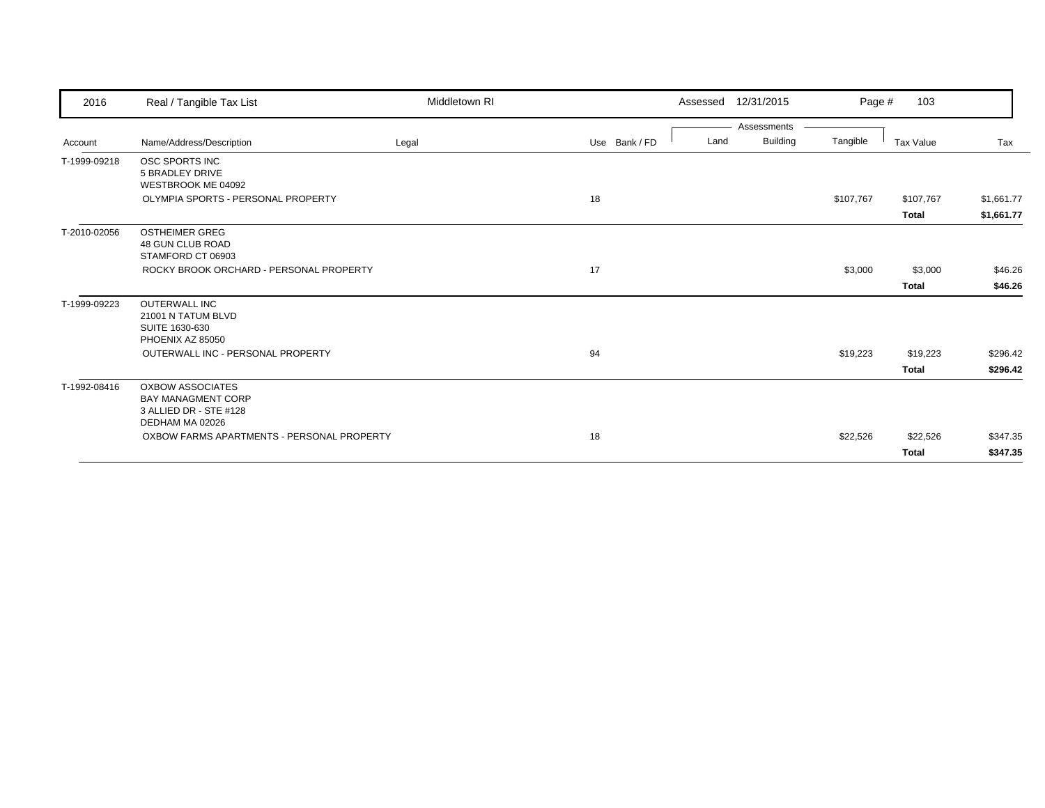| Account | Name/Address/Description | Legal | Use | Bank / FD | Land | Building | Tangible | Tax Value | Tax |
|---|---|---|---|---|---|---|---|---|---|
| T-1999-09218 | OSC SPORTS INC<br>5 BRADLEY DRIVE<br>WESTBROOK ME 04092 | | | | | | | | |
| | OLYMPIA SPORTS - PERSONAL PROPERTY | | 18 | | | | $107,767 | $107,767 | $1,661.77 |
| | | | | | | | | **Total** | **$1,661.77** |
| T-2010-02056 | OSTHEIMER GREG<br>48 GUN CLUB ROAD<br>STAMFORD CT 06903 | | | | | | | | |
| | ROCKY BROOK ORCHARD - PERSONAL PROPERTY | | 17 | | | | $3,000 | $3,000 | $46.26 |
| | | | | | | | | **Total** | **$46.26** |
| T-1999-09223 | OUTERWALL INC<br>21001 N TATUM BLVD<br>SUITE 1630-630<br>PHOENIX AZ 85050 | | | | | | | | |
| | OUTERWALL INC - PERSONAL PROPERTY | | 94 | | | | $19,223 | $19,223 | $296.42 |
| | | | | | | | | **Total** | **$296.42** |
| T-1992-08416 | OXBOW ASSOCIATES<br>BAY MANAGMENT CORP<br>3 ALLIED DR - STE #128<br>DEDHAM MA 02026 | | | | | | | | |
| | OXBOW FARMS APARTMENTS - PERSONAL PROPERTY | | 18 | | | | $22,526 | $22,526 | $347.35 |
| | | | | | | | | **Total** | **$347.35** |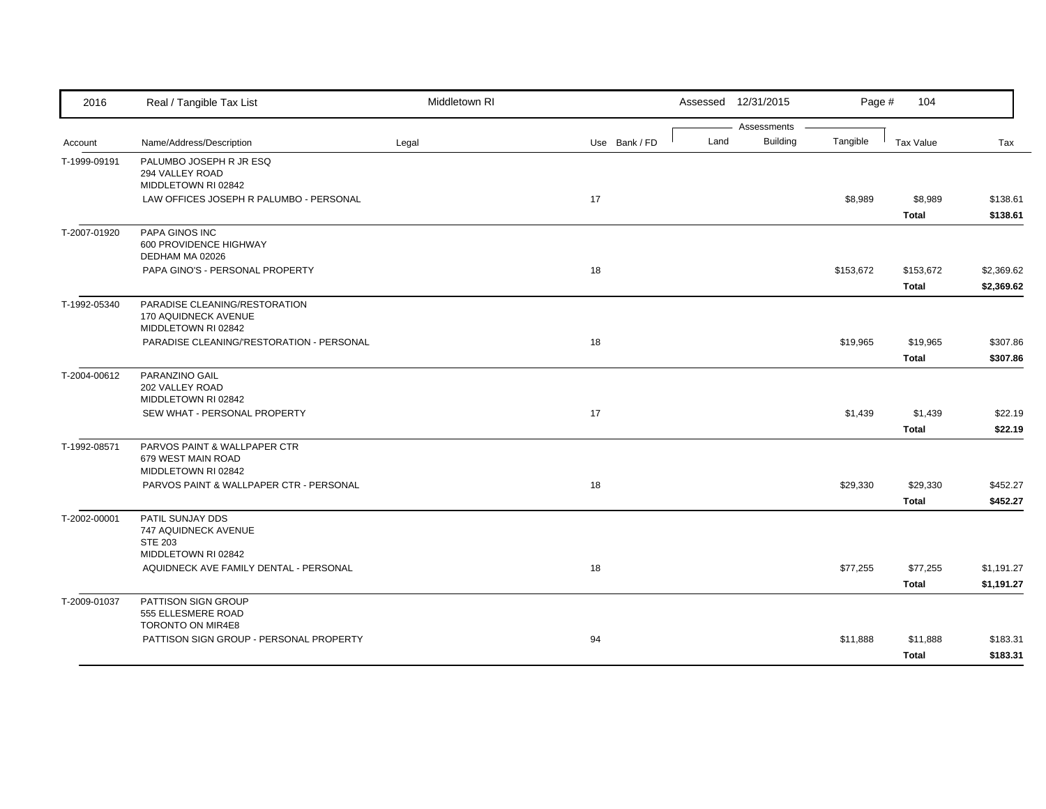| 2016 | Real / Tangible Tax List | Middletown RI | | | Assessed 12/31/2015 | | | Page # 104 | |
|---|---|---|---|---|---|---|---|---|---|
| | | | | | Assessments | | | | |
| Account | Name/Address/Description | Legal | Use | Bank / FD | Land | Building | Tangible | Tax Value | Tax |
| T-1999-09191 | PALUMBO JOSEPH R JR ESQ<br>294 VALLEY ROAD<br>MIDDLETOWN RI 02842 | | | | | | | | |
| | LAW OFFICES JOSEPH R PALUMBO - PERSONAL | | 17 | | | | $8,989 | $8,989 | $138.61 |
| | | | | | | | | **Total** | **$138.61** |
| T-2007-01920 | PAPA GINOS INC<br>600 PROVIDENCE HIGHWAY<br>DEDHAM MA 02026 | | | | | | | | |
| | PAPA GINO'S - PERSONAL PROPERTY | | 18 | | | | $153,672 | $153,672 | $2,369.62 |
| | | | | | | | | **Total** | **$2,369.62** |
| T-1992-05340 | PARADISE CLEANING/RESTORATION<br>170 AQUIDNECK AVENUE<br>MIDDLETOWN RI 02842 | | | | | | | | |
| | PARADISE CLEANING/'RESTORATION - PERSONAL | | 18 | | | | $19,965 | $19,965 | $307.86 |
| | | | | | | | | **Total** | **$307.86** |
| T-2004-00612 | PARANZINO GAIL<br>202 VALLEY ROAD<br>MIDDLETOWN RI 02842 | | | | | | | | |
| | SEW WHAT - PERSONAL PROPERTY | | 17 | | | | $1,439 | $1,439 | $22.19 |
| | | | | | | | | **Total** | **$22.19** |
| T-1992-08571 | PARVOS PAINT & WALLPAPER CTR<br>679 WEST MAIN ROAD<br>MIDDLETOWN RI 02842 | | | | | | | | |
| | PARVOS PAINT & WALLPAPER CTR - PERSONAL | | 18 | | | | $29,330 | $29,330 | $452.27 |
| | | | | | | | | **Total** | **$452.27** |
| T-2002-00001 | PATIL SUNJAY DDS<br>747 AQUIDNECK AVENUE<br>STE 203<br>MIDDLETOWN RI 02842 | | | | | | | | |
| | AQUIDNECK AVE FAMILY DENTAL - PERSONAL | | 18 | | | | $77,255 | $77,255 | $1,191.27 |
| | | | | | | | | **Total** | **$1,191.27** |
| T-2009-01037 | PATTISON SIGN GROUP<br>555 ELLESMERE ROAD<br>TORONTO ON MIR4E8 | | | | | | | | |
| | PATTISON SIGN GROUP - PERSONAL PROPERTY | | 94 | | | | $11,888 | $11,888 | $183.31 |
| | | | | | | | | **Total** | **$183.31** |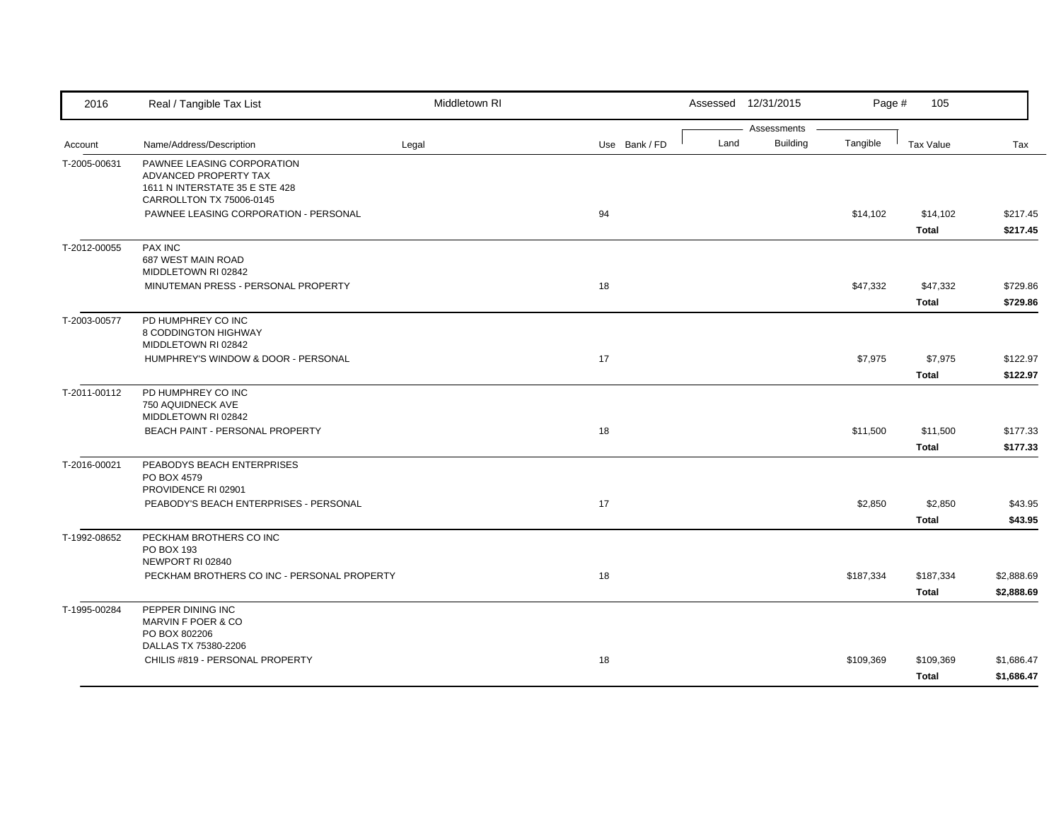| 2016 | Real / Tangible Tax List | Middletown RI | | Assessed 12/31/2015 | | | | |
|---|---|---|---|---|---|---|---|---|
| | | | | Assessments | | | | |
| Account | Name/Address/Description | Legal | Use Bank / FD | Land | Building | Tangible | Tax Value | Tax |
| T-2005-00631 | PAWNEE LEASING CORPORATION<br>ADVANCED PROPERTY TAX<br>1611 N INTERSTATE 35 E STE 428<br>CARROLLTON TX 75006-0145 | | | | | | | |
| | PAWNEE LEASING CORPORATION - PERSONAL | | 94 | | | $14,102 | $14,102 | $217.45 |
| | | | | | | | **Total** | **$217.45** |
| T-2012-00055 | PAX INC<br>687 WEST MAIN ROAD<br>MIDDLETOWN RI 02842 | | | | | | | |
| | MINUTEMAN PRESS - PERSONAL PROPERTY | | 18 | | | $47,332 | $47,332 | $729.86 |
| | | | | | | | **Total** | **$729.86** |
| T-2003-00577 | PD HUMPHREY CO INC<br>8 CODDINGTON HIGHWAY<br>MIDDLETOWN RI 02842 | | | | | | | |
| | HUMPHREY'S WINDOW & DOOR - PERSONAL | | 17 | | | $7,975 | $7,975 | $122.97 |
| | | | | | | | **Total** | **$122.97** |
| T-2011-00112 | PD HUMPHREY CO INC<br>750 AQUIDNECK AVE<br>MIDDLETOWN RI 02842 | | | | | | | |
| | BEACH PAINT - PERSONAL PROPERTY | | 18 | | | $11,500 | $11,500 | $177.33 |
| | | | | | | | **Total** | **$177.33** |
| T-2016-00021 | PEABODYS BEACH ENTERPRISES<br>PO BOX 4579<br>PROVIDENCE RI 02901 | | | | | | | |
| | PEABODY'S BEACH ENTERPRISES - PERSONAL | | 17 | | | $2,850 | $2,850 | $43.95 |
| | | | | | | | **Total** | **$43.95** |
| T-1992-08652 | PECKHAM BROTHERS CO INC<br>PO BOX 193<br>NEWPORT RI 02840 | | | | | | | |
| | PECKHAM BROTHERS CO INC - PERSONAL PROPERTY | | 18 | | | $187,334 | $187,334 | $2,888.69 |
| | | | | | | | **Total** | **$2,888.69** |
| T-1995-00284 | PEPPER DINING INC<br>MARVIN F POER & CO<br>PO BOX 802206<br>DALLAS TX 75380-2206 | | | | | | | |
| | CHILIS #819 - PERSONAL PROPERTY | | 18 | | | $109,369 | $109,369 | $1,686.47 |
| | | | | | | | **Total** | **$1,686.47** |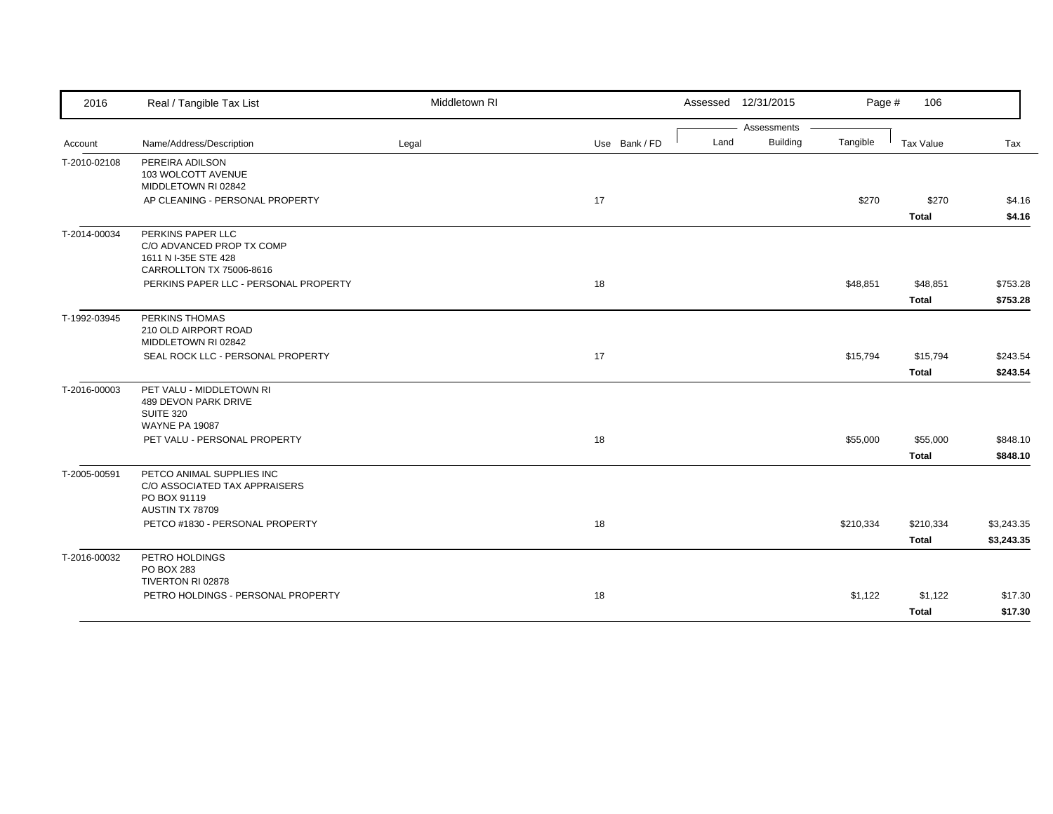| 2016 | Real / Tangible Tax List | Middletown RI | | | Assessed 12/31/2015 | | | | |
|---|---|---|---|---|---|---|---|---|---|
| | | | | | Assessments | | | | |
| Account | Name/Address/Description | Legal | Use | Bank / FD | Land | Building | Tangible | Tax Value | Tax |
| T-2010-02108 | PEREIRA ADILSON<br>103 WOLCOTT AVENUE<br>MIDDLETOWN RI 02842 | | | | | | | | |
| | AP CLEANING - PERSONAL PROPERTY | | 17 | | | | $270 | $270 | $4.16 |
| | | | | | | | | **Total** | **$4.16** |
| T-2014-00034 | PERKINS PAPER LLC<br>C/O ADVANCED PROP TX COMP<br>1611 N I-35E STE 428<br>CARROLLTON TX 75006-8616 | | | | | | | | |
| | PERKINS PAPER LLC - PERSONAL PROPERTY | | 18 | | | | $48,851 | $48,851 | $753.28 |
| | | | | | | | | **Total** | **$753.28** |
| T-1992-03945 | PERKINS THOMAS<br>210 OLD AIRPORT ROAD<br>MIDDLETOWN RI 02842 | | | | | | | | |
| | SEAL ROCK LLC - PERSONAL PROPERTY | | 17 | | | | $15,794 | $15,794 | $243.54 |
| | | | | | | | | **Total** | **$243.54** |
| T-2016-00003 | PET VALU - MIDDLETOWN RI<br>489 DEVON PARK DRIVE<br>SUITE 320<br>WAYNE PA 19087 | | | | | | | | |
| | PET VALU - PERSONAL PROPERTY | | 18 | | | | $55,000 | $55,000 | $848.10 |
| | | | | | | | | **Total** | **$848.10** |
| T-2005-00591 | PETCO ANIMAL SUPPLIES INC<br>C/O ASSOCIATED TAX APPRAISERS<br>PO BOX 91119<br>AUSTIN TX 78709 | | | | | | | | |
| | PETCO #1830 - PERSONAL PROPERTY | | 18 | | | | $210,334 | $210,334 | $3,243.35 |
| | | | | | | | | **Total** | **$3,243.35** |
| T-2016-00032 | PETRO HOLDINGS<br>PO BOX 283<br>TIVERTON RI 02878 | | | | | | | | |
| | PETRO HOLDINGS - PERSONAL PROPERTY | | 18 | | | | $1,122 | $1,122 | $17.30 |
| | | | | | | | | **Total** | **$17.30** |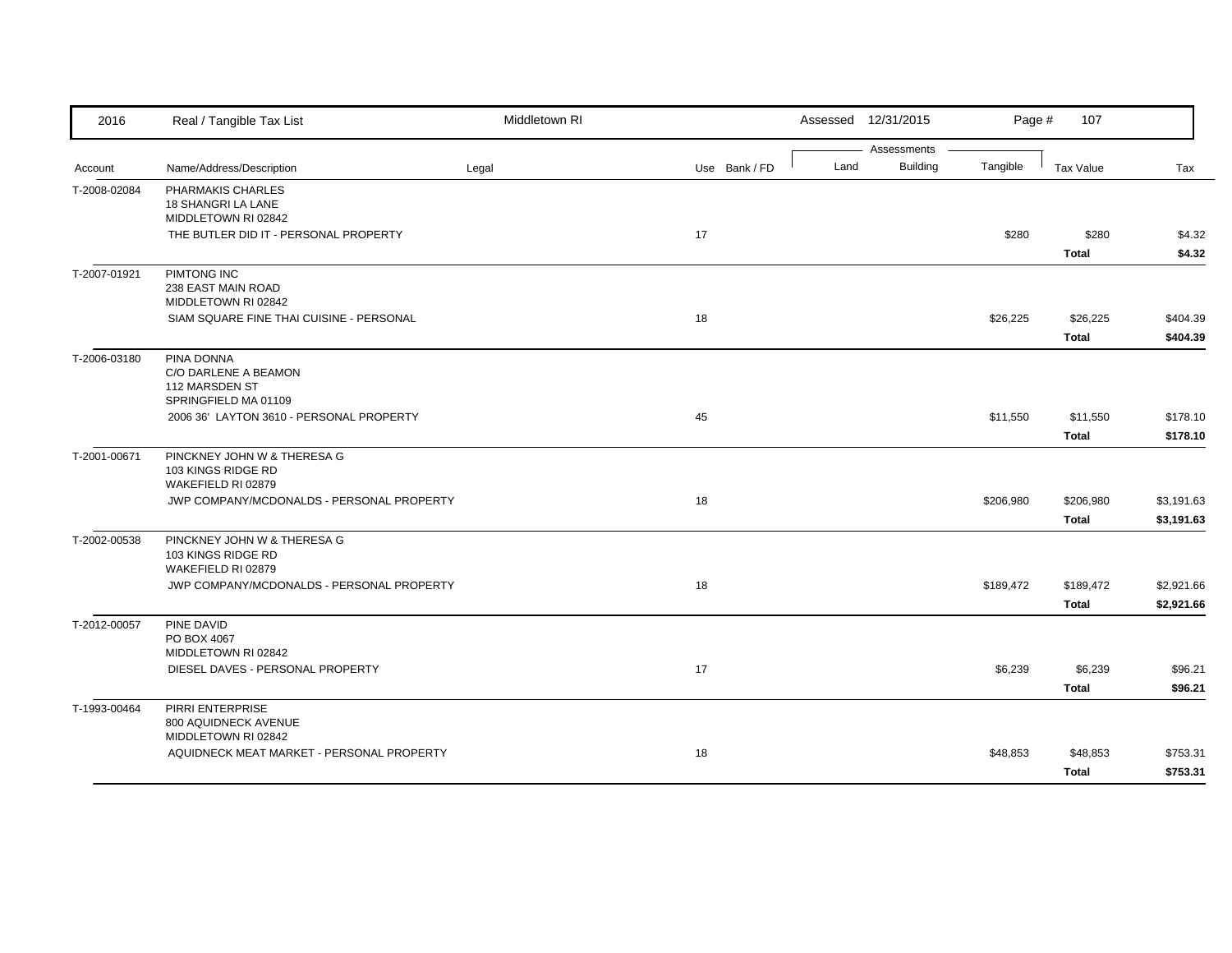| Account | Name/Address/Description | Legal | Use | Bank / FD | Land | Building | Tangible | Tax Value | Tax |
|---|---|---|---|---|---|---|---|---|---|
| T-2008-02084 | PHARMAKIS CHARLES<br>18 SHANGRI LA LANE<br>MIDDLETOWN RI 02842 | | | | | | | | |
| | THE BUTLER DID IT - PERSONAL PROPERTY | | 17 | | | | $280 | $280 | $4.32 |
| | | | | | | | | **Total** | **$4.32** |
| T-2007-01921 | PIMTONG INC<br>238 EAST MAIN ROAD<br>MIDDLETOWN RI 02842 | | | | | | | | |
| | SIAM SQUARE FINE THAI CUISINE - PERSONAL | | 18 | | | | $26,225 | $26,225 | $404.39 |
| | | | | | | | | **Total** | **$404.39** |
| T-2006-03180 | PINA DONNA<br>C/O DARLENE A BEAMON<br>112 MARSDEN ST<br>SPRINGFIELD MA 01109 | | | | | | | | |
| | 2006 36' LAYTON 3610 - PERSONAL PROPERTY | | 45 | | | | $11,550 | $11,550 | $178.10 |
| | | | | | | | | **Total** | **$178.10** |
| T-2001-00671 | PINCKNEY JOHN W & THERESA G<br>103 KINGS RIDGE RD<br>WAKEFIELD RI 02879 | | | | | | | | |
| | JWP COMPANY/MCDONALDS - PERSONAL PROPERTY | | 18 | | | | $206,980 | $206,980 | $3,191.63 |
| | | | | | | | | **Total** | **$3,191.63** |
| T-2002-00538 | PINCKNEY JOHN W & THERESA G<br>103 KINGS RIDGE RD<br>WAKEFIELD RI 02879 | | | | | | | | |
| | JWP COMPANY/MCDONALDS - PERSONAL PROPERTY | | 18 | | | | $189,472 | $189,472 | $2,921.66 |
| | | | | | | | | **Total** | **$2,921.66** |
| T-2012-00057 | PINE DAVID<br>PO BOX 4067<br>MIDDLETOWN RI 02842 | | | | | | | | |
| | DIESEL DAVES - PERSONAL PROPERTY | | 17 | | | | $6,239 | $6,239 | $96.21 |
| | | | | | | | | **Total** | **$96.21** |
| T-1993-00464 | PIRRI ENTERPRISE<br>800 AQUIDNECK AVENUE<br>MIDDLETOWN RI 02842 | | | | | | | | |
| | AQUIDNECK MEAT MARKET - PERSONAL PROPERTY | | 18 | | | | $48,853 | $48,853 | $753.31 |
| | | | | | | | | **Total** | **$753.31** |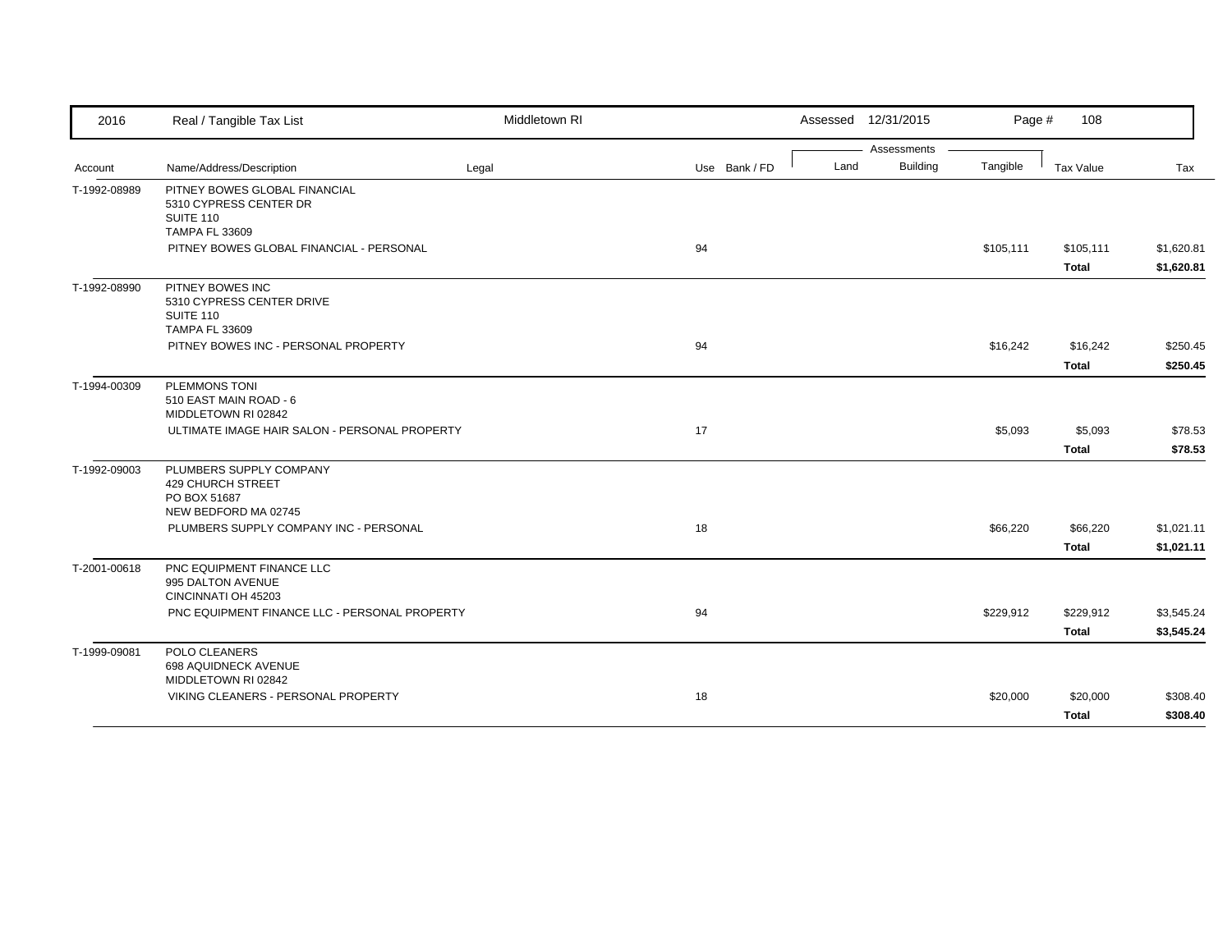| Account | Name/Address/Description | Legal | Use | Bank / FD | Land | Building | Tangible | Tax Value | Tax |
|---|---|---|---|---|---|---|---|---|---|
| T-1992-08989 | PITNEY BOWES GLOBAL FINANCIAL<br>5310 CYPRESS CENTER DR<br>SUITE 110<br>TAMPA FL 33609 | | | | | | | | |
| | PITNEY BOWES GLOBAL FINANCIAL - PERSONAL | | 94 | | | | $105,111 | $105,111 | $1,620.81 |
| | | | | | | | | **Total** | **$1,620.81** |
| T-1992-08990 | PITNEY BOWES INC<br>5310 CYPRESS CENTER DRIVE<br>SUITE 110<br>TAMPA FL 33609 | | | | | | | | |
| | PITNEY BOWES INC - PERSONAL PROPERTY | | 94 | | | | $16,242 | $16,242 | $250.45 |
| | | | | | | | | **Total** | **$250.45** |
| T-1994-00309 | PLEMMONS TONI<br>510 EAST MAIN ROAD - 6<br>MIDDLETOWN RI 02842 | | | | | | | | |
| | ULTIMATE IMAGE HAIR SALON - PERSONAL PROPERTY | | 17 | | | | $5,093 | $5,093 | $78.53 |
| | | | | | | | | **Total** | **$78.53** |
| T-1992-09003 | PLUMBERS SUPPLY COMPANY<br>429 CHURCH STREET<br>PO BOX 51687<br>NEW BEDFORD MA 02745 | | | | | | | | |
| | PLUMBERS SUPPLY COMPANY INC - PERSONAL | | 18 | | | | $66,220 | $66,220 | $1,021.11 |
| | | | | | | | | **Total** | **$1,021.11** |
| T-2001-00618 | PNC EQUIPMENT FINANCE LLC<br>995 DALTON AVENUE<br>CINCINNATI OH 45203 | | | | | | | | |
| | PNC EQUIPMENT FINANCE LLC - PERSONAL PROPERTY | | 94 | | | | $229,912 | $229,912 | $3,545.24 |
| | | | | | | | | **Total** | **$3,545.24** |
| T-1999-09081 | POLO CLEANERS<br>698 AQUIDNECK AVENUE<br>MIDDLETOWN RI 02842 | | | | | | | | |
| | VIKING CLEANERS - PERSONAL PROPERTY | | 18 | | | | $20,000 | $20,000 | $308.40 |
| | | | | | | | | **Total** | **$308.40** |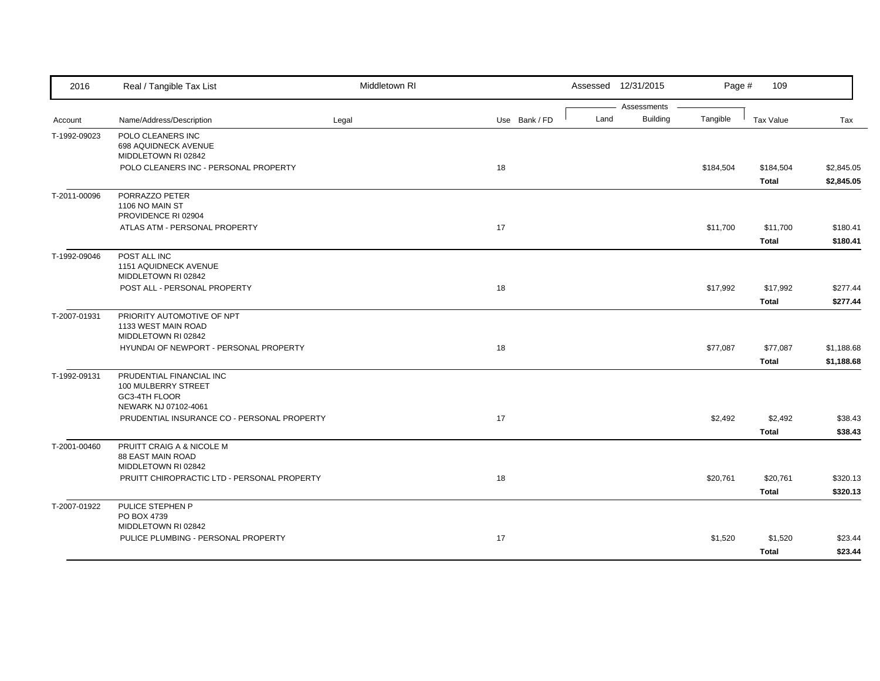| 2016 | Real / Tangible Tax List | Middletown RI | | | Assessed 12/31/2015 | | Page # 109 | | |
|---|---|---|---|---|---|---|---|---|---|
| | | | | | Assessments | | | | |
| Account | Name/Address/Description | Legal | Use | Bank / FD | Land | Building | Tangible | Tax Value | Tax |
| T-1992-09023 | POLO CLEANERS INC<br>698 AQUIDNECK AVENUE<br>MIDDLETOWN RI 02842 | | | | | | | | |
| | POLO CLEANERS INC - PERSONAL PROPERTY | | 18 | | | | $184,504 | $184,504 | $2,845.05 |
| | | | | | | | | **Total** | **$2,845.05** |
| T-2011-00096 | PORRAZZO PETER<br>1106 NO MAIN ST<br>PROVIDENCE RI 02904 | | | | | | | | |
| | ATLAS ATM - PERSONAL PROPERTY | | 17 | | | | $11,700 | $11,700 | $180.41 |
| | | | | | | | | **Total** | **$180.41** |
| T-1992-09046 | POST ALL INC<br>1151 AQUIDNECK AVENUE<br>MIDDLETOWN RI 02842 | | | | | | | | |
| | POST ALL - PERSONAL PROPERTY | | 18 | | | | $17,992 | $17,992 | $277.44 |
| | | | | | | | | **Total** | **$277.44** |
| T-2007-01931 | PRIORITY AUTOMOTIVE OF NPT<br>1133 WEST MAIN ROAD<br>MIDDLETOWN RI 02842 | | | | | | | | |
| | HYUNDAI OF NEWPORT - PERSONAL PROPERTY | | 18 | | | | $77,087 | $77,087 | $1,188.68 |
| | | | | | | | | **Total** | **$1,188.68** |
| T-1992-09131 | PRUDENTIAL FINANCIAL INC<br>100 MULBERRY STREET<br>GC3-4TH FLOOR<br>NEWARK NJ 07102-4061 | | | | | | | | |
| | PRUDENTIAL INSURANCE CO - PERSONAL PROPERTY | | 17 | | | | $2,492 | $2,492 | $38.43 |
| | | | | | | | | **Total** | **$38.43** |
| T-2001-00460 | PRUITT CRAIG A & NICOLE M<br>88 EAST MAIN ROAD<br>MIDDLETOWN RI 02842 | | | | | | | | |
| | PRUITT CHIROPRACTIC LTD - PERSONAL PROPERTY | | 18 | | | | $20,761 | $20,761 | $320.13 |
| | | | | | | | | **Total** | **$320.13** |
| T-2007-01922 | PULICE STEPHEN P<br>PO BOX 4739<br>MIDDLETOWN RI 02842 | | | | | | | | |
| | PULICE PLUMBING - PERSONAL PROPERTY | | 17 | | | | $1,520 | $1,520 | $23.44 |
| | | | | | | | | **Total** | **$23.44** |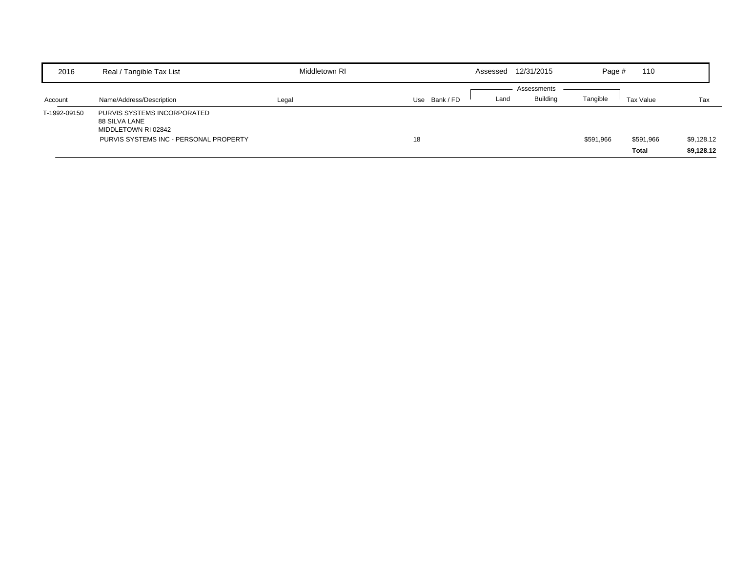| 2016 | Real / Tangible Tax List | Middletown RI | | Assessed | 12/31/2015 | Page # | 110 | |
|---|---|---|---|---|---|---|---|---|

| Account | Name/Address/Description | Legal | Use | Bank / FD | Land | Building | Tangible | Tax Value | Tax |
|---|---|---|---|---|---|---|---|---|---|
| | | | | | Assessments | | | | |
| T-1992-09150 | PURVIS SYSTEMS INCORPORATED<br>88 SILVA LANE<br>MIDDLETOWN RI 02842 | | | | | | | | |
| | PURVIS SYSTEMS INC - PERSONAL PROPERTY | | 18 | | | | $591,966 | $591,966 | $9,128.12 |
| | | | | | | | | **Total** | **$9,128.12** |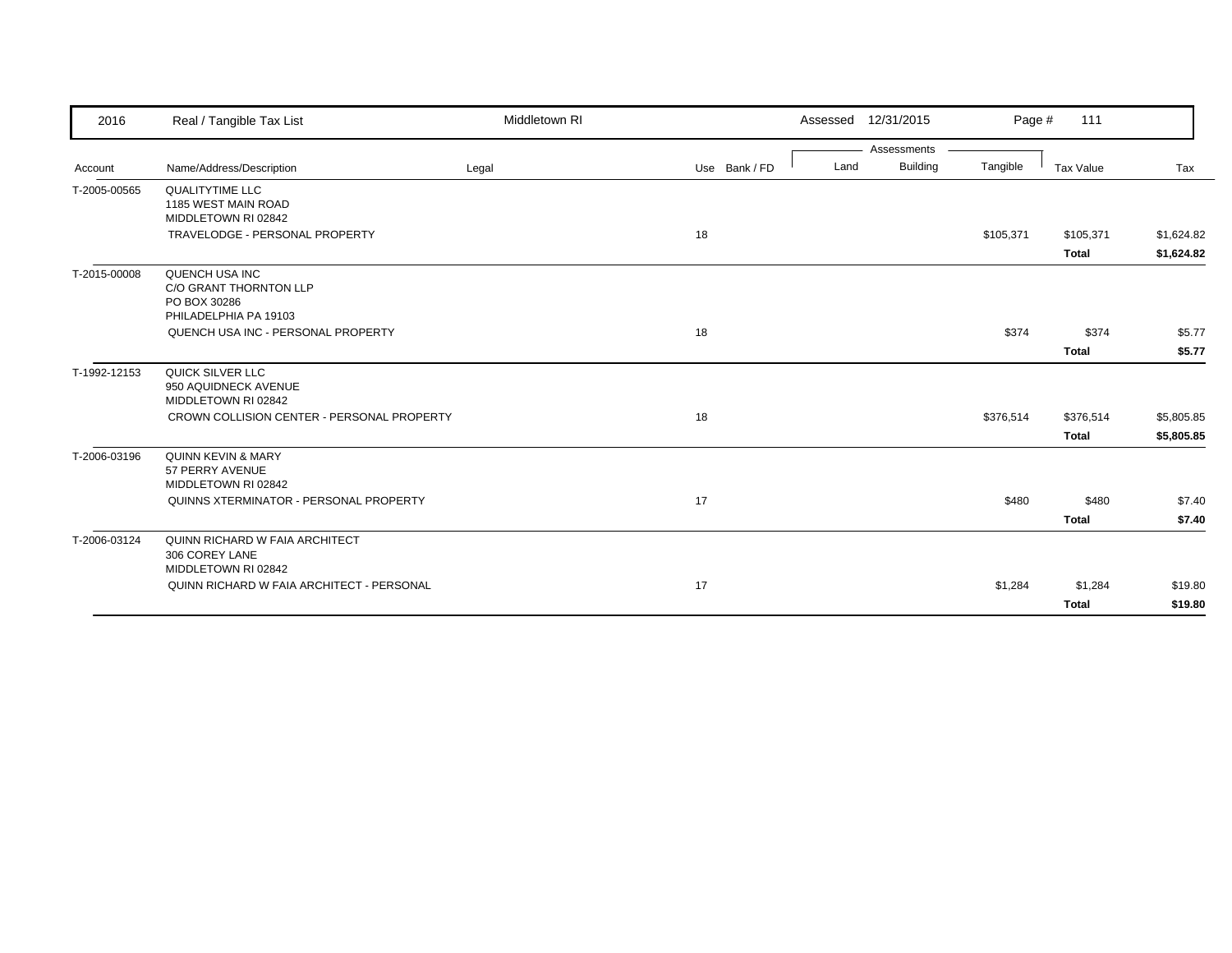| 2016 | Real / Tangible Tax List | Middletown RI | | Assessed 12/31/2015 | | | | |
|---|---|---|---|---|---|---|---|---|

| Account | Name/Address/Description | Legal | Use | Bank / FD | Land | Building | Tangible | Tax Value | Tax |
|---|---|---|---|---|---|---|---|---|---|
| T-2005-00565 | QUALITYTIME LLC<br>1185 WEST MAIN ROAD<br>MIDDLETOWN RI 02842 | | | | | | | | |
| | TRAVELODGE - PERSONAL PROPERTY | | 18 | | | | $105,371 | $105,371 | $1,624.82 |
| | | | | | | | | **Total** | **$1,624.82** |
| T-2015-00008 | QUENCH USA INC<br>C/O GRANT THORNTON LLP<br>PO BOX 30286<br>PHILADELPHIA PA 19103 | | | | | | | | |
| | QUENCH USA INC - PERSONAL PROPERTY | | 18 | | | | $374 | $374 | $5.77 |
| | | | | | | | | **Total** | **$5.77** |
| T-1992-12153 | QUICK SILVER LLC<br>950 AQUIDNECK AVENUE<br>MIDDLETOWN RI 02842 | | | | | | | | |
| | CROWN COLLISION CENTER - PERSONAL PROPERTY | | 18 | | | | $376,514 | $376,514 | $5,805.85 |
| | | | | | | | | **Total** | **$5,805.85** |
| T-2006-03196 | QUINN KEVIN & MARY<br>57 PERRY AVENUE<br>MIDDLETOWN RI 02842 | | | | | | | | |
| | QUINNS XTERMINATOR - PERSONAL PROPERTY | | 17 | | | | $480 | $480 | $7.40 |
| | | | | | | | | **Total** | **$7.40** |
| T-2006-03124 | QUINN RICHARD W FAIA ARCHITECT<br>306 COREY LANE<br>MIDDLETOWN RI 02842 | | | | | | | | |
| | QUINN RICHARD W FAIA ARCHITECT - PERSONAL | | 17 | | | | $1,284 | $1,284 | $19.80 |
| | | | | | | | | **Total** | **$19.80** |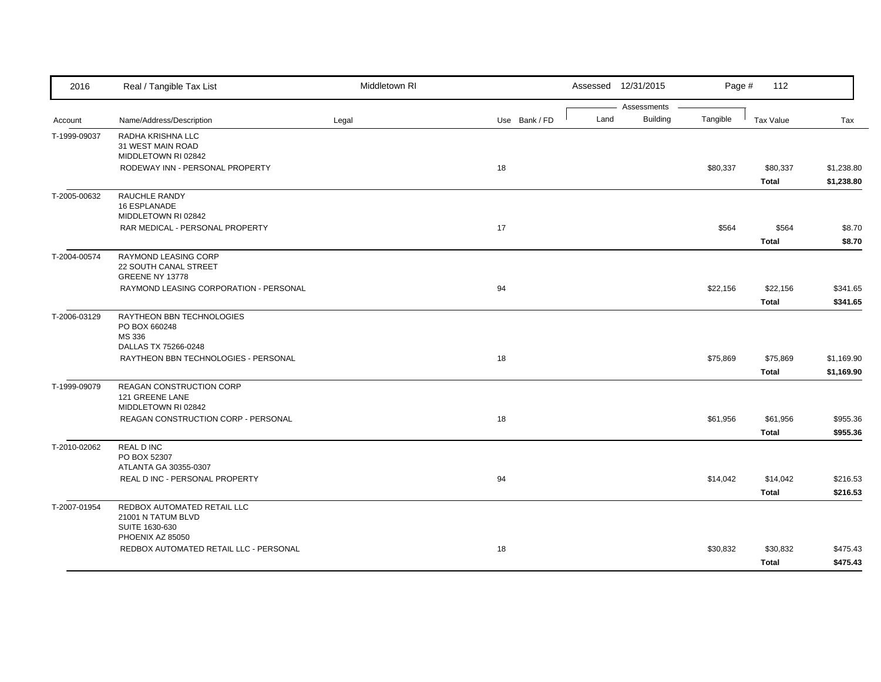| 2016 | Real / Tangible Tax List | Middletown RI | | Assessed 12/31/2015 | | Page # 112 | | |
|---|---|---|---|---|---|---|---|---|
| | | | | Assessments | | | | |
| Account | Name/Address/Description | Legal | Use Bank / FD | Land | Building | Tangible | Tax Value | Tax |
| T-1999-09037 | RADHA KRISHNA LLC<br>31 WEST MAIN ROAD<br>MIDDLETOWN RI 02842 | | | | | | | |
| | RODEWAY INN - PERSONAL PROPERTY | | 18 | | | $80,337 | $80,337 | $1,238.80 |
| | | | | | | | **Total** | **$1,238.80** |
| T-2005-00632 | RAUCHLE RANDY<br>16 ESPLANADE<br>MIDDLETOWN RI 02842 | | | | | | | |
| | RAR MEDICAL - PERSONAL PROPERTY | | 17 | | | $564 | $564 | $8.70 |
| | | | | | | | **Total** | **$8.70** |
| T-2004-00574 | RAYMOND LEASING CORP<br>22 SOUTH CANAL STREET<br>GREENE NY 13778 | | | | | | | |
| | RAYMOND LEASING CORPORATION - PERSONAL | | 94 | | | $22,156 | $22,156 | $341.65 |
| | | | | | | | **Total** | **$341.65** |
| T-2006-03129 | RAYTHEON BBN TECHNOLOGIES<br>PO BOX 660248<br>MS 336<br>DALLAS TX 75266-0248 | | | | | | | |
| | RAYTHEON BBN TECHNOLOGIES - PERSONAL | | 18 | | | $75,869 | $75,869 | $1,169.90 |
| | | | | | | | **Total** | **$1,169.90** |
| T-1999-09079 | REAGAN CONSTRUCTION CORP<br>121 GREENE LANE<br>MIDDLETOWN RI 02842 | | | | | | | |
| | REAGAN CONSTRUCTION CORP - PERSONAL | | 18 | | | $61,956 | $61,956 | $955.36 |
| | | | | | | | **Total** | **$955.36** |
| T-2010-02062 | REAL D INC<br>PO BOX 52307<br>ATLANTA GA 30355-0307 | | | | | | | |
| | REAL D INC - PERSONAL PROPERTY | | 94 | | | $14,042 | $14,042 | $216.53 |
| | | | | | | | **Total** | **$216.53** |
| T-2007-01954 | REDBOX AUTOMATED RETAIL LLC<br>21001 N TATUM BLVD<br>SUITE 1630-630<br>PHOENIX AZ 85050 | | | | | | | |
| | REDBOX AUTOMATED RETAIL LLC - PERSONAL | | 18 | | | $30,832 | $30,832 | $475.43 |
| | | | | | | | **Total** | **$475.43** |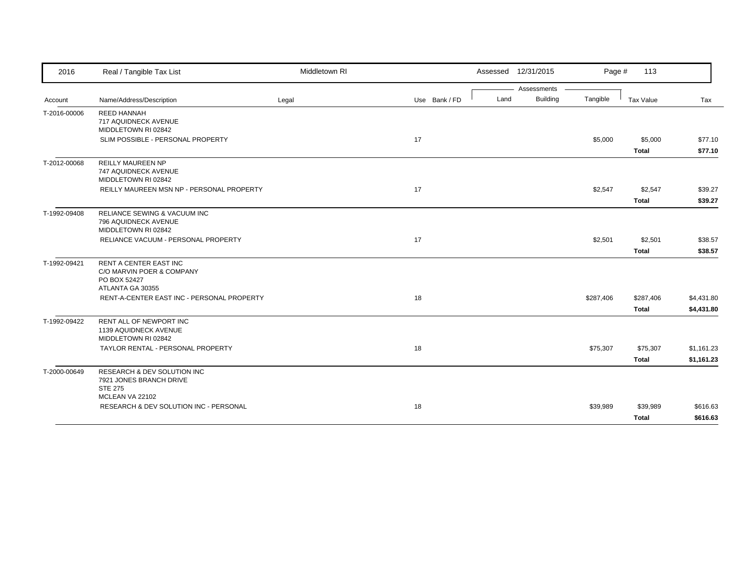| Account | Name/Address/Description | Legal | Use | Bank / FD | Land | Building | Tangible | Tax Value | Tax |
|---|---|---|---|---|---|---|---|---|---|
| T-2016-00006 | REED HANNAH<br>717 AQUIDNECK AVENUE<br>MIDDLETOWN RI 02842 | | | | | | | | |
| | SLIM POSSIBLE - PERSONAL PROPERTY | | 17 | | | | $5,000 | $5,000 | $77.10 |
| | | | | | | | | **Total** | **$77.10** |
| T-2012-00068 | REILLY MAUREEN NP<br>747 AQUIDNECK AVENUE<br>MIDDLETOWN RI 02842 | | | | | | | | |
| | REILLY MAUREEN MSN NP - PERSONAL PROPERTY | | 17 | | | | $2,547 | $2,547 | $39.27 |
| | | | | | | | | **Total** | **$39.27** |
| T-1992-09408 | RELIANCE SEWING & VACUUM INC<br>796 AQUIDNECK AVENUE<br>MIDDLETOWN RI 02842 | | | | | | | | |
| | RELIANCE VACUUM - PERSONAL PROPERTY | | 17 | | | | $2,501 | $2,501 | $38.57 |
| | | | | | | | | **Total** | **$38.57** |
| T-1992-09421 | RENT A CENTER EAST INC<br>C/O MARVIN POER & COMPANY<br>PO BOX 52427<br>ATLANTA GA 30355 | | | | | | | | |
| | RENT-A-CENTER EAST INC - PERSONAL PROPERTY | | 18 | | | | $287,406 | $287,406 | $4,431.80 |
| | | | | | | | | **Total** | **$4,431.80** |
| T-1992-09422 | RENT ALL OF NEWPORT INC<br>1139 AQUIDNECK AVENUE<br>MIDDLETOWN RI 02842 | | | | | | | | |
| | TAYLOR RENTAL - PERSONAL PROPERTY | | 18 | | | | $75,307 | $75,307 | $1,161.23 |
| | | | | | | | | **Total** | **$1,161.23** |
| T-2000-00649 | RESEARCH & DEV SOLUTION INC<br>7921 JONES BRANCH DRIVE<br>STE 275<br>MCLEAN VA 22102 | | | | | | | | |
| | RESEARCH & DEV SOLUTION INC - PERSONAL | | 18 | | | | $39,989 | $39,989 | $616.63 |
| | | | | | | | | **Total** | **$616.63** |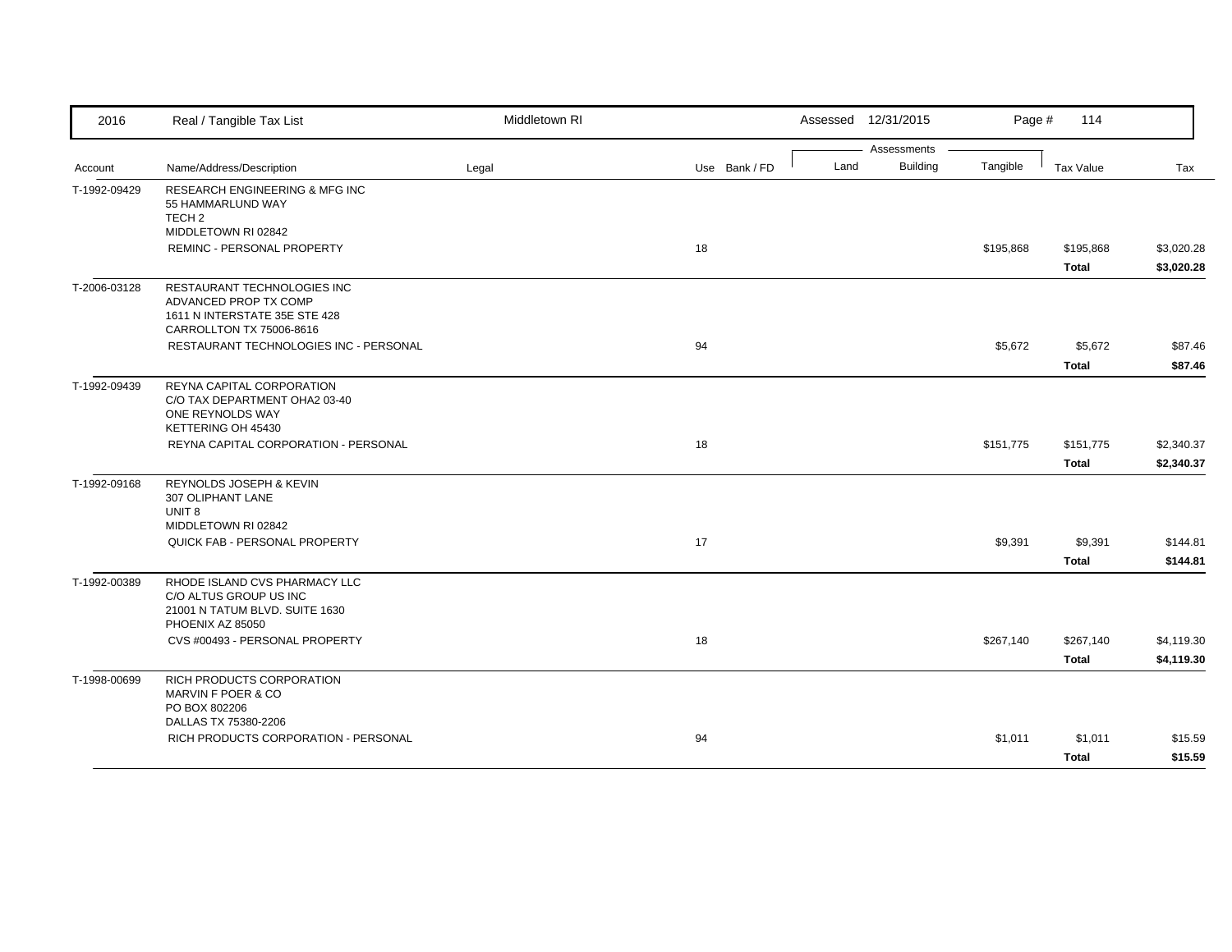| 2016 | Real / Tangible Tax List | Middletown RI | | Assessed 12/31/2015 | | | | |
|---|---|---|---|---|---|---|---|---|

| Account | Name/Address/Description | Legal | Use Bank / FD | Land | Building | Tangible | Tax Value | Tax |
|---|---|---|---|---|---|---|---|---|
| T-1992-09429 | RESEARCH ENGINEERING & MFG INC<br>55 HAMMARLUND WAY<br>TECH 2<br>MIDDLETOWN RI 02842 | | | | | | | |
| | REMINC - PERSONAL PROPERTY | | 18 | | | $195,868 | $195,868 | $3,020.28 |
| | | | | | | | **Total** | **$3,020.28** |
| T-2006-03128 | RESTAURANT TECHNOLOGIES INC<br>ADVANCED PROP TX COMP<br>1611 N INTERSTATE 35E STE 428<br>CARROLLTON TX 75006-8616 | | | | | | | |
| | RESTAURANT TECHNOLOGIES INC - PERSONAL | | 94 | | | $5,672 | $5,672 | $87.46 |
| | | | | | | | **Total** | **$87.46** |
| T-1992-09439 | REYNA CAPITAL CORPORATION<br>C/O TAX DEPARTMENT OHA2 03-40<br>ONE REYNOLDS WAY<br>KETTERING OH 45430 | | | | | | | |
| | REYNA CAPITAL CORPORATION - PERSONAL | | 18 | | | $151,775 | $151,775 | $2,340.37 |
| | | | | | | | **Total** | **$2,340.37** |
| T-1992-09168 | REYNOLDS JOSEPH & KEVIN<br>307 OLIPHANT LANE<br>UNIT 8<br>MIDDLETOWN RI 02842 | | | | | | | |
| | QUICK FAB - PERSONAL PROPERTY | | 17 | | | $9,391 | $9,391 | $144.81 |
| | | | | | | | **Total** | **$144.81** |
| T-1992-00389 | RHODE ISLAND CVS PHARMACY LLC<br>C/O ALTUS GROUP US INC<br>21001 N TATUM BLVD. SUITE 1630<br>PHOENIX AZ 85050 | | | | | | | |
| | CVS #00493 - PERSONAL PROPERTY | | 18 | | | $267,140 | $267,140 | $4,119.30 |
| | | | | | | | **Total** | **$4,119.30** |
| T-1998-00699 | RICH PRODUCTS CORPORATION<br>MARVIN F POER & CO<br>PO BOX 802206<br>DALLAS TX 75380-2206 | | | | | | | |
| | RICH PRODUCTS CORPORATION - PERSONAL | | 94 | | | $1,011 | $1,011 | $15.59 |
| | | | | | | | **Total** | **$15.59** |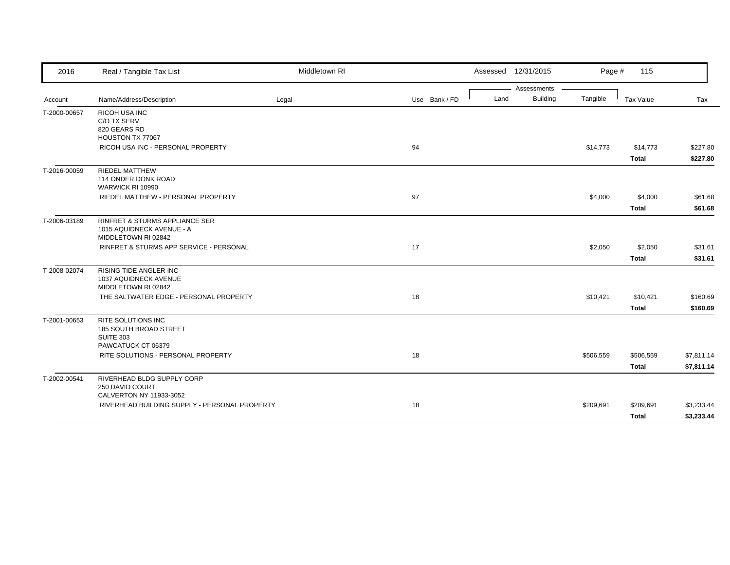| 2016 | Real / Tangible Tax List | Middletown RI | | Assessed 12/31/2015 | | Page # 115 | | |
|---|---|---|---|---|---|---|---|---|
| | | | | Assessments | | | | |
| Account | Name/Address/Description | Legal | Use Bank / FD | Land | Building | Tangible | Tax Value | Tax |
| T-2000-00657 | RICOH USA INC<br>C/O TX SERV<br>820 GEARS RD<br>HOUSTON TX 77067 | | | | | | | |
| | RICOH USA INC - PERSONAL PROPERTY | | 94 | | | $14,773 | $14,773 | $227.80 |
| | | | | | | | **Total** | **$227.80** |
| T-2016-00059 | RIEDEL MATTHEW<br>114 ONDER DONK ROAD<br>WARWICK RI 10990 | | | | | | | |
| | RIEDEL MATTHEW - PERSONAL PROPERTY | | 97 | | | $4,000 | $4,000 | $61.68 |
| | | | | | | | **Total** | **$61.68** |
| T-2006-03189 | RINFRET & STURMS APPLIANCE SER<br>1015 AQUIDNECK AVENUE - A<br>MIDDLETOWN RI 02842 | | | | | | | |
| | RINFRET & STURMS APP SERVICE - PERSONAL | | 17 | | | $2,050 | $2,050 | $31.61 |
| | | | | | | | **Total** | **$31.61** |
| T-2008-02074 | RISING TIDE ANGLER INC<br>1037 AQUIDNECK AVENUE<br>MIDDLETOWN RI 02842 | | | | | | | |
| | THE SALTWATER EDGE - PERSONAL PROPERTY | | 18 | | | $10,421 | $10,421 | $160.69 |
| | | | | | | | **Total** | **$160.69** |
| T-2001-00653 | RITE SOLUTIONS INC<br>185 SOUTH BROAD STREET<br>SUITE 303<br>PAWCATUCK CT 06379 | | | | | | | |
| | RITE SOLUTIONS - PERSONAL PROPERTY | | 18 | | | $506,559 | $506,559 | $7,811.14 |
| | | | | | | | **Total** | **$7,811.14** |
| T-2002-00541 | RIVERHEAD BLDG SUPPLY CORP<br>250 DAVID COURT<br>CALVERTON NY 11933-3052 | | | | | | | |
| | RIVERHEAD BUILDING SUPPLY - PERSONAL PROPERTY | | 18 | | | $209,691 | $209,691 | $3,233.44 |
| | | | | | | | **Total** | **$3,233.44** |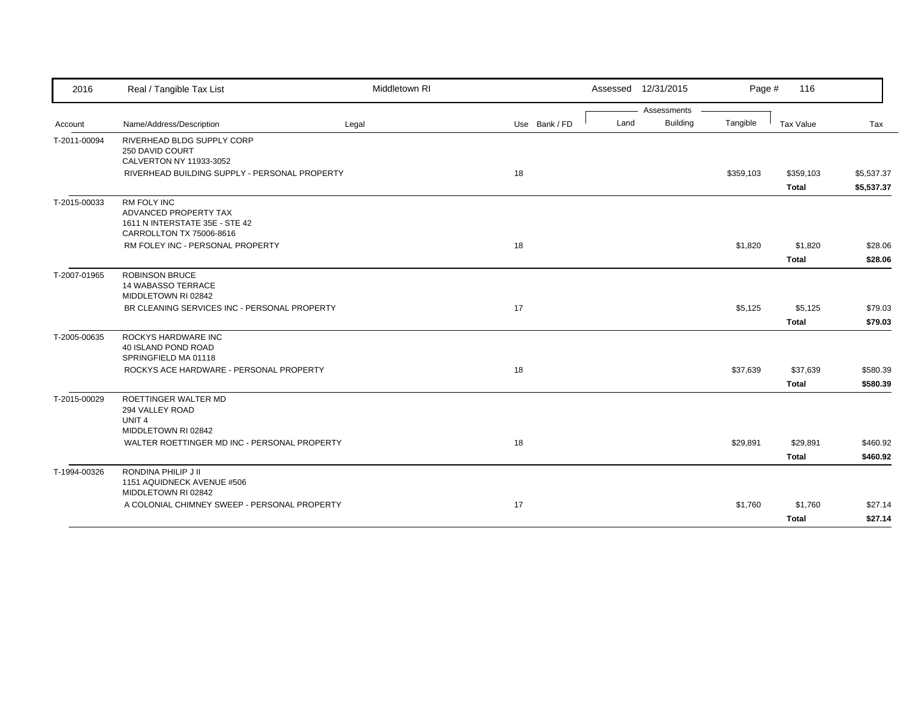| 2016 | Real / Tangible Tax List | Middletown RI | | | Assessed 12/31/2015 | | Page # 116 | |
|---|---|---|---|---|---|---|---|---|
| | | | | Assessments | | | | |
| Account | Name/Address/Description | Legal | Use Bank / FD | Land | Building | Tangible | Tax Value | Tax |
| T-2011-00094 | RIVERHEAD BLDG SUPPLY CORP<br>250 DAVID COURT<br>CALVERTON NY 11933-3052 | | | | | | | |
| | RIVERHEAD BUILDING SUPPLY - PERSONAL PROPERTY | | 18 | | | $359,103 | $359,103 | $5,537.37 |
| | | | | | | | **Total** | **$5,537.37** |
| T-2015-00033 | RM FOLY INC<br>ADVANCED PROPERTY TAX<br>1611 N INTERSTATE 35E - STE 42<br>CARROLLTON TX 75006-8616 | | | | | | | |
| | RM FOLEY INC - PERSONAL PROPERTY | | 18 | | | $1,820 | $1,820 | $28.06 |
| | | | | | | | **Total** | **$28.06** |
| T-2007-01965 | ROBINSON BRUCE<br>14 WABASSO TERRACE<br>MIDDLETOWN RI 02842 | | | | | | | |
| | BR CLEANING SERVICES INC - PERSONAL PROPERTY | | 17 | | | $5,125 | $5,125 | $79.03 |
| | | | | | | | **Total** | **$79.03** |
| T-2005-00635 | ROCKYS HARDWARE INC<br>40 ISLAND POND ROAD<br>SPRINGFIELD MA 01118 | | | | | | | |
| | ROCKYS ACE HARDWARE - PERSONAL PROPERTY | | 18 | | | $37,639 | $37,639 | $580.39 |
| | | | | | | | **Total** | **$580.39** |
| T-2015-00029 | ROETTINGER WALTER MD<br>294 VALLEY ROAD<br>UNIT 4<br>MIDDLETOWN RI 02842 | | | | | | | |
| | WALTER ROETTINGER MD INC - PERSONAL PROPERTY | | 18 | | | $29,891 | $29,891 | $460.92 |
| | | | | | | | **Total** | **$460.92** |
| T-1994-00326 | RONDINA PHILIP J II<br>1151 AQUIDNECK AVENUE #506<br>MIDDLETOWN RI 02842 | | | | | | | |
| | A COLONIAL CHIMNEY SWEEP - PERSONAL PROPERTY | | 17 | | | $1,760 | $1,760 | $27.14 |
| | | | | | | | **Total** | **$27.14** |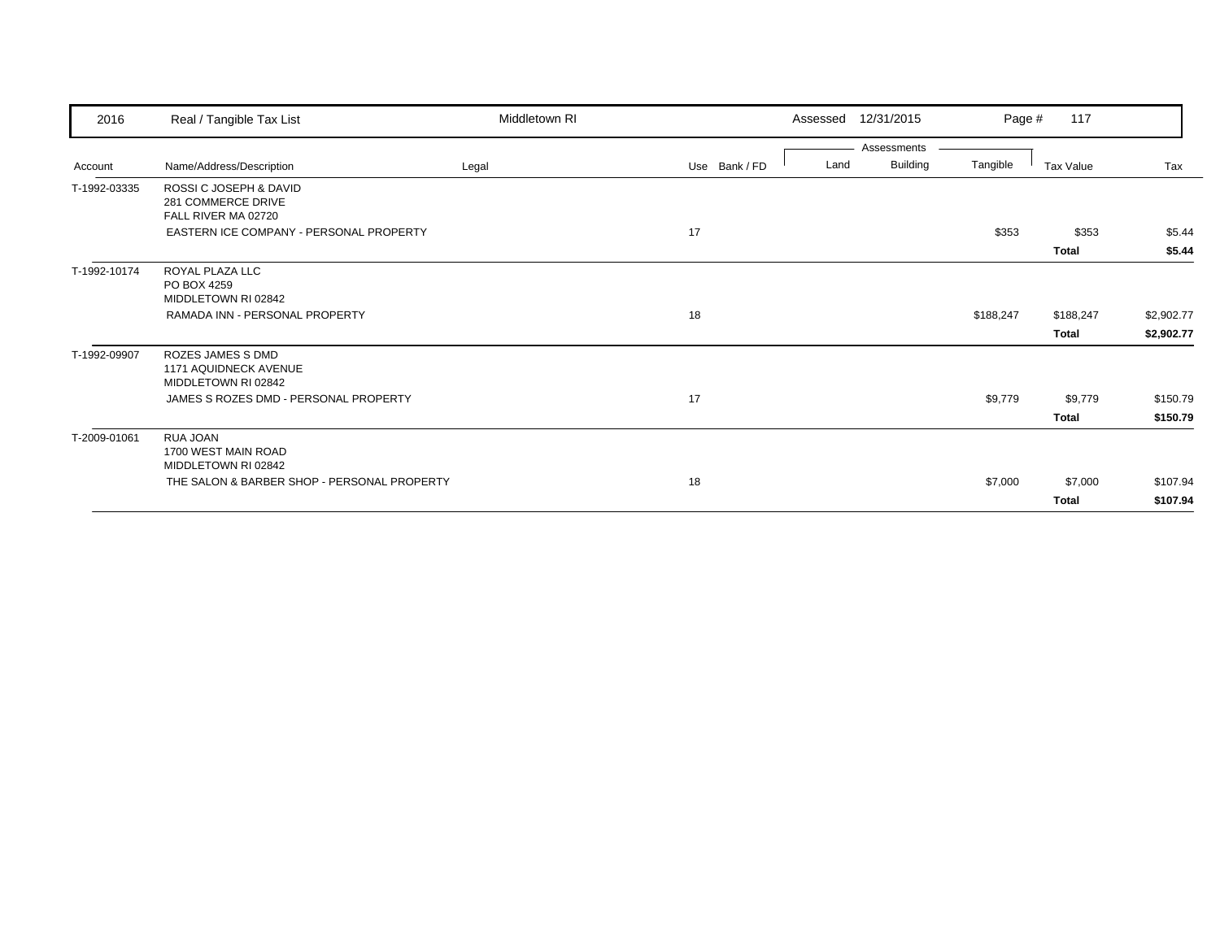| 2016 | Real / Tangible Tax List | Middletown RI | | | Assessed 12/31/2015 | | | | |
|---|---|---|---|---|---|---|---|---|---|
| | | | | | Assessments | | | | |
| Account | Name/Address/Description | Legal | Use | Bank / FD | Land | Building | Tangible | Tax Value | Tax |
| T-1992-03335 | ROSSI C JOSEPH & DAVID<br>281 COMMERCE DRIVE<br>FALL RIVER MA 02720 | | | | | | | | |
| | EASTERN ICE COMPANY - PERSONAL PROPERTY | | 17 | | | | $353 | $353 | $5.44 |
| | | | | | | | | **Total** | **$5.44** |
| T-1992-10174 | ROYAL PLAZA LLC<br>PO BOX 4259<br>MIDDLETOWN RI 02842 | | | | | | | | |
| | RAMADA INN - PERSONAL PROPERTY | | 18 | | | | $188,247 | $188,247 | $2,902.77 |
| | | | | | | | | **Total** | **$2,902.77** |
| T-1992-09907 | ROZES JAMES S DMD<br>1171 AQUIDNECK AVENUE<br>MIDDLETOWN RI 02842 | | | | | | | | |
| | JAMES S ROZES DMD - PERSONAL PROPERTY | | 17 | | | | $9,779 | $9,779 | $150.79 |
| | | | | | | | | **Total** | **$150.79** |
| T-2009-01061 | RUA JOAN<br>1700 WEST MAIN ROAD<br>MIDDLETOWN RI 02842 | | | | | | | | |
| | THE SALON & BARBER SHOP - PERSONAL PROPERTY | | 18 | | | | $7,000 | $7,000 | $107.94 |
| | | | | | | | | **Total** | **$107.94** |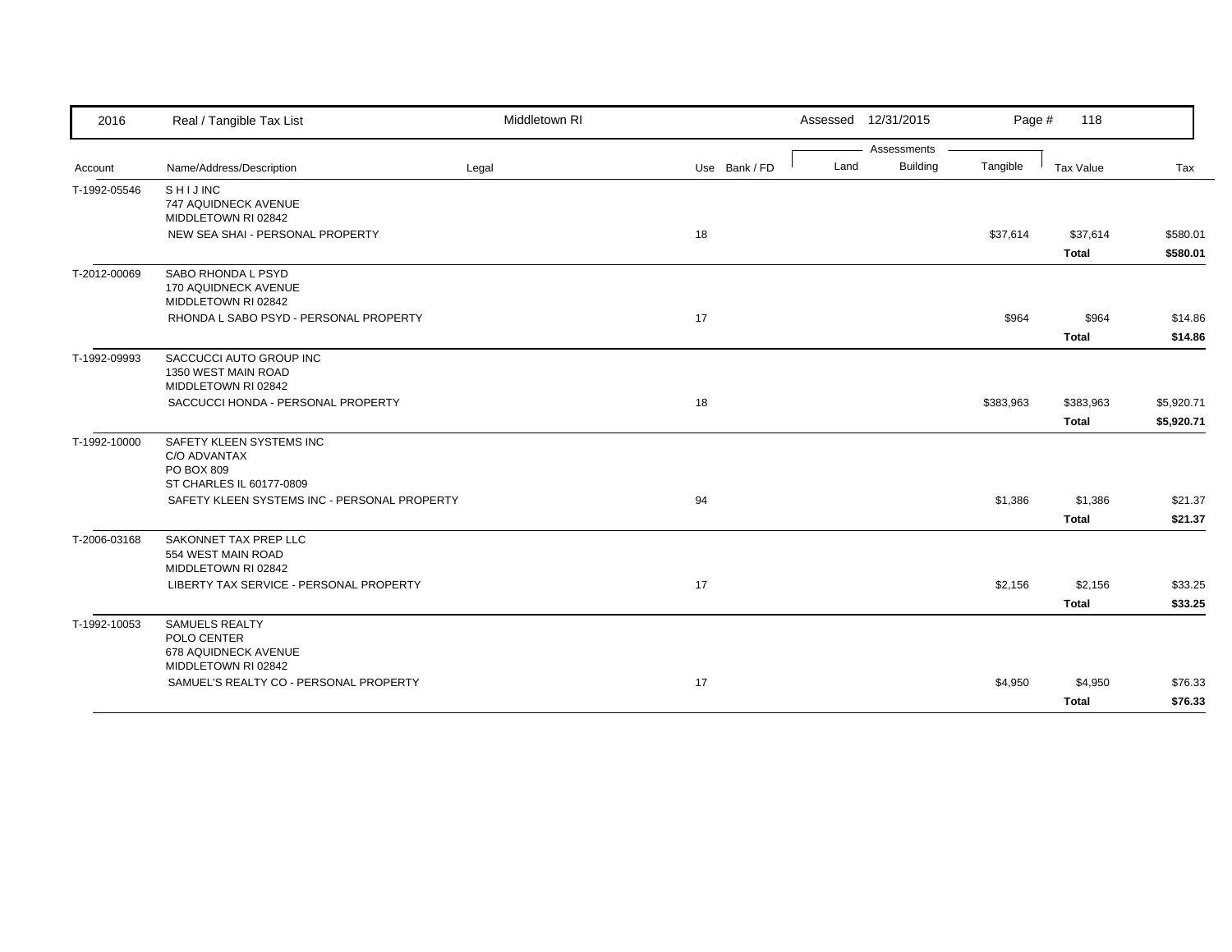| 2016 | Real / Tangible Tax List | Middletown RI | | Assessed 12/31/2015 | | | | |
|---|---|---|---|---|---|---|---|---|
| | | | | Assessments | | | | |
| Account | Name/Address/Description | Legal | Use Bank / FD | Land | Building | Tangible | Tax Value | Tax |
| T-1992-05546 | S H I J INC<br>747 AQUIDNECK AVENUE<br>MIDDLETOWN RI 02842 | | | | | | | |
| | NEW SEA SHAI - PERSONAL PROPERTY | | 18 | | | $37,614 | $37,614 | $580.01 |
| | | | | | | | **Total** | **$580.01** |
| T-2012-00069 | SABO RHONDA L PSYD<br>170 AQUIDNECK AVENUE<br>MIDDLETOWN RI 02842 | | | | | | | |
| | RHONDA L SABO PSYD - PERSONAL PROPERTY | | 17 | | | $964 | $964 | $14.86 |
| | | | | | | | **Total** | **$14.86** |
| T-1992-09993 | SACCUCCI AUTO GROUP INC<br>1350 WEST MAIN ROAD<br>MIDDLETOWN RI 02842 | | | | | | | |
| | SACCUCCI HONDA - PERSONAL PROPERTY | | 18 | | | $383,963 | $383,963 | $5,920.71 |
| | | | | | | | **Total** | **$5,920.71** |
| T-1992-10000 | SAFETY KLEEN SYSTEMS INC<br>C/O ADVANTAX<br>PO BOX 809<br>ST CHARLES IL 60177-0809 | | | | | | | |
| | SAFETY KLEEN SYSTEMS INC - PERSONAL PROPERTY | | 94 | | | $1,386 | $1,386 | $21.37 |
| | | | | | | | **Total** | **$21.37** |
| T-2006-03168 | SAKONNET TAX PREP LLC<br>554 WEST MAIN ROAD<br>MIDDLETOWN RI 02842 | | | | | | | |
| | LIBERTY TAX SERVICE - PERSONAL PROPERTY | | 17 | | | $2,156 | $2,156 | $33.25 |
| | | | | | | | **Total** | **$33.25** |
| T-1992-10053 | SAMUELS REALTY<br>POLO CENTER<br>678 AQUIDNECK AVENUE<br>MIDDLETOWN RI 02842 | | | | | | | |
| | SAMUEL'S REALTY CO - PERSONAL PROPERTY | | 17 | | | $4,950 | $4,950 | $76.33 |
| | | | | | | | **Total** | **$76.33** |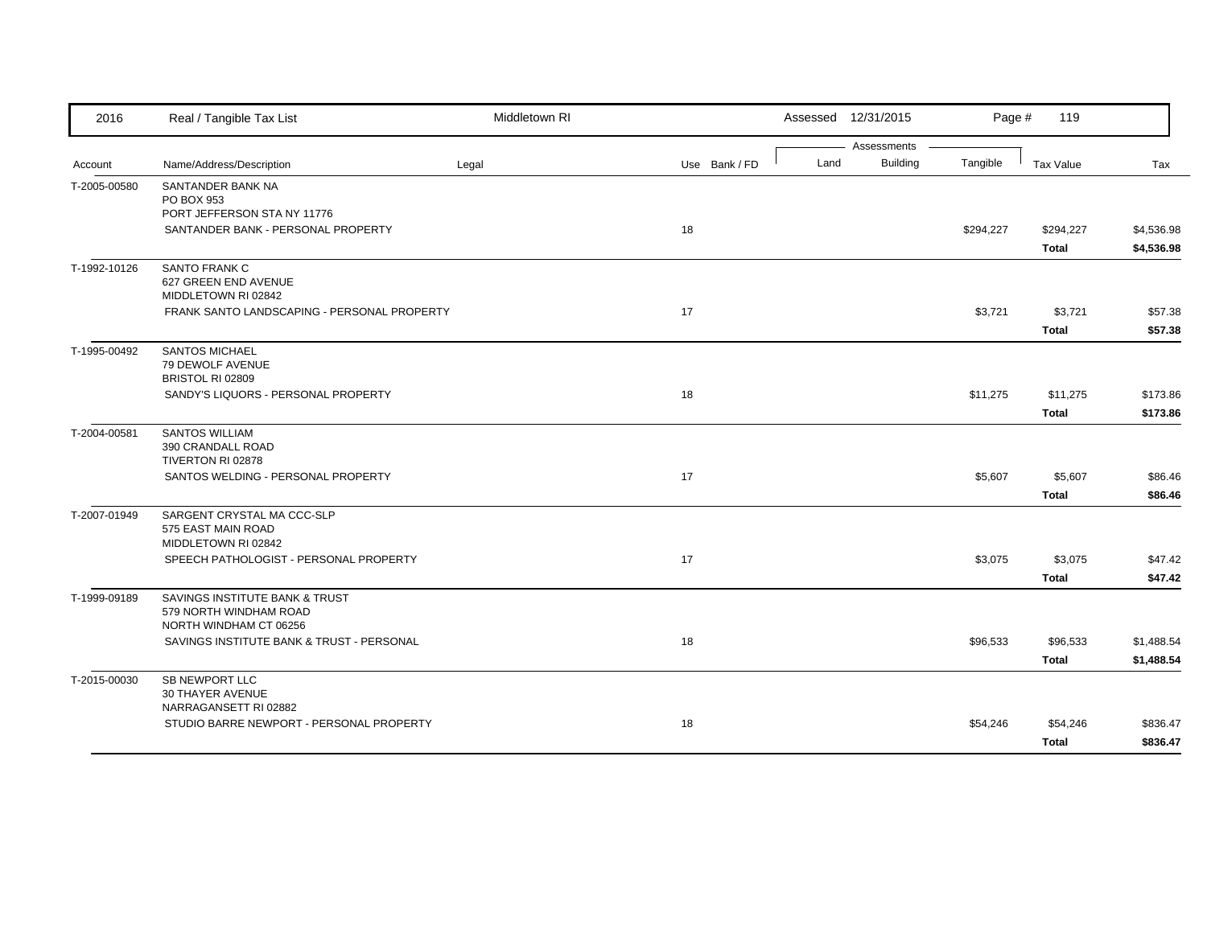| 2016 | Real / Tangible Tax List | Middletown RI | | Assessed 12/31/2015 | | Page # 119 | | |
|---|---|---|---|---|---|---|---|---|
| | | | | Assessments | | | | |
| Account | Name/Address/Description | Legal | Use Bank / FD | Land | Building | Tangible | Tax Value | Tax |
| T-2005-00580 | SANTANDER BANK NA<br>PO BOX 953<br>PORT JEFFERSON STA NY 11776 | | | | | | | |
| | SANTANDER BANK - PERSONAL PROPERTY | | 18 | | | $294,227 | $294,227 | $4,536.98 |
| | | | | | | | **Total** | **$4,536.98** |
| T-1992-10126 | SANTO FRANK C<br>627 GREEN END AVENUE<br>MIDDLETOWN RI 02842 | | | | | | | |
| | FRANK SANTO LANDSCAPING - PERSONAL PROPERTY | | 17 | | | $3,721 | $3,721 | $57.38 |
| | | | | | | | **Total** | **$57.38** |
| T-1995-00492 | SANTOS MICHAEL<br>79 DEWOLF AVENUE<br>BRISTOL RI 02809 | | | | | | | |
| | SANDY'S LIQUORS - PERSONAL PROPERTY | | 18 | | | $11,275 | $11,275 | $173.86 |
| | | | | | | | **Total** | **$173.86** |
| T-2004-00581 | SANTOS WILLIAM<br>390 CRANDALL ROAD<br>TIVERTON RI 02878 | | | | | | | |
| | SANTOS WELDING - PERSONAL PROPERTY | | 17 | | | $5,607 | $5,607 | $86.46 |
| | | | | | | | **Total** | **$86.46** |
| T-2007-01949 | SARGENT CRYSTAL MA CCC-SLP<br>575 EAST MAIN ROAD<br>MIDDLETOWN RI 02842 | | | | | | | |
| | SPEECH PATHOLOGIST - PERSONAL PROPERTY | | 17 | | | $3,075 | $3,075 | $47.42 |
| | | | | | | | **Total** | **$47.42** |
| T-1999-09189 | SAVINGS INSTITUTE BANK & TRUST<br>579 NORTH WINDHAM ROAD<br>NORTH WINDHAM CT 06256 | | | | | | | |
| | SAVINGS INSTITUTE BANK & TRUST - PERSONAL | | 18 | | | $96,533 | $96,533 | $1,488.54 |
| | | | | | | | **Total** | **$1,488.54** |
| T-2015-00030 | SB NEWPORT LLC<br>30 THAYER AVENUE<br>NARRAGANSETT RI 02882 | | | | | | | |
| | STUDIO BARRE NEWPORT - PERSONAL PROPERTY | | 18 | | | $54,246 | $54,246 | $836.47 |
| | | | | | | | **Total** | **$836.47** |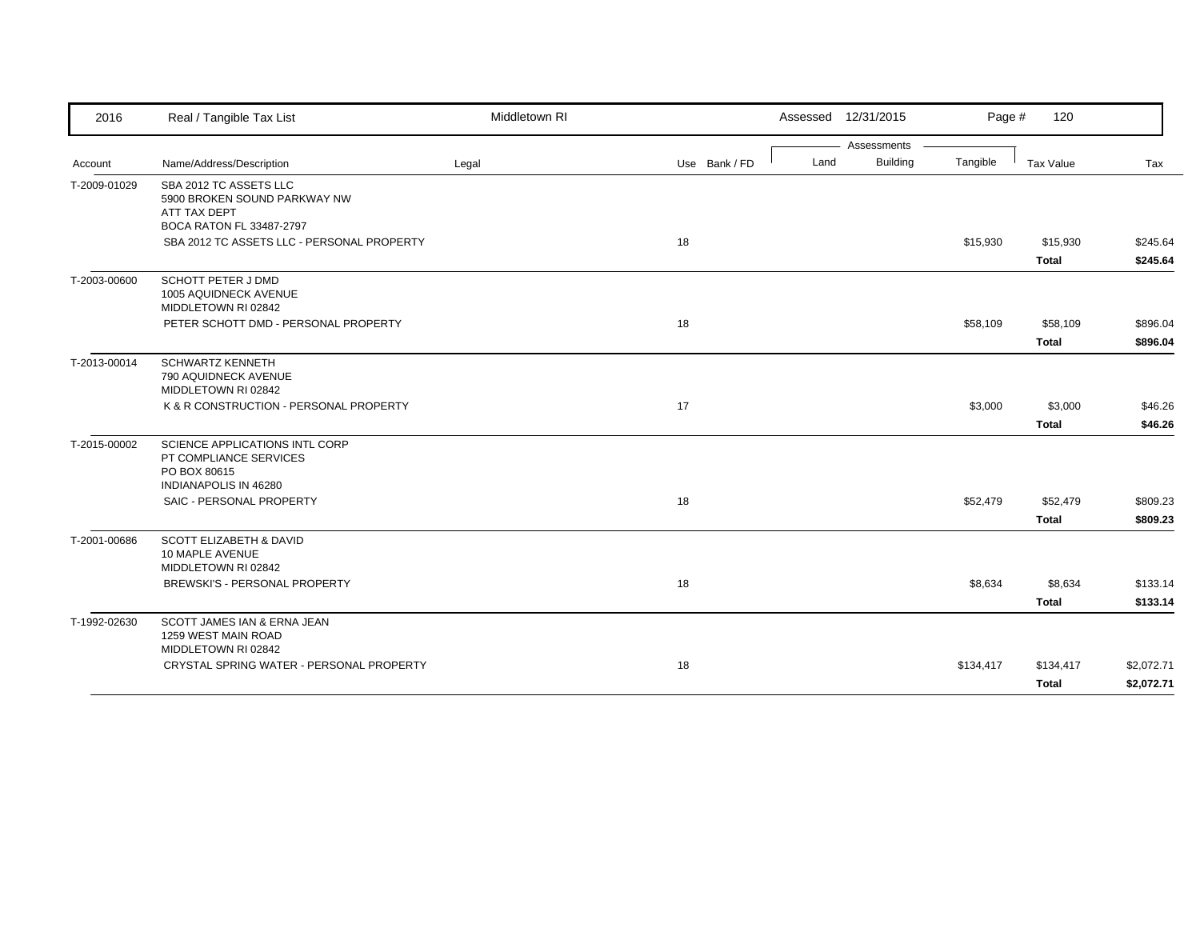| 2016 | Real / Tangible Tax List | Middletown RI | | | Assessed 12/31/2015 | | Page # 120 | | |
|---|---|---|---|---|---|---|---|---|---|
| | | | | | Assessments | | | | |
| Account | Name/Address/Description | Legal | Use | Bank / FD | Land | Building | Tangible | Tax Value | Tax |
| T-2009-01029 | SBA 2012 TC ASSETS LLC<br>5900 BROKEN SOUND PARKWAY NW<br>ATT TAX DEPT<br>BOCA RATON FL 33487-2797 | | | | | | | | |
| | SBA 2012 TC ASSETS LLC - PERSONAL PROPERTY | | 18 | | | | $15,930 | $15,930 | $245.64 |
| | | | | | | | | **Total** | **$245.64** |
| T-2003-00600 | SCHOTT PETER J DMD<br>1005 AQUIDNECK AVENUE<br>MIDDLETOWN RI 02842 | | | | | | | | |
| | PETER SCHOTT DMD - PERSONAL PROPERTY | | 18 | | | | $58,109 | $58,109 | $896.04 |
| | | | | | | | | **Total** | **$896.04** |
| T-2013-00014 | SCHWARTZ KENNETH<br>790 AQUIDNECK AVENUE<br>MIDDLETOWN RI 02842 | | | | | | | | |
| | K & R CONSTRUCTION - PERSONAL PROPERTY | | 17 | | | | $3,000 | $3,000 | $46.26 |
| | | | | | | | | **Total** | **$46.26** |
| T-2015-00002 | SCIENCE APPLICATIONS INTL CORP<br>PT COMPLIANCE SERVICES<br>PO BOX 80615<br>INDIANAPOLIS IN 46280 | | | | | | | | |
| | SAIC - PERSONAL PROPERTY | | 18 | | | | $52,479 | $52,479 | $809.23 |
| | | | | | | | | **Total** | **$809.23** |
| T-2001-00686 | SCOTT ELIZABETH & DAVID<br>10 MAPLE AVENUE<br>MIDDLETOWN RI 02842 | | | | | | | | |
| | BREWSKI'S - PERSONAL PROPERTY | | 18 | | | | $8,634 | $8,634 | $133.14 |
| | | | | | | | | **Total** | **$133.14** |
| T-1992-02630 | SCOTT JAMES IAN & ERNA JEAN<br>1259 WEST MAIN ROAD<br>MIDDLETOWN RI 02842 | | | | | | | | |
| | CRYSTAL SPRING WATER - PERSONAL PROPERTY | | 18 | | | | $134,417 | $134,417 | $2,072.71 |
| | | | | | | | | **Total** | **$2,072.71** |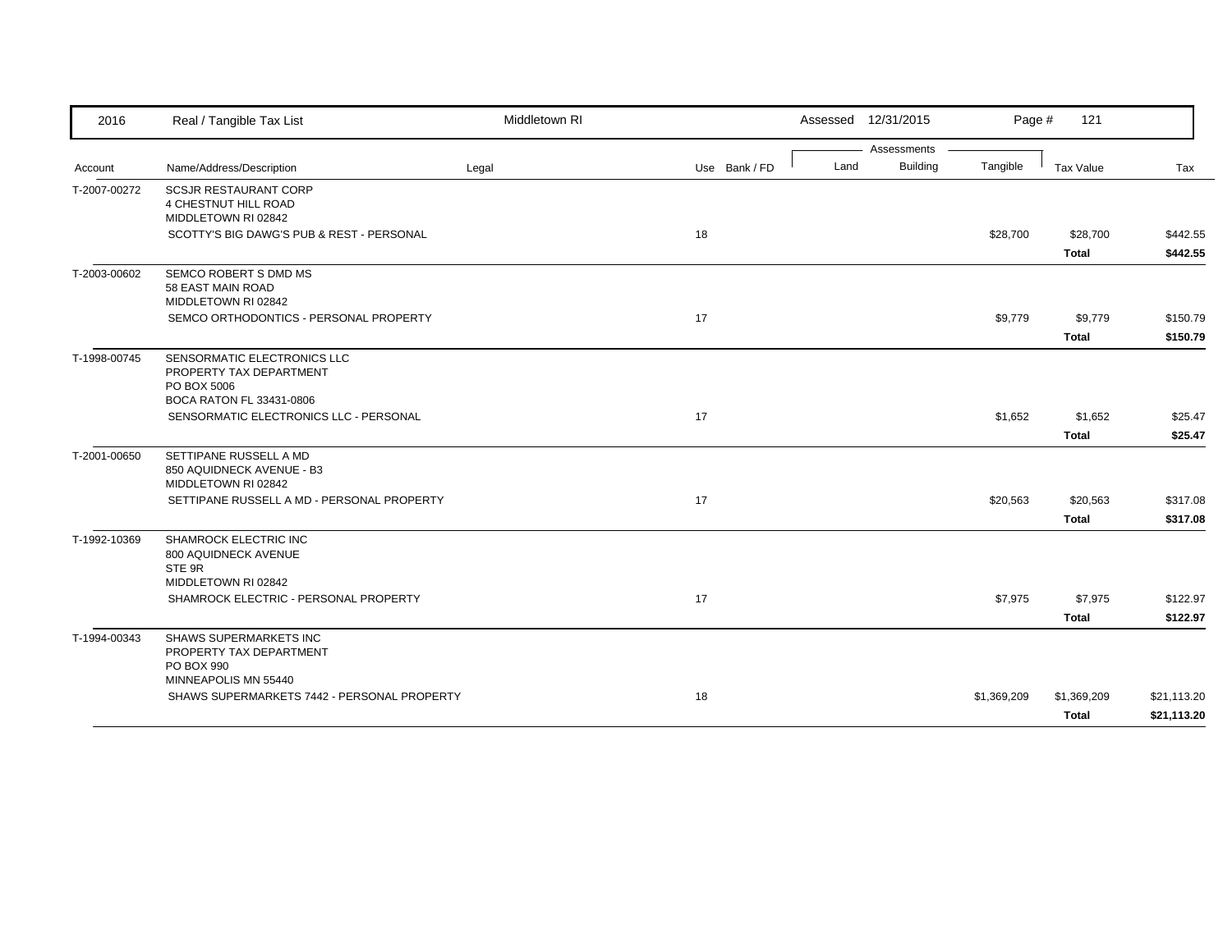| 2016 | Real / Tangible Tax List | Middletown RI | | Assessed 12/31/2015 | | | | |
|---|---|---|---|---|---|---|---|---|
| | | | | Assessments | | | | |
| Account | Name/Address/Description | Legal | Use Bank / FD | Land | Building | Tangible | Tax Value | Tax |
| T-2007-00272 | SCSJR RESTAURANT CORP<br>4 CHESTNUT HILL ROAD<br>MIDDLETOWN RI 02842 | | | | | | | |
| | SCOTTY'S BIG DAWG'S PUB & REST - PERSONAL | | 18 | | | $28,700 | $28,700 | $442.55 |
| | | | | | | | **Total** | **$442.55** |
| T-2003-00602 | SEMCO ROBERT S DMD MS<br>58 EAST MAIN ROAD<br>MIDDLETOWN RI 02842 | | | | | | | |
| | SEMCO ORTHODONTICS - PERSONAL PROPERTY | | 17 | | | $9,779 | $9,779 | $150.79 |
| | | | | | | | **Total** | **$150.79** |
| T-1998-00745 | SENSORMATIC ELECTRONICS LLC<br>PROPERTY TAX DEPARTMENT<br>PO BOX 5006<br>BOCA RATON FL 33431-0806 | | | | | | | |
| | SENSORMATIC ELECTRONICS LLC - PERSONAL | | 17 | | | $1,652 | $1,652 | $25.47 |
| | | | | | | | **Total** | **$25.47** |
| T-2001-00650 | SETTIPANE RUSSELL A MD<br>850 AQUIDNECK AVENUE - B3<br>MIDDLETOWN RI 02842 | | | | | | | |
| | SETTIPANE RUSSELL A MD - PERSONAL PROPERTY | | 17 | | | $20,563 | $20,563 | $317.08 |
| | | | | | | | **Total** | **$317.08** |
| T-1992-10369 | SHAMROCK ELECTRIC INC<br>800 AQUIDNECK AVENUE<br>STE 9R<br>MIDDLETOWN RI 02842 | | | | | | | |
| | SHAMROCK ELECTRIC - PERSONAL PROPERTY | | 17 | | | $7,975 | $7,975 | $122.97 |
| | | | | | | | **Total** | **$122.97** |
| T-1994-00343 | SHAWS SUPERMARKETS INC<br>PROPERTY TAX DEPARTMENT<br>PO BOX 990<br>MINNEAPOLIS MN 55440 | | | | | | | |
| | SHAWS SUPERMARKETS 7442 - PERSONAL PROPERTY | | 18 | | | $1,369,209 | $1,369,209 | $21,113.20 |
| | | | | | | | **Total** | **$21,113.20** |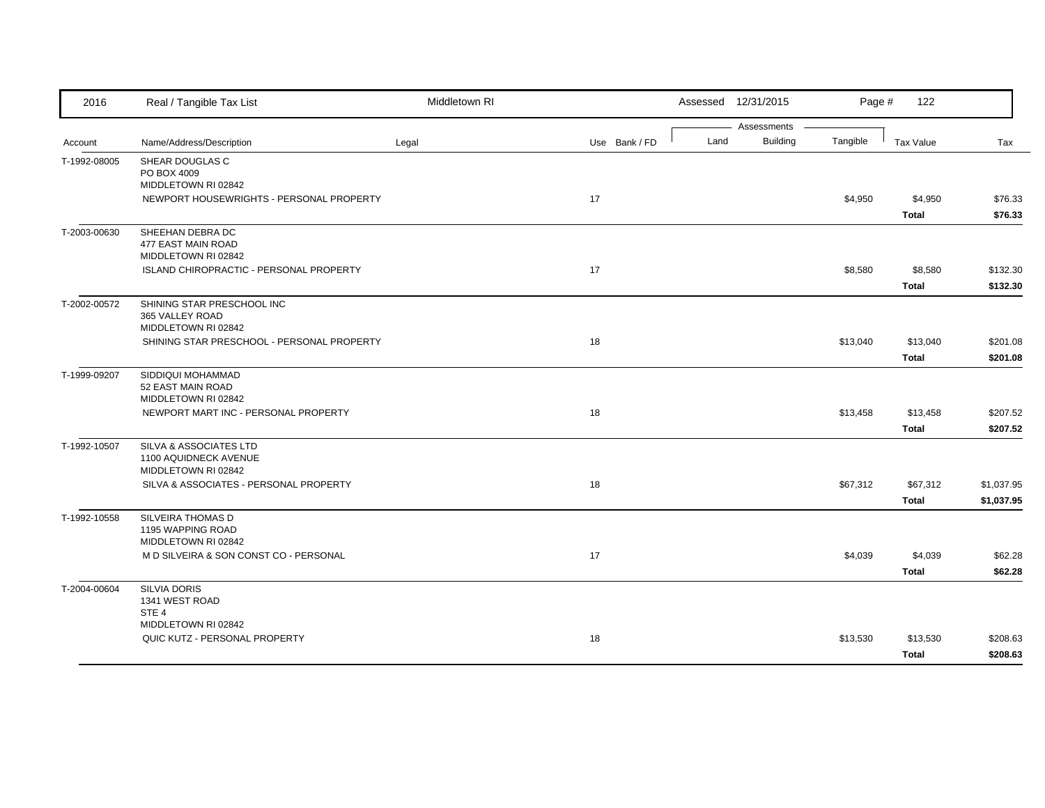| 2016 | Real / Tangible Tax List | Middletown RI | | | Assessed 12/31/2015 | | Page # 122 | | |
|---|---|---|---|---|---|---|---|---|---|
| | | | | | Assessments | | | | |
| Account | Name/Address/Description | Legal | Use | Bank / FD | Land | Building | Tangible | Tax Value | Tax |
| T-1992-08005 | SHEAR DOUGLAS C<br>PO BOX 4009<br>MIDDLETOWN RI 02842 | | | | | | | | |
| | NEWPORT HOUSEWRIGHTS - PERSONAL PROPERTY | | 17 | | | | $4,950 | $4,950 | $76.33 |
| | | | | | | | | **Total** | **$76.33** |
| T-2003-00630 | SHEEHAN DEBRA DC<br>477 EAST MAIN ROAD<br>MIDDLETOWN RI 02842 | | | | | | | | |
| | ISLAND CHIROPRACTIC - PERSONAL PROPERTY | | 17 | | | | $8,580 | $8,580 | $132.30 |
| | | | | | | | | **Total** | **$132.30** |
| T-2002-00572 | SHINING STAR PRESCHOOL INC<br>365 VALLEY ROAD<br>MIDDLETOWN RI 02842 | | | | | | | | |
| | SHINING STAR PRESCHOOL - PERSONAL PROPERTY | | 18 | | | | $13,040 | $13,040 | $201.08 |
| | | | | | | | | **Total** | **$201.08** |
| T-1999-09207 | SIDDIQUI MOHAMMAD<br>52 EAST MAIN ROAD<br>MIDDLETOWN RI 02842 | | | | | | | | |
| | NEWPORT MART INC - PERSONAL PROPERTY | | 18 | | | | $13,458 | $13,458 | $207.52 |
| | | | | | | | | **Total** | **$207.52** |
| T-1992-10507 | SILVA & ASSOCIATES LTD<br>1100 AQUIDNECK AVENUE<br>MIDDLETOWN RI 02842 | | | | | | | | |
| | SILVA & ASSOCIATES - PERSONAL PROPERTY | | 18 | | | | $67,312 | $67,312 | $1,037.95 |
| | | | | | | | | **Total** | **$1,037.95** |
| T-1992-10558 | SILVEIRA THOMAS D<br>1195 WAPPING ROAD<br>MIDDLETOWN RI 02842 | | | | | | | | |
| | M D SILVEIRA & SON CONST CO - PERSONAL | | 17 | | | | $4,039 | $4,039 | $62.28 |
| | | | | | | | | **Total** | **$62.28** |
| T-2004-00604 | SILVIA DORIS<br>1341 WEST ROAD<br>STE 4<br>MIDDLETOWN RI 02842 | | | | | | | | |
| | QUIC KUTZ - PERSONAL PROPERTY | | 18 | | | | $13,530 | $13,530 | $208.63 |
| | | | | | | | | **Total** | **$208.63** |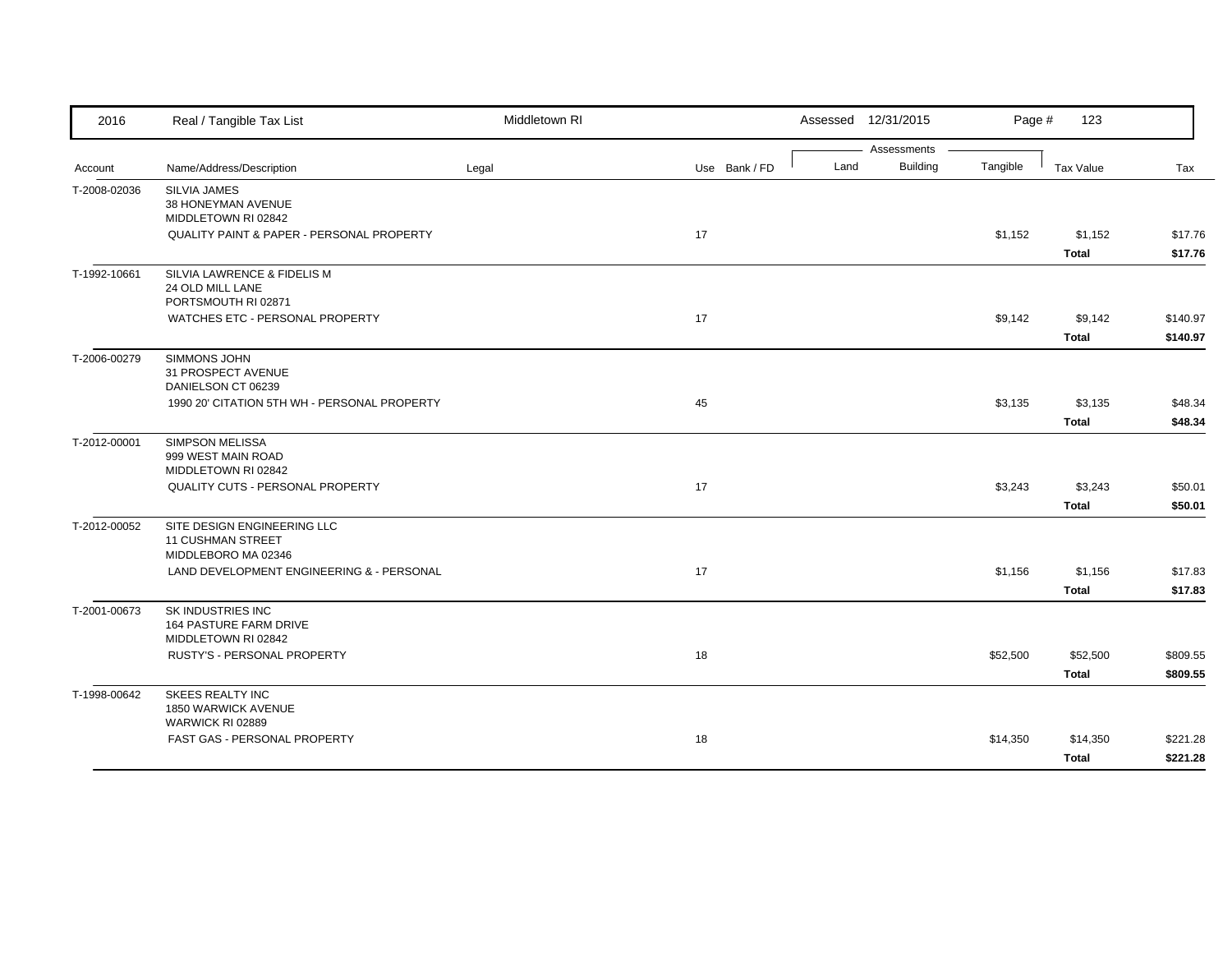| Account | Name/Address/Description | Legal | Use | Bank / FD | Land | Building | Tangible | Tax Value | Tax |
|---|---|---|---|---|---|---|---|---|---|
| T-2008-02036 | SILVIA JAMES<br>38 HONEYMAN AVENUE<br>MIDDLETOWN RI 02842 | | | | | | | | |
| | QUALITY PAINT & PAPER - PERSONAL PROPERTY | | 17 | | | | $1,152 | $1,152 | $17.76 |
| | | | | | | | | **Total** | **$17.76** |
| T-1992-10661 | SILVIA LAWRENCE & FIDELIS M<br>24 OLD MILL LANE<br>PORTSMOUTH RI 02871 | | | | | | | | |
| | WATCHES ETC - PERSONAL PROPERTY | | 17 | | | | $9,142 | $9,142 | $140.97 |
| | | | | | | | | **Total** | **$140.97** |
| T-2006-00279 | SIMMONS JOHN<br>31 PROSPECT AVENUE<br>DANIELSON CT 06239 | | | | | | | | |
| | 1990 20' CITATION 5TH WH - PERSONAL PROPERTY | | 45 | | | | $3,135 | $3,135 | $48.34 |
| | | | | | | | | **Total** | **$48.34** |
| T-2012-00001 | SIMPSON MELISSA<br>999 WEST MAIN ROAD<br>MIDDLETOWN RI 02842 | | | | | | | | |
| | QUALITY CUTS - PERSONAL PROPERTY | | 17 | | | | $3,243 | $3,243 | $50.01 |
| | | | | | | | | **Total** | **$50.01** |
| T-2012-00052 | SITE DESIGN ENGINEERING LLC<br>11 CUSHMAN STREET<br>MIDDLEBORO MA 02346 | | | | | | | | |
| | LAND DEVELOPMENT ENGINEERING & - PERSONAL | | 17 | | | | $1,156 | $1,156 | $17.83 |
| | | | | | | | | **Total** | **$17.83** |
| T-2001-00673 | SK INDUSTRIES INC<br>164 PASTURE FARM DRIVE<br>MIDDLETOWN RI 02842 | | | | | | | | |
| | RUSTY'S - PERSONAL PROPERTY | | 18 | | | | $52,500 | $52,500 | $809.55 |
| | | | | | | | | **Total** | **$809.55** |
| T-1998-00642 | SKEES REALTY INC<br>1850 WARWICK AVENUE<br>WARWICK RI 02889 | | | | | | | | |
| | FAST GAS - PERSONAL PROPERTY | | 18 | | | | $14,350 | $14,350 | $221.28 |
| | | | | | | | | **Total** | **$221.28** |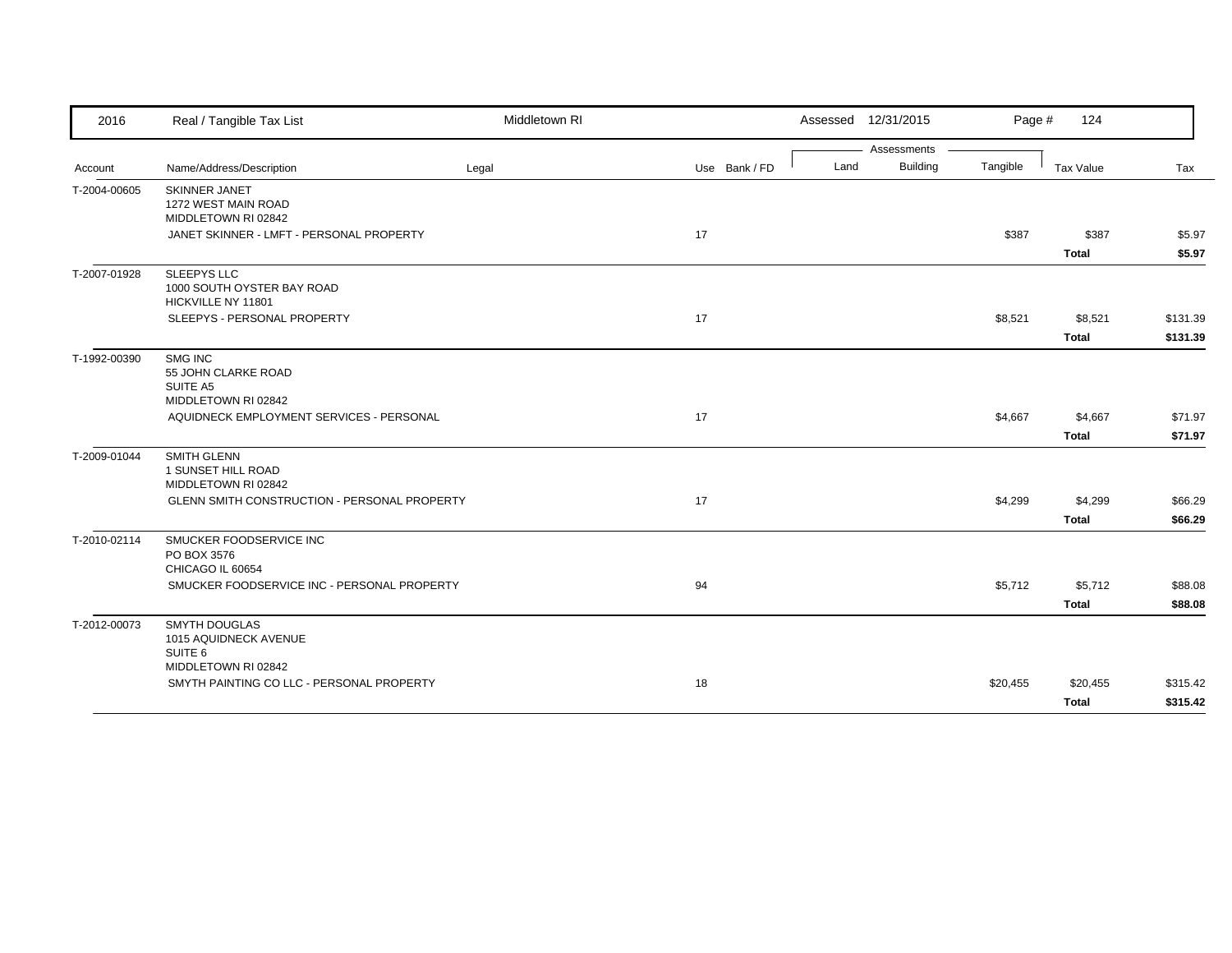| Account | Name/Address/Description | Legal | Use | Bank / FD | Land | Building | Tangible | Tax Value | Tax |
|---|---|---|---|---|---|---|---|---|---|
| T-2004-00605 | SKINNER JANET<br>1272 WEST MAIN ROAD<br>MIDDLETOWN RI 02842 | | | | | | | | |
| | JANET SKINNER - LMFT - PERSONAL PROPERTY | | 17 | | | | $387 | $387 | $5.97 |
| | | | | | | | | **Total** | **$5.97** |
| T-2007-01928 | SLEEPYS LLC<br>1000 SOUTH OYSTER BAY ROAD<br>HICKVILLE NY 11801 | | | | | | | | |
| | SLEEPYS - PERSONAL PROPERTY | | 17 | | | | $8,521 | $8,521 | $131.39 |
| | | | | | | | | **Total** | **$131.39** |
| T-1992-00390 | SMG INC<br>55 JOHN CLARKE ROAD<br>SUITE A5<br>MIDDLETOWN RI 02842 | | | | | | | | |
| | AQUIDNECK EMPLOYMENT SERVICES - PERSONAL | | 17 | | | | $4,667 | $4,667 | $71.97 |
| | | | | | | | | **Total** | **$71.97** |
| T-2009-01044 | SMITH GLENN<br>1 SUNSET HILL ROAD<br>MIDDLETOWN RI 02842 | | | | | | | | |
| | GLENN SMITH CONSTRUCTION - PERSONAL PROPERTY | | 17 | | | | $4,299 | $4,299 | $66.29 |
| | | | | | | | | **Total** | **$66.29** |
| T-2010-02114 | SMUCKER FOODSERVICE INC<br>PO BOX 3576<br>CHICAGO IL 60654 | | | | | | | | |
| | SMUCKER FOODSERVICE INC - PERSONAL PROPERTY | | 94 | | | | $5,712 | $5,712 | $88.08 |
| | | | | | | | | **Total** | **$88.08** |
| T-2012-00073 | SMYTH DOUGLAS<br>1015 AQUIDNECK AVENUE<br>SUITE 6<br>MIDDLETOWN RI 02842 | | | | | | | | |
| | SMYTH PAINTING CO LLC - PERSONAL PROPERTY | | 18 | | | | $20,455 | $20,455 | $315.42 |
| | | | | | | | | **Total** | **$315.42** |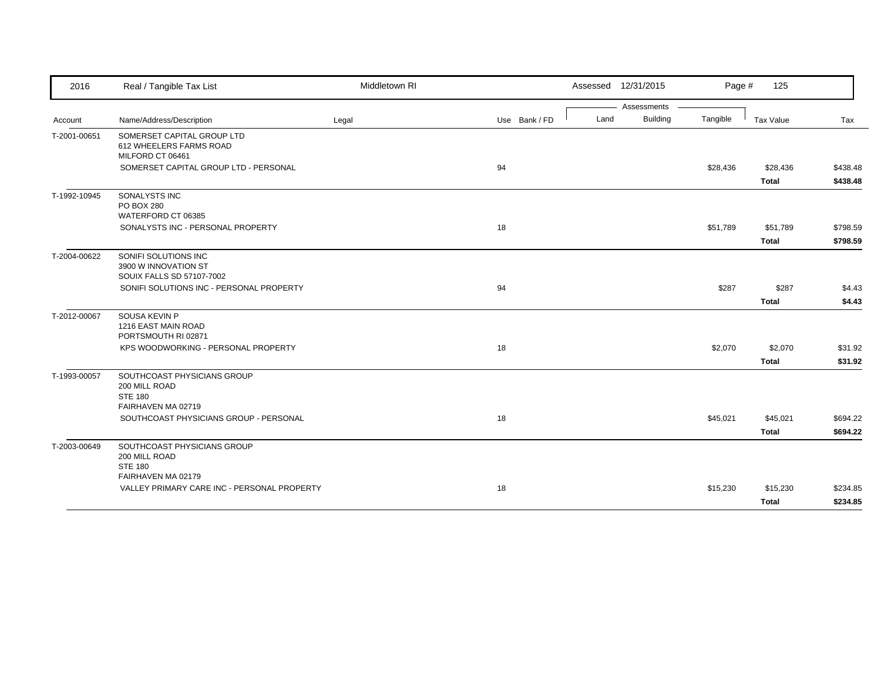| 2016 | Real / Tangible Tax List | Middletown RI | | Assessed 12/31/2015 | | | | |
|---|---|---|---|---|---|---|---|---|
| | | | | Assessments | | | | |
| Account | Name/Address/Description | Legal | Use Bank / FD | Land | Building | Tangible | Tax Value | Tax |
| T-2001-00651 | SOMERSET CAPITAL GROUP LTD<br>612 WHEELERS FARMS ROAD<br>MILFORD CT 06461 | | | | | | | |
| | SOMERSET CAPITAL GROUP LTD - PERSONAL | | 94 | | | $28,436 | $28,436 | $438.48 |
| | | | | | | | **Total** | **$438.48** |
| T-1992-10945 | SONALYSTS INC<br>PO BOX 280<br>WATERFORD CT 06385 | | | | | | | |
| | SONALYSTS INC - PERSONAL PROPERTY | | 18 | | | $51,789 | $51,789 | $798.59 |
| | | | | | | | **Total** | **$798.59** |
| T-2004-00622 | SONIFI SOLUTIONS INC<br>3900 W INNOVATION ST<br>SOUIX FALLS SD 57107-7002 | | | | | | | |
| | SONIFI SOLUTIONS INC - PERSONAL PROPERTY | | 94 | | | $287 | $287 | $4.43 |
| | | | | | | | **Total** | **$4.43** |
| T-2012-00067 | SOUSA KEVIN P<br>1216 EAST MAIN ROAD<br>PORTSMOUTH RI 02871 | | | | | | | |
| | KPS WOODWORKING - PERSONAL PROPERTY | | 18 | | | $2,070 | $2,070 | $31.92 |
| | | | | | | | **Total** | **$31.92** |
| T-1993-00057 | SOUTHCOAST PHYSICIANS GROUP<br>200 MILL ROAD<br>STE 180<br>FAIRHAVEN MA 02719 | | | | | | | |
| | SOUTHCOAST PHYSICIANS GROUP - PERSONAL | | 18 | | | $45,021 | $45,021 | $694.22 |
| | | | | | | | **Total** | **$694.22** |
| T-2003-00649 | SOUTHCOAST PHYSICIANS GROUP<br>200 MILL ROAD<br>STE 180<br>FAIRHAVEN MA 02179 | | | | | | | |
| | VALLEY PRIMARY CARE INC - PERSONAL PROPERTY | | 18 | | | $15,230 | $15,230 | $234.85 |
| | | | | | | | **Total** | **$234.85** |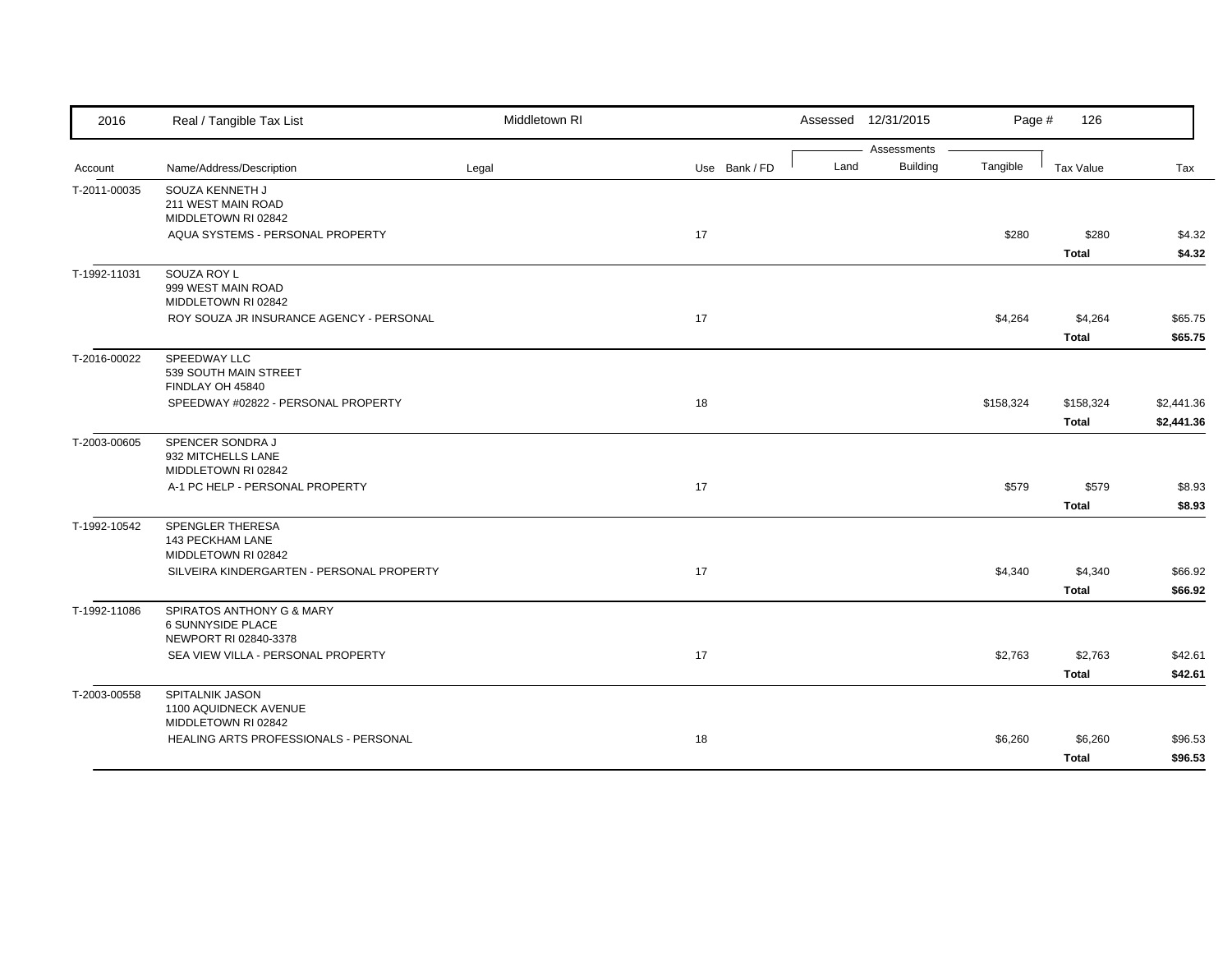| 2016 | Real / Tangible Tax List | Middletown RI | | Assessed 12/31/2015 | | Page # | 126 | |
|---|---|---|---|---|---|---|---|---|
| | | | | Assessments | | | | |
| Account | Name/Address/Description | Legal | Use Bank / FD | Land | Building | Tangible | Tax Value | Tax |
| T-2011-00035 | SOUZA KENNETH J<br>211 WEST MAIN ROAD<br>MIDDLETOWN RI 02842 | | | | | | | |
| | AQUA SYSTEMS - PERSONAL PROPERTY | | 17 | | | $280 | $280 | $4.32 |
| | | | | | | | **Total** | **$4.32** |
| T-1992-11031 | SOUZA ROY L<br>999 WEST MAIN ROAD<br>MIDDLETOWN RI 02842 | | | | | | | |
| | ROY SOUZA JR INSURANCE AGENCY - PERSONAL | | 17 | | | $4,264 | $4,264 | $65.75 |
| | | | | | | | **Total** | **$65.75** |
| T-2016-00022 | SPEEDWAY LLC<br>539 SOUTH MAIN STREET<br>FINDLAY OH 45840 | | | | | | | |
| | SPEEDWAY #02822 - PERSONAL PROPERTY | | 18 | | | $158,324 | $158,324 | $2,441.36 |
| | | | | | | | **Total** | **$2,441.36** |
| T-2003-00605 | SPENCER SONDRA J<br>932 MITCHELLS LANE<br>MIDDLETOWN RI 02842 | | | | | | | |
| | A-1 PC HELP - PERSONAL PROPERTY | | 17 | | | $579 | $579 | $8.93 |
| | | | | | | | **Total** | **$8.93** |
| T-1992-10542 | SPENGLER THERESA<br>143 PECKHAM LANE<br>MIDDLETOWN RI 02842 | | | | | | | |
| | SILVEIRA KINDERGARTEN - PERSONAL PROPERTY | | 17 | | | $4,340 | $4,340 | $66.92 |
| | | | | | | | **Total** | **$66.92** |
| T-1992-11086 | SPIRATOS ANTHONY G & MARY<br>6 SUNNYSIDE PLACE<br>NEWPORT RI 02840-3378 | | | | | | | |
| | SEA VIEW VILLA - PERSONAL PROPERTY | | 17 | | | $2,763 | $2,763 | $42.61 |
| | | | | | | | **Total** | **$42.61** |
| T-2003-00558 | SPITALNIK JASON<br>1100 AQUIDNECK AVENUE<br>MIDDLETOWN RI 02842 | | | | | | | |
| | HEALING ARTS PROFESSIONALS - PERSONAL | | 18 | | | $6,260 | $6,260 | $96.53 |
| | | | | | | | **Total** | **$96.53** |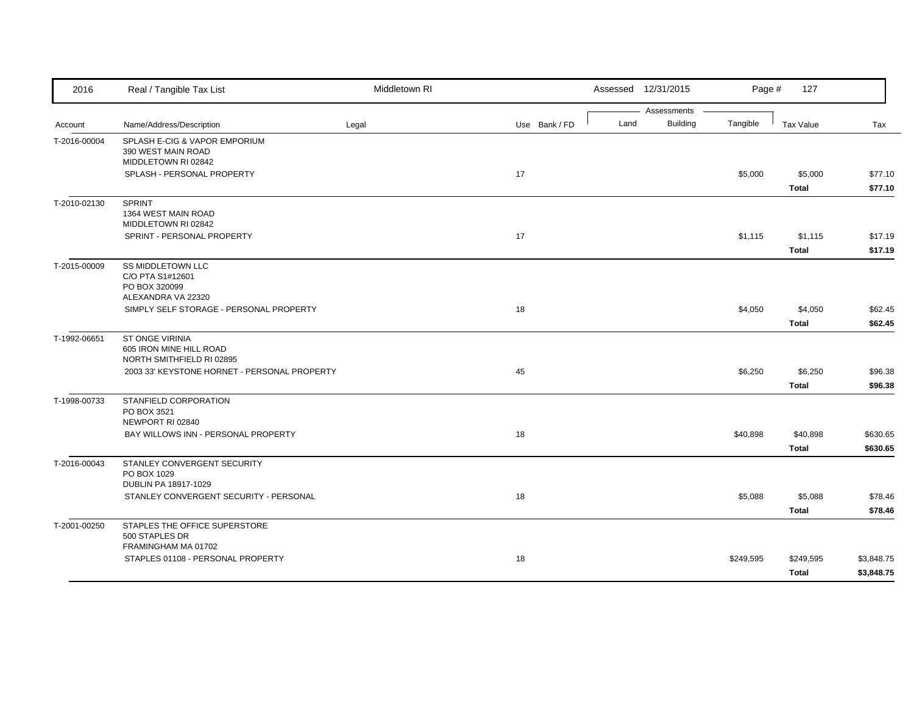| 2016 | Real / Tangible Tax List | Middletown RI | | Assessed 12/31/2015 | | Page # 127 | | |
|---|---|---|---|---|---|---|---|---|
| | | | | Assessments | | | | |
| Account | Name/Address/Description | Legal | Use Bank / FD | Land | Building | Tangible | Tax Value | Tax |
| T-2016-00004 | SPLASH E-CIG & VAPOR EMPORIUM<br>390 WEST MAIN ROAD<br>MIDDLETOWN RI 02842 | | | | | | | |
| | SPLASH - PERSONAL PROPERTY | | 17 | | | $5,000 | $5,000 | $77.10 |
| | | | | | | | **Total** | **$77.10** |
| T-2010-02130 | SPRINT<br>1364 WEST MAIN ROAD<br>MIDDLETOWN RI 02842 | | | | | | | |
| | SPRINT - PERSONAL PROPERTY | | 17 | | | $1,115 | $1,115 | $17.19 |
| | | | | | | | **Total** | **$17.19** |
| T-2015-00009 | SS MIDDLETOWN LLC<br>C/O PTA S1#12601<br>PO BOX 320099<br>ALEXANDRA VA 22320 | | | | | | | |
| | SIMPLY SELF STORAGE - PERSONAL PROPERTY | | 18 | | | $4,050 | $4,050 | $62.45 |
| | | | | | | | **Total** | **$62.45** |
| T-1992-06651 | ST ONGE VIRINIA<br>605 IRON MINE HILL ROAD<br>NORTH SMITHFIELD RI 02895 | | | | | | | |
| | 2003 33' KEYSTONE HORNET - PERSONAL PROPERTY | | 45 | | | $6,250 | $6,250 | $96.38 |
| | | | | | | | **Total** | **$96.38** |
| T-1998-00733 | STANFIELD CORPORATION<br>PO BOX 3521<br>NEWPORT RI 02840 | | | | | | | |
| | BAY WILLOWS INN - PERSONAL PROPERTY | | 18 | | | $40,898 | $40,898 | $630.65 |
| | | | | | | | **Total** | **$630.65** |
| T-2016-00043 | STANLEY CONVERGENT SECURITY<br>PO BOX 1029<br>DUBLIN PA 18917-1029 | | | | | | | |
| | STANLEY CONVERGENT SECURITY - PERSONAL | | 18 | | | $5,088 | $5,088 | $78.46 |
| | | | | | | | **Total** | **$78.46** |
| T-2001-00250 | STAPLES THE OFFICE SUPERSTORE<br>500 STAPLES DR<br>FRAMINGHAM MA 01702 | | | | | | | |
| | STAPLES 01108 - PERSONAL PROPERTY | | 18 | | | $249,595 | $249,595 | $3,848.75 |
| | | | | | | | **Total** | **$3,848.75** |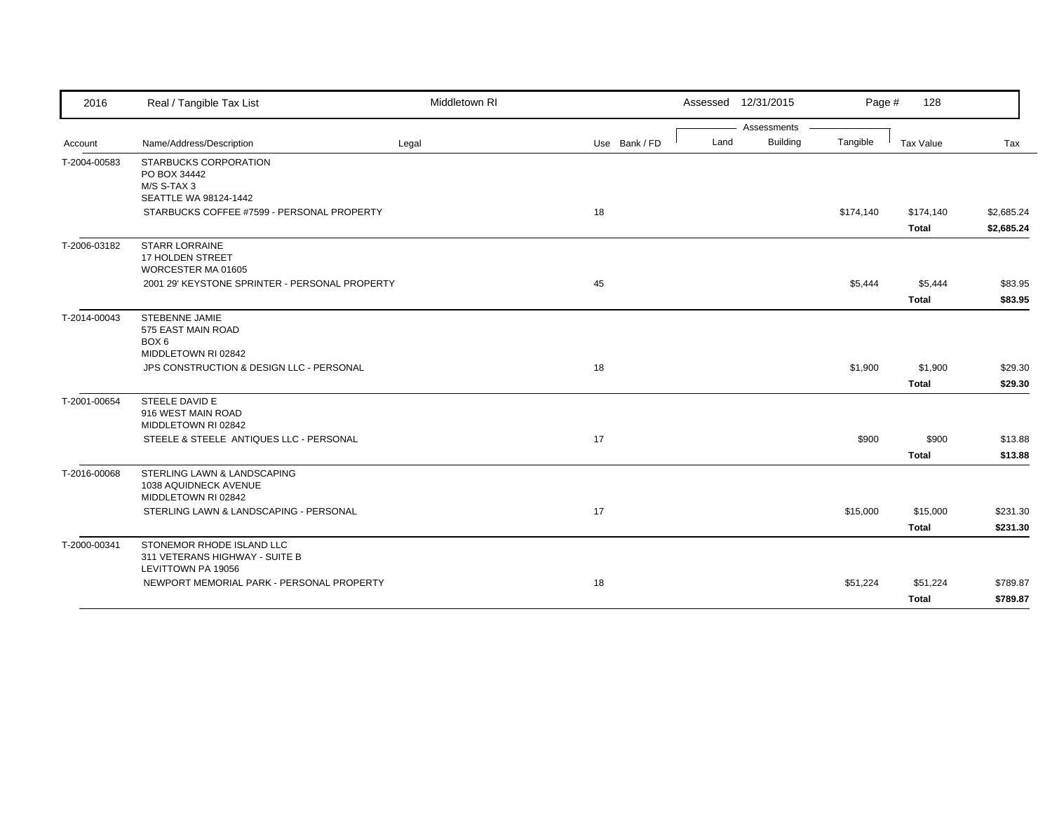| 2016 | Real / Tangible Tax List | Middletown RI | | Assessed 12/31/2015 | | Page # 128 | | |
|---|---|---|---|---|---|---|---|---|

| Account | Name/Address/Description | Legal | Use | Bank / FD | Assessments Land | Building | Tangible | Tax Value | Tax |
|---|---|---|---|---|---|---|---|---|---|
| T-2004-00583 | STARBUCKS CORPORATION<br>PO BOX 34442<br>M/S S-TAX 3<br>SEATTLE WA 98124-1442 | | | | | | | | |
| | STARBUCKS COFFEE #7599 - PERSONAL PROPERTY | | 18 | | | | $174,140 | $174,140 | $2,685.24 |
| | | | | | | | | **Total** | **$2,685.24** |
| T-2006-03182 | STARR LORRAINE<br>17 HOLDEN STREET<br>WORCESTER MA 01605 | | | | | | | | |
| | 2001 29' KEYSTONE SPRINTER - PERSONAL PROPERTY | | 45 | | | | $5,444 | $5,444 | $83.95 |
| | | | | | | | | **Total** | **$83.95** |
| T-2014-00043 | STEBENNE JAMIE<br>575 EAST MAIN ROAD<br>BOX 6<br>MIDDLETOWN RI 02842 | | | | | | | | |
| | JPS CONSTRUCTION & DESIGN LLC - PERSONAL | | 18 | | | | $1,900 | $1,900 | $29.30 |
| | | | | | | | | **Total** | **$29.30** |
| T-2001-00654 | STEELE DAVID E<br>916 WEST MAIN ROAD<br>MIDDLETOWN RI 02842 | | | | | | | | |
| | STEELE & STEELE ANTIQUES LLC - PERSONAL | | 17 | | | | $900 | $900 | $13.88 |
| | | | | | | | | **Total** | **$13.88** |
| T-2016-00068 | STERLING LAWN & LANDSCAPING<br>1038 AQUIDNECK AVENUE<br>MIDDLETOWN RI 02842 | | | | | | | | |
| | STERLING LAWN & LANDSCAPING - PERSONAL | | 17 | | | | $15,000 | $15,000 | $231.30 |
| | | | | | | | | **Total** | **$231.30** |
| T-2000-00341 | STONEMOR RHODE ISLAND LLC<br>311 VETERANS HIGHWAY - SUITE B<br>LEVITTOWN PA 19056 | | | | | | | | |
| | NEWPORT MEMORIAL PARK - PERSONAL PROPERTY | | 18 | | | | $51,224 | $51,224 | $789.87 |
| | | | | | | | | **Total** | **$789.87** |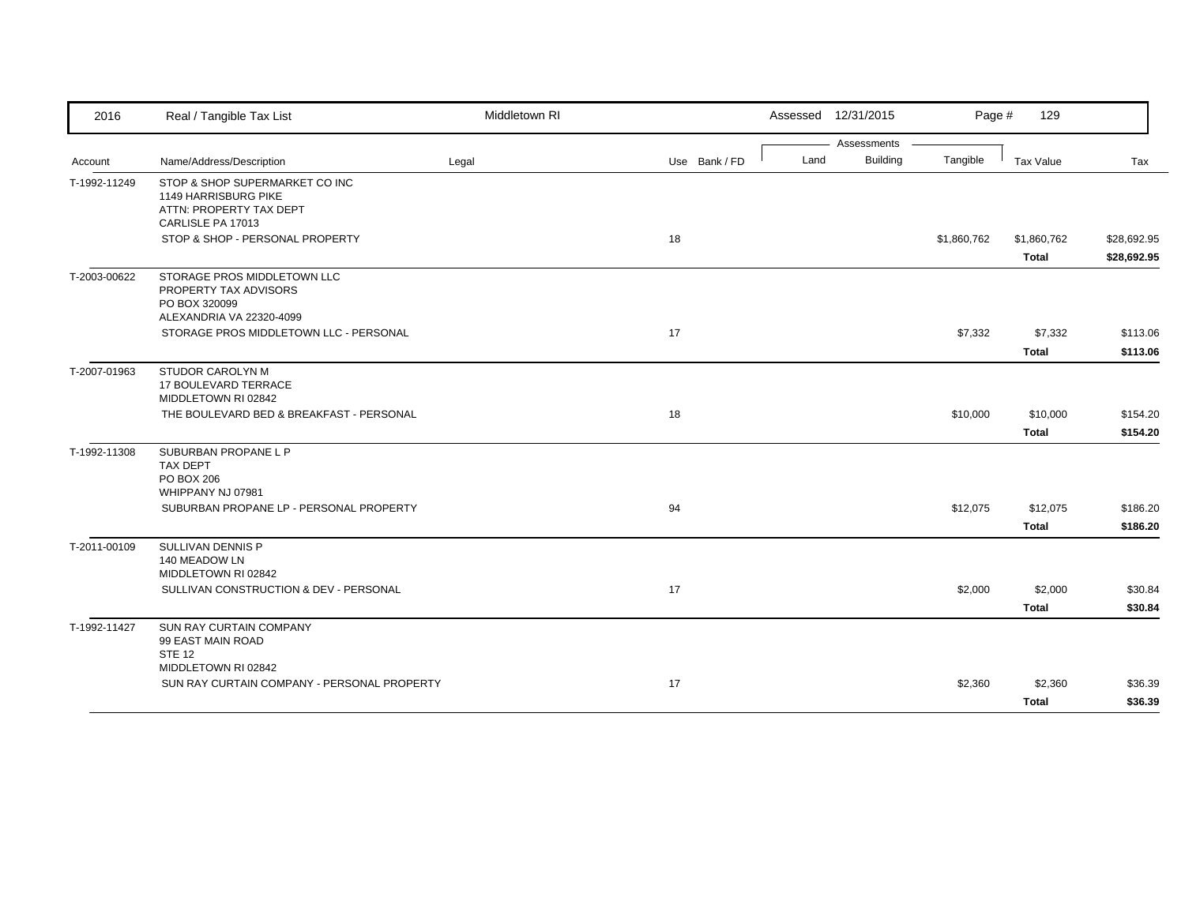| 2016 | Real / Tangible Tax List | Middletown RI | | Assessed 12/31/2015 | | Page # 129 | | |
|---|---|---|---|---|---|---|---|---|
| | | | | Assessments | | | | |
| Account | Name/Address/Description | Legal | Use Bank / FD | Land | Building | Tangible | Tax Value | Tax |
| T-1992-11249 | STOP & SHOP SUPERMARKET CO INC<br>1149 HARRISBURG PIKE<br>ATTN: PROPERTY TAX DEPT<br>CARLISLE PA 17013 | | | | | | | |
| | STOP & SHOP - PERSONAL PROPERTY | | 18 | | | $1,860,762 | $1,860,762 | $28,692.95 |
| | | | | | | | **Total** | **$28,692.95** |
| T-2003-00622 | STORAGE PROS MIDDLETOWN LLC<br>PROPERTY TAX ADVISORS<br>PO BOX 320099<br>ALEXANDRIA VA 22320-4099 | | | | | | | |
| | STORAGE PROS MIDDLETOWN LLC - PERSONAL | | 17 | | | $7,332 | $7,332 | $113.06 |
| | | | | | | | **Total** | **$113.06** |
| T-2007-01963 | STUDOR CAROLYN M<br>17 BOULEVARD TERRACE<br>MIDDLETOWN RI 02842 | | | | | | | |
| | THE BOULEVARD BED & BREAKFAST - PERSONAL | | 18 | | | $10,000 | $10,000 | $154.20 |
| | | | | | | | **Total** | **$154.20** |
| T-1992-11308 | SUBURBAN PROPANE L P<br>TAX DEPT<br>PO BOX 206<br>WHIPPANY NJ 07981 | | | | | | | |
| | SUBURBAN PROPANE LP - PERSONAL PROPERTY | | 94 | | | $12,075 | $12,075 | $186.20 |
| | | | | | | | **Total** | **$186.20** |
| T-2011-00109 | SULLIVAN DENNIS P<br>140 MEADOW LN<br>MIDDLETOWN RI 02842 | | | | | | | |
| | SULLIVAN CONSTRUCTION & DEV - PERSONAL | | 17 | | | $2,000 | $2,000 | $30.84 |
| | | | | | | | **Total** | **$30.84** |
| T-1992-11427 | SUN RAY CURTAIN COMPANY<br>99 EAST MAIN ROAD<br>STE 12<br>MIDDLETOWN RI 02842 | | | | | | | |
| | SUN RAY CURTAIN COMPANY - PERSONAL PROPERTY | | 17 | | | $2,360 | $2,360 | $36.39 |
| | | | | | | | **Total** | **$36.39** |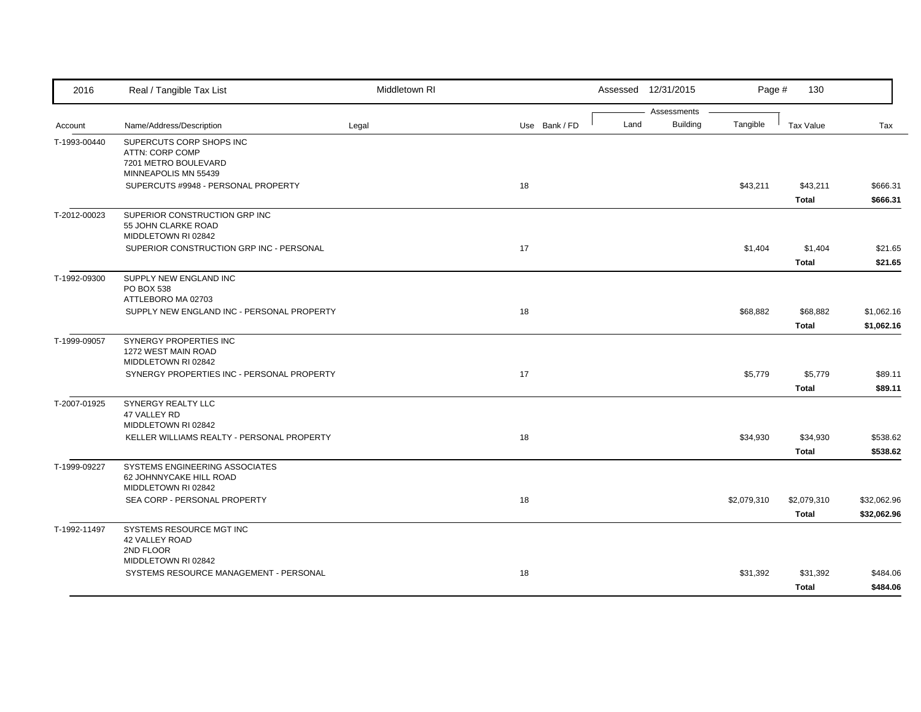| Account | Name/Address/Description | Legal | Use | Bank / FD | Land | Building | Tangible | Tax Value | Tax |
|---|---|---|---|---|---|---|---|---|---|
| T-1993-00440 | SUPERCUTS CORP SHOPS INC<br>ATTN: CORP COMP<br>7201 METRO BOULEVARD<br>MINNEAPOLIS MN 55439 | | | | | | | | |
| | SUPERCUTS #9948 - PERSONAL PROPERTY | | 18 | | | | $43,211 | $43,211 | $666.31 |
| | | | | | | | | **Total** | **$666.31** |
| T-2012-00023 | SUPERIOR CONSTRUCTION GRP INC<br>55 JOHN CLARKE ROAD<br>MIDDLETOWN RI 02842 | | | | | | | | |
| | SUPERIOR CONSTRUCTION GRP INC - PERSONAL | | 17 | | | | $1,404 | $1,404 | $21.65 |
| | | | | | | | | **Total** | **$21.65** |
| T-1992-09300 | SUPPLY NEW ENGLAND INC<br>PO BOX 538<br>ATTLEBORO MA 02703 | | | | | | | | |
| | SUPPLY NEW ENGLAND INC - PERSONAL PROPERTY | | 18 | | | | $68,882 | $68,882 | $1,062.16 |
| | | | | | | | | **Total** | **$1,062.16** |
| T-1999-09057 | SYNERGY PROPERTIES INC<br>1272 WEST MAIN ROAD<br>MIDDLETOWN RI 02842 | | | | | | | | |
| | SYNERGY PROPERTIES INC - PERSONAL PROPERTY | | 17 | | | | $5,779 | $5,779 | $89.11 |
| | | | | | | | | **Total** | **$89.11** |
| T-2007-01925 | SYNERGY REALTY LLC<br>47 VALLEY RD<br>MIDDLETOWN RI 02842 | | | | | | | | |
| | KELLER WILLIAMS REALTY - PERSONAL PROPERTY | | 18 | | | | $34,930 | $34,930 | $538.62 |
| | | | | | | | | **Total** | **$538.62** |
| T-1999-09227 | SYSTEMS ENGINEERING ASSOCIATES<br>62 JOHNNYCAKE HILL ROAD<br>MIDDLETOWN RI 02842 | | | | | | | | |
| | SEA CORP - PERSONAL PROPERTY | | 18 | | | | $2,079,310 | $2,079,310 | $32,062.96 |
| | | | | | | | | **Total** | **$32,062.96** |
| T-1992-11497 | SYSTEMS RESOURCE MGT INC<br>42 VALLEY ROAD<br>2ND FLOOR<br>MIDDLETOWN RI 02842 | | | | | | | | |
| | SYSTEMS RESOURCE MANAGEMENT - PERSONAL | | 18 | | | | $31,392 | $31,392 | $484.06 |
| | | | | | | | | **Total** | **$484.06** |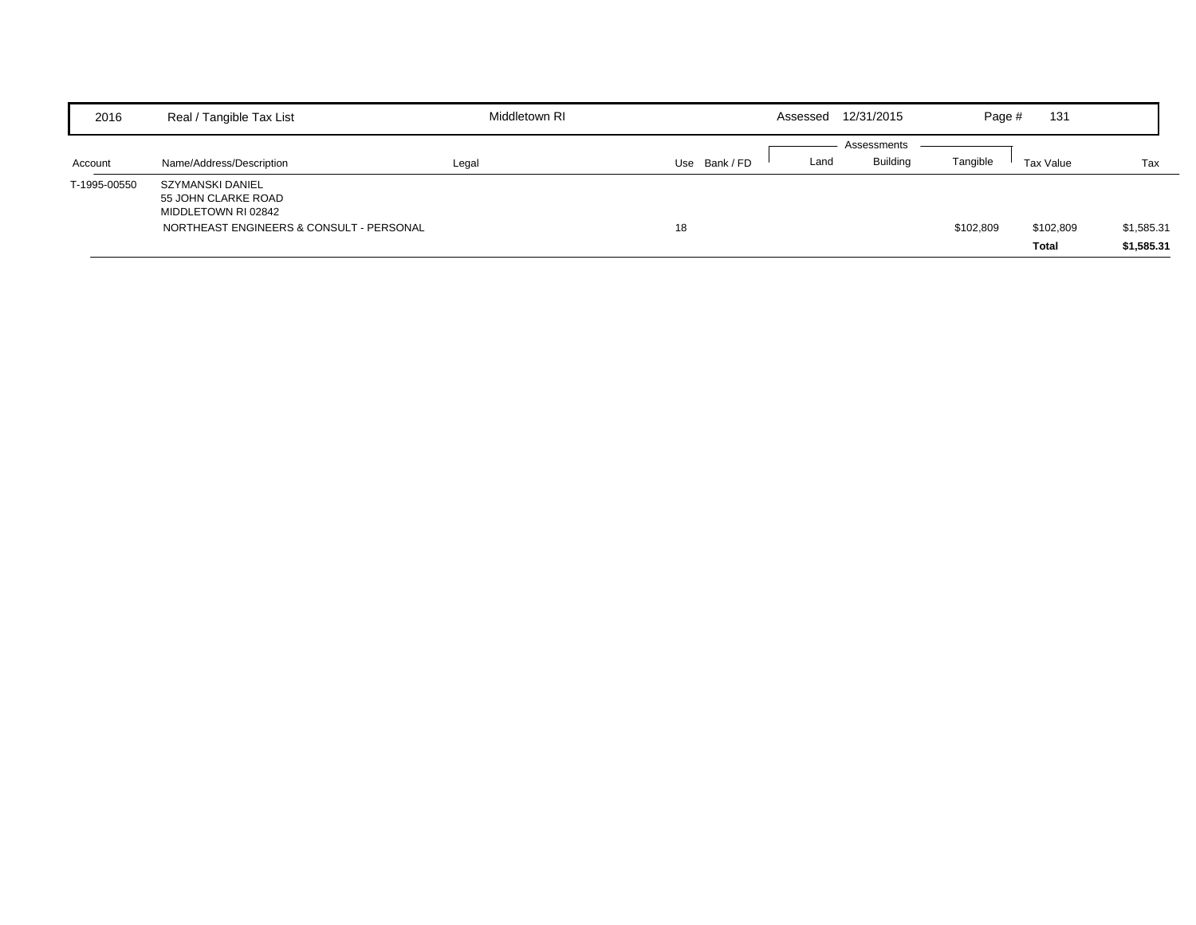| 2016 | Real / Tangible Tax List | Middletown RI | | | Assessed 12/31/2015 | | Page # 131 | | |
|---|---|---|---|---|---|---|---|---|---|
| | | | | | Assessments | | | | |
| Account | Name/Address/Description | Legal | Use | Bank / FD | Land | Building | Tangible | Tax Value | Tax |
| T-1995-00550 | SZYMANSKI DANIEL<br>55 JOHN CLARKE ROAD<br>MIDDLETOWN RI 02842 | | | | | | | | |
| | NORTHEAST ENGINEERS & CONSULT - PERSONAL | | 18 | | | | $102,809 | $102,809 | $1,585.31 |
| | | | | | | | | **Total** | **$1,585.31** |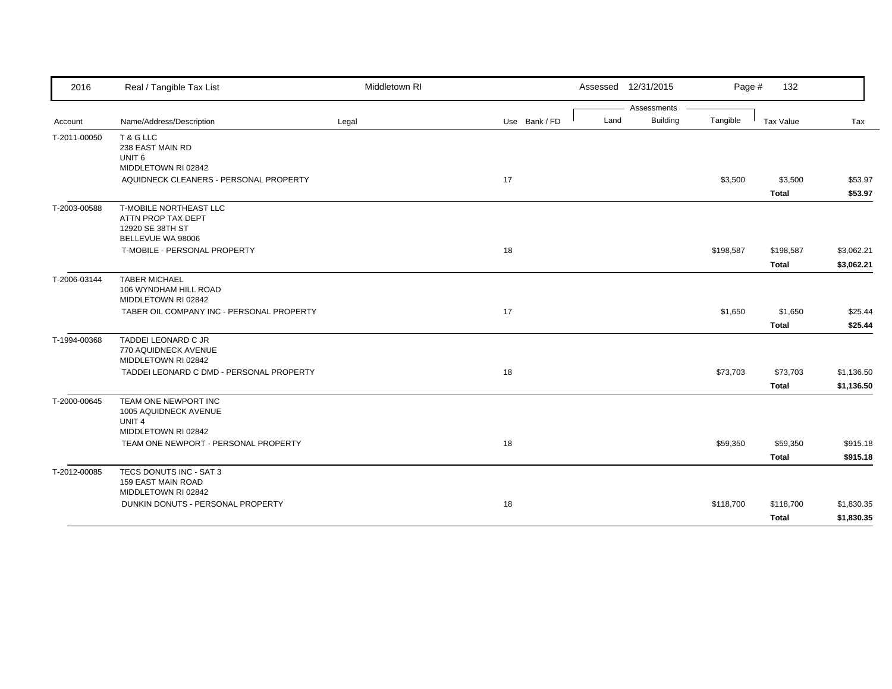| 2016 | Real / Tangible Tax List | Middletown RI | | Assessed 12/31/2015 | | Page # 132 | | |
|---|---|---|---|---|---|---|---|---|
| | | | | Assessments | | | | |
| Account | Name/Address/Description | Legal | Use Bank / FD | Land | Building | Tangible | Tax Value | Tax |
| T-2011-00050 | T & G LLC<br>238 EAST MAIN RD<br>UNIT 6<br>MIDDLETOWN RI 02842 | | | | | | | |
| | AQUIDNECK CLEANERS - PERSONAL PROPERTY | | 17 | | | $3,500 | $3,500 | $53.97 |
| | | | | | | | **Total** | **$53.97** |
| T-2003-00588 | T-MOBILE NORTHEAST LLC<br>ATTN PROP TAX DEPT<br>12920 SE 38TH ST<br>BELLEVUE WA 98006 | | | | | | | |
| | T-MOBILE - PERSONAL PROPERTY | | 18 | | | $198,587 | $198,587 | $3,062.21 |
| | | | | | | | **Total** | **$3,062.21** |
| T-2006-03144 | TABER MICHAEL<br>106 WYNDHAM HILL ROAD<br>MIDDLETOWN RI 02842 | | | | | | | |
| | TABER OIL COMPANY INC - PERSONAL PROPERTY | | 17 | | | $1,650 | $1,650 | $25.44 |
| | | | | | | | **Total** | **$25.44** |
| T-1994-00368 | TADDEI LEONARD C JR<br>770 AQUIDNECK AVENUE<br>MIDDLETOWN RI 02842 | | | | | | | |
| | TADDEI LEONARD C DMD - PERSONAL PROPERTY | | 18 | | | $73,703 | $73,703 | $1,136.50 |
| | | | | | | | **Total** | **$1,136.50** |
| T-2000-00645 | TEAM ONE NEWPORT INC<br>1005 AQUIDNECK AVENUE<br>UNIT 4<br>MIDDLETOWN RI 02842 | | | | | | | |
| | TEAM ONE NEWPORT - PERSONAL PROPERTY | | 18 | | | $59,350 | $59,350 | $915.18 |
| | | | | | | | **Total** | **$915.18** |
| T-2012-00085 | TECS DONUTS INC - SAT 3<br>159 EAST MAIN ROAD<br>MIDDLETOWN RI 02842 | | | | | | | |
| | DUNKIN DONUTS - PERSONAL PROPERTY | | 18 | | | $118,700 | $118,700 | $1,830.35 |
| | | | | | | | **Total** | **$1,830.35** |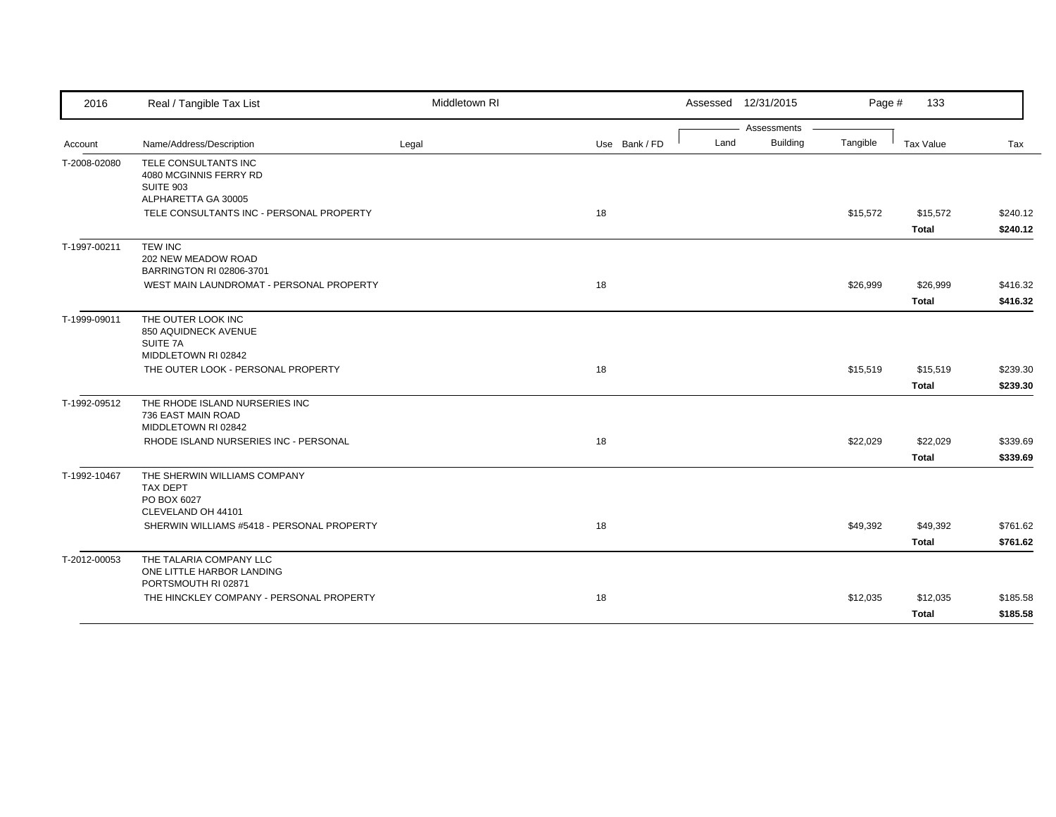| 2016 | Real / Tangible Tax List | Middletown RI | | Assessed 12/31/2015 | | Page # 133 | | |
|---|---|---|---|---|---|---|---|---|
| | | | | Assessments | | | | |
| Account | Name/Address/Description | Legal | Use Bank / FD | Land | Building | Tangible | Tax Value | Tax |
| T-2008-02080 | TELE CONSULTANTS INC<br>4080 MCGINNIS FERRY RD<br>SUITE 903<br>ALPHARETTA GA 30005 | | | | | | | |
| | TELE CONSULTANTS INC - PERSONAL PROPERTY | | 18 | | | $15,572 | $15,572 | $240.12 |
| | | | | | | | **Total** | **$240.12** |
| T-1997-00211 | TEW INC<br>202 NEW MEADOW ROAD<br>BARRINGTON RI 02806-3701 | | | | | | | |
| | WEST MAIN LAUNDROMAT - PERSONAL PROPERTY | | 18 | | | $26,999 | $26,999 | $416.32 |
| | | | | | | | **Total** | **$416.32** |
| T-1999-09011 | THE OUTER LOOK INC<br>850 AQUIDNECK AVENUE<br>SUITE 7A<br>MIDDLETOWN RI 02842 | | | | | | | |
| | THE OUTER LOOK - PERSONAL PROPERTY | | 18 | | | $15,519 | $15,519 | $239.30 |
| | | | | | | | **Total** | **$239.30** |
| T-1992-09512 | THE RHODE ISLAND NURSERIES INC<br>736 EAST MAIN ROAD<br>MIDDLETOWN RI 02842 | | | | | | | |
| | RHODE ISLAND NURSERIES INC - PERSONAL | | 18 | | | $22,029 | $22,029 | $339.69 |
| | | | | | | | **Total** | **$339.69** |
| T-1992-10467 | THE SHERWIN WILLIAMS COMPANY<br>TAX DEPT<br>PO BOX 6027<br>CLEVELAND OH 44101 | | | | | | | |
| | SHERWIN WILLIAMS #5418 - PERSONAL PROPERTY | | 18 | | | $49,392 | $49,392 | $761.62 |
| | | | | | | | **Total** | **$761.62** |
| T-2012-00053 | THE TALARIA COMPANY LLC<br>ONE LITTLE HARBOR LANDING<br>PORTSMOUTH RI 02871 | | | | | | | |
| | THE HINCKLEY COMPANY - PERSONAL PROPERTY | | 18 | | | $12,035 | $12,035 | $185.58 |
| | | | | | | | **Total** | **$185.58** |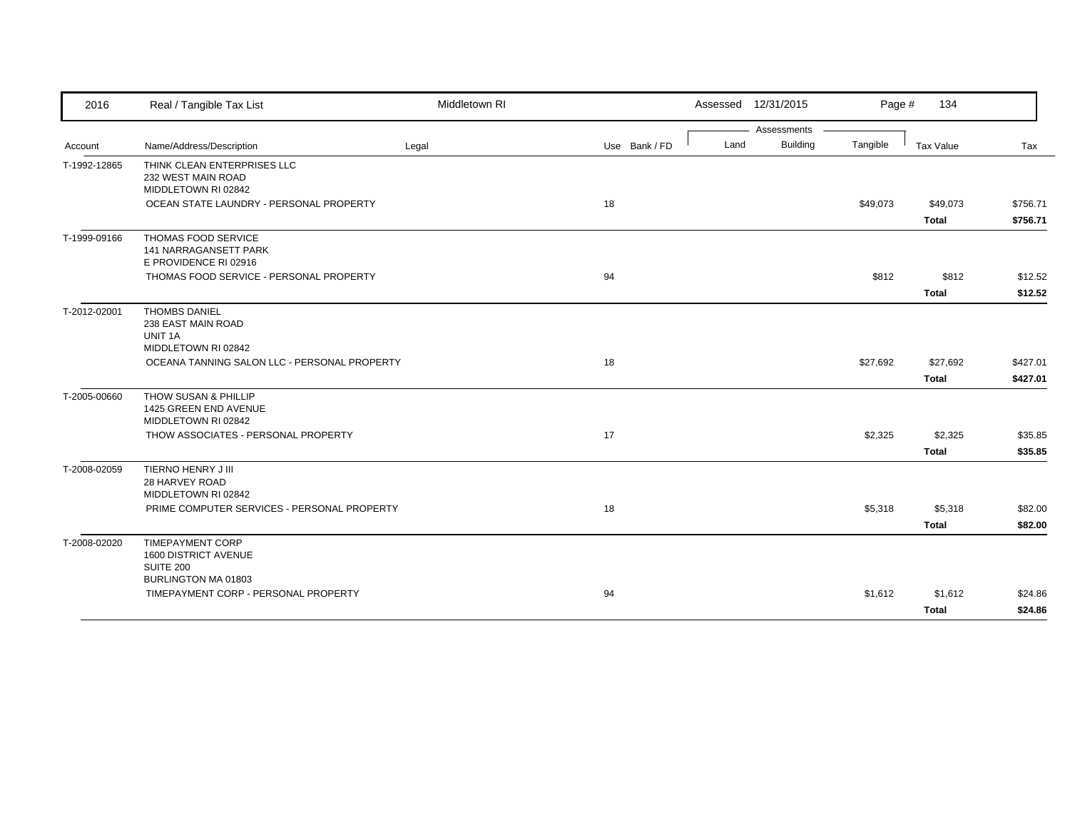| 2016 | Real / Tangible Tax List | Middletown RI | | | Assessed 12/31/2015 | | Page # | 134 | |
|---|---|---|---|---|---|---|---|---|---|
| | | | | | Assessments | | | | |
| Account | Name/Address/Description | Legal | Use | Bank / FD | Land | Building | Tangible | Tax Value | Tax |
| T-1992-12865 | THINK CLEAN ENTERPRISES LLC<br>232 WEST MAIN ROAD<br>MIDDLETOWN RI 02842 | | | | | | | | |
| | OCEAN STATE LAUNDRY - PERSONAL PROPERTY | | 18 | | | | $49,073 | $49,073 | $756.71 |
| | | | | | | | | **Total** | **$756.71** |
| T-1999-09166 | THOMAS FOOD SERVICE<br>141 NARRAGANSETT PARK<br>E PROVIDENCE RI 02916 | | | | | | | | |
| | THOMAS FOOD SERVICE - PERSONAL PROPERTY | | 94 | | | | $812 | $812 | $12.52 |
| | | | | | | | | **Total** | **$12.52** |
| T-2012-02001 | THOMBS DANIEL<br>238 EAST MAIN ROAD<br>UNIT 1A<br>MIDDLETOWN RI 02842 | | | | | | | | |
| | OCEANA TANNING SALON LLC - PERSONAL PROPERTY | | 18 | | | | $27,692 | $27,692 | $427.01 |
| | | | | | | | | **Total** | **$427.01** |
| T-2005-00660 | THOW SUSAN & PHILLIP<br>1425 GREEN END AVENUE<br>MIDDLETOWN RI 02842 | | | | | | | | |
| | THOW ASSOCIATES - PERSONAL PROPERTY | | 17 | | | | $2,325 | $2,325 | $35.85 |
| | | | | | | | | **Total** | **$35.85** |
| T-2008-02059 | TIERNO HENRY J III<br>28 HARVEY ROAD<br>MIDDLETOWN RI 02842 | | | | | | | | |
| | PRIME COMPUTER SERVICES - PERSONAL PROPERTY | | 18 | | | | $5,318 | $5,318 | $82.00 |
| | | | | | | | | **Total** | **$82.00** |
| T-2008-02020 | TIMEPAYMENT CORP<br>1600 DISTRICT AVENUE<br>SUITE 200<br>BURLINGTON MA 01803 | | | | | | | | |
| | TIMEPAYMENT CORP - PERSONAL PROPERTY | | 94 | | | | $1,612 | $1,612 | $24.86 |
| | | | | | | | | **Total** | **$24.86** |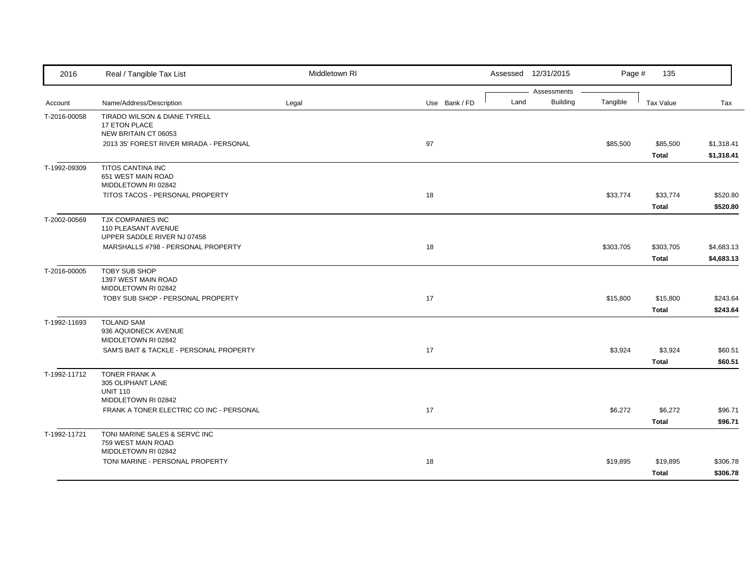| 2016 | Real / Tangible Tax List | Middletown RI | | | Assessed 12/31/2015 | | | | |
|---|---|---|---|---|---|---|---|---|---|
| | | | | | Assessments | | | | |
| Account | Name/Address/Description | Legal | Use | Bank / FD | Land | Building | Tangible | Tax Value | Tax |
| T-2016-00058 | TIRADO WILSON & DIANE TYRELL<br>17 ETON PLACE<br>NEW BRITAIN CT 06053 | | | | | | | | |
| | 2013 35' FOREST RIVER MIRADA - PERSONAL | | 97 | | | | $85,500 | $85,500 | $1,318.41 |
| | | | | | | | | **Total** | **$1,318.41** |
| T-1992-09309 | TITOS CANTINA INC<br>651 WEST MAIN ROAD<br>MIDDLETOWN RI 02842 | | | | | | | | |
| | TITOS TACOS - PERSONAL PROPERTY | | 18 | | | | $33,774 | $33,774 | $520.80 |
| | | | | | | | | **Total** | **$520.80** |
| T-2002-00569 | TJX COMPANIES INC<br>110 PLEASANT AVENUE<br>UPPER SADDLE RIVER NJ 07458 | | | | | | | | |
| | MARSHALLS #798 - PERSONAL PROPERTY | | 18 | | | | $303,705 | $303,705 | $4,683.13 |
| | | | | | | | | **Total** | **$4,683.13** |
| T-2016-00005 | TOBY SUB SHOP<br>1397 WEST MAIN ROAD<br>MIDDLETOWN RI 02842 | | | | | | | | |
| | TOBY SUB SHOP - PERSONAL PROPERTY | | 17 | | | | $15,800 | $15,800 | $243.64 |
| | | | | | | | | **Total** | **$243.64** |
| T-1992-11693 | TOLAND SAM<br>936 AQUIDNECK AVENUE<br>MIDDLETOWN RI 02842 | | | | | | | | |
| | SAM'S BAIT & TACKLE - PERSONAL PROPERTY | | 17 | | | | $3,924 | $3,924 | $60.51 |
| | | | | | | | | **Total** | **$60.51** |
| T-1992-11712 | TONER FRANK A<br>305 OLIPHANT LANE<br>UNIT 110<br>MIDDLETOWN RI 02842 | | | | | | | | |
| | FRANK A TONER ELECTRIC CO INC - PERSONAL | | 17 | | | | $6,272 | $6,272 | $96.71 |
| | | | | | | | | **Total** | **$96.71** |
| T-1992-11721 | TONI MARINE SALES & SERVC INC<br>759 WEST MAIN ROAD<br>MIDDLETOWN RI 02842 | | | | | | | | |
| | TONI MARINE - PERSONAL PROPERTY | | 18 | | | | $19,895 | $19,895 | $306.78 |
| | | | | | | | | **Total** | **$306.78** |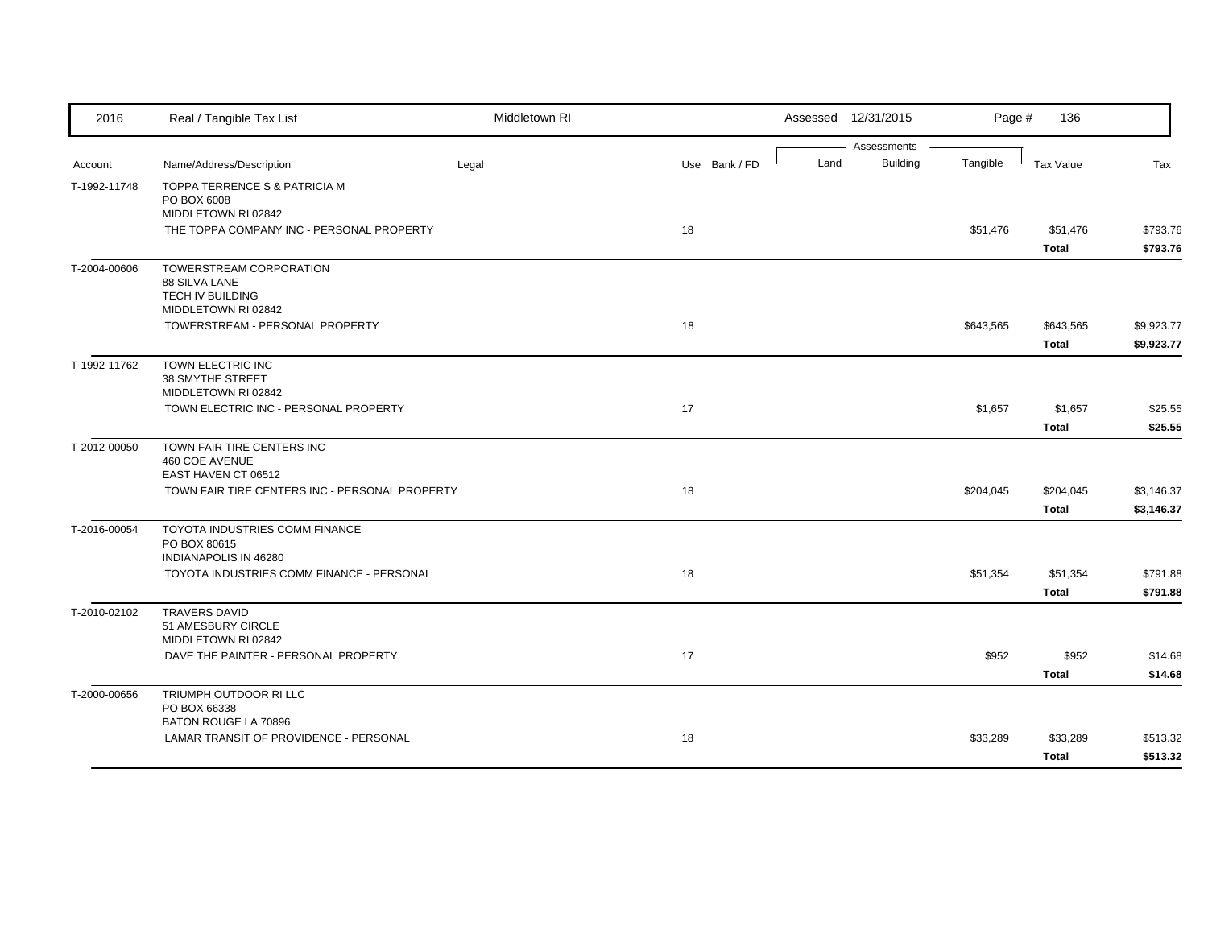| 2016 | Real / Tangible Tax List | Middletown RI | | Assessed 12/31/2015 | | | | |
|---|---|---|---|---|---|---|---|---|
| | | | | Assessments | | | | |
| Account | Name/Address/Description | Legal | Use Bank / FD | Land | Building | Tangible | Tax Value | Tax |
| T-1992-11748 | TOPPA TERRENCE S & PATRICIA M<br>PO BOX 6008<br>MIDDLETOWN RI 02842 | | | | | | | |
| | THE TOPPA COMPANY INC - PERSONAL PROPERTY | | 18 | | | $51,476 | $51,476 | $793.76 |
| | | | | | | | **Total** | **$793.76** |
| T-2004-00606 | TOWERSTREAM CORPORATION<br>88 SILVA LANE<br>TECH IV BUILDING<br>MIDDLETOWN RI 02842 | | | | | | | |
| | TOWERSTREAM - PERSONAL PROPERTY | | 18 | | | $643,565 | $643,565 | $9,923.77 |
| | | | | | | | **Total** | **$9,923.77** |
| T-1992-11762 | TOWN ELECTRIC INC<br>38 SMYTHE STREET<br>MIDDLETOWN RI 02842 | | | | | | | |
| | TOWN ELECTRIC INC - PERSONAL PROPERTY | | 17 | | | $1,657 | $1,657 | $25.55 |
| | | | | | | | **Total** | **$25.55** |
| T-2012-00050 | TOWN FAIR TIRE CENTERS INC<br>460 COE AVENUE<br>EAST HAVEN CT 06512 | | | | | | | |
| | TOWN FAIR TIRE CENTERS INC - PERSONAL PROPERTY | | 18 | | | $204,045 | $204,045 | $3,146.37 |
| | | | | | | | **Total** | **$3,146.37** |
| T-2016-00054 | TOYOTA INDUSTRIES COMM FINANCE<br>PO BOX 80615<br>INDIANAPOLIS IN 46280 | | | | | | | |
| | TOYOTA INDUSTRIES COMM FINANCE - PERSONAL | | 18 | | | $51,354 | $51,354 | $791.88 |
| | | | | | | | **Total** | **$791.88** |
| T-2010-02102 | TRAVERS DAVID<br>51 AMESBURY CIRCLE<br>MIDDLETOWN RI 02842 | | | | | | | |
| | DAVE THE PAINTER - PERSONAL PROPERTY | | 17 | | | $952 | $952 | $14.68 |
| | | | | | | | **Total** | **$14.68** |
| T-2000-00656 | TRIUMPH OUTDOOR RI LLC<br>PO BOX 66338<br>BATON ROUGE LA 70896 | | | | | | | |
| | LAMAR TRANSIT OF PROVIDENCE - PERSONAL | | 18 | | | $33,289 | $33,289 | $513.32 |
| | | | | | | | **Total** | **$513.32** |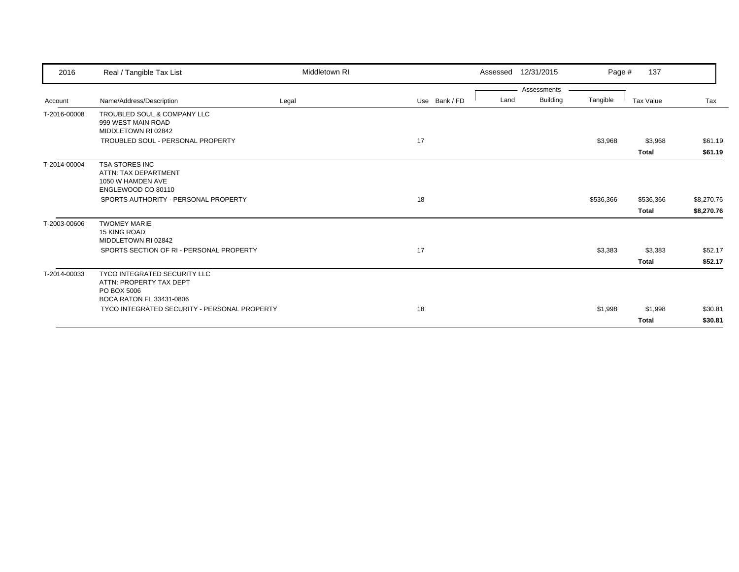| 2016 | Real / Tangible Tax List | Middletown RI | | Assessed 12/31/2015 | | | | |
|---|---|---|---|---|---|---|---|---|
| | | | | Assessments | | | | |
| Account | Name/Address/Description | Legal | Use Bank / FD | Land | Building | Tangible | Tax Value | Tax |
| T-2016-00008 | TROUBLED SOUL & COMPANY LLC<br>999 WEST MAIN ROAD<br>MIDDLETOWN RI 02842 | | | | | | | |
| | TROUBLED SOUL - PERSONAL PROPERTY | | 17 | | | $3,968 | $3,968 | $61.19 |
| | | | | | | | **Total** | **$61.19** |
| T-2014-00004 | TSA STORES INC<br>ATTN: TAX DEPARTMENT<br>1050 W HAMDEN AVE<br>ENGLEWOOD CO 80110 | | | | | | | |
| | SPORTS AUTHORITY - PERSONAL PROPERTY | | 18 | | | $536,366 | $536,366 | $8,270.76 |
| | | | | | | | **Total** | **$8,270.76** |
| T-2003-00606 | TWOMEY MARIE<br>15 KING ROAD<br>MIDDLETOWN RI 02842 | | | | | | | |
| | SPORTS SECTION OF RI - PERSONAL PROPERTY | | 17 | | | $3,383 | $3,383 | $52.17 |
| | | | | | | | **Total** | **$52.17** |
| T-2014-00033 | TYCO INTEGRATED SECURITY LLC<br>ATTN: PROPERTY TAX DEPT<br>PO BOX 5006<br>BOCA RATON FL 33431-0806 | | | | | | | |
| | TYCO INTEGRATED SECURITY - PERSONAL PROPERTY | | 18 | | | $1,998 | $1,998 | $30.81 |
| | | | | | | | **Total** | **$30.81** |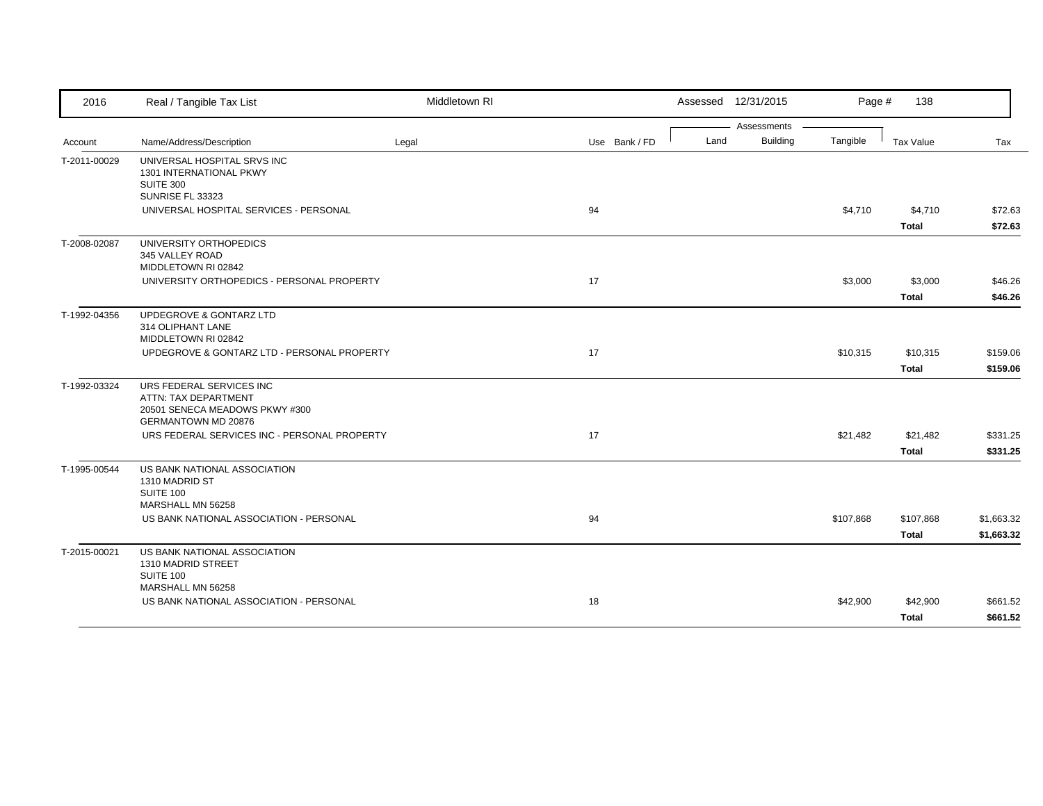| Account | Name/Address/Description | Legal | Use | Bank / FD | Land | Building | Tangible | Tax Value | Tax |
|---|---|---|---|---|---|---|---|---|---|
| T-2011-00029 | UNIVERSAL HOSPITAL SRVS INC<br>1301 INTERNATIONAL PKWY<br>SUITE 300<br>SUNRISE FL 33323 | | | | | | | | |
| | UNIVERSAL HOSPITAL SERVICES - PERSONAL | | 94 | | | | $4,710 | $4,710 | $72.63 |
| | | | | | | | | **Total** | **$72.63** |
| T-2008-02087 | UNIVERSITY ORTHOPEDICS<br>345 VALLEY ROAD<br>MIDDLETOWN RI 02842 | | | | | | | | |
| | UNIVERSITY ORTHOPEDICS - PERSONAL PROPERTY | | 17 | | | | $3,000 | $3,000 | $46.26 |
| | | | | | | | | **Total** | **$46.26** |
| T-1992-04356 | UPDEGROVE & GONTARZ LTD<br>314 OLIPHANT LANE<br>MIDDLETOWN RI 02842 | | | | | | | | |
| | UPDEGROVE & GONTARZ LTD - PERSONAL PROPERTY | | 17 | | | | $10,315 | $10,315 | $159.06 |
| | | | | | | | | **Total** | **$159.06** |
| T-1992-03324 | URS FEDERAL SERVICES INC<br>ATTN: TAX DEPARTMENT<br>20501 SENECA MEADOWS PKWY #300<br>GERMANTOWN MD 20876 | | | | | | | | |
| | URS FEDERAL SERVICES INC - PERSONAL PROPERTY | | 17 | | | | $21,482 | $21,482 | $331.25 |
| | | | | | | | | **Total** | **$331.25** |
| T-1995-00544 | US BANK NATIONAL ASSOCIATION<br>1310 MADRID ST<br>SUITE 100<br>MARSHALL MN 56258 | | | | | | | | |
| | US BANK NATIONAL ASSOCIATION - PERSONAL | | 94 | | | | $107,868 | $107,868 | $1,663.32 |
| | | | | | | | | **Total** | **$1,663.32** |
| T-2015-00021 | US BANK NATIONAL ASSOCIATION<br>1310 MADRID STREET<br>SUITE 100<br>MARSHALL MN 56258 | | | | | | | | |
| | US BANK NATIONAL ASSOCIATION - PERSONAL | | 18 | | | | $42,900 | $42,900 | $661.52 |
| | | | | | | | | **Total** | **$661.52** |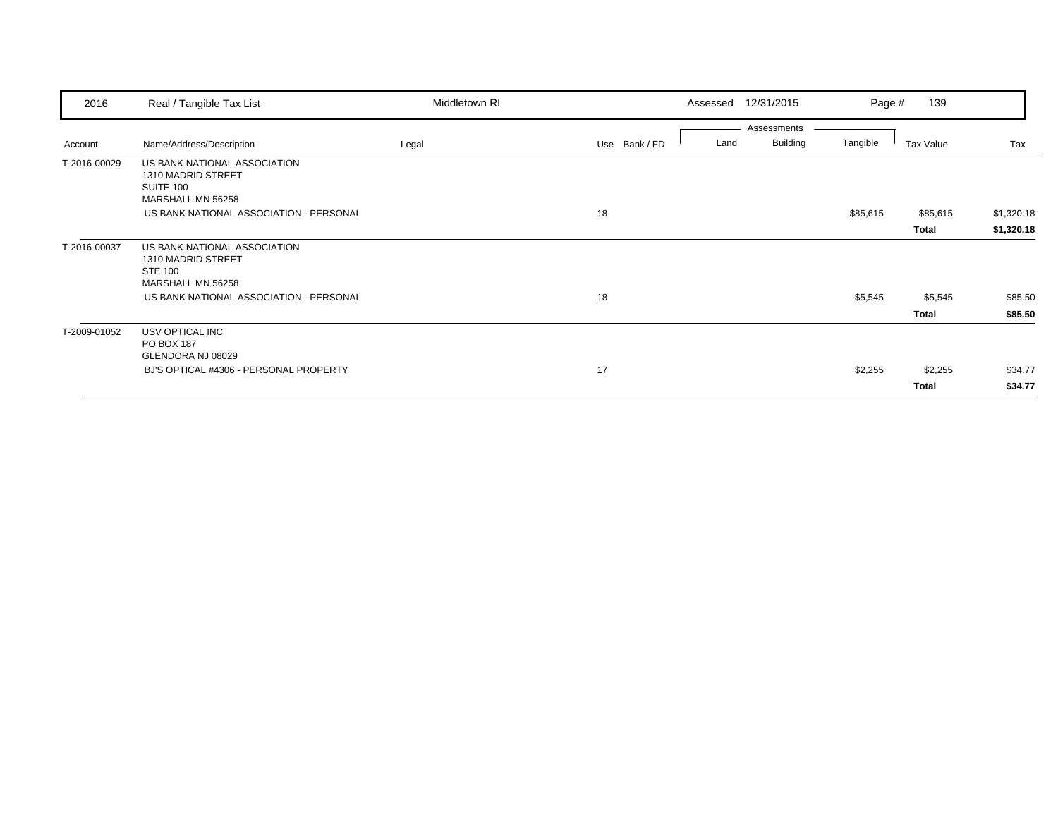| 2016 | Real / Tangible Tax List | Middletown RI | | | Assessed | 12/31/2015 | Page # | 139 | |
|---|---|---|---|---|---|---|---|---|---|
| | | | | | Assessments | | | | |
| Account | Name/Address/Description | Legal | Use | Bank / FD | Land | Building | Tangible | Tax Value | Tax |
| T-2016-00029 | US BANK NATIONAL ASSOCIATION<br>1310 MADRID STREET<br>SUITE 100<br>MARSHALL MN 56258 | | | | | | | | |
| | US BANK NATIONAL ASSOCIATION - PERSONAL | | 18 | | | | $85,615 | $85,615 | $1,320.18 |
| | | | | | | | | **Total** | **$1,320.18** |
| T-2016-00037 | US BANK NATIONAL ASSOCIATION<br>1310 MADRID STREET<br>STE 100<br>MARSHALL MN 56258 | | | | | | | | |
| | US BANK NATIONAL ASSOCIATION - PERSONAL | | 18 | | | | $5,545 | $5,545 | $85.50 |
| | | | | | | | | **Total** | **$85.50** |
| T-2009-01052 | USV OPTICAL INC<br>PO BOX 187<br>GLENDORA NJ 08029 | | | | | | | | |
| | BJ'S OPTICAL #4306 - PERSONAL PROPERTY | | 17 | | | | $2,255 | $2,255 | $34.77 |
| | | | | | | | | **Total** | **$34.77** |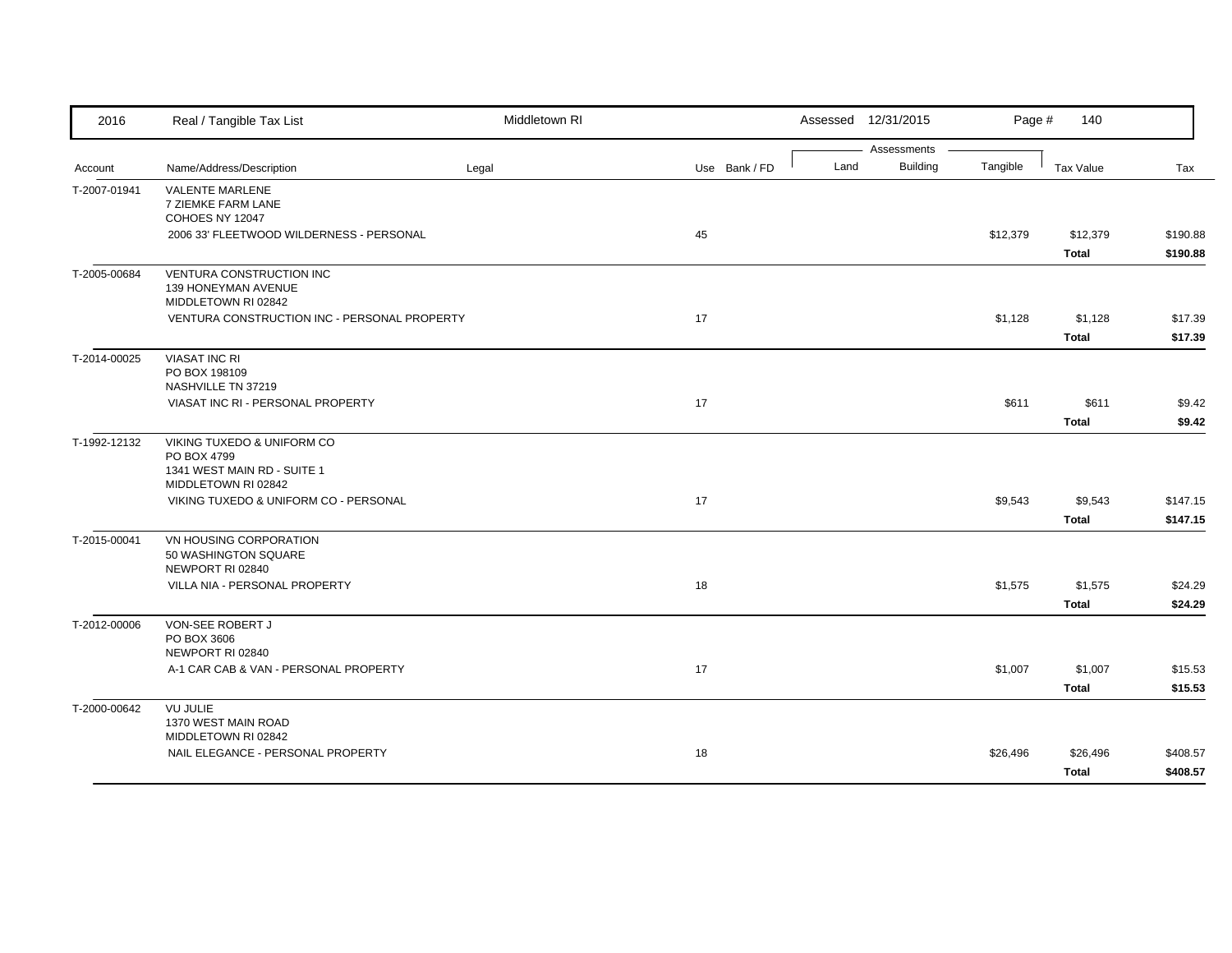| 2016 | Real / Tangible Tax List | Middletown RI | | | Assessed 12/31/2015 | | | | |
|---|---|---|---|---|---|---|---|---|---|
| | | | | | Assessments | | | | |
| Account | Name/Address/Description | Legal | Use | Bank / FD | Land | Building | Tangible | Tax Value | Tax |
| T-2007-01941 | VALENTE MARLENE<br>7 ZIEMKE FARM LANE<br>COHOES NY 12047 | | | | | | | | |
| | 2006 33' FLEETWOOD WILDERNESS - PERSONAL | | 45 | | | | $12,379 | $12,379 | $190.88 |
| | | | | | | | | **Total** | **$190.88** |
| T-2005-00684 | VENTURA CONSTRUCTION INC<br>139 HONEYMAN AVENUE<br>MIDDLETOWN RI 02842 | | | | | | | | |
| | VENTURA CONSTRUCTION INC - PERSONAL PROPERTY | | 17 | | | | $1,128 | $1,128 | $17.39 |
| | | | | | | | | **Total** | **$17.39** |
| T-2014-00025 | VIASAT INC RI<br>PO BOX 198109<br>NASHVILLE TN 37219 | | | | | | | | |
| | VIASAT INC RI - PERSONAL PROPERTY | | 17 | | | | $611 | $611 | $9.42 |
| | | | | | | | | **Total** | **$9.42** |
| T-1992-12132 | VIKING TUXEDO & UNIFORM CO<br>PO BOX 4799<br>1341 WEST MAIN RD - SUITE 1<br>MIDDLETOWN RI 02842 | | | | | | | | |
| | VIKING TUXEDO & UNIFORM CO - PERSONAL | | 17 | | | | $9,543 | $9,543 | $147.15 |
| | | | | | | | | **Total** | **$147.15** |
| T-2015-00041 | VN HOUSING CORPORATION<br>50 WASHINGTON SQUARE<br>NEWPORT RI 02840 | | | | | | | | |
| | VILLA NIA - PERSONAL PROPERTY | | 18 | | | | $1,575 | $1,575 | $24.29 |
| | | | | | | | | **Total** | **$24.29** |
| T-2012-00006 | VON-SEE ROBERT J<br>PO BOX 3606<br>NEWPORT RI 02840 | | | | | | | | |
| | A-1 CAR CAB & VAN - PERSONAL PROPERTY | | 17 | | | | $1,007 | $1,007 | $15.53 |
| | | | | | | | | **Total** | **$15.53** |
| T-2000-00642 | VU JULIE<br>1370 WEST MAIN ROAD<br>MIDDLETOWN RI 02842 | | | | | | | | |
| | NAIL ELEGANCE - PERSONAL PROPERTY | | 18 | | | | $26,496 | $26,496 | $408.57 |
| | | | | | | | | **Total** | **$408.57** |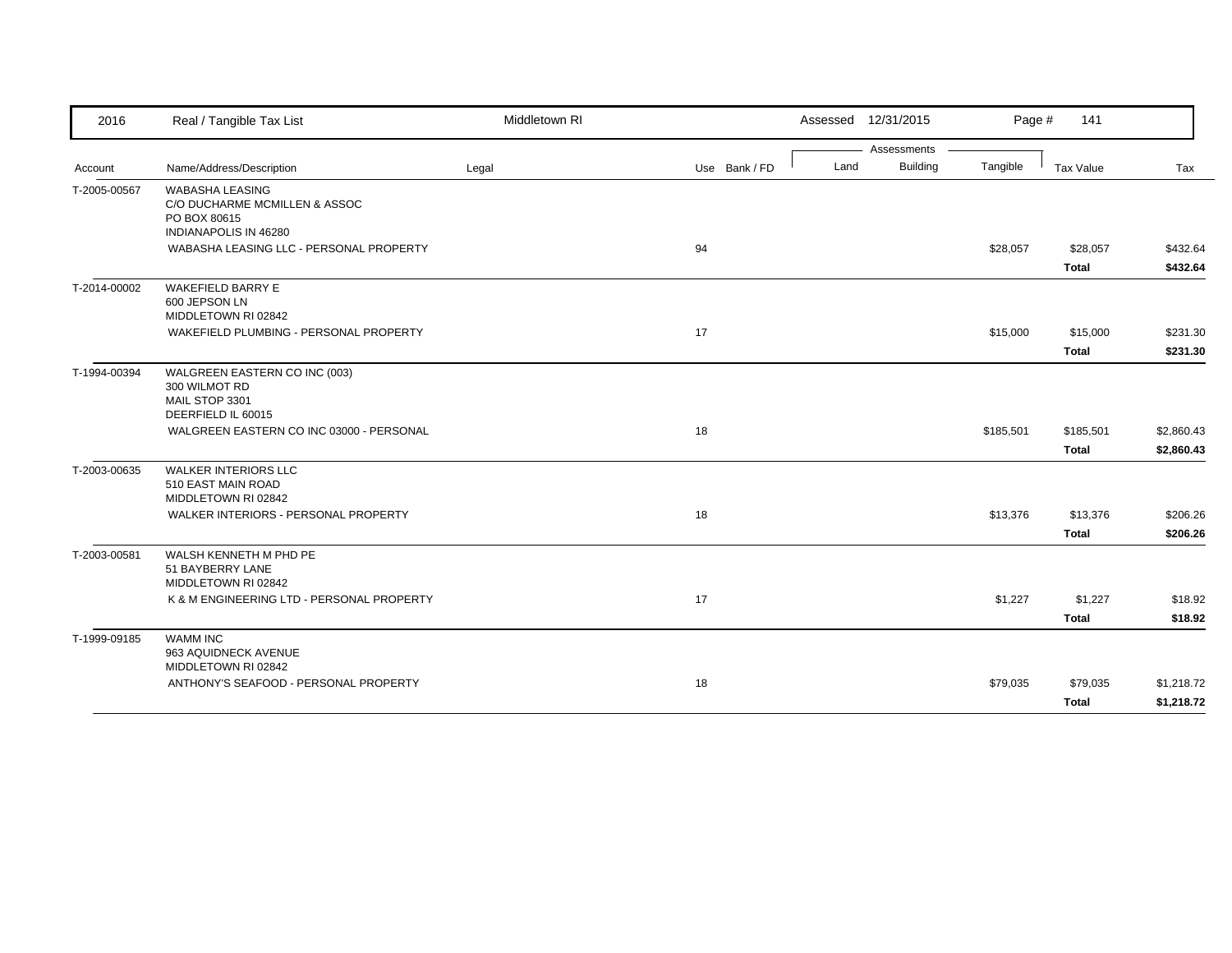| 2016 | Real / Tangible Tax List | Middletown RI | | Assessed 12/31/2015 | | Page # 141 | | |
|---|---|---|---|---|---|---|---|---|
| | | | | Assessments | | | | |
| Account | Name/Address/Description | Legal | Use Bank / FD | Land | Building | Tangible | Tax Value | Tax |
| T-2005-00567 | WABASHA LEASING<br>C/O DUCHARME MCMILLEN & ASSOC<br>PO BOX 80615<br>INDIANAPOLIS IN 46280 | | | | | | | |
| | WABASHA LEASING LLC - PERSONAL PROPERTY | | 94 | | | $28,057 | $28,057 | $432.64 |
| | | | | | | | **Total** | **$432.64** |
| T-2014-00002 | WAKEFIELD BARRY E<br>600 JEPSON LN<br>MIDDLETOWN RI 02842 | | | | | | | |
| | WAKEFIELD PLUMBING - PERSONAL PROPERTY | | 17 | | | $15,000 | $15,000 | $231.30 |
| | | | | | | | **Total** | **$231.30** |
| T-1994-00394 | WALGREEN EASTERN CO INC (003)<br>300 WILMOT RD<br>MAIL STOP 3301<br>DEERFIELD IL 60015 | | | | | | | |
| | WALGREEN EASTERN CO INC 03000 - PERSONAL | | 18 | | | $185,501 | $185,501 | $2,860.43 |
| | | | | | | | **Total** | **$2,860.43** |
| T-2003-00635 | WALKER INTERIORS LLC<br>510 EAST MAIN ROAD<br>MIDDLETOWN RI 02842 | | | | | | | |
| | WALKER INTERIORS - PERSONAL PROPERTY | | 18 | | | $13,376 | $13,376 | $206.26 |
| | | | | | | | **Total** | **$206.26** |
| T-2003-00581 | WALSH KENNETH M PHD PE<br>51 BAYBERRY LANE<br>MIDDLETOWN RI 02842 | | | | | | | |
| | K & M ENGINEERING LTD - PERSONAL PROPERTY | | 17 | | | $1,227 | $1,227 | $18.92 |
| | | | | | | | **Total** | **$18.92** |
| T-1999-09185 | WAMM INC<br>963 AQUIDNECK AVENUE<br>MIDDLETOWN RI 02842 | | | | | | | |
| | ANTHONY'S SEAFOOD - PERSONAL PROPERTY | | 18 | | | $79,035 | $79,035 | $1,218.72 |
| | | | | | | | **Total** | **$1,218.72** |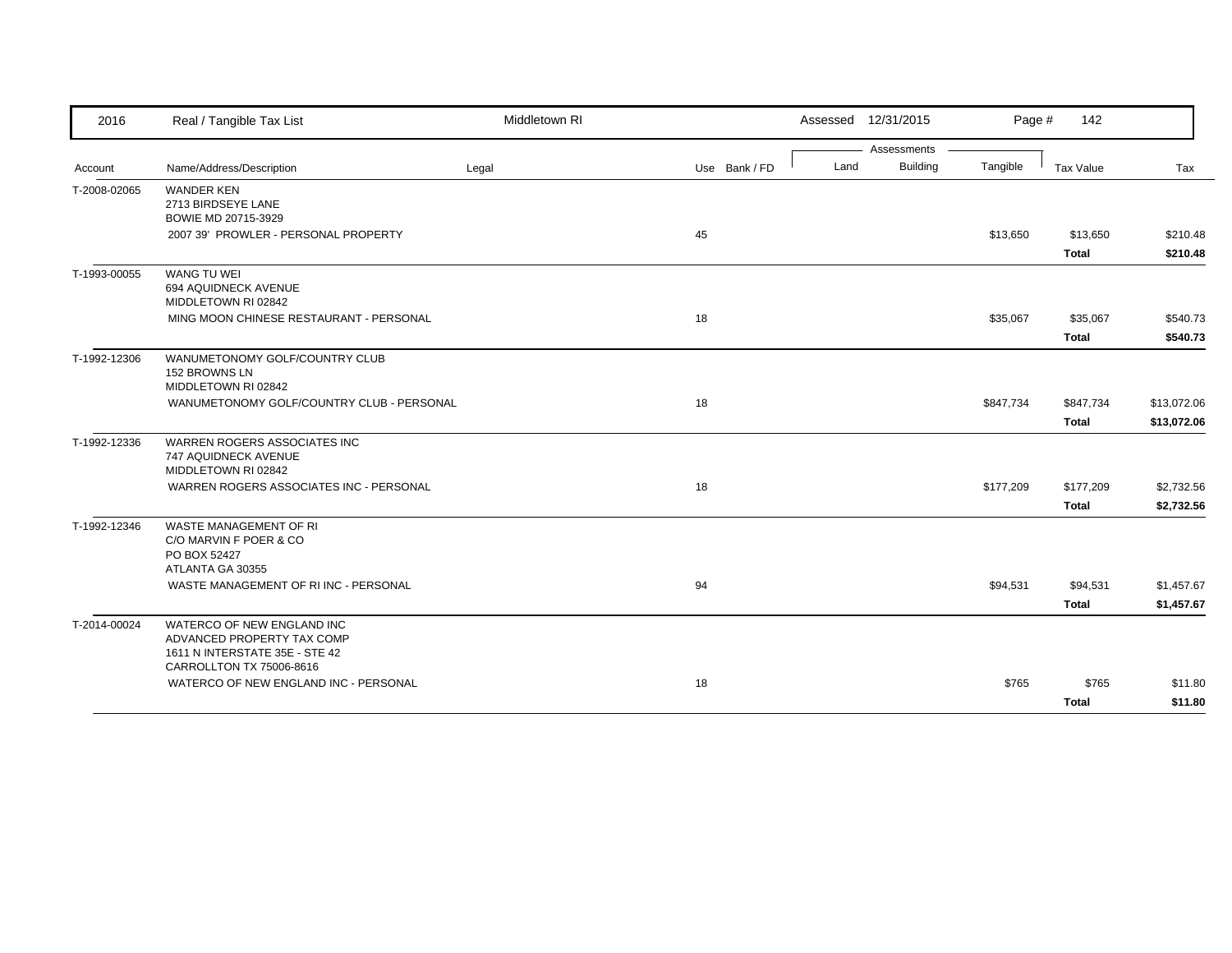| Account | Name/Address/Description | Legal | Use | Bank / FD | Land | Building | Tangible | Tax Value | Tax |
|---|---|---|---|---|---|---|---|---|---|
| T-2008-02065 | WANDER KEN<br>2713 BIRDSEYE LANE<br>BOWIE MD 20715-3929 | | | | | | | | |
| | 2007 39' PROWLER - PERSONAL PROPERTY | | 45 | | | | $13,650 | $13,650 | $210.48 |
| | | | | | | | | **Total** | **$210.48** |
| T-1993-00055 | WANG TU WEI<br>694 AQUIDNECK AVENUE<br>MIDDLETOWN RI 02842 | | | | | | | | |
| | MING MOON CHINESE RESTAURANT - PERSONAL | | 18 | | | | $35,067 | $35,067 | $540.73 |
| | | | | | | | | **Total** | **$540.73** |
| T-1992-12306 | WANUMETONOMY GOLF/COUNTRY CLUB<br>152 BROWNS LN<br>MIDDLETOWN RI 02842 | | | | | | | | |
| | WANUMETONOMY GOLF/COUNTRY CLUB - PERSONAL | | 18 | | | | $847,734 | $847,734 | $13,072.06 |
| | | | | | | | | **Total** | **$13,072.06** |
| T-1992-12336 | WARREN ROGERS ASSOCIATES INC<br>747 AQUIDNECK AVENUE<br>MIDDLETOWN RI 02842 | | | | | | | | |
| | WARREN ROGERS ASSOCIATES INC - PERSONAL | | 18 | | | | $177,209 | $177,209 | $2,732.56 |
| | | | | | | | | **Total** | **$2,732.56** |
| T-1992-12346 | WASTE MANAGEMENT OF RI<br>C/O MARVIN F POER & CO<br>PO BOX 52427<br>ATLANTA GA 30355 | | | | | | | | |
| | WASTE MANAGEMENT OF RI INC - PERSONAL | | 94 | | | | $94,531 | $94,531 | $1,457.67 |
| | | | | | | | | **Total** | **$1,457.67** |
| T-2014-00024 | WATERCO OF NEW ENGLAND INC<br>ADVANCED PROPERTY TAX COMP<br>1611 N INTERSTATE 35E - STE 42<br>CARROLLTON TX 75006-8616 | | | | | | | | |
| | WATERCO OF NEW ENGLAND INC - PERSONAL | | 18 | | | | $765 | $765 | $11.80 |
| | | | | | | | | **Total** | **$11.80** |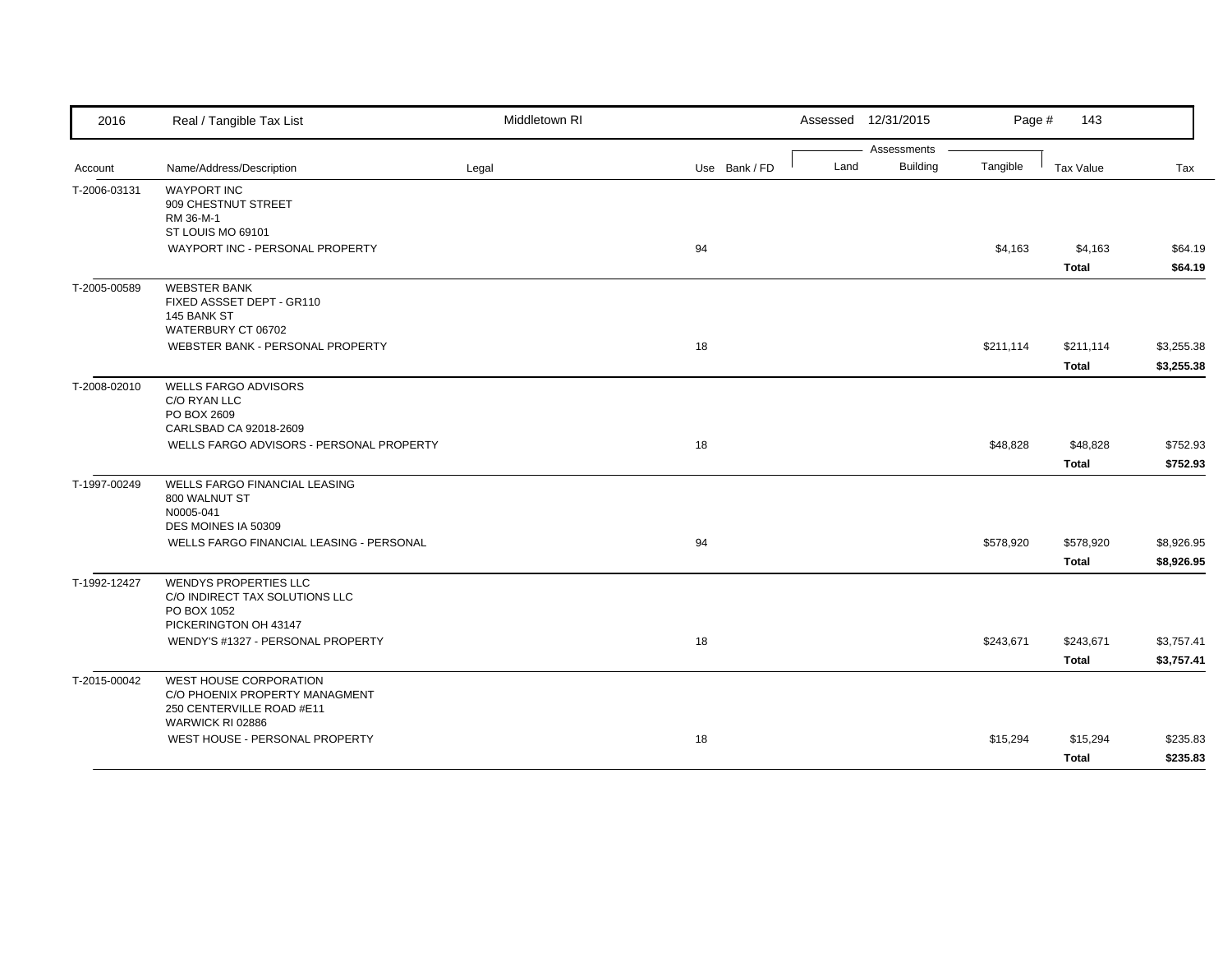| 2016 | Real / Tangible Tax List | Middletown RI | | | Assessed 12/31/2015 | | Page # 143 | | |
|---|---|---|---|---|---|---|---|---|---|
| | | | | | Assessments | | | | |
| Account | Name/Address/Description | Legal | Use | Bank / FD | Land | Building | Tangible | Tax Value | Tax |
| T-2006-03131 | WAYPORT INC<br>909 CHESTNUT STREET<br>RM 36-M-1<br>ST LOUIS MO 69101 | | | | | | | | |
| | WAYPORT INC - PERSONAL PROPERTY | | 94 | | | | $4,163 | $4,163 | $64.19 |
| | | | | | | | | **Total** | **$64.19** |
| T-2005-00589 | WEBSTER BANK<br>FIXED ASSSET DEPT - GR110<br>145 BANK ST<br>WATERBURY CT 06702 | | | | | | | | |
| | WEBSTER BANK - PERSONAL PROPERTY | | 18 | | | | $211,114 | $211,114 | $3,255.38 |
| | | | | | | | | **Total** | **$3,255.38** |
| T-2008-02010 | WELLS FARGO ADVISORS<br>C/O RYAN LLC<br>PO BOX 2609<br>CARLSBAD CA 92018-2609 | | | | | | | | |
| | WELLS FARGO ADVISORS - PERSONAL PROPERTY | | 18 | | | | $48,828 | $48,828 | $752.93 |
| | | | | | | | | **Total** | **$752.93** |
| T-1997-00249 | WELLS FARGO FINANCIAL LEASING<br>800 WALNUT ST<br>N0005-041<br>DES MOINES IA 50309 | | | | | | | | |
| | WELLS FARGO FINANCIAL LEASING - PERSONAL | | 94 | | | | $578,920 | $578,920 | $8,926.95 |
| | | | | | | | | **Total** | **$8,926.95** |
| T-1992-12427 | WENDYS PROPERTIES LLC<br>C/O INDIRECT TAX SOLUTIONS LLC<br>PO BOX 1052<br>PICKERINGTON OH 43147 | | | | | | | | |
| | WENDY'S #1327 - PERSONAL PROPERTY | | 18 | | | | $243,671 | $243,671 | $3,757.41 |
| | | | | | | | | **Total** | **$3,757.41** |
| T-2015-00042 | WEST HOUSE CORPORATION<br>C/O PHOENIX PROPERTY MANAGMENT<br>250 CENTERVILLE ROAD #E11<br>WARWICK RI 02886 | | | | | | | | |
| | WEST HOUSE - PERSONAL PROPERTY | | 18 | | | | $15,294 | $15,294 | $235.83 |
| | | | | | | | | **Total** | **$235.83** |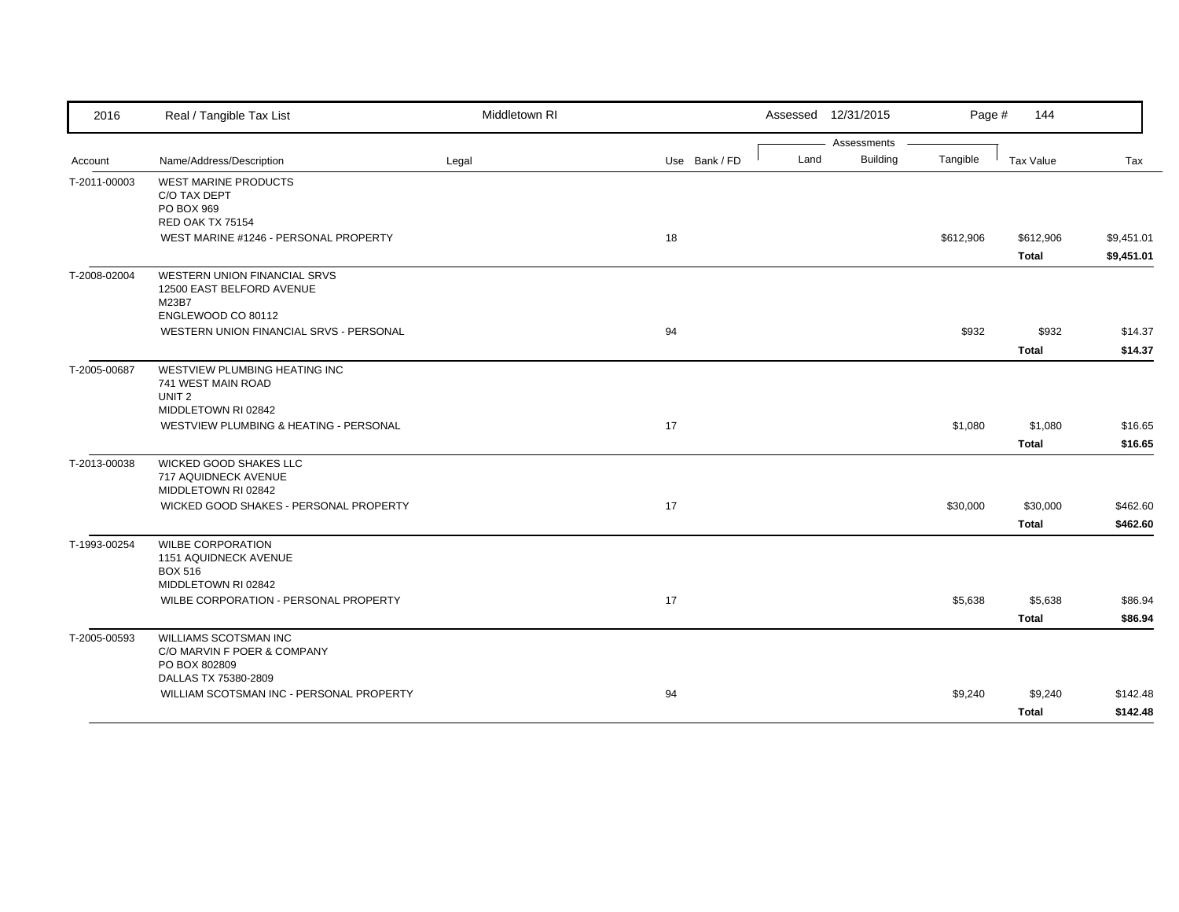| Account | Name/Address/Description | Legal | Use | Bank / FD | Land | Building | Tangible | Tax Value | Tax |
|---|---|---|---|---|---|---|---|---|---|
| T-2011-00003 | WEST MARINE PRODUCTS<br>C/O TAX DEPT<br>PO BOX 969<br>RED OAK TX 75154 | | | | | | | | |
| | WEST MARINE #1246 - PERSONAL PROPERTY | | 18 | | | | $612,906 | $612,906 | $9,451.01 |
| | | | | | | | | **Total** | **$9,451.01** |
| T-2008-02004 | WESTERN UNION FINANCIAL SRVS<br>12500 EAST BELFORD AVENUE<br>M23B7<br>ENGLEWOOD CO 80112 | | | | | | | | |
| | WESTERN UNION FINANCIAL SRVS - PERSONAL | | 94 | | | | $932 | $932 | $14.37 |
| | | | | | | | | **Total** | **$14.37** |
| T-2005-00687 | WESTVIEW PLUMBING HEATING INC<br>741 WEST MAIN ROAD<br>UNIT 2<br>MIDDLETOWN RI 02842 | | | | | | | | |
| | WESTVIEW PLUMBING & HEATING - PERSONAL | | 17 | | | | $1,080 | $1,080 | $16.65 |
| | | | | | | | | **Total** | **$16.65** |
| T-2013-00038 | WICKED GOOD SHAKES LLC<br>717 AQUIDNECK AVENUE<br>MIDDLETOWN RI 02842 | | | | | | | | |
| | WICKED GOOD SHAKES - PERSONAL PROPERTY | | 17 | | | | $30,000 | $30,000 | $462.60 |
| | | | | | | | | **Total** | **$462.60** |
| T-1993-00254 | WILBE CORPORATION<br>1151 AQUIDNECK AVENUE<br>BOX 516<br>MIDDLETOWN RI 02842 | | | | | | | | |
| | WILBE CORPORATION - PERSONAL PROPERTY | | 17 | | | | $5,638 | $5,638 | $86.94 |
| | | | | | | | | **Total** | **$86.94** |
| T-2005-00593 | WILLIAMS SCOTSMAN INC<br>C/O MARVIN F POER & COMPANY<br>PO BOX 802809<br>DALLAS TX 75380-2809 | | | | | | | | |
| | WILLIAM SCOTSMAN INC - PERSONAL PROPERTY | | 94 | | | | $9,240 | $9,240 | $142.48 |
| | | | | | | | | **Total** | **$142.48** |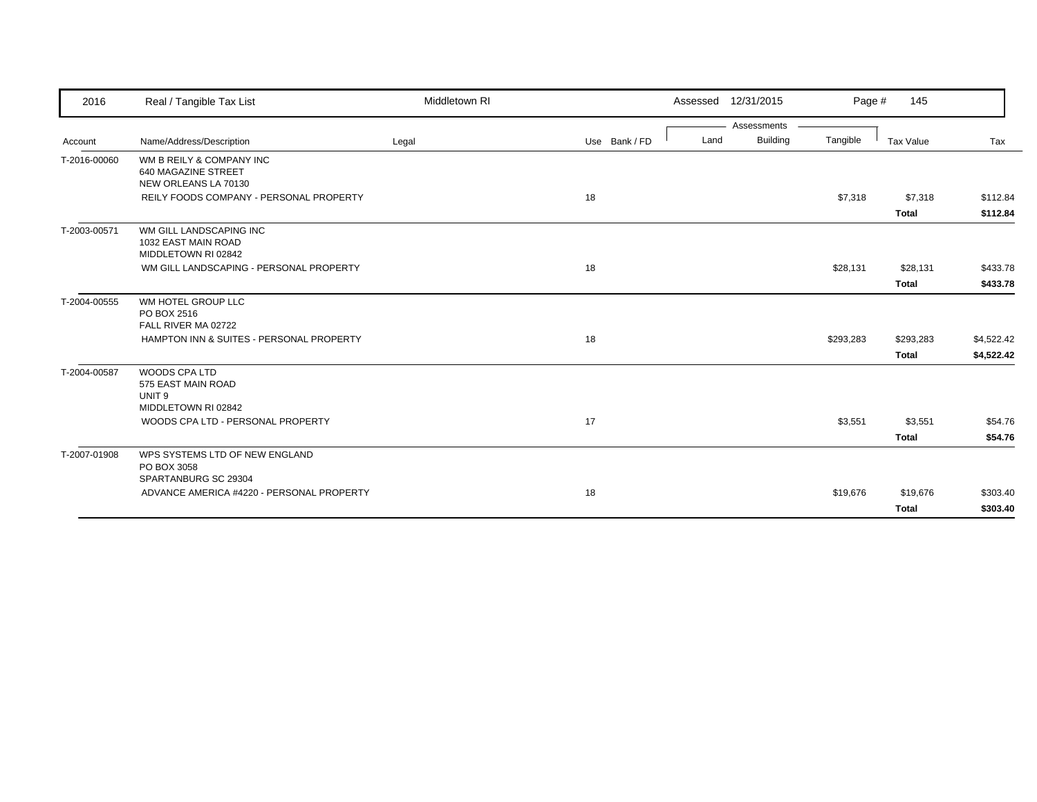| 2016 | Real / Tangible Tax List | Middletown RI | | | Assessed 12/31/2015 | | Page # 145 | | |
|---|---|---|---|---|---|---|---|---|---|
| | | | | | Assessments | | | | |
| Account | Name/Address/Description | Legal | Use | Bank / FD | Land | Building | Tangible | Tax Value | Tax |
| T-2016-00060 | WM B REILY & COMPANY INC<br>640 MAGAZINE STREET<br>NEW ORLEANS LA 70130 | | | | | | | | |
| | REILY FOODS COMPANY - PERSONAL PROPERTY | | 18 | | | | $7,318 | $7,318 | $112.84 |
| | | | | | | | | **Total** | **$112.84** |
| T-2003-00571 | WM GILL LANDSCAPING INC<br>1032 EAST MAIN ROAD<br>MIDDLETOWN RI 02842 | | | | | | | | |
| | WM GILL LANDSCAPING - PERSONAL PROPERTY | | 18 | | | | $28,131 | $28,131 | $433.78 |
| | | | | | | | | **Total** | **$433.78** |
| T-2004-00555 | WM HOTEL GROUP LLC<br>PO BOX 2516<br>FALL RIVER MA 02722 | | | | | | | | |
| | HAMPTON INN & SUITES - PERSONAL PROPERTY | | 18 | | | | $293,283 | $293,283 | $4,522.42 |
| | | | | | | | | **Total** | **$4,522.42** |
| T-2004-00587 | WOODS CPA LTD<br>575 EAST MAIN ROAD<br>UNIT 9<br>MIDDLETOWN RI 02842 | | | | | | | | |
| | WOODS CPA LTD - PERSONAL PROPERTY | | 17 | | | | $3,551 | $3,551 | $54.76 |
| | | | | | | | | **Total** | **$54.76** |
| T-2007-01908 | WPS SYSTEMS LTD OF NEW ENGLAND<br>PO BOX 3058<br>SPARTANBURG SC 29304 | | | | | | | | |
| | ADVANCE AMERICA #4220 - PERSONAL PROPERTY | | 18 | | | | $19,676 | $19,676 | $303.40 |
| | | | | | | | | **Total** | **$303.40** |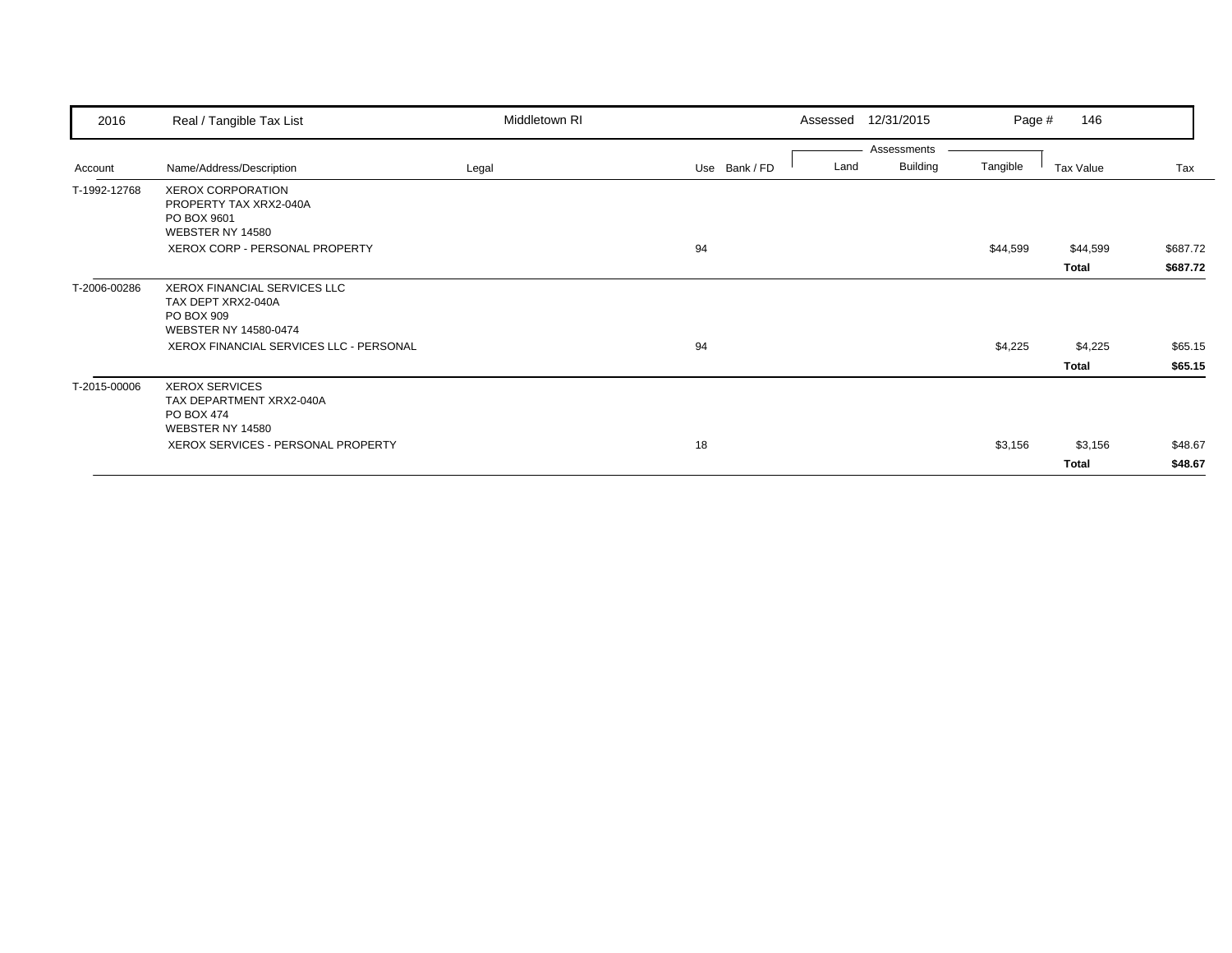| Account | Name/Address/Description | Legal | Use | Bank / FD | Land | Building | Tangible | Tax Value | Tax |
|---|---|---|---|---|---|---|---|---|---|
| T-1992-12768 | XEROX CORPORATION<br>PROPERTY TAX XRX2-040A<br>PO BOX 9601<br>WEBSTER NY 14580 | | | | | | | | |
| | XEROX CORP - PERSONAL PROPERTY | | 94 | | | | $44,599 | $44,599 | $687.72 |
| | | | | | | | | **Total** | **$687.72** |
| T-2006-00286 | XEROX FINANCIAL SERVICES LLC<br>TAX DEPT XRX2-040A<br>PO BOX 909<br>WEBSTER NY 14580-0474 | | | | | | | | |
| | XEROX FINANCIAL SERVICES LLC - PERSONAL | | 94 | | | | $4,225 | $4,225 | $65.15 |
| | | | | | | | | **Total** | **$65.15** |
| T-2015-00006 | XEROX SERVICES<br>TAX DEPARTMENT XRX2-040A<br>PO BOX 474<br>WEBSTER NY 14580 | | | | | | | | |
| | XEROX SERVICES - PERSONAL PROPERTY | | 18 | | | | $3,156 | $3,156 | $48.67 |
| | | | | | | | | **Total** | **$48.67** |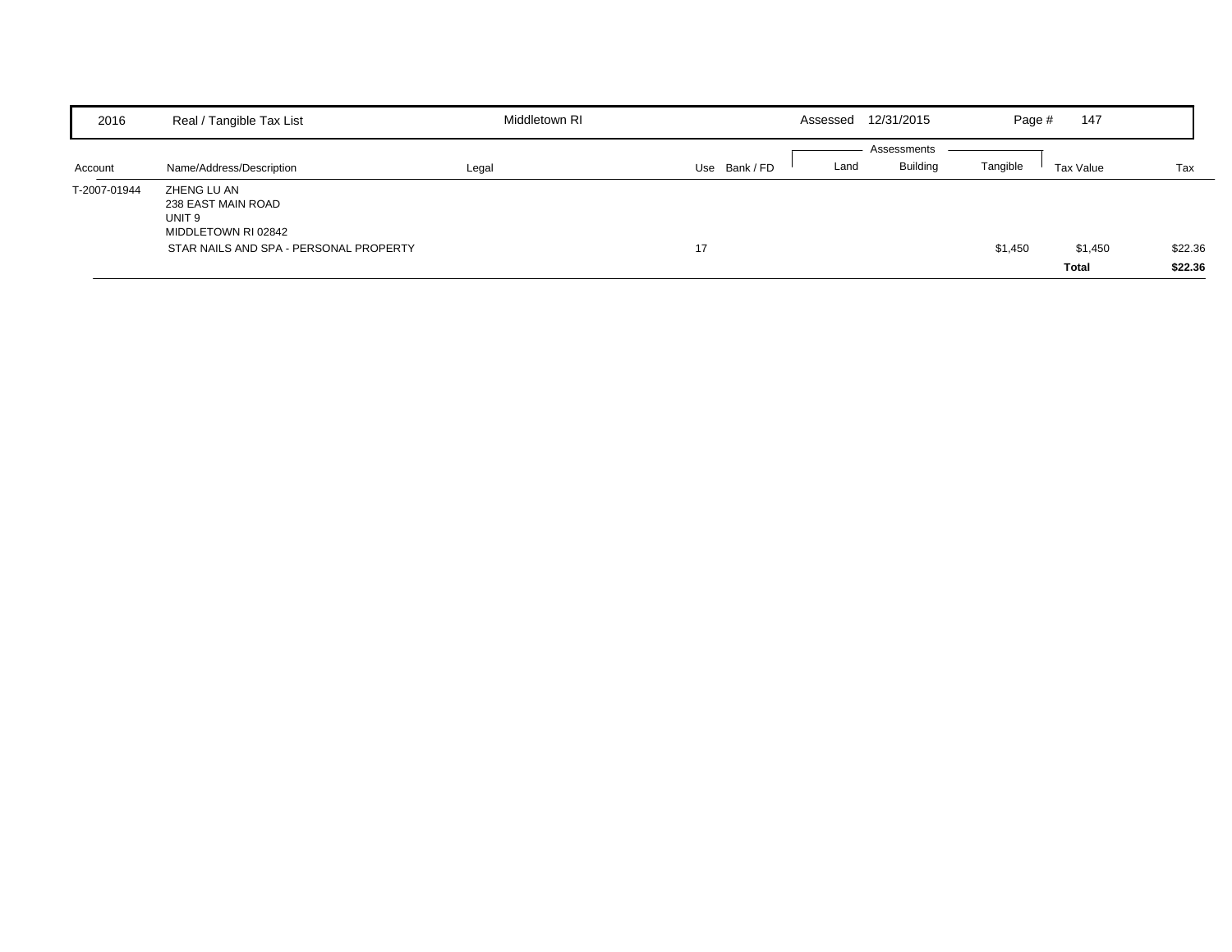| 2016 | Real / Tangible Tax List | Middletown RI | | Assessed | 12/31/2015 | | Page # | 147 | |
|---|---|---|---|---|---|---|---|---|---|

| Account | Name/Address/Description | Legal | Use | Bank / FD | Land | Building | Tangible | Tax Value | Tax |
|---|---|---|---|---|---|---|---|---|---|
| | | | | | Assessments | | | | |
| T-2007-01944 | ZHENG LU AN<br>238 EAST MAIN ROAD<br>UNIT 9<br>MIDDLETOWN RI 02842 | | | | | | | | |
| | STAR NAILS AND SPA - PERSONAL PROPERTY | | 17 | | | | $1,450 | $1,450 | $22.36 |
| | | | | | | | | **Total** | **$22.36** |